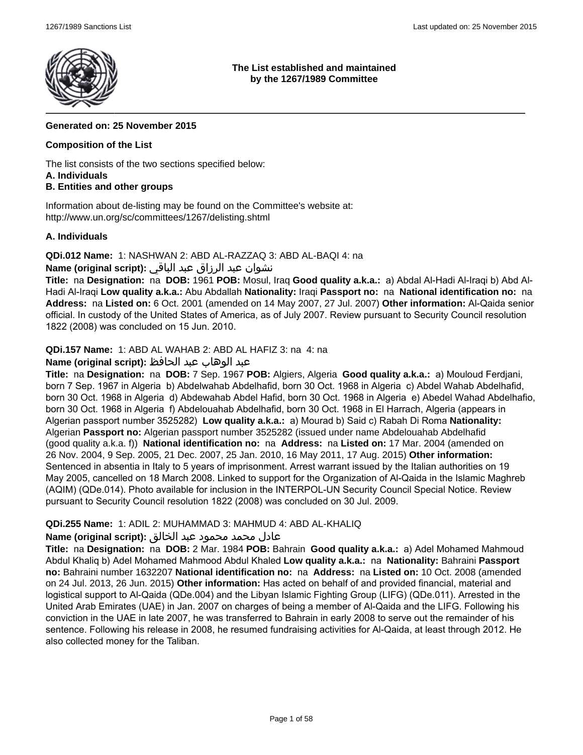**The List established and maintained by the 1267/1989 Committee**

**Generated on: 25 November 2015**

**Composition of the List**

The list consists of the two sections specified below:
**A. Individuals**
**B. Entities and other groups**

Information about de-listing may be found on the Committee's website at:
http://www.un.org/sc/committees/1267/delisting.shtml

**A. Individuals**

**QDi.012 Name:** 1: NASHWAN 2: ABD AL-RAZZAQ 3: ABD AL-BAQI 4: na
**Name (original script):** نشوان عبد الرزاق عبد الباقي
**Title:** na **Designation:** na **DOB:** 1961 **POB:** Mosul, Iraq **Good quality a.k.a.:** a) Abdal Al-Hadi Al-Iraqi b) Abd Al-Hadi Al-Iraqi **Low quality a.k.a.:** Abu Abdallah **Nationality:** Iraqi **Passport no:** na **National identification no:** na **Address:** na **Listed on:** 6 Oct. 2001 (amended on 14 May 2007, 27 Jul. 2007) **Other information:** Al-Qaida senior official. In custody of the United States of America, as of July 2007. Review pursuant to Security Council resolution 1822 (2008) was concluded on 15 Jun. 2010.

**QDi.157 Name:** 1: ABD AL WAHAB 2: ABD AL HAFIZ 3: na 4: na
**Name (original script):** عبد الوهاب عبد الحافظ
**Title:** na **Designation:** na **DOB:** 7 Sep. 1967 **POB:** Algiers, Algeria **Good quality a.k.a.:** a) Mouloud Ferdjani, born 7 Sep. 1967 in Algeria b) Abdelwahab Abdelhafid, born 30 Oct. 1968 in Algeria c) Abdel Wahab Abdelhafid, born 30 Oct. 1968 in Algeria d) Abdewahab Abdel Hafid, born 30 Oct. 1968 in Algeria e) Abedel Wahad Abdelhafio, born 30 Oct. 1968 in Algeria f) Abdelouahab Abdelhafid, born 30 Oct. 1968 in El Harrach, Algeria (appears in Algerian passport number 3525282) **Low quality a.k.a.:** a) Mourad b) Said c) Rabah Di Roma **Nationality:** Algerian **Passport no:** Algerian passport number 3525282 (issued under name Abdelouahab Abdelhafid (good quality a.k.a. f)) **National identification no:** na **Address:** na **Listed on:** 17 Mar. 2004 (amended on 26 Nov. 2004, 9 Sep. 2005, 21 Dec. 2007, 25 Jan. 2010, 16 May 2011, 17 Aug. 2015) **Other information:** Sentenced in absentia in Italy to 5 years of imprisonment. Arrest warrant issued by the Italian authorities on 19 May 2005, cancelled on 18 March 2008. Linked to support for the Organization of Al-Qaida in the Islamic Maghreb (AQIM) (QDe.014). Photo available for inclusion in the INTERPOL-UN Security Council Special Notice. Review pursuant to Security Council resolution 1822 (2008) was concluded on 30 Jul. 2009.

**QDi.255 Name:** 1: ADIL 2: MUHAMMAD 3: MAHMUD 4: ABD AL-KHALIQ
**Name (original script):** عادل محمد محمود عبد الخالق
**Title:** na **Designation:** na **DOB:** 2 Mar. 1984 **POB:** Bahrain **Good quality a.k.a.:** a) Adel Mohamed Mahmoud Abdul Khaliq b) Adel Mohamed Mahmood Abdul Khaled **Low quality a.k.a.:** na **Nationality:** Bahraini **Passport no:** Bahraini number 1632207 **National identification no:** na **Address:** na **Listed on:** 10 Oct. 2008 (amended on 24 Jul. 2013, 26 Jun. 2015) **Other information:** Has acted on behalf of and provided financial, material and logistical support to Al-Qaida (QDe.004) and the Libyan Islamic Fighting Group (LIFG) (QDe.011). Arrested in the United Arab Emirates (UAE) in Jan. 2007 on charges of being a member of Al-Qaida and the LIFG. Following his conviction in the UAE in late 2007, he was transferred to Bahrain in early 2008 to serve out the remainder of his sentence. Following his release in 2008, he resumed fundraising activities for Al-Qaida, at least through 2012. He also collected money for the Taliban.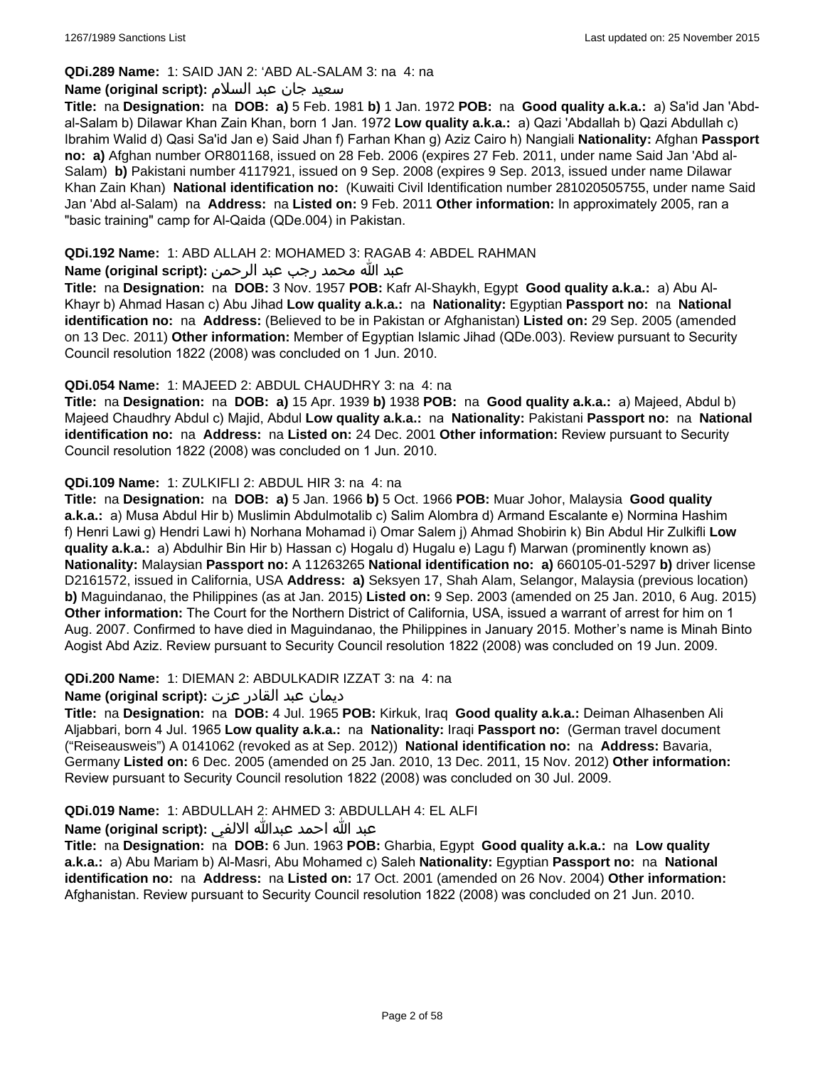**QDi.289 Name:** 1: SAID JAN 2: 'ABD AL-SALAM 3: na 4: na

**Name (original script):** سعيد جان عبد السلام

**Title:** na **Designation:** na **DOB:** **a)** 5 Feb. 1981 **b)** 1 Jan. 1972 **POB:** na **Good quality a.k.a.:** a) Sa'id Jan 'Abd-al-Salam b) Dilawar Khan Zain Khan, born 1 Jan. 1972 **Low quality a.k.a.:** a) Qazi 'Abdallah b) Qazi Abdullah c) Ibrahim Walid d) Qasi Sa'id Jan e) Said Jhan f) Farhan Khan g) Aziz Cairo h) Nangiali **Nationality:** Afghan **Passport no:** **a)** Afghan number OR801168, issued on 28 Feb. 2006 (expires 27 Feb. 2011, under name Said Jan 'Abd al-Salam) **b)** Pakistani number 4117921, issued on 9 Sep. 2008 (expires 9 Sep. 2013, issued under name Dilawar Khan Zain Khan) **National identification no:** (Kuwaiti Civil Identification number 281020505755, under name Said Jan 'Abd al-Salam) na **Address:** na **Listed on:** 9 Feb. 2011 **Other information:** In approximately 2005, ran a "basic training" camp for Al-Qaida (QDe.004) in Pakistan.

**QDi.192 Name:** 1: ABD ALLAH 2: MOHAMED 3: RAGAB 4: ABDEL RAHMAN

**Name (original script):** عبد الله محمد رجب عبد الرحمن

**Title:** na **Designation:** na **DOB:** 3 Nov. 1957 **POB:** Kafr Al-Shaykh, Egypt **Good quality a.k.a.:** a) Abu Al-Khayr b) Ahmad Hasan c) Abu Jihad **Low quality a.k.a.:** na **Nationality:** Egyptian **Passport no:** na **National identification no:** na **Address:** (Believed to be in Pakistan or Afghanistan) **Listed on:** 29 Sep. 2005 (amended on 13 Dec. 2011) **Other information:** Member of Egyptian Islamic Jihad (QDe.003). Review pursuant to Security Council resolution 1822 (2008) was concluded on 1 Jun. 2010.

**QDi.054 Name:** 1: MAJEED 2: ABDUL CHAUDHRY 3: na 4: na

**Title:** na **Designation:** na **DOB:** **a)** 15 Apr. 1939 **b)** 1938 **POB:** na **Good quality a.k.a.:** a) Majeed, Abdul b) Majeed Chaudhry Abdul c) Majid, Abdul **Low quality a.k.a.:** na **Nationality:** Pakistani **Passport no:** na **National identification no:** na **Address:** na **Listed on:** 24 Dec. 2001 **Other information:** Review pursuant to Security Council resolution 1822 (2008) was concluded on 1 Jun. 2010.

**QDi.109 Name:** 1: ZULKIFLI 2: ABDUL HIR 3: na 4: na

**Title:** na **Designation:** na **DOB:** **a)** 5 Jan. 1966 **b)** 5 Oct. 1966 **POB:** Muar Johor, Malaysia **Good quality a.k.a.:** a) Musa Abdul Hir b) Muslimin Abdulmotalib c) Salim Alombra d) Armand Escalante e) Normina Hashim f) Henri Lawi g) Hendri Lawi h) Norhana Mohamad i) Omar Salem j) Ahmad Shobirin k) Bin Abdul Hir Zulkifli **Low quality a.k.a.:** a) Abdulhir Bin Hir b) Hassan c) Hogalu d) Hugalu e) Lagu f) Marwan (prominently known as) **Nationality:** Malaysian **Passport no:** A 11263265 **National identification no:** **a)** 660105-01-5297 **b)** driver license D2161572, issued in California, USA **Address:** **a)** Seksyen 17, Shah Alam, Selangor, Malaysia (previous location) **b)** Maguindanao, the Philippines (as at Jan. 2015) **Listed on:** 9 Sep. 2003 (amended on 25 Jan. 2010, 6 Aug. 2015) **Other information:** The Court for the Northern District of California, USA, issued a warrant of arrest for him on 1 Aug. 2007. Confirmed to have died in Maguindanao, the Philippines in January 2015. Mother's name is Minah Binto Aogist Abd Aziz. Review pursuant to Security Council resolution 1822 (2008) was concluded on 19 Jun. 2009.

**QDi.200 Name:** 1: DIEMAN 2: ABDULKADIR IZZAT 3: na 4: na

**Name (original script):** ديمان عبد القادر عزت

**Title:** na **Designation:** na **DOB:** 4 Jul. 1965 **POB:** Kirkuk, Iraq **Good quality a.k.a.:** Deiman Alhasenben Ali Aljabbari, born 4 Jul. 1965 **Low quality a.k.a.:** na **Nationality:** Iraqi **Passport no:** (German travel document ("Reiseausweis") A 0141062 (revoked as at Sep. 2012)) **National identification no:** na **Address:** Bavaria, Germany **Listed on:** 6 Dec. 2005 (amended on 25 Jan. 2010, 13 Dec. 2011, 15 Nov. 2012) **Other information:** Review pursuant to Security Council resolution 1822 (2008) was concluded on 30 Jul. 2009.

**QDi.019 Name:** 1: ABDULLAH 2: AHMED 3: ABDULLAH 4: EL ALFI

**Name (original script):** عبد الله احمد عبدالله الالفي

**Title:** na **Designation:** na **DOB:** 6 Jun. 1963 **POB:** Gharbia, Egypt **Good quality a.k.a.:** na **Low quality a.k.a.:** a) Abu Mariam b) Al-Masri, Abu Mohamed c) Saleh **Nationality:** Egyptian **Passport no:** na **National identification no:** na **Address:** na **Listed on:** 17 Oct. 2001 (amended on 26 Nov. 2004) **Other information:** Afghanistan. Review pursuant to Security Council resolution 1822 (2008) was concluded on 21 Jun. 2010.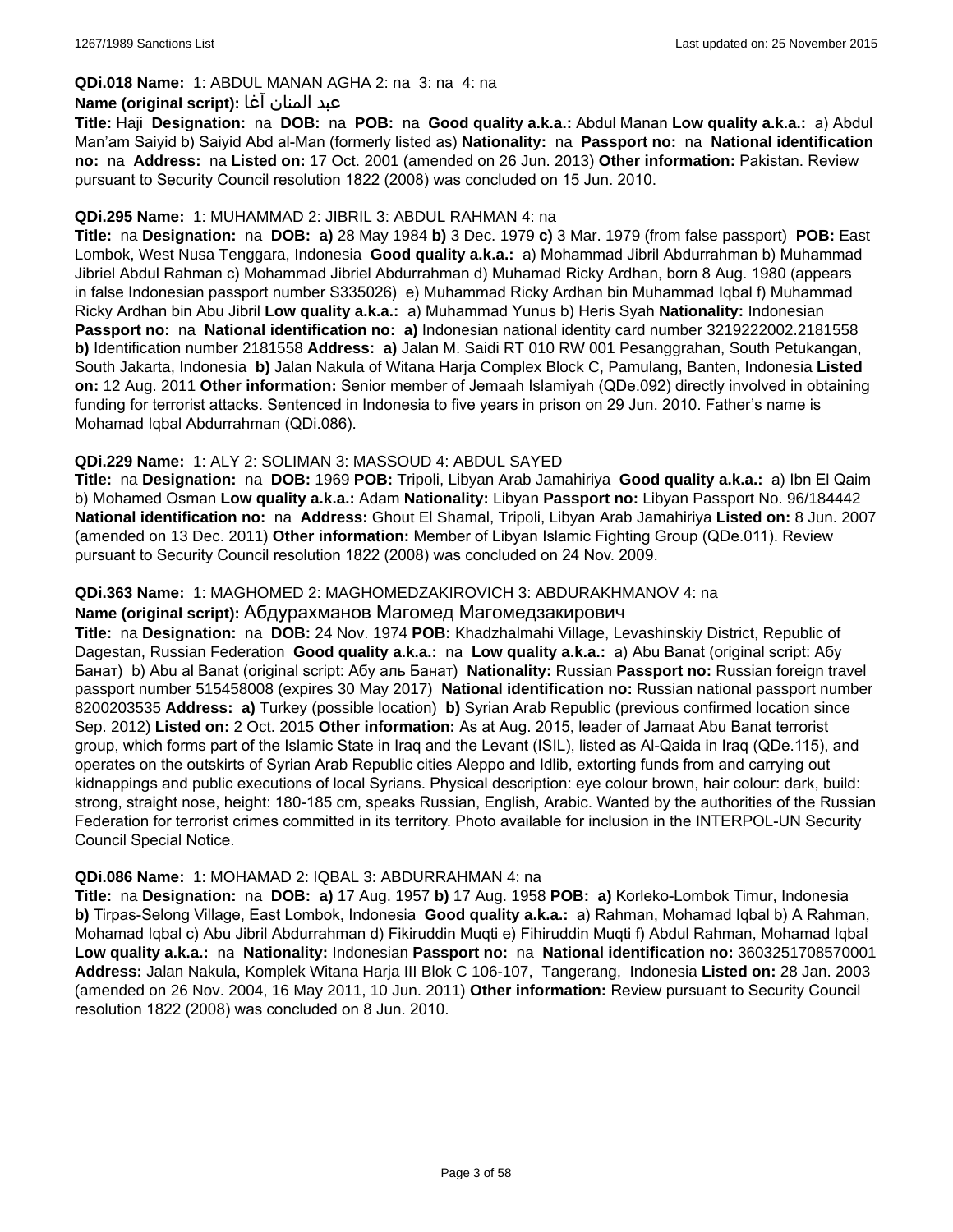**QDi.018 Name:** 1: ABDUL MANAN AGHA 2: na 3: na 4: na

**Name (original script):** عبد المنان آغا

**Title:** Haji **Designation:** na **DOB:** na **POB:** na **Good quality a.k.a.:** Abdul Manan **Low quality a.k.a.:** a) Abdul Man'am Saiyid b) Saiyid Abd al-Man (formerly listed as) **Nationality:** na **Passport no:** na **National identification no:** na **Address:** na **Listed on:** 17 Oct. 2001 (amended on 26 Jun. 2013) **Other information:** Pakistan. Review pursuant to Security Council resolution 1822 (2008) was concluded on 15 Jun. 2010.

**QDi.295 Name:** 1: MUHAMMAD 2: JIBRIL 3: ABDUL RAHMAN 4: na

**Title:** na **Designation:** na **DOB:** **a)** 28 May 1984 **b)** 3 Dec. 1979 **c)** 3 Mar. 1979 (from false passport) **POB:** East Lombok, West Nusa Tenggara, Indonesia **Good quality a.k.a.:** a) Mohammad Jibril Abdurrahman b) Muhammad Jibriel Abdul Rahman c) Mohammad Jibriel Abdurrahman d) Muhamad Ricky Ardhan, born 8 Aug. 1980 (appears in false Indonesian passport number S335026) e) Muhammad Ricky Ardhan bin Muhammad Iqbal f) Muhammad Ricky Ardhan bin Abu Jibril **Low quality a.k.a.:** a) Muhammad Yunus b) Heris Syah **Nationality:** Indonesian **Passport no:** na **National identification no:** **a)** Indonesian national identity card number 3219222002.2181558 **b)** Identification number 2181558 **Address:** **a)** Jalan M. Saidi RT 010 RW 001 Pesanggrahan, South Petukangan, South Jakarta, Indonesia **b)** Jalan Nakula of Witana Harja Complex Block C, Pamulang, Banten, Indonesia **Listed on:** 12 Aug. 2011 **Other information:** Senior member of Jemaah Islamiyah (QDe.092) directly involved in obtaining funding for terrorist attacks. Sentenced in Indonesia to five years in prison on 29 Jun. 2010. Father's name is Mohamad Iqbal Abdurrahman (QDi.086).

**QDi.229 Name:** 1: ALY 2: SOLIMAN 3: MASSOUD 4: ABDUL SAYED

**Title:** na **Designation:** na **DOB:** 1969 **POB:** Tripoli, Libyan Arab Jamahiriya **Good quality a.k.a.:** a) Ibn El Qaim b) Mohamed Osman **Low quality a.k.a.:** Adam **Nationality:** Libyan **Passport no:** Libyan Passport No. 96/184442 **National identification no:** na **Address:** Ghout El Shamal, Tripoli, Libyan Arab Jamahiriya **Listed on:** 8 Jun. 2007 (amended on 13 Dec. 2011) **Other information:** Member of Libyan Islamic Fighting Group (QDe.011). Review pursuant to Security Council resolution 1822 (2008) was concluded on 24 Nov. 2009.

**QDi.363 Name:** 1: MAGHOMED 2: MAGHOMEDZAKIROVICH 3: ABDURAKHMANOV 4: na

**Name (original script):** Абдурахманов Магомед Магомедзакирович

**Title:** na **Designation:** na **DOB:** 24 Nov. 1974 **POB:** Khadzhalmahi Village, Levashinskiy District, Republic of Dagestan, Russian Federation **Good quality a.k.a.:** na **Low quality a.k.a.:** a) Abu Banat (original script: Абу Банат) b) Abu al Banat (original script: Абу аль Банат) **Nationality:** Russian **Passport no:** Russian foreign travel passport number 515458008 (expires 30 May 2017) **National identification no:** Russian national passport number 8200203535 **Address:** **a)** Turkey (possible location) **b)** Syrian Arab Republic (previous confirmed location since Sep. 2012) **Listed on:** 2 Oct. 2015 **Other information:** As at Aug. 2015, leader of Jamaat Abu Banat terrorist group, which forms part of the Islamic State in Iraq and the Levant (ISIL), listed as Al-Qaida in Iraq (QDe.115), and operates on the outskirts of Syrian Arab Republic cities Aleppo and Idlib, extorting funds from and carrying out kidnappings and public executions of local Syrians. Physical description: eye colour brown, hair colour: dark, build: strong, straight nose, height: 180-185 cm, speaks Russian, English, Arabic. Wanted by the authorities of the Russian Federation for terrorist crimes committed in its territory. Photo available for inclusion in the INTERPOL-UN Security Council Special Notice.

**QDi.086 Name:** 1: MOHAMAD 2: IQBAL 3: ABDURRAHMAN 4: na

**Title:** na **Designation:** na **DOB:** **a)** 17 Aug. 1957 **b)** 17 Aug. 1958 **POB:** **a)** Korleko-Lombok Timur, Indonesia **b)** Tirpas-Selong Village, East Lombok, Indonesia **Good quality a.k.a.:** a) Rahman, Mohamad Iqbal b) A Rahman, Mohamad Iqbal c) Abu Jibril Abdurrahman d) Fikiruddin Muqti e) Fihiruddin Muqti f) Abdul Rahman, Mohamad Iqbal **Low quality a.k.a.:** na **Nationality:** Indonesian **Passport no:** na **National identification no:** 3603251708570001 **Address:** Jalan Nakula, Komplek Witana Harja III Blok C 106-107, Tangerang, Indonesia **Listed on:** 28 Jan. 2003 (amended on 26 Nov. 2004, 16 May 2011, 10 Jun. 2011) **Other information:** Review pursuant to Security Council resolution 1822 (2008) was concluded on 8 Jun. 2010.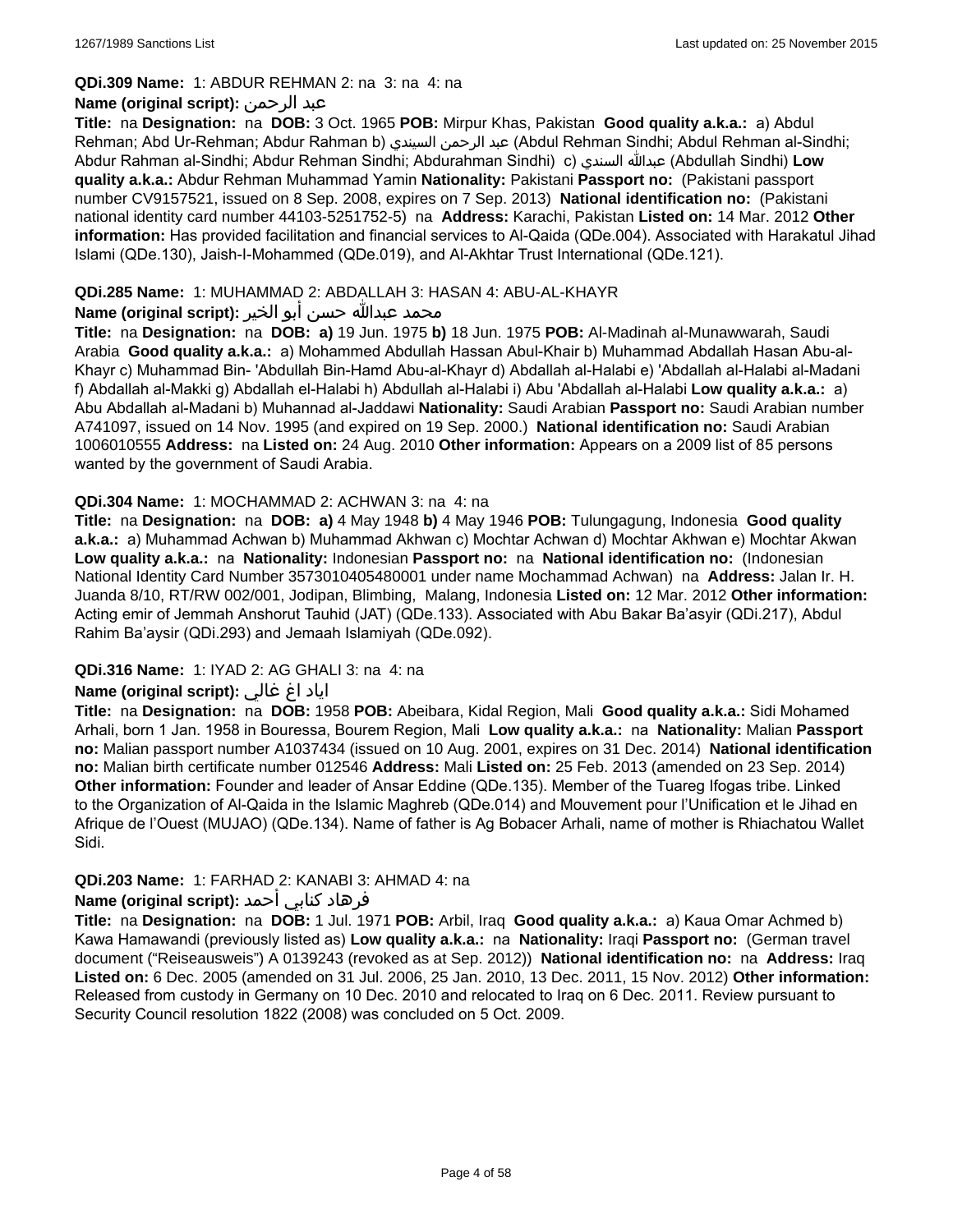**QDi.309 Name:** 1: ABDUR REHMAN 2: na 3: na 4: na

**Name (original script):** عبد الرحمن

**Title:** na **Designation:** na **DOB:** 3 Oct. 1965 **POB:** Mirpur Khas, Pakistan **Good quality a.k.a.:** a) Abdul Rehman; Abd Ur-Rehman; Abdur Rahman b) عبد الرحمن السيندي (Abdul Rehman Sindhi; Abdul Rehman al-Sindhi; Abdur Rahman al-Sindhi; Abdur Rehman Sindhi; Abdurahman Sindhi) c) عبدالله السندي (Abdullah Sindhi) **Low quality a.k.a.:** Abdur Rehman Muhammad Yamin **Nationality:** Pakistani **Passport no:** (Pakistani passport number CV9157521, issued on 8 Sep. 2008, expires on 7 Sep. 2013) **National identification no:** (Pakistani national identity card number 44103-5251752-5) na **Address:** Karachi, Pakistan **Listed on:** 14 Mar. 2012 **Other information:** Has provided facilitation and financial services to Al-Qaida (QDe.004). Associated with Harakatul Jihad Islami (QDe.130), Jaish-I-Mohammed (QDe.019), and Al-Akhtar Trust International (QDe.121).

**QDi.285 Name:** 1: MUHAMMAD 2: ABDALLAH 3: HASAN 4: ABU-AL-KHAYR

**Name (original script):** محمد عبدالله حسن أبو الخير

**Title:** na **Designation:** na **DOB:** **a)** 19 Jun. 1975 **b)** 18 Jun. 1975 **POB:** Al-Madinah al-Munawwarah, Saudi Arabia **Good quality a.k.a.:** a) Mohammed Abdullah Hassan Abul-Khair b) Muhammad Abdallah Hasan Abu-al-Khayr c) Muhammad Bin- 'Abdullah Bin-Hamd Abu-al-Khayr d) Abdallah al-Halabi e) 'Abdallah al-Halabi al-Madani f) Abdallah al-Makki g) Abdallah el-Halabi h) Abdullah al-Halabi i) Abu 'Abdallah al-Halabi **Low quality a.k.a.:** a) Abu Abdallah al-Madani b) Muhannad al-Jaddawi **Nationality:** Saudi Arabian **Passport no:** Saudi Arabian number A741097, issued on 14 Nov. 1995 (and expired on 19 Sep. 2000.) **National identification no:** Saudi Arabian 1006010555 **Address:** na **Listed on:** 24 Aug. 2010 **Other information:** Appears on a 2009 list of 85 persons wanted by the government of Saudi Arabia.

**QDi.304 Name:** 1: MOCHAMMAD 2: ACHWAN 3: na 4: na

**Title:** na **Designation:** na **DOB:** **a)** 4 May 1948 **b)** 4 May 1946 **POB:** Tulungagung, Indonesia **Good quality a.k.a.:** a) Muhammad Achwan b) Muhammad Akhwan c) Mochtar Achwan d) Mochtar Akhwan e) Mochtar Akwan **Low quality a.k.a.:** na **Nationality:** Indonesian **Passport no:** na **National identification no:** (Indonesian National Identity Card Number 3573010405480001 under name Mochammad Achwan) na **Address:** Jalan Ir. H. Juanda 8/10, RT/RW 002/001, Jodipan, Blimbing, Malang, Indonesia **Listed on:** 12 Mar. 2012 **Other information:** Acting emir of Jemmah Anshorut Tauhid (JAT) (QDe.133). Associated with Abu Bakar Ba'asyir (QDi.217), Abdul Rahim Ba'aysir (QDi.293) and Jemaah Islamiyah (QDe.092).

**QDi.316 Name:** 1: IYAD 2: AG GHALI 3: na 4: na

**Name (original script):** اياد اغ غالي

**Title:** na **Designation:** na **DOB:** 1958 **POB:** Abeibara, Kidal Region, Mali **Good quality a.k.a.:** Sidi Mohamed Arhali, born 1 Jan. 1958 in Bouressa, Bourem Region, Mali **Low quality a.k.a.:** na **Nationality:** Malian **Passport no:** Malian passport number A1037434 (issued on 10 Aug. 2001, expires on 31 Dec. 2014) **National identification no:** Malian birth certificate number 012546 **Address:** Mali **Listed on:** 25 Feb. 2013 (amended on 23 Sep. 2014) **Other information:** Founder and leader of Ansar Eddine (QDe.135). Member of the Tuareg Ifogas tribe. Linked to the Organization of Al-Qaida in the Islamic Maghreb (QDe.014) and Mouvement pour l'Unification et le Jihad en Afrique de l'Ouest (MUJAO) (QDe.134). Name of father is Ag Bobacer Arhali, name of mother is Rhiachatou Wallet Sidi.

**QDi.203 Name:** 1: FARHAD 2: KANABI 3: AHMAD 4: na

**Name (original script):** فرهاد كنابي أحمد

**Title:** na **Designation:** na **DOB:** 1 Jul. 1971 **POB:** Arbil, Iraq **Good quality a.k.a.:** a) Kaua Omar Achmed b) Kawa Hamawandi (previously listed as) **Low quality a.k.a.:** na **Nationality:** Iraqi **Passport no:** (German travel document ("Reiseausweis") A 0139243 (revoked as at Sep. 2012)) **National identification no:** na **Address:** Iraq **Listed on:** 6 Dec. 2005 (amended on 31 Jul. 2006, 25 Jan. 2010, 13 Dec. 2011, 15 Nov. 2012) **Other information:** Released from custody in Germany on 10 Dec. 2010 and relocated to Iraq on 6 Dec. 2011. Review pursuant to Security Council resolution 1822 (2008) was concluded on 5 Oct. 2009.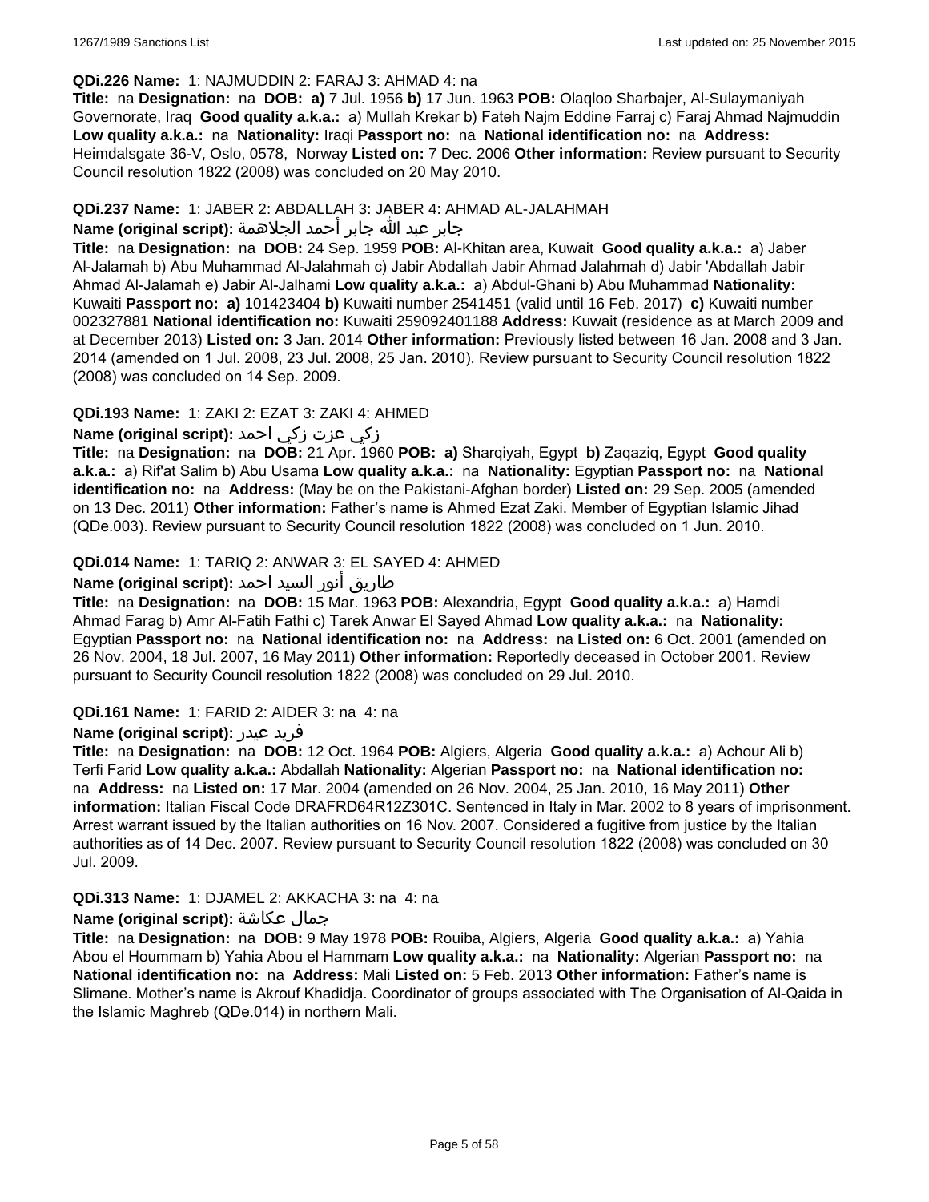**QDi.226 Name:** 1: NAJMUDDIN 2: FARAJ 3: AHMAD 4: na

**Title:** na **Designation:** na **DOB:** **a)** 7 Jul. 1956 **b)** 17 Jun. 1963 **POB:** Olaqloo Sharbajer, Al-Sulaymaniyah Governorate, Iraq **Good quality a.k.a.:** a) Mullah Krekar b) Fateh Najm Eddine Farraj c) Faraj Ahmad Najmuddin **Low quality a.k.a.:** na **Nationality:** Iraqi **Passport no:** na **National identification no:** na **Address:** Heimdalsgate 36-V, Oslo, 0578, Norway **Listed on:** 7 Dec. 2006 **Other information:** Review pursuant to Security Council resolution 1822 (2008) was concluded on 20 May 2010.

**QDi.237 Name:** 1: JABER 2: ABDALLAH 3: JABER 4: AHMAD AL-JALAHMAH

**Name (original script):** جابر عبد الله جابر أحمد الجلاهمة

**Title:** na **Designation:** na **DOB:** 24 Sep. 1959 **POB:** Al-Khitan area, Kuwait **Good quality a.k.a.:** a) Jaber Al-Jalamah b) Abu Muhammad Al-Jalahmah c) Jabir Abdallah Jabir Ahmad Jalahmah d) Jabir 'Abdallah Jabir Ahmad Al-Jalamah e) Jabir Al-Jalhami **Low quality a.k.a.:** a) Abdul-Ghani b) Abu Muhammad **Nationality:** Kuwaiti **Passport no:** **a)** 101423404 **b)** Kuwaiti number 2541451 (valid until 16 Feb. 2017) **c)** Kuwaiti number 002327881 **National identification no:** Kuwaiti 259092401188 **Address:** Kuwait (residence as at March 2009 and at December 2013) **Listed on:** 3 Jan. 2014 **Other information:** Previously listed between 16 Jan. 2008 and 3 Jan. 2014 (amended on 1 Jul. 2008, 23 Jul. 2008, 25 Jan. 2010). Review pursuant to Security Council resolution 1822 (2008) was concluded on 14 Sep. 2009.

**QDi.193 Name:** 1: ZAKI 2: EZAT 3: ZAKI 4: AHMED

**Name (original script):** زكي عزت زكي احمد

**Title:** na **Designation:** na **DOB:** 21 Apr. 1960 **POB:** **a)** Sharqiyah, Egypt **b)** Zaqaziq, Egypt **Good quality a.k.a.:** a) Rif'at Salim b) Abu Usama **Low quality a.k.a.:** na **Nationality:** Egyptian **Passport no:** na **National identification no:** na **Address:** (May be on the Pakistani-Afghan border) **Listed on:** 29 Sep. 2005 (amended on 13 Dec. 2011) **Other information:** Father's name is Ahmed Ezat Zaki. Member of Egyptian Islamic Jihad (QDe.003). Review pursuant to Security Council resolution 1822 (2008) was concluded on 1 Jun. 2010.

**QDi.014 Name:** 1: TARIQ 2: ANWAR 3: EL SAYED 4: AHMED

**Name (original script):** طاريق أنور السيد احمد

**Title:** na **Designation:** na **DOB:** 15 Mar. 1963 **POB:** Alexandria, Egypt **Good quality a.k.a.:** a) Hamdi Ahmad Farag b) Amr Al-Fatih Fathi c) Tarek Anwar El Sayed Ahmad **Low quality a.k.a.:** na **Nationality:** Egyptian **Passport no:** na **National identification no:** na **Address:** na **Listed on:** 6 Oct. 2001 (amended on 26 Nov. 2004, 18 Jul. 2007, 16 May 2011) **Other information:** Reportedly deceased in October 2001. Review pursuant to Security Council resolution 1822 (2008) was concluded on 29 Jul. 2010.

**QDi.161 Name:** 1: FARID 2: AIDER 3: na 4: na

**Name (original script):** فريد عيدر

**Title:** na **Designation:** na **DOB:** 12 Oct. 1964 **POB:** Algiers, Algeria **Good quality a.k.a.:** a) Achour Ali b) Terfi Farid **Low quality a.k.a.:** Abdallah **Nationality:** Algerian **Passport no:** na **National identification no:** na **Address:** na **Listed on:** 17 Mar. 2004 (amended on 26 Nov. 2004, 25 Jan. 2010, 16 May 2011) **Other information:** Italian Fiscal Code DRAFRD64R12Z301C. Sentenced in Italy in Mar. 2002 to 8 years of imprisonment. Arrest warrant issued by the Italian authorities on 16 Nov. 2007. Considered a fugitive from justice by the Italian authorities as of 14 Dec. 2007. Review pursuant to Security Council resolution 1822 (2008) was concluded on 30 Jul. 2009.

**QDi.313 Name:** 1: DJAMEL 2: AKKACHA 3: na 4: na

**Name (original script):** جمال عكاشة

**Title:** na **Designation:** na **DOB:** 9 May 1978 **POB:** Rouiba, Algiers, Algeria **Good quality a.k.a.:** a) Yahia Abou el Hoummam b) Yahia Abou el Hammam **Low quality a.k.a.:** na **Nationality:** Algerian **Passport no:** na **National identification no:** na **Address:** Mali **Listed on:** 5 Feb. 2013 **Other information:** Father's name is Slimane. Mother's name is Akrouf Khadidja. Coordinator of groups associated with The Organisation of Al-Qaida in the Islamic Maghreb (QDe.014) in northern Mali.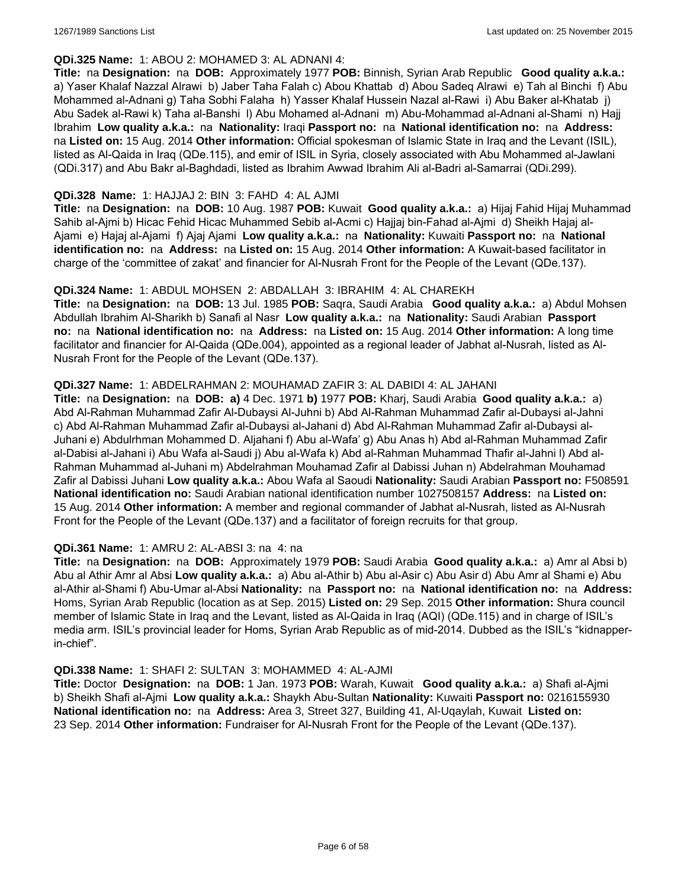**QDi.325 Name:** 1: ABOU 2: MOHAMED 3: AL ADNANI 4:

**Title:** na **Designation:** na **DOB:** Approximately 1977 **POB:** Binnish, Syrian Arab Republic **Good quality a.k.a.:** a) Yaser Khalaf Nazzal Alrawi b) Jaber Taha Falah c) Abou Khattab d) Abou Sadeq Alrawi e) Tah al Binchi f) Abu Mohammed al-Adnani g) Taha Sobhi Falaha h) Yasser Khalaf Hussein Nazal al-Rawi i) Abu Baker al-Khatab j) Abu Sadek al-Rawi k) Taha al-Banshi l) Abu Mohamed al-Adnani m) Abu-Mohammad al-Adnani al-Shami n) Hajj Ibrahim **Low quality a.k.a.:** na **Nationality:** Iraqi **Passport no:** na **National identification no:** na **Address:** na **Listed on:** 15 Aug. 2014 **Other information:** Official spokesman of Islamic State in Iraq and the Levant (ISIL), listed as Al-Qaida in Iraq (QDe.115), and emir of ISIL in Syria, closely associated with Abu Mohammed al-Jawlani (QDi.317) and Abu Bakr al-Baghdadi, listed as Ibrahim Awwad Ibrahim Ali al-Badri al-Samarrai (QDi.299).

**QDi.328 Name:** 1: HAJJAJ 2: BIN 3: FAHD 4: AL AJMI

**Title:** na **Designation:** na **DOB:** 10 Aug. 1987 **POB:** Kuwait **Good quality a.k.a.:** a) Hijaj Fahid Hijaj Muhammad Sahib al-Ajmi b) Hicac Fehid Hicac Muhammed Sebib al-Acmi c) Hajjaj bin-Fahad al-Ajmi d) Sheikh Hajaj al-Ajami e) Hajaj al-Ajami f) Ajaj Ajami **Low quality a.k.a.:** na **Nationality:** Kuwaiti **Passport no:** na **National identification no:** na **Address:** na **Listed on:** 15 Aug. 2014 **Other information:** A Kuwait-based facilitator in charge of the 'committee of zakat' and financier for Al-Nusrah Front for the People of the Levant (QDe.137).

**QDi.324 Name:** 1: ABDUL MOHSEN 2: ABDALLAH 3: IBRAHIM 4: AL CHAREKH

**Title:** na **Designation:** na **DOB:** 13 Jul. 1985 **POB:** Saqra, Saudi Arabia **Good quality a.k.a.:** a) Abdul Mohsen Abdullah Ibrahim Al-Sharikh b) Sanafi al Nasr **Low quality a.k.a.:** na **Nationality:** Saudi Arabian **Passport no:** na **National identification no:** na **Address:** na **Listed on:** 15 Aug. 2014 **Other information:** A long time facilitator and financier for Al-Qaida (QDe.004), appointed as a regional leader of Jabhat al-Nusrah, listed as Al-Nusrah Front for the People of the Levant (QDe.137).

**QDi.327 Name:** 1: ABDELRAHMAN 2: MOUHAMAD ZAFIR 3: AL DABIDI 4: AL JAHANI

**Title:** na **Designation:** na **DOB:** **a)** 4 Dec. 1971 **b)** 1977 **POB:** Kharj, Saudi Arabia **Good quality a.k.a.:** a) Abd Al-Rahman Muhammad Zafir Al-Dubaysi Al-Juhni b) Abd Al-Rahman Muhammad Zafir al-Dubaysi al-Jahni c) Abd Al-Rahman Muhammad Zafir al-Dubaysi al-Jahani d) Abd Al-Rahman Muhammad Zafir al-Dubaysi al-Juhani e) Abdulrhman Mohammed D. Aljahani f) Abu al-Wafa' g) Abu Anas h) Abd al-Rahman Muhammad Zafir al-Dabisi al-Jahani i) Abu Wafa al-Saudi j) Abu al-Wafa k) Abd al-Rahman Muhammad Thafir al-Jahni l) Abd al-Rahman Muhammad al-Juhani m) Abdelrahman Mouhamad Zafir al Dabissi Juhan n) Abdelrahman Mouhamad Zafir al Dabissi Juhani **Low quality a.k.a.:** Abou Wafa al Saoudi **Nationality:** Saudi Arabian **Passport no:** F508591 **National identification no:** Saudi Arabian national identification number 1027508157 **Address:** na **Listed on:** 15 Aug. 2014 **Other information:** A member and regional commander of Jabhat al-Nusrah, listed as Al-Nusrah Front for the People of the Levant (QDe.137) and a facilitator of foreign recruits for that group.

**QDi.361 Name:** 1: AMRU 2: AL-ABSI 3: na 4: na

**Title:** na **Designation:** na **DOB:** Approximately 1979 **POB:** Saudi Arabia **Good quality a.k.a.:** a) Amr al Absi b) Abu al Athir Amr al Absi **Low quality a.k.a.:** a) Abu al-Athir b) Abu al-Asir c) Abu Asir d) Abu Amr al Shami e) Abu al-Athir al-Shami f) Abu-Umar al-Absi **Nationality:** na **Passport no:** na **National identification no:** na **Address:** Homs, Syrian Arab Republic (location as at Sep. 2015) **Listed on:** 29 Sep. 2015 **Other information:** Shura council member of Islamic State in Iraq and the Levant, listed as Al-Qaida in Iraq (AQI) (QDe.115) and in charge of ISIL's media arm. ISIL's provincial leader for Homs, Syrian Arab Republic as of mid-2014. Dubbed as the ISIL's "kidnapper-in-chief".

**QDi.338 Name:** 1: SHAFI 2: SULTAN 3: MOHAMMED 4: AL-AJMI

**Title:** Doctor **Designation:** na **DOB:** 1 Jan. 1973 **POB:** Warah, Kuwait **Good quality a.k.a.:** a) Shafi al-Ajmi b) Sheikh Shafi al-Ajmi **Low quality a.k.a.:** Shaykh Abu-Sultan **Nationality:** Kuwaiti **Passport no:** 0216155930 **National identification no:** na **Address:** Area 3, Street 327, Building 41, Al-Uqaylah, Kuwait **Listed on:** 23 Sep. 2014 **Other information:** Fundraiser for Al-Nusrah Front for the People of the Levant (QDe.137).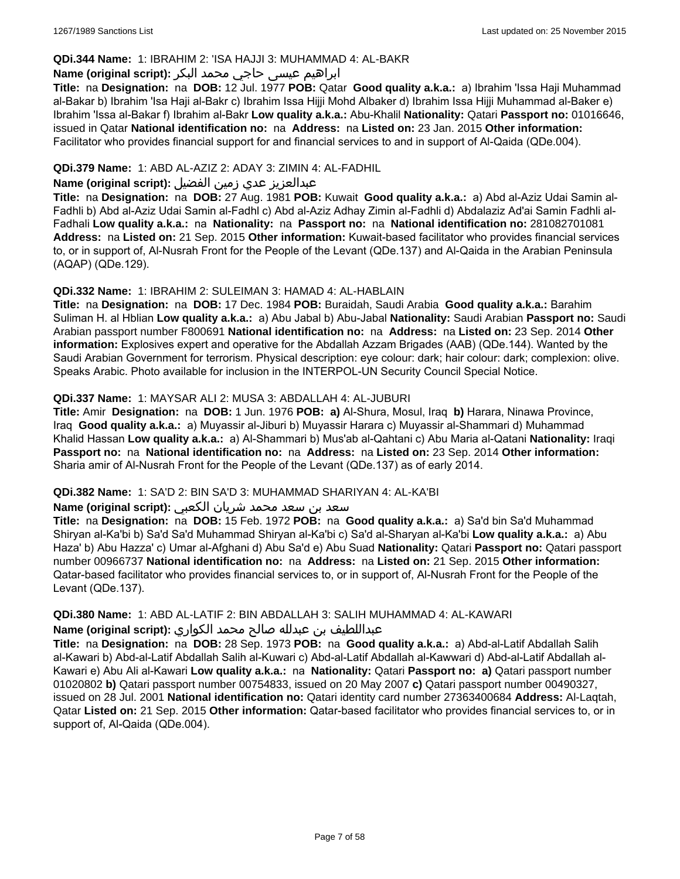**QDi.344 Name:** 1: IBRAHIM 2: 'ISA HAJJI 3: MUHAMMAD 4: AL-BAKR

**Name (original script):** ابراهيم عيسى حاجي محمد البكر

**Title:** na **Designation:** na **DOB:** 12 Jul. 1977 **POB:** Qatar **Good quality a.k.a.:** a) Ibrahim 'Issa Haji Muhammad al-Bakar b) Ibrahim 'Isa Haji al-Bakr c) Ibrahim Issa Hijji Mohd Albaker d) Ibrahim Issa Hijji Muhammad al-Baker e) Ibrahim 'Issa al-Bakar f) Ibrahim al-Bakr **Low quality a.k.a.:** Abu-Khalil **Nationality:** Qatari **Passport no:** 01016646, issued in Qatar **National identification no:** na **Address:** na **Listed on:** 23 Jan. 2015 **Other information:** Facilitator who provides financial support for and financial services to and in support of Al-Qaida (QDe.004).

**QDi.379 Name:** 1: ABD AL-AZIZ 2: ADAY 3: ZIMIN 4: AL-FADHIL

**Name (original script):** عبدالعزيز عدي زمين الفضيل

**Title:** na **Designation:** na **DOB:** 27 Aug. 1981 **POB:** Kuwait **Good quality a.k.a.:** a) Abd al-Aziz Udai Samin al-Fadhli b) Abd al-Aziz Udai Samin al-Fadhl c) Abd al-Aziz Adhay Zimin al-Fadhli d) Abdalaziz Ad'ai Samin Fadhli al-Fadhali **Low quality a.k.a.:** na **Nationality:** na **Passport no:** na **National identification no:** 281082701081 **Address:** na **Listed on:** 21 Sep. 2015 **Other information:** Kuwait-based facilitator who provides financial services to, or in support of, Al-Nusrah Front for the People of the Levant (QDe.137) and Al-Qaida in the Arabian Peninsula (AQAP) (QDe.129).

**QDi.332 Name:** 1: IBRAHIM 2: SULEIMAN 3: HAMAD 4: AL-HABLAIN

**Title:** na **Designation:** na **DOB:** 17 Dec. 1984 **POB:** Buraidah, Saudi Arabia **Good quality a.k.a.:** Barahim Suliman H. al Hblian **Low quality a.k.a.:** a) Abu Jabal b) Abu-Jabal **Nationality:** Saudi Arabian **Passport no:** Saudi Arabian passport number F800691 **National identification no:** na **Address:** na **Listed on:** 23 Sep. 2014 **Other information:** Explosives expert and operative for the Abdallah Azzam Brigades (AAB) (QDe.144). Wanted by the Saudi Arabian Government for terrorism. Physical description: eye colour: dark; hair colour: dark; complexion: olive. Speaks Arabic. Photo available for inclusion in the INTERPOL-UN Security Council Special Notice.

**QDi.337 Name:** 1: MAYSAR ALI 2: MUSA 3: ABDALLAH 4: AL-JUBURI

**Title:** Amir **Designation:** na **DOB:** 1 Jun. 1976 **POB:** **a)** Al-Shura, Mosul, Iraq **b)** Harara, Ninawa Province, Iraq **Good quality a.k.a.:** a) Muyassir al-Jiburi b) Muyassir Harara c) Muyassir al-Shammari d) Muhammad Khalid Hassan **Low quality a.k.a.:** a) Al-Shammari b) Mus'ab al-Qahtani c) Abu Maria al-Qatani **Nationality:** Iraqi **Passport no:** na **National identification no:** na **Address:** na **Listed on:** 23 Sep. 2014 **Other information:** Sharia amir of Al-Nusrah Front for the People of the Levant (QDe.137) as of early 2014.

**QDi.382 Name:** 1: SA'D 2: BIN SA'D 3: MUHAMMAD SHARIYAN 4: AL-KA'BI

**Name (original script):** سعد بن سعد محمد شريان الكعبي

**Title:** na **Designation:** na **DOB:** 15 Feb. 1972 **POB:** na **Good quality a.k.a.:** a) Sa'd bin Sa'd Muhammad Shiryan al-Ka'bi b) Sa'd Sa'd Muhammad Shiryan al-Ka'bi c) Sa'd al-Sharyan al-Ka'bi **Low quality a.k.a.:** a) Abu Haza' b) Abu Hazza' c) Umar al-Afghani d) Abu Sa'd e) Abu Suad **Nationality:** Qatari **Passport no:** Qatari passport number 00966737 **National identification no:** na **Address:** na **Listed on:** 21 Sep. 2015 **Other information:** Qatar-based facilitator who provides financial services to, or in support of, Al-Nusrah Front for the People of the Levant (QDe.137).

**QDi.380 Name:** 1: ABD AL-LATIF 2: BIN ABDALLAH 3: SALIH MUHAMMAD 4: AL-KAWARI

**Name (original script):** عبداللطيف بن عبدلله صالح محمد الكواري

**Title:** na **Designation:** na **DOB:** 28 Sep. 1973 **POB:** na **Good quality a.k.a.:** a) Abd-al-Latif Abdallah Salih al-Kawari b) Abd-al-Latif Abdallah Salih al-Kuwari c) Abd-al-Latif Abdallah al-Kawwari d) Abd-al-Latif Abdallah al-Kawari e) Abu Ali al-Kawari **Low quality a.k.a.:** na **Nationality:** Qatari **Passport no:** **a)** Qatari passport number 01020802 **b)** Qatari passport number 00754833, issued on 20 May 2007 **c)** Qatari passport number 00490327, issued on 28 Jul. 2001 **National identification no:** Qatari identity card number 27363400684 **Address:** Al-Laqtah, Qatar **Listed on:** 21 Sep. 2015 **Other information:** Qatar-based facilitator who provides financial services to, or in support of, Al-Qaida (QDe.004).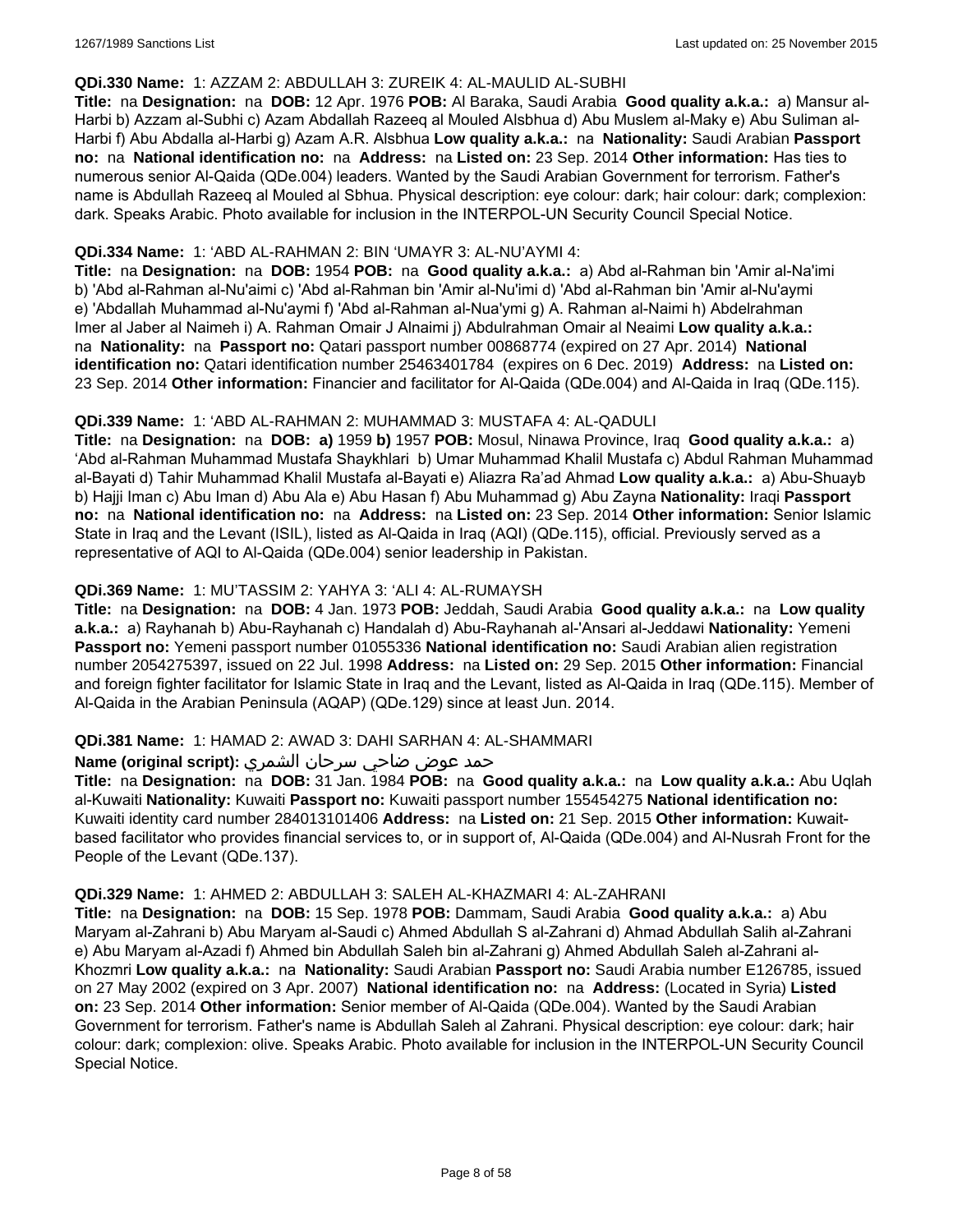**QDi.330 Name:** 1: AZZAM 2: ABDULLAH 3: ZUREIK 4: AL-MAULID AL-SUBHI

**Title:** na **Designation:** na **DOB:** 12 Apr. 1976 **POB:** Al Baraka, Saudi Arabia **Good quality a.k.a.:** a) Mansur al-Harbi b) Azzam al-Subhi c) Azam Abdallah Razeeq al Mouled Alsbhua d) Abu Muslem al-Maky e) Abu Suliman al-Harbi f) Abu Abdalla al-Harbi g) Azam A.R. Alsbhua **Low quality a.k.a.:** na **Nationality:** Saudi Arabian **Passport no:** na **National identification no:** na **Address:** na **Listed on:** 23 Sep. 2014 **Other information:** Has ties to numerous senior Al-Qaida (QDe.004) leaders. Wanted by the Saudi Arabian Government for terrorism. Father's name is Abdullah Razeeq al Mouled al Sbhua. Physical description: eye colour: dark; hair colour: dark; complexion: dark. Speaks Arabic. Photo available for inclusion in the INTERPOL-UN Security Council Special Notice.

**QDi.334 Name:** 1: 'ABD AL-RAHMAN 2: BIN 'UMAYR 3: AL-NU'AYMI 4:

**Title:** na **Designation:** na **DOB:** 1954 **POB:** na **Good quality a.k.a.:** a) Abd al-Rahman bin 'Amir al-Na'imi b) 'Abd al-Rahman al-Nu'aimi c) 'Abd al-Rahman bin 'Amir al-Nu'imi d) 'Abd al-Rahman bin 'Amir al-Nu'aymi e) 'Abdallah Muhammad al-Nu'aymi f) 'Abd al-Rahman al-Nua'ymi g) A. Rahman al-Naimi h) Abdelrahman Imer al Jaber al Naimeh i) A. Rahman Omair J Alnaimi j) Abdulrahman Omair al Neaimi **Low quality a.k.a.:** na **Nationality:** na **Passport no:** Qatari passport number 00868774 (expired on 27 Apr. 2014) **National identification no:** Qatari identification number 25463401784 (expires on 6 Dec. 2019) **Address:** na **Listed on:** 23 Sep. 2014 **Other information:** Financier and facilitator for Al-Qaida (QDe.004) and Al-Qaida in Iraq (QDe.115).

**QDi.339 Name:** 1: 'ABD AL-RAHMAN 2: MUHAMMAD 3: MUSTAFA 4: AL-QADULI

**Title:** na **Designation:** na **DOB:** **a)** 1959 **b)** 1957 **POB:** Mosul, Ninawa Province, Iraq **Good quality a.k.a.:** a) 'Abd al-Rahman Muhammad Mustafa Shaykhlari b) Umar Muhammad Khalil Mustafa c) Abdul Rahman Muhammad al-Bayati d) Tahir Muhammad Khalil Mustafa al-Bayati e) Aliazra Ra'ad Ahmad **Low quality a.k.a.:** a) Abu-Shuayb b) Hajji Iman c) Abu Iman d) Abu Ala e) Abu Hasan f) Abu Muhammad g) Abu Zayna **Nationality:** Iraqi **Passport no:** na **National identification no:** na **Address:** na **Listed on:** 23 Sep. 2014 **Other information:** Senior Islamic State in Iraq and the Levant (ISIL), listed as Al-Qaida in Iraq (AQI) (QDe.115), official. Previously served as a representative of AQI to Al-Qaida (QDe.004) senior leadership in Pakistan.

**QDi.369 Name:** 1: MU'TASSIM 2: YAHYA 3: 'ALI 4: AL-RUMAYSH

**Title:** na **Designation:** na **DOB:** 4 Jan. 1973 **POB:** Jeddah, Saudi Arabia **Good quality a.k.a.:** na **Low quality a.k.a.:** a) Rayhanah b) Abu-Rayhanah c) Handalah d) Abu-Rayhanah al-'Ansari al-Jeddawi **Nationality:** Yemeni **Passport no:** Yemeni passport number 01055336 **National identification no:** Saudi Arabian alien registration number 2054275397, issued on 22 Jul. 1998 **Address:** na **Listed on:** 29 Sep. 2015 **Other information:** Financial and foreign fighter facilitator for Islamic State in Iraq and the Levant, listed as Al-Qaida in Iraq (QDe.115). Member of Al-Qaida in the Arabian Peninsula (AQAP) (QDe.129) since at least Jun. 2014.

**QDi.381 Name:** 1: HAMAD 2: AWAD 3: DAHI SARHAN 4: AL-SHAMMARI

**Name (original script):** حمد عوض ضاحي سرحان الشمري

**Title:** na **Designation:** na **DOB:** 31 Jan. 1984 **POB:** na **Good quality a.k.a.:** na **Low quality a.k.a.:** Abu Uqlah al-Kuwaiti **Nationality:** Kuwaiti **Passport no:** Kuwaiti passport number 155454275 **National identification no:** Kuwaiti identity card number 284013101406 **Address:** na **Listed on:** 21 Sep. 2015 **Other information:** Kuwait-based facilitator who provides financial services to, or in support of, Al-Qaida (QDe.004) and Al-Nusrah Front for the People of the Levant (QDe.137).

**QDi.329 Name:** 1: AHMED 2: ABDULLAH 3: SALEH AL-KHAZMARI 4: AL-ZAHRANI

**Title:** na **Designation:** na **DOB:** 15 Sep. 1978 **POB:** Dammam, Saudi Arabia **Good quality a.k.a.:** a) Abu Maryam al-Zahrani b) Abu Maryam al-Saudi c) Ahmed Abdullah S al-Zahrani d) Ahmad Abdullah Salih al-Zahrani e) Abu Maryam al-Azadi f) Ahmed bin Abdullah Saleh bin al-Zahrani g) Ahmed Abdullah Saleh al-Zahrani al-Khozmri **Low quality a.k.a.:** na **Nationality:** Saudi Arabian **Passport no:** Saudi Arabia number E126785, issued on 27 May 2002 (expired on 3 Apr. 2007) **National identification no:** na **Address:** (Located in Syria) **Listed on:** 23 Sep. 2014 **Other information:** Senior member of Al-Qaida (QDe.004). Wanted by the Saudi Arabian Government for terrorism. Father's name is Abdullah Saleh al Zahrani. Physical description: eye colour: dark; hair colour: dark; complexion: olive. Speaks Arabic. Photo available for inclusion in the INTERPOL-UN Security Council Special Notice.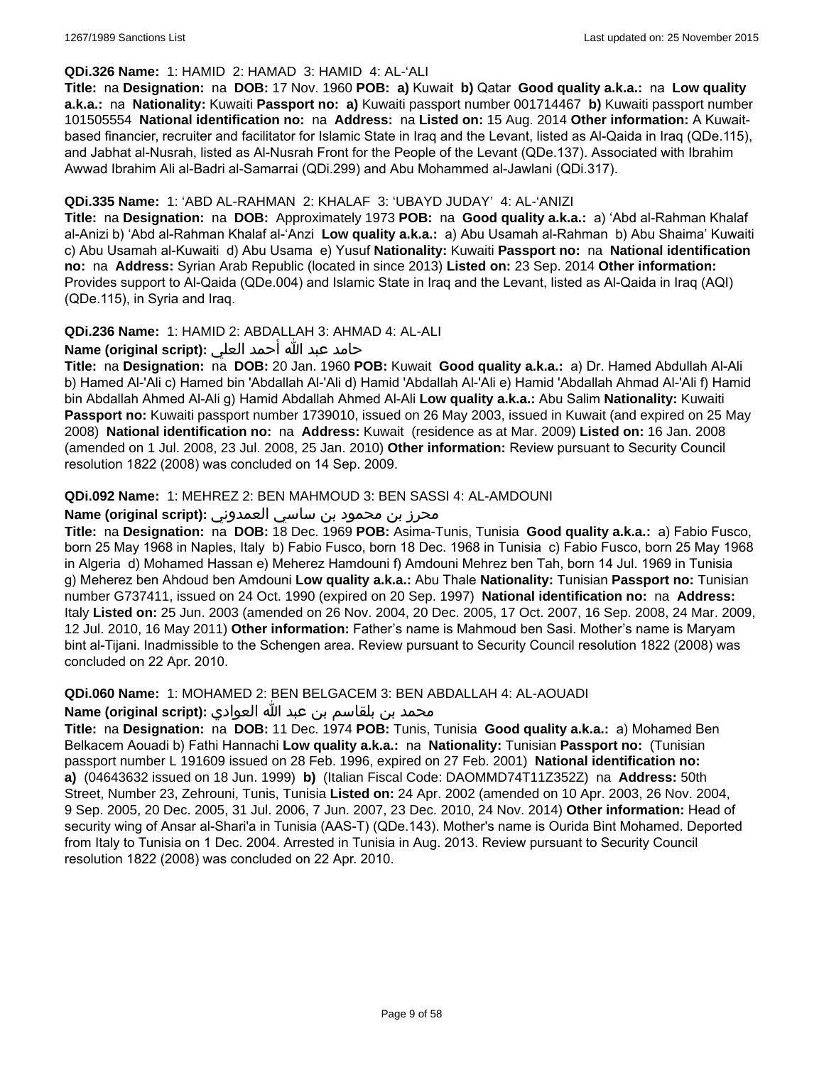**QDi.326 Name:** 1: HAMID 2: HAMAD 3: HAMID 4: AL-'ALI

**Title:** na **Designation:** na **DOB:** 17 Nov. 1960 **POB:** **a)** Kuwait **b)** Qatar **Good quality a.k.a.:** na **Low quality a.k.a.:** na **Nationality:** Kuwaiti **Passport no:** **a)** Kuwaiti passport number 001714467 **b)** Kuwaiti passport number 101505554 **National identification no:** na **Address:** na **Listed on:** 15 Aug. 2014 **Other information:** A Kuwait-based financier, recruiter and facilitator for Islamic State in Iraq and the Levant, listed as Al-Qaida in Iraq (QDe.115), and Jabhat al-Nusrah, listed as Al-Nusrah Front for the People of the Levant (QDe.137). Associated with Ibrahim Awwad Ibrahim Ali al-Badri al-Samarrai (QDi.299) and Abu Mohammed al-Jawlani (QDi.317).

**QDi.335 Name:** 1: 'ABD AL-RAHMAN 2: KHALAF 3: 'UBAYD JUDAY' 4: AL-'ANIZI

**Title:** na **Designation:** na **DOB:** Approximately 1973 **POB:** na **Good quality a.k.a.:** a) 'Abd al-Rahman Khalaf al-Anizi b) 'Abd al-Rahman Khalaf al-'Anzi **Low quality a.k.a.:** a) Abu Usamah al-Rahman b) Abu Shaima' Kuwaiti c) Abu Usamah al-Kuwaiti d) Abu Usama e) Yusuf **Nationality:** Kuwaiti **Passport no:** na **National identification no:** na **Address:** Syrian Arab Republic (located in since 2013) **Listed on:** 23 Sep. 2014 **Other information:** Provides support to Al-Qaida (QDe.004) and Islamic State in Iraq and the Levant, listed as Al-Qaida in Iraq (AQI) (QDe.115), in Syria and Iraq.

**QDi.236 Name:** 1: HAMID 2: ABDALLAH 3: AHMAD 4: AL-ALI

**Name (original script):** حامد عبد الله أحمد العلي

**Title:** na **Designation:** na **DOB:** 20 Jan. 1960 **POB:** Kuwait **Good quality a.k.a.:** a) Dr. Hamed Abdullah Al-Ali b) Hamed Al-'Ali c) Hamed bin 'Abdallah Al-'Ali d) Hamid 'Abdallah Al-'Ali e) Hamid 'Abdallah Ahmad Al-'Ali f) Hamid bin Abdallah Ahmed Al-Ali g) Hamid Abdallah Ahmed Al-Ali **Low quality a.k.a.:** Abu Salim **Nationality:** Kuwaiti **Passport no:** Kuwaiti passport number 1739010, issued on 26 May 2003, issued in Kuwait (and expired on 25 May 2008) **National identification no:** na **Address:** Kuwait (residence as at Mar. 2009) **Listed on:** 16 Jan. 2008 (amended on 1 Jul. 2008, 23 Jul. 2008, 25 Jan. 2010) **Other information:** Review pursuant to Security Council resolution 1822 (2008) was concluded on 14 Sep. 2009.

**QDi.092 Name:** 1: MEHREZ 2: BEN MAHMOUD 3: BEN SASSI 4: AL-AMDOUNI

**Name (original script):** محرز بن محمود بن ساسي العمدوني

**Title:** na **Designation:** na **DOB:** 18 Dec. 1969 **POB:** Asima-Tunis, Tunisia **Good quality a.k.a.:** a) Fabio Fusco, born 25 May 1968 in Naples, Italy b) Fabio Fusco, born 18 Dec. 1968 in Tunisia c) Fabio Fusco, born 25 May 1968 in Algeria d) Mohamed Hassan e) Meherez Hamdouni f) Amdouni Mehrez ben Tah, born 14 Jul. 1969 in Tunisia g) Meherez ben Ahdoud ben Amdouni **Low quality a.k.a.:** Abu Thale **Nationality:** Tunisian **Passport no:** Tunisian number G737411, issued on 24 Oct. 1990 (expired on 20 Sep. 1997) **National identification no:** na **Address:** Italy **Listed on:** 25 Jun. 2003 (amended on 26 Nov. 2004, 20 Dec. 2005, 17 Oct. 2007, 16 Sep. 2008, 24 Mar. 2009, 12 Jul. 2010, 16 May 2011) **Other information:** Father's name is Mahmoud ben Sasi. Mother's name is Maryam bint al-Tijani. Inadmissible to the Schengen area. Review pursuant to Security Council resolution 1822 (2008) was concluded on 22 Apr. 2010.

**QDi.060 Name:** 1: MOHAMED 2: BEN BELGACEM 3: BEN ABDALLAH 4: AL-AOUADI

**Name (original script):** محمد بن بلقاسم بن عبد الله العوادي

**Title:** na **Designation:** na **DOB:** 11 Dec. 1974 **POB:** Tunis, Tunisia **Good quality a.k.a.:** a) Mohamed Ben Belkacem Aouadi b) Fathi Hannachi **Low quality a.k.a.:** na **Nationality:** Tunisian **Passport no:** (Tunisian passport number L 191609 issued on 28 Feb. 1996, expired on 27 Feb. 2001) **National identification no:** **a)** (04643632 issued on 18 Jun. 1999) **b)** (Italian Fiscal Code: DAOMMD74T11Z352Z) na **Address:** 50th Street, Number 23, Zehrouni, Tunis, Tunisia **Listed on:** 24 Apr. 2002 (amended on 10 Apr. 2003, 26 Nov. 2004, 9 Sep. 2005, 20 Dec. 2005, 31 Jul. 2006, 7 Jun. 2007, 23 Dec. 2010, 24 Nov. 2014) **Other information:** Head of security wing of Ansar al-Shari'a in Tunisia (AAS-T) (QDe.143). Mother's name is Ourida Bint Mohamed. Deported from Italy to Tunisia on 1 Dec. 2004. Arrested in Tunisia in Aug. 2013. Review pursuant to Security Council resolution 1822 (2008) was concluded on 22 Apr. 2010.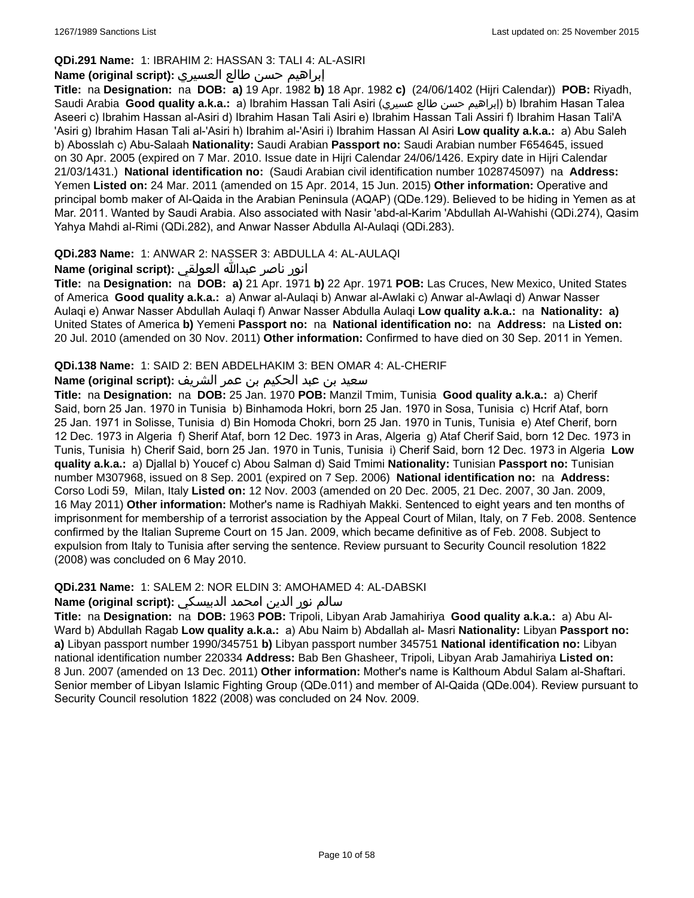**QDi.291 Name:** 1: IBRAHIM 2: HASSAN 3: TALI 4: AL-ASIRI

**Name (original script):** إبراهيم حسن طالع العسيري

**Title:** na **Designation:** na **DOB:** **a)** 19 Apr. 1982 **b)** 18 Apr. 1982 **c)** (24/06/1402 (Hijri Calendar)) **POB:** Riyadh, Saudi Arabia **Good quality a.k.a.:** a) Ibrahim Hassan Tali Asiri (إبراهيم حسن طالع عسيري) b) Ibrahim Hasan Talea Aseeri c) Ibrahim Hassan al-Asiri d) Ibrahim Hasan Tali Asiri e) Ibrahim Hassan Tali Assiri f) Ibrahim Hasan Tali'A 'Asiri g) Ibrahim Hasan Tali al-'Asiri h) Ibrahim al-'Asiri i) Ibrahim Hassan Al Asiri **Low quality a.k.a.:** a) Abu Saleh b) Abosslah c) Abu-Salaah **Nationality:** Saudi Arabian **Passport no:** Saudi Arabian number F654645, issued on 30 Apr. 2005 (expired on 7 Mar. 2010. Issue date in Hijri Calendar 24/06/1426. Expiry date in Hijri Calendar 21/03/1431.) **National identification no:** (Saudi Arabian civil identification number 1028745097) na **Address:** Yemen **Listed on:** 24 Mar. 2011 (amended on 15 Apr. 2014, 15 Jun. 2015) **Other information:** Operative and principal bomb maker of Al-Qaida in the Arabian Peninsula (AQAP) (QDe.129). Believed to be hiding in Yemen as at Mar. 2011. Wanted by Saudi Arabia. Also associated with Nasir 'abd-al-Karim 'Abdullah Al-Wahishi (QDi.274), Qasim Yahya Mahdi al-Rimi (QDi.282), and Anwar Nasser Abdulla Al-Aulaqi (QDi.283).

**QDi.283 Name:** 1: ANWAR 2: NASSER 3: ABDULLA 4: AL-AULAQI

**Name (original script):** انور ناصر عبدالله العولقي

**Title:** na **Designation:** na **DOB:** **a)** 21 Apr. 1971 **b)** 22 Apr. 1971 **POB:** Las Cruces, New Mexico, United States of America **Good quality a.k.a.:** a) Anwar al-Aulaqi b) Anwar al-Awlaki c) Anwar al-Awlaqi d) Anwar Nasser Aulaqi e) Anwar Nasser Abdullah Aulaqi f) Anwar Nasser Abdulla Aulaqi **Low quality a.k.a.:** na **Nationality:** **a)** United States of America **b)** Yemeni **Passport no:** na **National identification no:** na **Address:** na **Listed on:** 20 Jul. 2010 (amended on 30 Nov. 2011) **Other information:** Confirmed to have died on 30 Sep. 2011 in Yemen.

**QDi.138 Name:** 1: SAID 2: BEN ABDELHAKIM 3: BEN OMAR 4: AL-CHERIF

**Name (original script):** سعيد بن عبد الحكيم بن عمر الشريف

**Title:** na **Designation:** na **DOB:** 25 Jan. 1970 **POB:** Manzil Tmim, Tunisia **Good quality a.k.a.:** a) Cherif Said, born 25 Jan. 1970 in Tunisia b) Binhamoda Hokri, born 25 Jan. 1970 in Sosa, Tunisia c) Hcrif Ataf, born 25 Jan. 1971 in Solisse, Tunisia d) Bin Homoda Chokri, born 25 Jan. 1970 in Tunis, Tunisia e) Atef Cherif, born 12 Dec. 1973 in Algeria f) Sherif Ataf, born 12 Dec. 1973 in Aras, Algeria g) Ataf Cherif Said, born 12 Dec. 1973 in Tunis, Tunisia h) Cherif Said, born 25 Jan. 1970 in Tunis, Tunisia i) Cherif Said, born 12 Dec. 1973 in Algeria **Low quality a.k.a.:** a) Djallal b) Youcef c) Abou Salman d) Said Tmimi **Nationality:** Tunisian **Passport no:** Tunisian number M307968, issued on 8 Sep. 2001 (expired on 7 Sep. 2006) **National identification no:** na **Address:** Corso Lodi 59, Milan, Italy **Listed on:** 12 Nov. 2003 (amended on 20 Dec. 2005, 21 Dec. 2007, 30 Jan. 2009, 16 May 2011) **Other information:** Mother's name is Radhiyah Makki. Sentenced to eight years and ten months of imprisonment for membership of a terrorist association by the Appeal Court of Milan, Italy, on 7 Feb. 2008. Sentence confirmed by the Italian Supreme Court on 15 Jan. 2009, which became definitive as of Feb. 2008. Subject to expulsion from Italy to Tunisia after serving the sentence. Review pursuant to Security Council resolution 1822 (2008) was concluded on 6 May 2010.

**QDi.231 Name:** 1: SALEM 2: NOR ELDIN 3: AMOHAMED 4: AL-DABSKI

**Name (original script):** سالم نور الدين امحمد الدبيسكي

**Title:** na **Designation:** na **DOB:** 1963 **POB:** Tripoli, Libyan Arab Jamahiriya **Good quality a.k.a.:** a) Abu Al-Ward b) Abdullah Ragab **Low quality a.k.a.:** a) Abu Naim b) Abdallah al- Masri **Nationality:** Libyan **Passport no:** **a)** Libyan passport number 1990/345751 **b)** Libyan passport number 345751 **National identification no:** Libyan national identification number 220334 **Address:** Bab Ben Ghasheer, Tripoli, Libyan Arab Jamahiriya **Listed on:** 8 Jun. 2007 (amended on 13 Dec. 2011) **Other information:** Mother's name is Kalthoum Abdul Salam al-Shaftari. Senior member of Libyan Islamic Fighting Group (QDe.011) and member of Al-Qaida (QDe.004). Review pursuant to Security Council resolution 1822 (2008) was concluded on 24 Nov. 2009.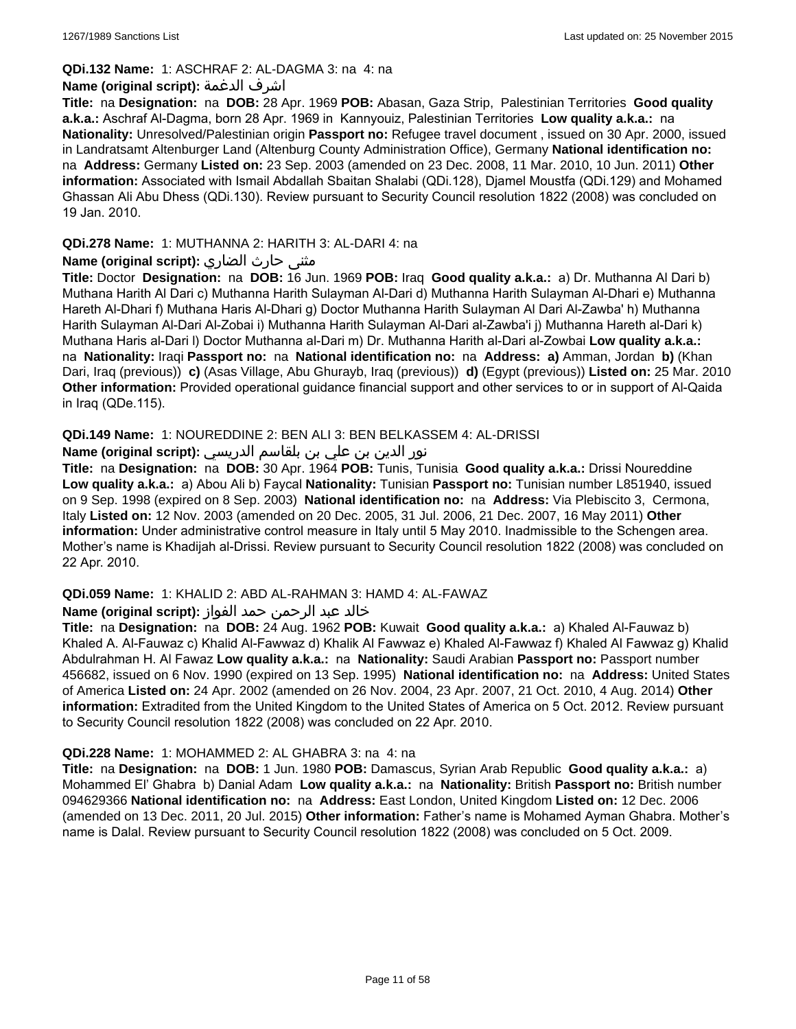**QDi.132 Name:** 1: ASCHRAF 2: AL-DAGMA 3: na 4: na

**Name (original script):** اشرف الدغمة

**Title:** na **Designation:** na **DOB:** 28 Apr. 1969 **POB:** Abasan, Gaza Strip, Palestinian Territories **Good quality a.k.a.:** Aschraf Al-Dagma, born 28 Apr. 1969 in Kannyouiz, Palestinian Territories **Low quality a.k.a.:** na **Nationality:** Unresolved/Palestinian origin **Passport no:** Refugee travel document , issued on 30 Apr. 2000, issued in Landratsamt Altenburger Land (Altenburg County Administration Office), Germany **National identification no:** na **Address:** Germany **Listed on:** 23 Sep. 2003 (amended on 23 Dec. 2008, 11 Mar. 2010, 10 Jun. 2011) **Other information:** Associated with Ismail Abdallah Sbaitan Shalabi (QDi.128), Djamel Moustfa (QDi.129) and Mohamed Ghassan Ali Abu Dhess (QDi.130). Review pursuant to Security Council resolution 1822 (2008) was concluded on 19 Jan. 2010.

**QDi.278 Name:** 1: MUTHANNA 2: HARITH 3: AL-DARI 4: na

**Name (original script):** مثنى حارث الضاري

**Title:** Doctor **Designation:** na **DOB:** 16 Jun. 1969 **POB:** Iraq **Good quality a.k.a.:** a) Dr. Muthanna Al Dari b) Muthana Harith Al Dari c) Muthanna Harith Sulayman Al-Dari d) Muthanna Harith Sulayman Al-Dhari e) Muthanna Hareth Al-Dhari f) Muthana Haris Al-Dhari g) Doctor Muthanna Harith Sulayman Al Dari Al-Zawba' h) Muthanna Harith Sulayman Al-Dari Al-Zobai i) Muthanna Harith Sulayman Al-Dari al-Zawba'i j) Muthanna Hareth al-Dari k) Muthana Haris al-Dari l) Doctor Muthanna al-Dari m) Dr. Muthanna Harith al-Dari al-Zowbai **Low quality a.k.a.:** na **Nationality:** Iraqi **Passport no:** na **National identification no:** na **Address:** **a)** Amman, Jordan **b)** (Khan Dari, Iraq (previous)) **c)** (Asas Village, Abu Ghurayb, Iraq (previous)) **d)** (Egypt (previous)) **Listed on:** 25 Mar. 2010 **Other information:** Provided operational guidance financial support and other services to or in support of Al-Qaida in Iraq (QDe.115).

**QDi.149 Name:** 1: NOUREDDINE 2: BEN ALI 3: BEN BELKASSEM 4: AL-DRISSI

**Name (original script):** نور الدين بن علي بن بلقاسم الدريسي

**Title:** na **Designation:** na **DOB:** 30 Apr. 1964 **POB:** Tunis, Tunisia **Good quality a.k.a.:** Drissi Noureddine **Low quality a.k.a.:** a) Abou Ali b) Faycal **Nationality:** Tunisian **Passport no:** Tunisian number L851940, issued on 9 Sep. 1998 (expired on 8 Sep. 2003) **National identification no:** na **Address:** Via Plebiscito 3, Cermona, Italy **Listed on:** 12 Nov. 2003 (amended on 20 Dec. 2005, 31 Jul. 2006, 21 Dec. 2007, 16 May 2011) **Other information:** Under administrative control measure in Italy until 5 May 2010. Inadmissible to the Schengen area. Mother's name is Khadijah al-Drissi. Review pursuant to Security Council resolution 1822 (2008) was concluded on 22 Apr. 2010.

**QDi.059 Name:** 1: KHALID 2: ABD AL-RAHMAN 3: HAMD 4: AL-FAWAZ

**Name (original script):** خالد عبد الرحمن حمد الفواز

**Title:** na **Designation:** na **DOB:** 24 Aug. 1962 **POB:** Kuwait **Good quality a.k.a.:** a) Khaled Al-Fauwaz b) Khaled A. Al-Fauwaz c) Khalid Al-Fawwaz d) Khalik Al Fawwaz e) Khaled Al-Fawwaz f) Khaled Al Fawwaz g) Khalid Abdulrahman H. Al Fawaz **Low quality a.k.a.:** na **Nationality:** Saudi Arabian **Passport no:** Passport number 456682, issued on 6 Nov. 1990 (expired on 13 Sep. 1995) **National identification no:** na **Address:** United States of America **Listed on:** 24 Apr. 2002 (amended on 26 Nov. 2004, 23 Apr. 2007, 21 Oct. 2010, 4 Aug. 2014) **Other information:** Extradited from the United Kingdom to the United States of America on 5 Oct. 2012. Review pursuant to Security Council resolution 1822 (2008) was concluded on 22 Apr. 2010.

**QDi.228 Name:** 1: MOHAMMED 2: AL GHABRA 3: na 4: na

**Title:** na **Designation:** na **DOB:** 1 Jun. 1980 **POB:** Damascus, Syrian Arab Republic **Good quality a.k.a.:** a) Mohammed El' Ghabra b) Danial Adam **Low quality a.k.a.:** na **Nationality:** British **Passport no:** British number 094629366 **National identification no:** na **Address:** East London, United Kingdom **Listed on:** 12 Dec. 2006 (amended on 13 Dec. 2011, 20 Jul. 2015) **Other information:** Father's name is Mohamed Ayman Ghabra. Mother's name is Dalal. Review pursuant to Security Council resolution 1822 (2008) was concluded on 5 Oct. 2009.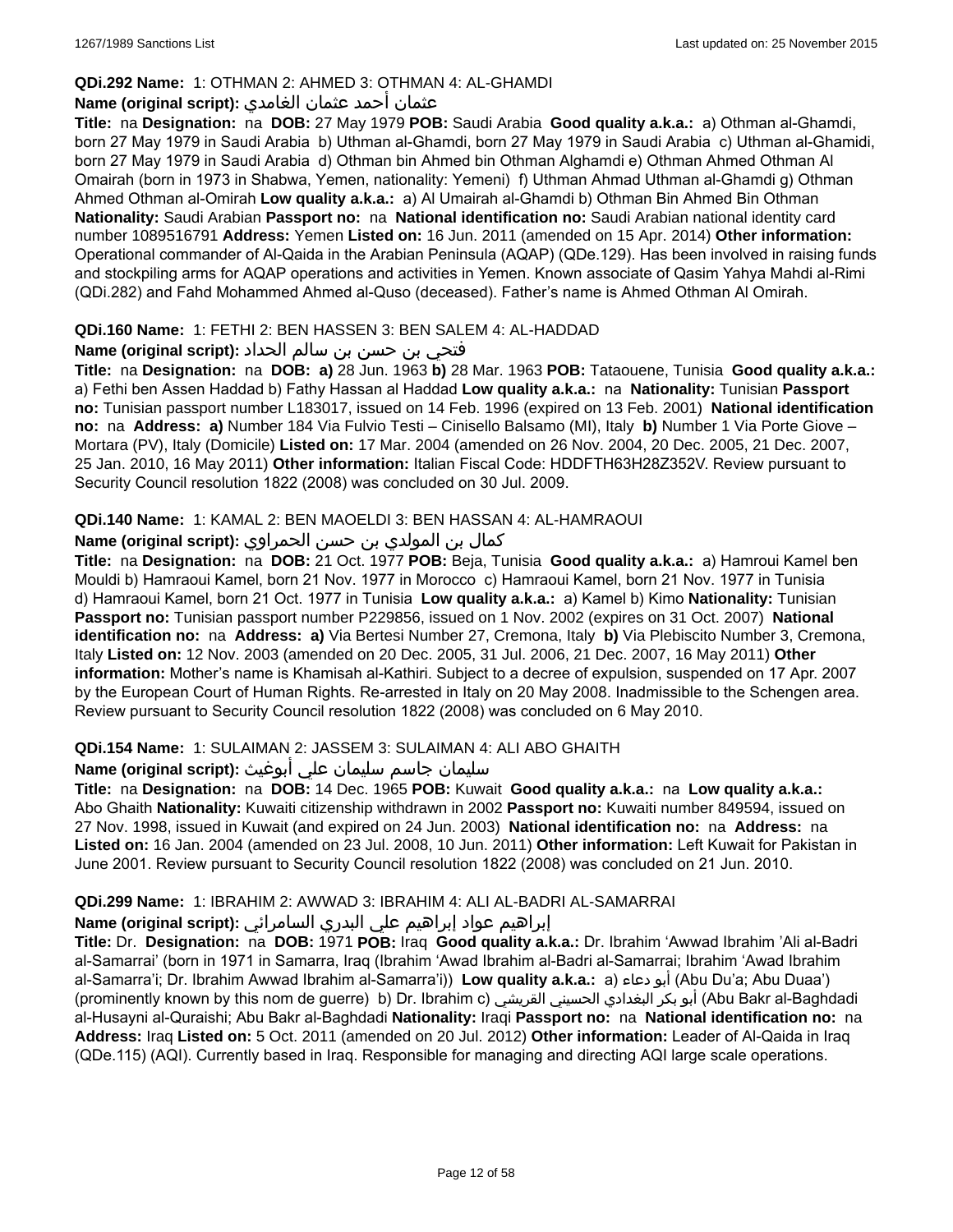**QDi.292 Name:** 1: OTHMAN 2: AHMED 3: OTHMAN 4: AL-GHAMDI

**Name (original script):** عثمان أحمد عثمان الغامدي

**Title:** na **Designation:** na **DOB:** 27 May 1979 **POB:** Saudi Arabia **Good quality a.k.a.:** a) Othman al-Ghamdi, born 27 May 1979 in Saudi Arabia b) Uthman al-Ghamdi, born 27 May 1979 in Saudi Arabia c) Uthman al-Ghamidi, born 27 May 1979 in Saudi Arabia d) Othman bin Ahmed bin Othman Alghamdi e) Othman Ahmed Othman Al Omairah (born in 1973 in Shabwa, Yemen, nationality: Yemeni) f) Uthman Ahmad Uthman al-Ghamdi g) Othman Ahmed Othman al-Omirah **Low quality a.k.a.:** a) Al Umairah al-Ghamdi b) Othman Bin Ahmed Bin Othman **Nationality:** Saudi Arabian **Passport no:** na **National identification no:** Saudi Arabian national identity card number 1089516791 **Address:** Yemen **Listed on:** 16 Jun. 2011 (amended on 15 Apr. 2014) **Other information:** Operational commander of Al-Qaida in the Arabian Peninsula (AQAP) (QDe.129). Has been involved in raising funds and stockpiling arms for AQAP operations and activities in Yemen. Known associate of Qasim Yahya Mahdi al-Rimi (QDi.282) and Fahd Mohammed Ahmed al-Quso (deceased). Father's name is Ahmed Othman Al Omirah.

**QDi.160 Name:** 1: FETHI 2: BEN HASSEN 3: BEN SALEM 4: AL-HADDAD

**Name (original script):** فتحي بن حسن بن سالم الحداد

**Title:** na **Designation:** na **DOB:** **a)** 28 Jun. 1963 **b)** 28 Mar. 1963 **POB:** Tataouene, Tunisia **Good quality a.k.a.:** a) Fethi ben Assen Haddad b) Fathy Hassan al Haddad **Low quality a.k.a.:** na **Nationality:** Tunisian **Passport no:** Tunisian passport number L183017, issued on 14 Feb. 1996 (expired on 13 Feb. 2001) **National identification no:** na **Address:** **a)** Number 184 Via Fulvio Testi – Cinisello Balsamo (MI), Italy **b)** Number 1 Via Porte Giove – Mortara (PV), Italy (Domicile) **Listed on:** 17 Mar. 2004 (amended on 26 Nov. 2004, 20 Dec. 2005, 21 Dec. 2007, 25 Jan. 2010, 16 May 2011) **Other information:** Italian Fiscal Code: HDDFTH63H28Z352V. Review pursuant to Security Council resolution 1822 (2008) was concluded on 30 Jul. 2009.

**QDi.140 Name:** 1: KAMAL 2: BEN MAOELDI 3: BEN HASSAN 4: AL-HAMRAOUI

**Name (original script):** كمال بن المولدي بن حسن الحمراوي

**Title:** na **Designation:** na **DOB:** 21 Oct. 1977 **POB:** Beja, Tunisia **Good quality a.k.a.:** a) Hamroui Kamel ben Mouldi b) Hamraoui Kamel, born 21 Nov. 1977 in Morocco c) Hamraoui Kamel, born 21 Nov. 1977 in Tunisia d) Hamraoui Kamel, born 21 Oct. 1977 in Tunisia **Low quality a.k.a.:** a) Kamel b) Kimo **Nationality:** Tunisian **Passport no:** Tunisian passport number P229856, issued on 1 Nov. 2002 (expires on 31 Oct. 2007) **National identification no:** na **Address:** **a)** Via Bertesi Number 27, Cremona, Italy **b)** Via Plebiscito Number 3, Cremona, Italy **Listed on:** 12 Nov. 2003 (amended on 20 Dec. 2005, 31 Jul. 2006, 21 Dec. 2007, 16 May 2011) **Other information:** Mother's name is Khamisah al-Kathiri. Subject to a decree of expulsion, suspended on 17 Apr. 2007 by the European Court of Human Rights. Re-arrested in Italy on 20 May 2008. Inadmissible to the Schengen area. Review pursuant to Security Council resolution 1822 (2008) was concluded on 6 May 2010.

**QDi.154 Name:** 1: SULAIMAN 2: JASSEM 3: SULAIMAN 4: ALI ABO GHAITH

**Name (original script):** سليمان جاسم سليمان علي أبوغيث

**Title:** na **Designation:** na **DOB:** 14 Dec. 1965 **POB:** Kuwait **Good quality a.k.a.:** na **Low quality a.k.a.:** Abo Ghaith **Nationality:** Kuwaiti citizenship withdrawn in 2002 **Passport no:** Kuwaiti number 849594, issued on 27 Nov. 1998, issued in Kuwait (and expired on 24 Jun. 2003) **National identification no:** na **Address:** na **Listed on:** 16 Jan. 2004 (amended on 23 Jul. 2008, 10 Jun. 2011) **Other information:** Left Kuwait for Pakistan in June 2001. Review pursuant to Security Council resolution 1822 (2008) was concluded on 21 Jun. 2010.

**QDi.299 Name:** 1: IBRAHIM 2: AWWAD 3: IBRAHIM 4: ALI AL-BADRI AL-SAMARRAI

**Name (original script):** إبراهيم عواد إبراهيم علي البدري السامرائي

**Title:** Dr. **Designation:** na **DOB:** 1971 **POB:** Iraq **Good quality a.k.a.:** Dr. Ibrahim 'Awwad Ibrahim 'Ali al-Badri al-Samarrai' (born in 1971 in Samarra, Iraq (Ibrahim 'Awad Ibrahim al-Badri al-Samarrai; Ibrahim 'Awad Ibrahim al-Samarra'i; Dr. Ibrahim Awwad Ibrahim al-Samarra'i)) **Low quality a.k.a.:** a) أبو دعاء (Abu Du'a; Abu Duaa') (prominently known by this nom de guerre) b) Dr. Ibrahim c) أبو بكر البغدادي الحسيني القريشي (Abu Bakr al-Baghdadi al-Husayni al-Quraishi; Abu Bakr al-Baghdadi **Nationality:** Iraqi **Passport no:** na **National identification no:** na **Address:** Iraq **Listed on:** 5 Oct. 2011 (amended on 20 Jul. 2012) **Other information:** Leader of Al-Qaida in Iraq (QDe.115) (AQI). Currently based in Iraq. Responsible for managing and directing AQI large scale operations.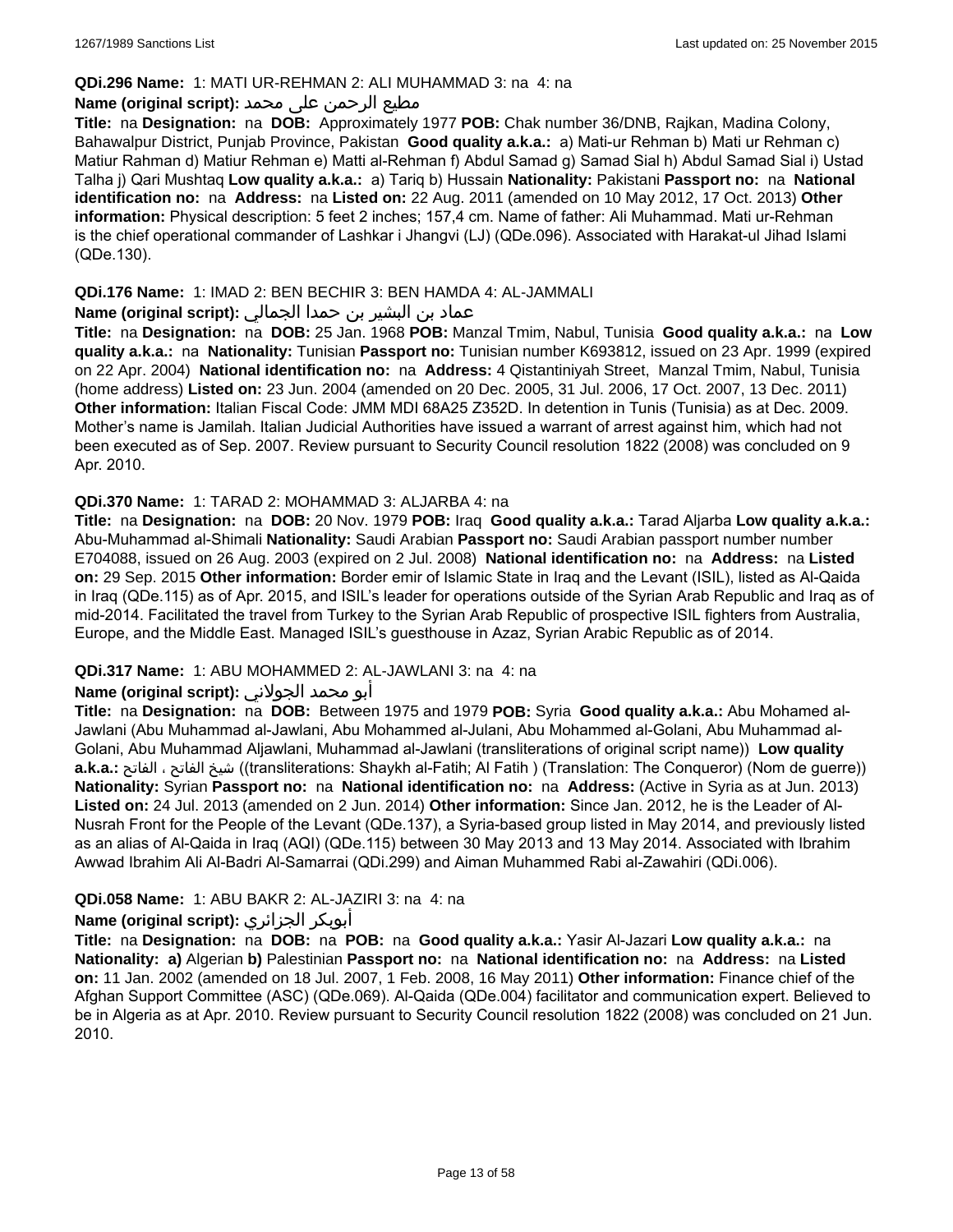**QDi.296 Name:** 1: MATI UR-REHMAN 2: ALI MUHAMMAD 3: na 4: na

**Name (original script):** مطیع الرحمن علی محمد

**Title:** na **Designation:** na **DOB:** Approximately 1977 **POB:** Chak number 36/DNB, Rajkan, Madina Colony, Bahawalpur District, Punjab Province, Pakistan **Good quality a.k.a.:** a) Mati-ur Rehman b) Mati ur Rehman c) Matiur Rahman d) Matiur Rehman e) Matti al-Rehman f) Abdul Samad g) Samad Sial h) Abdul Samad Sial i) Ustad Talha j) Qari Mushtaq **Low quality a.k.a.:** a) Tariq b) Hussain **Nationality:** Pakistani **Passport no:** na **National identification no:** na **Address:** na **Listed on:** 22 Aug. 2011 (amended on 10 May 2012, 17 Oct. 2013) **Other information:** Physical description: 5 feet 2 inches; 157,4 cm. Name of father: Ali Muhammad. Mati ur-Rehman is the chief operational commander of Lashkar i Jhangvi (LJ) (QDe.096). Associated with Harakat-ul Jihad Islami (QDe.130).

**QDi.176 Name:** 1: IMAD 2: BEN BECHIR 3: BEN HAMDA 4: AL-JAMMALI

**Name (original script):** عماد بن البشير بن حمدا الجمالي

**Title:** na **Designation:** na **DOB:** 25 Jan. 1968 **POB:** Manzal Tmim, Nabul, Tunisia **Good quality a.k.a.:** na **Low quality a.k.a.:** na **Nationality:** Tunisian **Passport no:** Tunisian number K693812, issued on 23 Apr. 1999 (expired on 22 Apr. 2004) **National identification no:** na **Address:** 4 Qistantiniyah Street, Manzal Tmim, Nabul, Tunisia (home address) **Listed on:** 23 Jun. 2004 (amended on 20 Dec. 2005, 31 Jul. 2006, 17 Oct. 2007, 13 Dec. 2011) **Other information:** Italian Fiscal Code: JMM MDI 68A25 Z352D. In detention in Tunis (Tunisia) as at Dec. 2009. Mother's name is Jamilah. Italian Judicial Authorities have issued a warrant of arrest against him, which had not been executed as of Sep. 2007. Review pursuant to Security Council resolution 1822 (2008) was concluded on 9 Apr. 2010.

**QDi.370 Name:** 1: TARAD 2: MOHAMMAD 3: ALJARBA 4: na

**Title:** na **Designation:** na **DOB:** 20 Nov. 1979 **POB:** Iraq **Good quality a.k.a.:** Tarad Aljarba **Low quality a.k.a.:** Abu-Muhammad al-Shimali **Nationality:** Saudi Arabian **Passport no:** Saudi Arabian passport number number E704088, issued on 26 Aug. 2003 (expired on 2 Jul. 2008) **National identification no:** na **Address:** na **Listed on:** 29 Sep. 2015 **Other information:** Border emir of Islamic State in Iraq and the Levant (ISIL), listed as Al-Qaida in Iraq (QDe.115) as of Apr. 2015, and ISIL's leader for operations outside of the Syrian Arab Republic and Iraq as of mid-2014. Facilitated the travel from Turkey to the Syrian Arab Republic of prospective ISIL fighters from Australia, Europe, and the Middle East. Managed ISIL's guesthouse in Azaz, Syrian Arabic Republic as of 2014.

**QDi.317 Name:** 1: ABU MOHAMMED 2: AL-JAWLANI 3: na 4: na

**Name (original script):** أبو محمد الجولاني

**Title:** na **Designation:** na **DOB:** Between 1975 and 1979 **POB:** Syria **Good quality a.k.a.:** Abu Mohamed al-Jawlani (Abu Muhammad al-Jawlani, Abu Mohammed al-Julani, Abu Mohammed al-Golani, Abu Muhammad al-Golani, Abu Muhammad Aljawlani, Muhammad al-Jawlani (transliterations of original script name)) **Low quality a.k.a.:** شيخ الفاتح ، الفاتح ((transliterations: Shaykh al-Fatih; Al Fatih ) (Translation: The Conqueror) (Nom de guerre)) **Nationality:** Syrian **Passport no:** na **National identification no:** na **Address:** (Active in Syria as at Jun. 2013) **Listed on:** 24 Jul. 2013 (amended on 2 Jun. 2014) **Other information:** Since Jan. 2012, he is the Leader of Al-Nusrah Front for the People of the Levant (QDe.137), a Syria-based group listed in May 2014, and previously listed as an alias of Al-Qaida in Iraq (AQI) (QDe.115) between 30 May 2013 and 13 May 2014. Associated with Ibrahim Awwad Ibrahim Ali Al-Badri Al-Samarrai (QDi.299) and Aiman Muhammed Rabi al-Zawahiri (QDi.006).

**QDi.058 Name:** 1: ABU BAKR 2: AL-JAZIRI 3: na 4: na

**Name (original script):** أبوبكر الجزائري

**Title:** na **Designation:** na **DOB:** na **POB:** na **Good quality a.k.a.:** Yasir Al-Jazari **Low quality a.k.a.:** na **Nationality:** a) Algerian b) Palestinian **Passport no:** na **National identification no:** na **Address:** na **Listed on:** 11 Jan. 2002 (amended on 18 Jul. 2007, 1 Feb. 2008, 16 May 2011) **Other information:** Finance chief of the Afghan Support Committee (ASC) (QDe.069). Al-Qaida (QDe.004) facilitator and communication expert. Believed to be in Algeria as at Apr. 2010. Review pursuant to Security Council resolution 1822 (2008) was concluded on 21 Jun. 2010.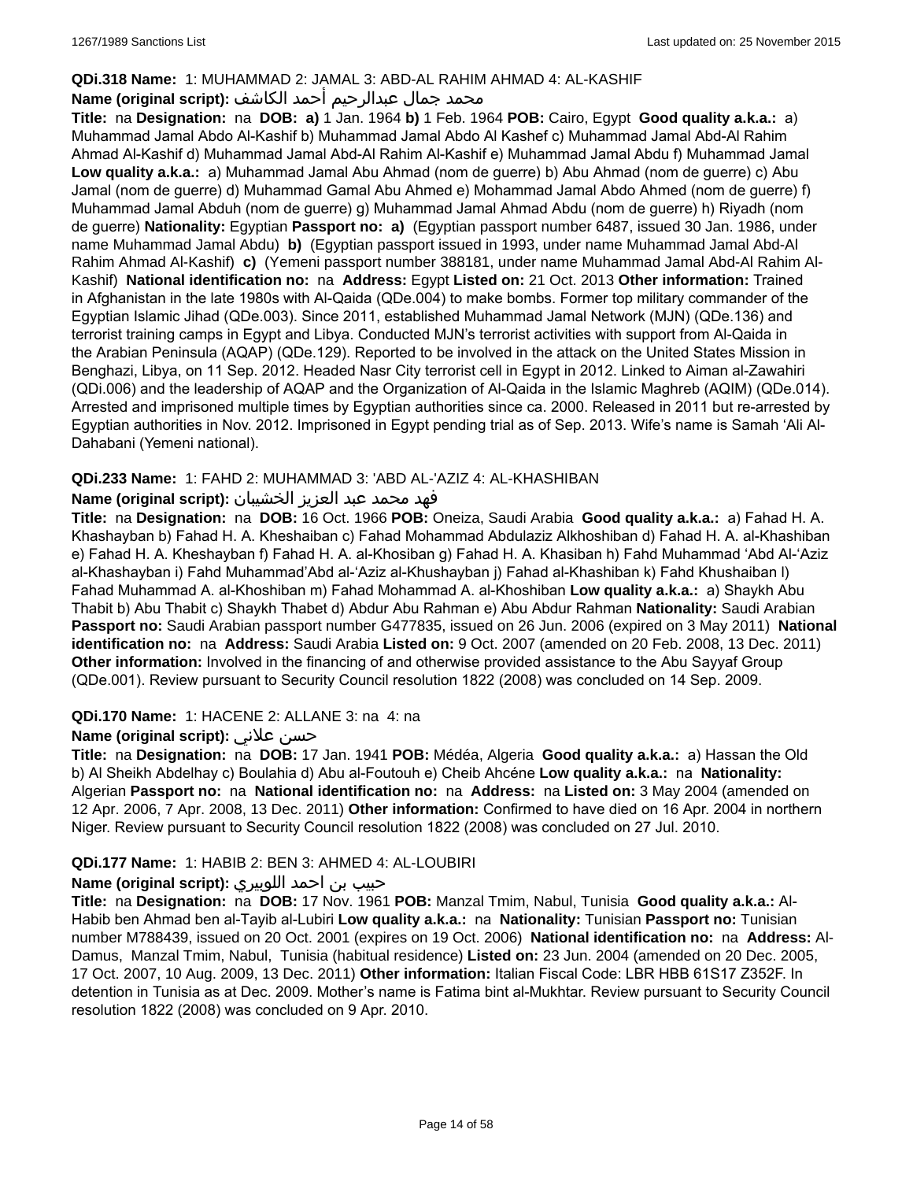**QDi.318 Name:** 1: MUHAMMAD 2: JAMAL 3: ABD-AL RAHIM AHMAD 4: AL-KASHIF

**Name (original script):** محمد جمال عبدالرحيم أحمد الكاشف

**Title:** na **Designation:** na **DOB:** **a)** 1 Jan. 1964 **b)** 1 Feb. 1964 **POB:** Cairo, Egypt **Good quality a.k.a.:** a) Muhammad Jamal Abdo Al-Kashif b) Muhammad Jamal Abdo Al Kashef c) Muhammad Jamal Abd-Al Rahim Ahmad Al-Kashif d) Muhammad Jamal Abd-Al Rahim Al-Kashif e) Muhammad Jamal Abdu f) Muhammad Jamal **Low quality a.k.a.:** a) Muhammad Jamal Abu Ahmad (nom de guerre) b) Abu Ahmad (nom de guerre) c) Abu Jamal (nom de guerre) d) Muhammad Gamal Abu Ahmed e) Mohammad Jamal Abdo Ahmed (nom de guerre) f) Muhammad Jamal Abduh (nom de guerre) g) Muhammad Jamal Ahmad Abdu (nom de guerre) h) Riyadh (nom de guerre) **Nationality:** Egyptian **Passport no:** **a)** (Egyptian passport number 6487, issued 30 Jan. 1986, under name Muhammad Jamal Abdu) **b)** (Egyptian passport issued in 1993, under name Muhammad Jamal Abd-Al Rahim Ahmad Al-Kashif) **c)** (Yemeni passport number 388181, under name Muhammad Jamal Abd-Al Rahim Al-Kashif) **National identification no:** na **Address:** Egypt **Listed on:** 21 Oct. 2013 **Other information:** Trained in Afghanistan in the late 1980s with Al-Qaida (QDe.004) to make bombs. Former top military commander of the Egyptian Islamic Jihad (QDe.003). Since 2011, established Muhammad Jamal Network (MJN) (QDe.136) and terrorist training camps in Egypt and Libya. Conducted MJN's terrorist activities with support from Al-Qaida in the Arabian Peninsula (AQAP) (QDe.129). Reported to be involved in the attack on the United States Mission in Benghazi, Libya, on 11 Sep. 2012. Headed Nasr City terrorist cell in Egypt in 2012. Linked to Aiman al-Zawahiri (QDi.006) and the leadership of AQAP and the Organization of Al-Qaida in the Islamic Maghreb (AQIM) (QDe.014). Arrested and imprisoned multiple times by Egyptian authorities since ca. 2000. Released in 2011 but re-arrested by Egyptian authorities in Nov. 2012. Imprisoned in Egypt pending trial as of Sep. 2013. Wife's name is Samah 'Ali Al-Dahabani (Yemeni national).

**QDi.233 Name:** 1: FAHD 2: MUHAMMAD 3: 'ABD AL-'AZIZ 4: AL-KHASHIBAN

**Name (original script):** فهد محمد عبد العزيز الخشيبان

**Title:** na **Designation:** na **DOB:** 16 Oct. 1966 **POB:** Oneiza, Saudi Arabia **Good quality a.k.a.:** a) Fahad H. A. Khashayban b) Fahad H. A. Kheshaiban c) Fahad Mohammad Abdulaziz Alkhoshiban d) Fahad H. A. al-Khashiban e) Fahad H. A. Kheshayban f) Fahad H. A. al-Khosiban g) Fahad H. A. Khasiban h) Fahd Muhammad 'Abd Al-'Aziz al-Khashayban i) Fahd Muhammad'Abd al-'Aziz al-Khushayban j) Fahad al-Khashiban k) Fahd Khushaiban l) Fahad Muhammad A. al-Khoshiban m) Fahad Mohammad A. al-Khoshiban **Low quality a.k.a.:** a) Shaykh Abu Thabit b) Abu Thabit c) Shaykh Thabet d) Abdur Abu Rahman e) Abu Abdur Rahman **Nationality:** Saudi Arabian **Passport no:** Saudi Arabian passport number G477835, issued on 26 Jun. 2006 (expired on 3 May 2011) **National identification no:** na **Address:** Saudi Arabia **Listed on:** 9 Oct. 2007 (amended on 20 Feb. 2008, 13 Dec. 2011) **Other information:** Involved in the financing of and otherwise provided assistance to the Abu Sayyaf Group (QDe.001). Review pursuant to Security Council resolution 1822 (2008) was concluded on 14 Sep. 2009.

**QDi.170 Name:** 1: HACENE 2: ALLANE 3: na 4: na

**Name (original script):** حسن علاني

**Title:** na **Designation:** na **DOB:** 17 Jan. 1941 **POB:** Médéa, Algeria **Good quality a.k.a.:** a) Hassan the Old b) Al Sheikh Abdelhay c) Boulahia d) Abu al-Foutouh e) Cheib Ahcéne **Low quality a.k.a.:** na **Nationality:** Algerian **Passport no:** na **National identification no:** na **Address:** na **Listed on:** 3 May 2004 (amended on 12 Apr. 2006, 7 Apr. 2008, 13 Dec. 2011) **Other information:** Confirmed to have died on 16 Apr. 2004 in northern Niger. Review pursuant to Security Council resolution 1822 (2008) was concluded on 27 Jul. 2010.

**QDi.177 Name:** 1: HABIB 2: BEN 3: AHMED 4: AL-LOUBIRI

**Name (original script):** حبيب بن احمد اللوبيري

**Title:** na **Designation:** na **DOB:** 17 Nov. 1961 **POB:** Manzal Tmim, Nabul, Tunisia **Good quality a.k.a.:** Al-Habib ben Ahmad ben al-Tayib al-Lubiri **Low quality a.k.a.:** na **Nationality:** Tunisian **Passport no:** Tunisian number M788439, issued on 20 Oct. 2001 (expires on 19 Oct. 2006) **National identification no:** na **Address:** Al-Damus, Manzal Tmim, Nabul, Tunisia (habitual residence) **Listed on:** 23 Jun. 2004 (amended on 20 Dec. 2005, 17 Oct. 2007, 10 Aug. 2009, 13 Dec. 2011) **Other information:** Italian Fiscal Code: LBR HBB 61S17 Z352F. In detention in Tunisia as at Dec. 2009. Mother's name is Fatima bint al-Mukhtar. Review pursuant to Security Council resolution 1822 (2008) was concluded on 9 Apr. 2010.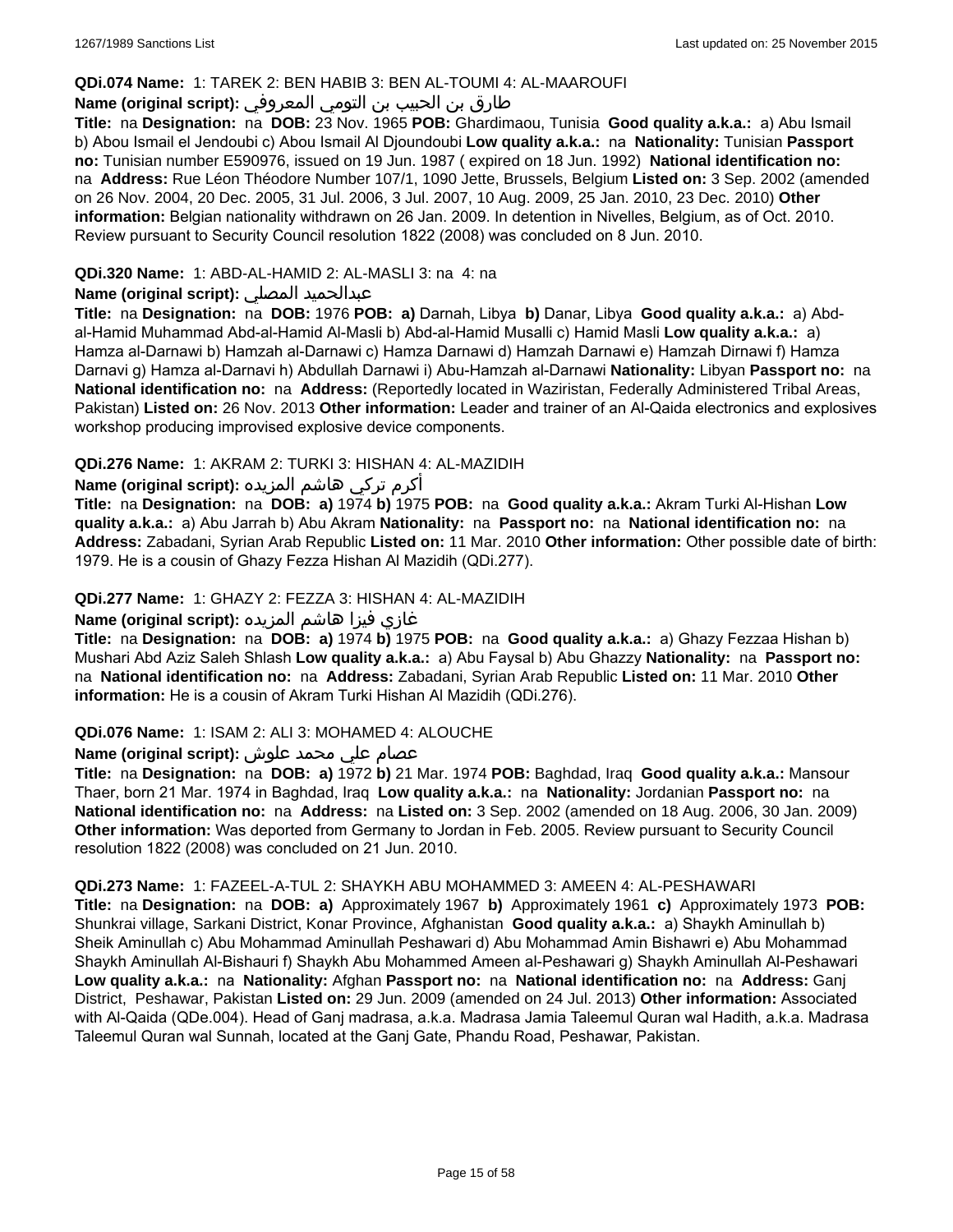**QDi.074 Name:** 1: TAREK 2: BEN HABIB 3: BEN AL-TOUMI 4: AL-MAAROUFI

**Name (original script):** طارق بن الحبيب بن التومي المعروفي

**Title:** na **Designation:** na **DOB:** 23 Nov. 1965 **POB:** Ghardimaou, Tunisia **Good quality a.k.a.:** a) Abu Ismail b) Abou Ismail el Jendoubi c) Abou Ismail Al Djoundoubi **Low quality a.k.a.:** na **Nationality:** Tunisian **Passport no:** Tunisian number E590976, issued on 19 Jun. 1987 ( expired on 18 Jun. 1992) **National identification no:** na **Address:** Rue Léon Théodore Number 107/1, 1090 Jette, Brussels, Belgium **Listed on:** 3 Sep. 2002 (amended on 26 Nov. 2004, 20 Dec. 2005, 31 Jul. 2006, 3 Jul. 2007, 10 Aug. 2009, 25 Jan. 2010, 23 Dec. 2010) **Other information:** Belgian nationality withdrawn on 26 Jan. 2009. In detention in Nivelles, Belgium, as of Oct. 2010. Review pursuant to Security Council resolution 1822 (2008) was concluded on 8 Jun. 2010.

**QDi.320 Name:** 1: ABD-AL-HAMID 2: AL-MASLI 3: na 4: na

**Name (original script):** عبدالحميد المصلي

**Title:** na **Designation:** na **DOB:** 1976 **POB:** **a)** Darnah, Libya **b)** Danar, Libya **Good quality a.k.a.:** a) Abd-al-Hamid Muhammad Abd-al-Hamid Al-Masli b) Abd-al-Hamid Musalli c) Hamid Masli **Low quality a.k.a.:** a) Hamza al-Darnawi b) Hamzah al-Darnawi c) Hamza Darnawi d) Hamzah Darnawi e) Hamzah Dirnawi f) Hamza Darnavi g) Hamza al-Darnavi h) Abdullah Darnawi i) Abu-Hamzah al-Darnawi **Nationality:** Libyan **Passport no:** na **National identification no:** na **Address:** (Reportedly located in Waziristan, Federally Administered Tribal Areas, Pakistan) **Listed on:** 26 Nov. 2013 **Other information:** Leader and trainer of an Al-Qaida electronics and explosives workshop producing improvised explosive device components.

**QDi.276 Name:** 1: AKRAM 2: TURKI 3: HISHAN 4: AL-MAZIDIH

**Name (original script):** أكرم تركي هاشم المزيده

**Title:** na **Designation:** na **DOB:** **a)** 1974 **b)** 1975 **POB:** na **Good quality a.k.a.:** Akram Turki Al-Hishan **Low quality a.k.a.:** a) Abu Jarrah b) Abu Akram **Nationality:** na **Passport no:** na **National identification no:** na **Address:** Zabadani, Syrian Arab Republic **Listed on:** 11 Mar. 2010 **Other information:** Other possible date of birth: 1979. He is a cousin of Ghazy Fezza Hishan Al Mazidih (QDi.277).

**QDi.277 Name:** 1: GHAZY 2: FEZZA 3: HISHAN 4: AL-MAZIDIH

**Name (original script):** غازي فيزا هاشم المزيده

**Title:** na **Designation:** na **DOB:** **a)** 1974 **b)** 1975 **POB:** na **Good quality a.k.a.:** a) Ghazy Fezzaa Hishan b) Mushari Abd Aziz Saleh Shlash **Low quality a.k.a.:** a) Abu Faysal b) Abu Ghazzy **Nationality:** na **Passport no:** na **National identification no:** na **Address:** Zabadani, Syrian Arab Republic **Listed on:** 11 Mar. 2010 **Other information:** He is a cousin of Akram Turki Hishan Al Mazidih (QDi.276).

**QDi.076 Name:** 1: ISAM 2: ALI 3: MOHAMED 4: ALOUCHE

**Name (original script):** عصام علي محمد علوش

**Title:** na **Designation:** na **DOB:** **a)** 1972 **b)** 21 Mar. 1974 **POB:** Baghdad, Iraq **Good quality a.k.a.:** Mansour Thaer, born 21 Mar. 1974 in Baghdad, Iraq **Low quality a.k.a.:** na **Nationality:** Jordanian **Passport no:** na **National identification no:** na **Address:** na **Listed on:** 3 Sep. 2002 (amended on 18 Aug. 2006, 30 Jan. 2009) **Other information:** Was deported from Germany to Jordan in Feb. 2005. Review pursuant to Security Council resolution 1822 (2008) was concluded on 21 Jun. 2010.

**QDi.273 Name:** 1: FAZEEL-A-TUL 2: SHAYKH ABU MOHAMMED 3: AMEEN 4: AL-PESHAWARI

**Title:** na **Designation:** na **DOB:** **a)** Approximately 1967 **b)** Approximately 1961 **c)** Approximately 1973 **POB:** Shunkrai village, Sarkani District, Konar Province, Afghanistan **Good quality a.k.a.:** a) Shaykh Aminullah b) Sheik Aminullah c) Abu Mohammad Aminullah Peshawari d) Abu Mohammad Amin Bishawri e) Abu Mohammad Shaykh Aminullah Al-Bishauri f) Shaykh Abu Mohammed Ameen al-Peshawari g) Shaykh Aminullah Al-Peshawari **Low quality a.k.a.:** na **Nationality:** Afghan **Passport no:** na **National identification no:** na **Address:** Ganj District, Peshawar, Pakistan **Listed on:** 29 Jun. 2009 (amended on 24 Jul. 2013) **Other information:** Associated with Al-Qaida (QDe.004). Head of Ganj madrasa, a.k.a. Madrasa Jamia Taleemul Quran wal Hadith, a.k.a. Madrasa Taleemul Quran wal Sunnah, located at the Ganj Gate, Phandu Road, Peshawar, Pakistan.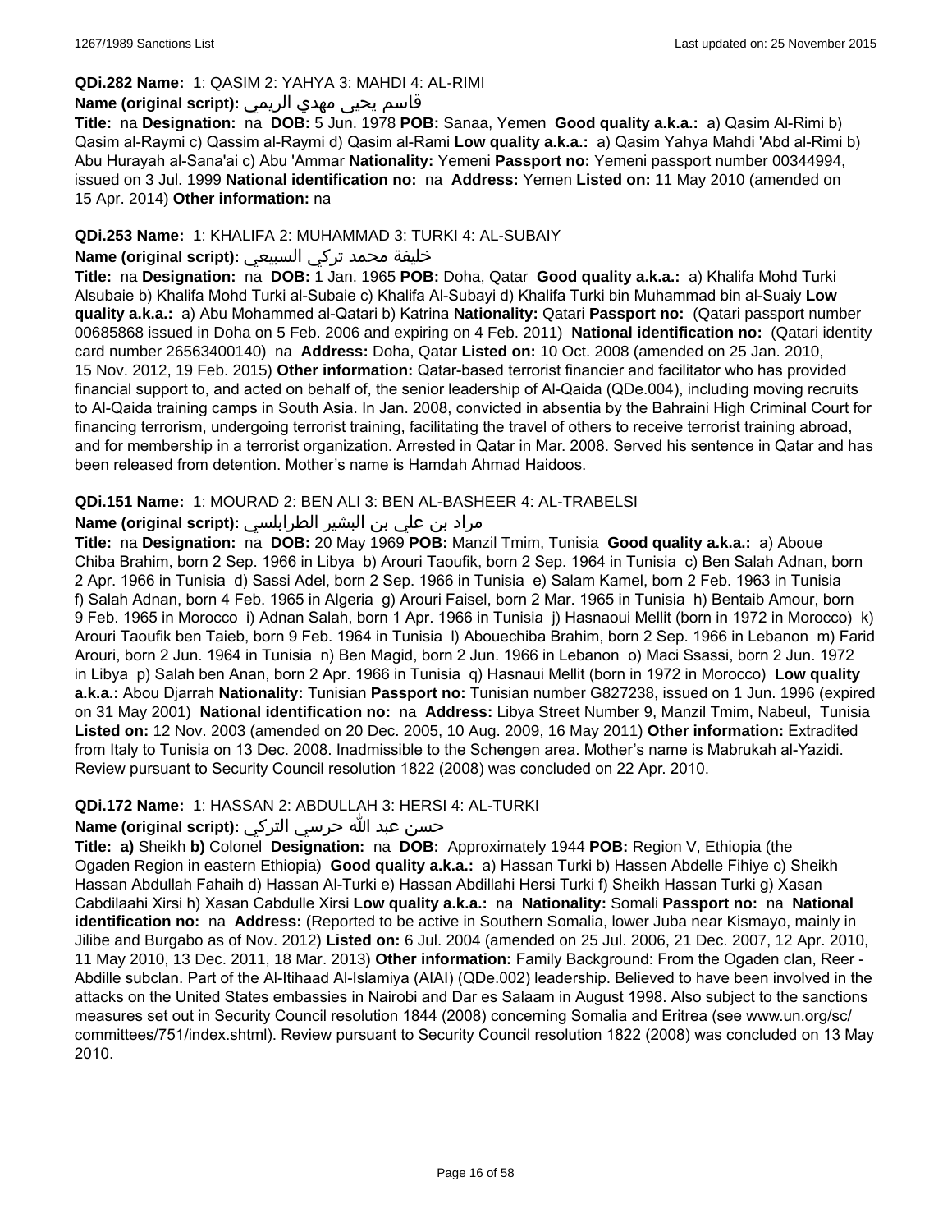**QDi.282 Name:** 1: QASIM 2: YAHYA 3: MAHDI 4: AL-RIMI

**Name (original script):** قاسم يحيى مهدي الريمي

**Title:** na **Designation:** na **DOB:** 5 Jun. 1978 **POB:** Sanaa, Yemen **Good quality a.k.a.:** a) Qasim Al-Rimi b) Qasim al-Raymi c) Qassim al-Raymi d) Qasim al-Rami **Low quality a.k.a.:** a) Qasim Yahya Mahdi 'Abd al-Rimi b) Abu Hurayah al-Sana'ai c) Abu 'Ammar **Nationality:** Yemeni **Passport no:** Yemeni passport number 00344994, issued on 3 Jul. 1999 **National identification no:** na **Address:** Yemen **Listed on:** 11 May 2010 (amended on 15 Apr. 2014) **Other information:** na

**QDi.253 Name:** 1: KHALIFA 2: MUHAMMAD 3: TURKI 4: AL-SUBAIY

**Name (original script):** خليفة محمد تركي السبيعي

**Title:** na **Designation:** na **DOB:** 1 Jan. 1965 **POB:** Doha, Qatar **Good quality a.k.a.:** a) Khalifa Mohd Turki Alsubaie b) Khalifa Mohd Turki al-Subaie c) Khalifa Al-Subayi d) Khalifa Turki bin Muhammad bin al-Suaiy **Low quality a.k.a.:** a) Abu Mohammed al-Qatari b) Katrina **Nationality:** Qatari **Passport no:** (Qatari passport number 00685868 issued in Doha on 5 Feb. 2006 and expiring on 4 Feb. 2011) **National identification no:** (Qatari identity card number 26563400140) na **Address:** Doha, Qatar **Listed on:** 10 Oct. 2008 (amended on 25 Jan. 2010, 15 Nov. 2012, 19 Feb. 2015) **Other information:** Qatar-based terrorist financier and facilitator who has provided financial support to, and acted on behalf of, the senior leadership of Al-Qaida (QDe.004), including moving recruits to Al-Qaida training camps in South Asia. In Jan. 2008, convicted in absentia by the Bahraini High Criminal Court for financing terrorism, undergoing terrorist training, facilitating the travel of others to receive terrorist training abroad, and for membership in a terrorist organization. Arrested in Qatar in Mar. 2008. Served his sentence in Qatar and has been released from detention. Mother's name is Hamdah Ahmad Haidoos.

**QDi.151 Name:** 1: MOURAD 2: BEN ALI 3: BEN AL-BASHEER 4: AL-TRABELSI

**Name (original script):** مراد بن علي بن البشير الطرابلسي

**Title:** na **Designation:** na **DOB:** 20 May 1969 **POB:** Manzil Tmim, Tunisia **Good quality a.k.a.:** a) Aboue Chiba Brahim, born 2 Sep. 1966 in Libya b) Arouri Taoufik, born 2 Sep. 1964 in Tunisia c) Ben Salah Adnan, born 2 Apr. 1966 in Tunisia d) Sassi Adel, born 2 Sep. 1966 in Tunisia e) Salam Kamel, born 2 Feb. 1963 in Tunisia f) Salah Adnan, born 4 Feb. 1965 in Algeria g) Arouri Faisel, born 2 Mar. 1965 in Tunisia h) Bentaib Amour, born 9 Feb. 1965 in Morocco i) Adnan Salah, born 1 Apr. 1966 in Tunisia j) Hasnaoui Mellit (born in 1972 in Morocco) k) Arouri Taoufik ben Taieb, born 9 Feb. 1964 in Tunisia l) Abouechiba Brahim, born 2 Sep. 1966 in Lebanon m) Farid Arouri, born 2 Jun. 1964 in Tunisia n) Ben Magid, born 2 Jun. 1966 in Lebanon o) Maci Ssassi, born 2 Jun. 1972 in Libya p) Salah ben Anan, born 2 Apr. 1966 in Tunisia q) Hasnaui Mellit (born in 1972 in Morocco) **Low quality a.k.a.:** Abou Djarrah **Nationality:** Tunisian **Passport no:** Tunisian number G827238, issued on 1 Jun. 1996 (expired on 31 May 2001) **National identification no:** na **Address:** Libya Street Number 9, Manzil Tmim, Nabeul, Tunisia **Listed on:** 12 Nov. 2003 (amended on 20 Dec. 2005, 10 Aug. 2009, 16 May 2011) **Other information:** Extradited from Italy to Tunisia on 13 Dec. 2008. Inadmissible to the Schengen area. Mother's name is Mabrukah al-Yazidi. Review pursuant to Security Council resolution 1822 (2008) was concluded on 22 Apr. 2010.

**QDi.172 Name:** 1: HASSAN 2: ABDULLAH 3: HERSI 4: AL-TURKI

**Name (original script):** حسن عبد الله حرسي التركي

**Title:** a) Sheikh b) Colonel **Designation:** na **DOB:** Approximately 1944 **POB:** Region V, Ethiopia (the Ogaden Region in eastern Ethiopia) **Good quality a.k.a.:** a) Hassan Turki b) Hassen Abdelle Fihiye c) Sheikh Hassan Abdullah Fahaih d) Hassan Al-Turki e) Hassan Abdillahi Hersi Turki f) Sheikh Hassan Turki g) Xasan Cabdilaahi Xirsi h) Xasan Cabdulle Xirsi **Low quality a.k.a.:** na **Nationality:** Somali **Passport no:** na **National identification no:** na **Address:** (Reported to be active in Southern Somalia, lower Juba near Kismayo, mainly in Jilibe and Burgabo as of Nov. 2012) **Listed on:** 6 Jul. 2004 (amended on 25 Jul. 2006, 21 Dec. 2007, 12 Apr. 2010, 11 May 2010, 13 Dec. 2011, 18 Mar. 2013) **Other information:** Family Background: From the Ogaden clan, Reer - Abdille subclan. Part of the Al-Itihaad Al-Islamiya (AIAI) (QDe.002) leadership. Believed to have been involved in the attacks on the United States embassies in Nairobi and Dar es Salaam in August 1998. Also subject to the sanctions measures set out in Security Council resolution 1844 (2008) concerning Somalia and Eritrea (see www.un.org/sc/committees/751/index.shtml). Review pursuant to Security Council resolution 1822 (2008) was concluded on 13 May 2010.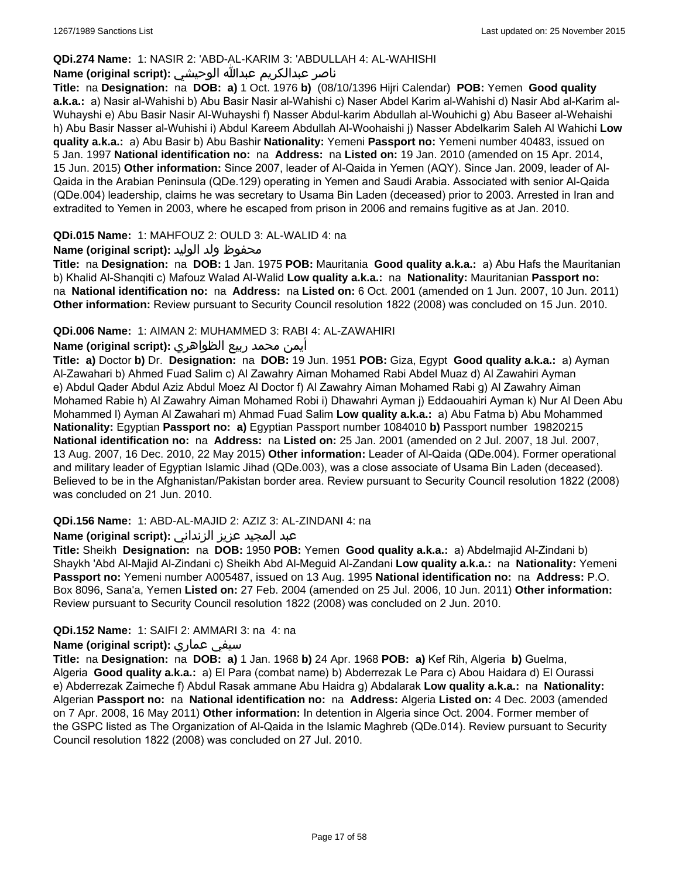**QDi.274 Name:** 1: NASIR 2: 'ABD-AL-KARIM 3: 'ABDULLAH 4: AL-WAHISHI

**Name (original script):** ناصر عبدالكريم عبدالله الوحيشي

**Title:** na **Designation:** na **DOB:** **a)** 1 Oct. 1976 **b)** (08/10/1396 Hijri Calendar) **POB:** Yemen **Good quality a.k.a.:** a) Nasir al-Wahishi b) Abu Basir Nasir al-Wahishi c) Naser Abdel Karim al-Wahishi d) Nasir Abd al-Karim al-Wuhayshi e) Abu Basir Nasir Al-Wuhayshi f) Nasser Abdul-karim Abdullah al-Wouhichi g) Abu Baseer al-Wehaishi h) Abu Basir Nasser al-Wuhishi i) Abdul Kareem Abdullah Al-Woohaishi j) Nasser Abdelkarim Saleh Al Wahichi **Low quality a.k.a.:** a) Abu Basir b) Abu Bashir **Nationality:** Yemeni **Passport no:** Yemeni number 40483, issued on 5 Jan. 1997 **National identification no:** na **Address:** na **Listed on:** 19 Jan. 2010 (amended on 15 Apr. 2014, 15 Jun. 2015) **Other information:** Since 2007, leader of Al-Qaida in Yemen (AQY). Since Jan. 2009, leader of Al-Qaida in the Arabian Peninsula (QDe.129) operating in Yemen and Saudi Arabia. Associated with senior Al-Qaida (QDe.004) leadership, claims he was secretary to Usama Bin Laden (deceased) prior to 2003. Arrested in Iran and extradited to Yemen in 2003, where he escaped from prison in 2006 and remains fugitive as at Jan. 2010.

**QDi.015 Name:** 1: MAHFOUZ 2: OULD 3: AL-WALID 4: na

**Name (original script):** محفوظ ولد الوليد

**Title:** na **Designation:** na **DOB:** 1 Jan. 1975 **POB:** Mauritania **Good quality a.k.a.:** a) Abu Hafs the Mauritanian b) Khalid Al-Shanqiti c) Mafouz Walad Al-Walid **Low quality a.k.a.:** na **Nationality:** Mauritanian **Passport no:** na **National identification no:** na **Address:** na **Listed on:** 6 Oct. 2001 (amended on 1 Jun. 2007, 10 Jun. 2011) **Other information:** Review pursuant to Security Council resolution 1822 (2008) was concluded on 15 Jun. 2010.

**QDi.006 Name:** 1: AIMAN 2: MUHAMMED 3: RABI 4: AL-ZAWAHIRI

**Name (original script):** أيمن محمد ربيع الظواهري

**Title:** **a)** Doctor **b)** Dr. **Designation:** na **DOB:** 19 Jun. 1951 **POB:** Giza, Egypt **Good quality a.k.a.:** a) Ayman Al-Zawahari b) Ahmed Fuad Salim c) Al Zawahry Aiman Mohamed Rabi Abdel Muaz d) Al Zawahiri Ayman e) Abdul Qader Abdul Aziz Abdul Moez Al Doctor f) Al Zawahry Aiman Mohamed Rabi g) Al Zawahry Aiman Mohamed Rabie h) Al Zawahry Aiman Mohamed Robi i) Dhawahri Ayman j) Eddaouahiri Ayman k) Nur Al Deen Abu Mohammed l) Ayman Al Zawahari m) Ahmad Fuad Salim **Low quality a.k.a.:** a) Abu Fatma b) Abu Mohammed **Nationality:** Egyptian **Passport no:** **a)** Egyptian Passport number 1084010 **b)** Passport number 19820215 **National identification no:** na **Address:** na **Listed on:** 25 Jan. 2001 (amended on 2 Jul. 2007, 18 Jul. 2007, 13 Aug. 2007, 16 Dec. 2010, 22 May 2015) **Other information:** Leader of Al-Qaida (QDe.004). Former operational and military leader of Egyptian Islamic Jihad (QDe.003), was a close associate of Usama Bin Laden (deceased). Believed to be in the Afghanistan/Pakistan border area. Review pursuant to Security Council resolution 1822 (2008) was concluded on 21 Jun. 2010.

**QDi.156 Name:** 1: ABD-AL-MAJID 2: AZIZ 3: AL-ZINDANI 4: na

**Name (original script):** عبد المجيد عزيز الزنداني

**Title:** Sheikh **Designation:** na **DOB:** 1950 **POB:** Yemen **Good quality a.k.a.:** a) Abdelmajid Al-Zindani b) Shaykh 'Abd Al-Majid Al-Zindani c) Sheikh Abd Al-Meguid Al-Zandani **Low quality a.k.a.:** na **Nationality:** Yemeni **Passport no:** Yemeni number A005487, issued on 13 Aug. 1995 **National identification no:** na **Address:** P.O. Box 8096, Sana'a, Yemen **Listed on:** 27 Feb. 2004 (amended on 25 Jul. 2006, 10 Jun. 2011) **Other information:** Review pursuant to Security Council resolution 1822 (2008) was concluded on 2 Jun. 2010.

**QDi.152 Name:** 1: SAIFI 2: AMMARI 3: na 4: na

**Name (original script):** سيفي عماري

**Title:** na **Designation:** na **DOB:** **a)** 1 Jan. 1968 **b)** 24 Apr. 1968 **POB:** **a)** Kef Rih, Algeria **b)** Guelma, Algeria **Good quality a.k.a.:** a) El Para (combat name) b) Abderrezak Le Para c) Abou Haidara d) El Ourassi e) Abderrezak Zaimeche f) Abdul Rasak ammane Abu Haidra g) Abdalarak **Low quality a.k.a.:** na **Nationality:** Algerian **Passport no:** na **National identification no:** na **Address:** Algeria **Listed on:** 4 Dec. 2003 (amended on 7 Apr. 2008, 16 May 2011) **Other information:** In detention in Algeria since Oct. 2004. Former member of the GSPC listed as The Organization of Al-Qaida in the Islamic Maghreb (QDe.014). Review pursuant to Security Council resolution 1822 (2008) was concluded on 27 Jul. 2010.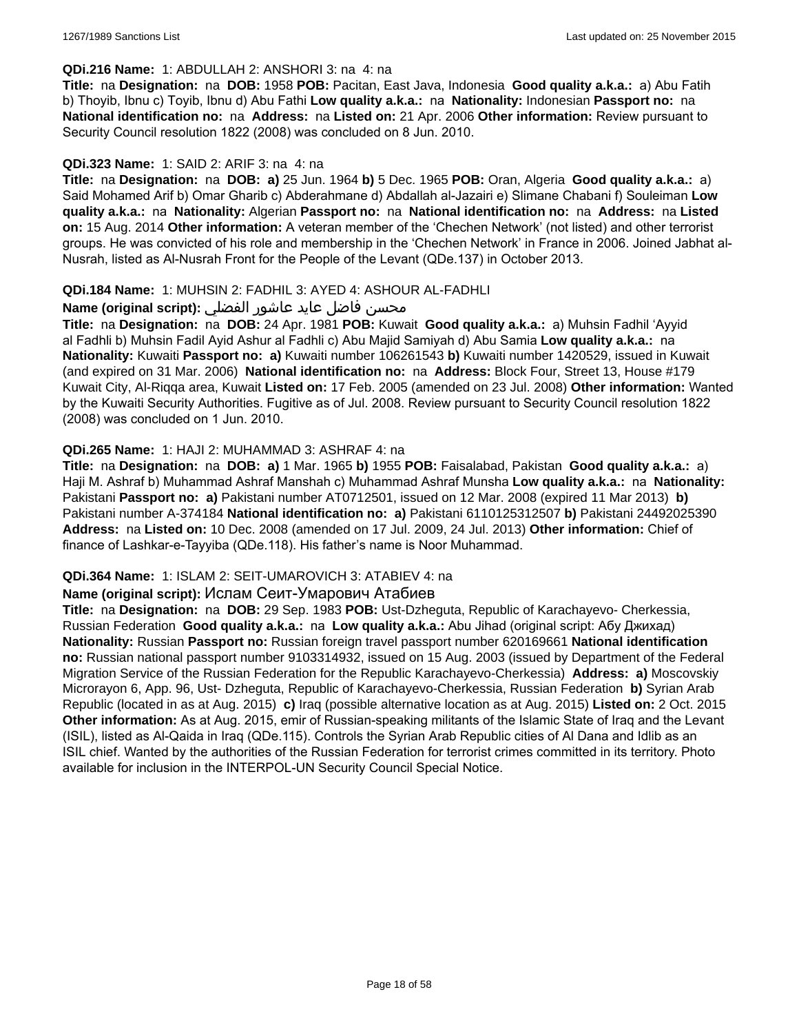**QDi.216 Name:** 1: ABDULLAH 2: ANSHORI 3: na 4: na

**Title:** na **Designation:** na **DOB:** 1958 **POB:** Pacitan, East Java, Indonesia **Good quality a.k.a.:** a) Abu Fatih b) Thoyib, Ibnu c) Toyib, Ibnu d) Abu Fathi **Low quality a.k.a.:** na **Nationality:** Indonesian **Passport no:** na **National identification no:** na **Address:** na **Listed on:** 21 Apr. 2006 **Other information:** Review pursuant to Security Council resolution 1822 (2008) was concluded on 8 Jun. 2010.

**QDi.323 Name:** 1: SAID 2: ARIF 3: na 4: na

**Title:** na **Designation:** na **DOB:** **a)** 25 Jun. 1964 **b)** 5 Dec. 1965 **POB:** Oran, Algeria **Good quality a.k.a.:** a) Said Mohamed Arif b) Omar Gharib c) Abderahmane d) Abdallah al-Jazairi e) Slimane Chabani f) Souleiman **Low quality a.k.a.:** na **Nationality:** Algerian **Passport no:** na **National identification no:** na **Address:** na **Listed on:** 15 Aug. 2014 **Other information:** A veteran member of the 'Chechen Network' (not listed) and other terrorist groups. He was convicted of his role and membership in the 'Chechen Network' in France in 2006. Joined Jabhat al-Nusrah, listed as Al-Nusrah Front for the People of the Levant (QDe.137) in October 2013.

**QDi.184 Name:** 1: MUHSIN 2: FADHIL 3: AYED 4: ASHOUR AL-FADHLI

**Name (original script):** محسن فاضل عايد عاشور الفضلي

**Title:** na **Designation:** na **DOB:** 24 Apr. 1981 **POB:** Kuwait **Good quality a.k.a.:** a) Muhsin Fadhil 'Ayyid al Fadhli b) Muhsin Fadil Ayid Ashur al Fadhli c) Abu Majid Samiyah d) Abu Samia **Low quality a.k.a.:** na **Nationality:** Kuwaiti **Passport no:** **a)** Kuwaiti number 106261543 **b)** Kuwaiti number 1420529, issued in Kuwait (and expired on 31 Mar. 2006) **National identification no:** na **Address:** Block Four, Street 13, House #179 Kuwait City, Al-Riqqa area, Kuwait **Listed on:** 17 Feb. 2005 (amended on 23 Jul. 2008) **Other information:** Wanted by the Kuwaiti Security Authorities. Fugitive as of Jul. 2008. Review pursuant to Security Council resolution 1822 (2008) was concluded on 1 Jun. 2010.

**QDi.265 Name:** 1: HAJI 2: MUHAMMAD 3: ASHRAF 4: na

**Title:** na **Designation:** na **DOB:** **a)** 1 Mar. 1965 **b)** 1955 **POB:** Faisalabad, Pakistan **Good quality a.k.a.:** a) Haji M. Ashraf b) Muhammad Ashraf Manshah c) Muhammad Ashraf Munsha **Low quality a.k.a.:** na **Nationality:** Pakistani **Passport no:** **a)** Pakistani number AT0712501, issued on 12 Mar. 2008 (expired 11 Mar 2013) **b)** Pakistani number A-374184 **National identification no:** **a)** Pakistani 6110125312507 **b)** Pakistani 24492025390 **Address:** na **Listed on:** 10 Dec. 2008 (amended on 17 Jul. 2009, 24 Jul. 2013) **Other information:** Chief of finance of Lashkar-e-Tayyiba (QDe.118). His father's name is Noor Muhammad.

**QDi.364 Name:** 1: ISLAM 2: SEIT-UMAROVICH 3: ATABIEV 4: na

**Name (original script):** Ислам Сеит-Умарович Атабиев

**Title:** na **Designation:** na **DOB:** 29 Sep. 1983 **POB:** Ust-Dzheguta, Republic of Karachayevo- Cherkessia, Russian Federation **Good quality a.k.a.:** na **Low quality a.k.a.:** Abu Jihad (original script: Абу Джихад) **Nationality:** Russian **Passport no:** Russian foreign travel passport number 620169661 **National identification no:** Russian national passport number 9103314932, issued on 15 Aug. 2003 (issued by Department of the Federal Migration Service of the Russian Federation for the Republic Karachayevo-Cherkessia) **Address:** **a)** Moscovskiy Microrayon 6, App. 96, Ust- Dzheguta, Republic of Karachayevo-Cherkessia, Russian Federation **b)** Syrian Arab Republic (located in as at Aug. 2015) **c)** Iraq (possible alternative location as at Aug. 2015) **Listed on:** 2 Oct. 2015 **Other information:** As at Aug. 2015, emir of Russian-speaking militants of the Islamic State of Iraq and the Levant (ISIL), listed as Al-Qaida in Iraq (QDe.115). Controls the Syrian Arab Republic cities of Al Dana and Idlib as an ISIL chief. Wanted by the authorities of the Russian Federation for terrorist crimes committed in its territory. Photo available for inclusion in the INTERPOL-UN Security Council Special Notice.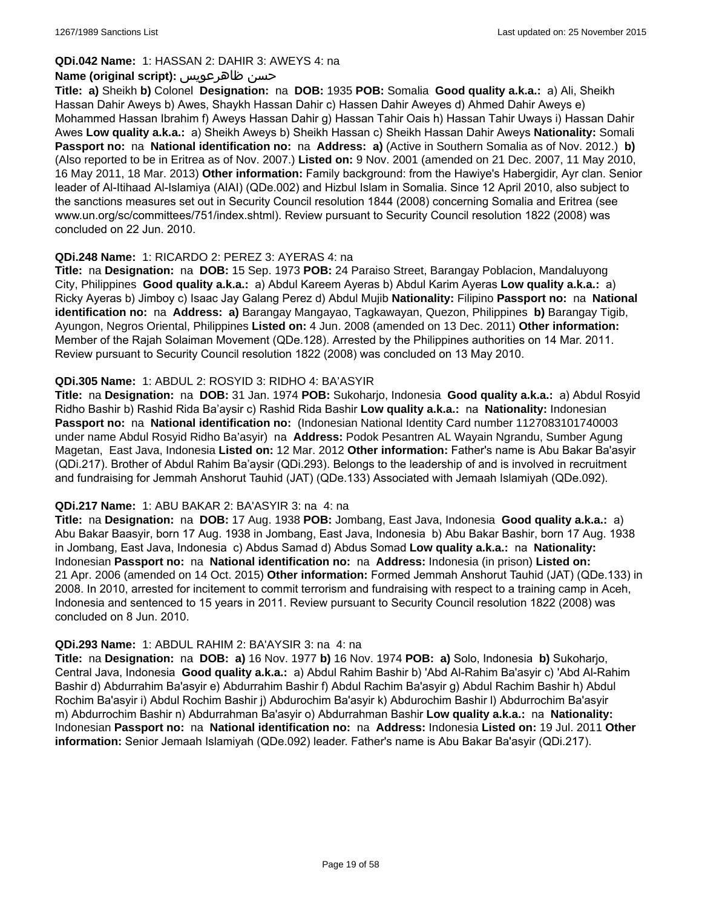**QDi.042 Name:** 1: HASSAN 2: DAHIR 3: AWEYS 4: na

**Name (original script):** حسن ظاهرعويس

**Title:** **a)** Sheikh **b)** Colonel **Designation:** na **DOB:** 1935 **POB:** Somalia **Good quality a.k.a.:** a) Ali, Sheikh Hassan Dahir Aweys b) Awes, Shaykh Hassan Dahir c) Hassen Dahir Aweyes d) Ahmed Dahir Aweys e) Mohammed Hassan Ibrahim f) Aweys Hassan Dahir g) Hassan Tahir Oais h) Hassan Tahir Uways i) Hassan Dahir Awes **Low quality a.k.a.:** a) Sheikh Aweys b) Sheikh Hassan c) Sheikh Hassan Dahir Aweys **Nationality:** Somali **Passport no:** na **National identification no:** na **Address:** **a)** (Active in Southern Somalia as of Nov. 2012.) **b)** (Also reported to be in Eritrea as of Nov. 2007.) **Listed on:** 9 Nov. 2001 (amended on 21 Dec. 2007, 11 May 2010, 16 May 2011, 18 Mar. 2013) **Other information:** Family background: from the Hawiye's Habergidir, Ayr clan. Senior leader of Al-Itihaad Al-Islamiya (AIAI) (QDe.002) and Hizbul Islam in Somalia. Since 12 April 2010, also subject to the sanctions measures set out in Security Council resolution 1844 (2008) concerning Somalia and Eritrea (see www.un.org/sc/committees/751/index.shtml). Review pursuant to Security Council resolution 1822 (2008) was concluded on 22 Jun. 2010.

**QDi.248 Name:** 1: RICARDO 2: PEREZ 3: AYERAS 4: na

**Title:** na **Designation:** na **DOB:** 15 Sep. 1973 **POB:** 24 Paraiso Street, Barangay Poblacion, Mandaluyong City, Philippines **Good quality a.k.a.:** a) Abdul Kareem Ayeras b) Abdul Karim Ayeras **Low quality a.k.a.:** a) Ricky Ayeras b) Jimboy c) Isaac Jay Galang Perez d) Abdul Mujib **Nationality:** Filipino **Passport no:** na **National identification no:** na **Address:** **a)** Barangay Mangayao, Tagkawayan, Quezon, Philippines **b)** Barangay Tigib, Ayungon, Negros Oriental, Philippines **Listed on:** 4 Jun. 2008 (amended on 13 Dec. 2011) **Other information:** Member of the Rajah Solaiman Movement (QDe.128). Arrested by the Philippines authorities on 14 Mar. 2011. Review pursuant to Security Council resolution 1822 (2008) was concluded on 13 May 2010.

**QDi.305 Name:** 1: ABDUL 2: ROSYID 3: RIDHO 4: BA'ASYIR

**Title:** na **Designation:** na **DOB:** 31 Jan. 1974 **POB:** Sukoharjo, Indonesia **Good quality a.k.a.:** a) Abdul Rosyid Ridho Bashir b) Rashid Rida Ba'aysir c) Rashid Rida Bashir **Low quality a.k.a.:** na **Nationality:** Indonesian **Passport no:** na **National identification no:** (Indonesian National Identity Card number 1127083101740003 under name Abdul Rosyid Ridho Ba'asyir) na **Address:** Podok Pesantren AL Wayain Ngrandu, Sumber Agung Magetan, East Java, Indonesia **Listed on:** 12 Mar. 2012 **Other information:** Father's name is Abu Bakar Ba'asyir (QDi.217). Brother of Abdul Rahim Ba'aysir (QDi.293). Belongs to the leadership of and is involved in recruitment and fundraising for Jemmah Anshorut Tauhid (JAT) (QDe.133) Associated with Jemaah Islamiyah (QDe.092).

**QDi.217 Name:** 1: ABU BAKAR 2: BA'ASYIR 3: na 4: na

**Title:** na **Designation:** na **DOB:** 17 Aug. 1938 **POB:** Jombang, East Java, Indonesia **Good quality a.k.a.:** a) Abu Bakar Baasyir, born 17 Aug. 1938 in Jombang, East Java, Indonesia b) Abu Bakar Bashir, born 17 Aug. 1938 in Jombang, East Java, Indonesia c) Abdus Samad d) Abdus Somad **Low quality a.k.a.:** na **Nationality:** Indonesian **Passport no:** na **National identification no:** na **Address:** Indonesia (in prison) **Listed on:** 21 Apr. 2006 (amended on 14 Oct. 2015) **Other information:** Formed Jemmah Anshorut Tauhid (JAT) (QDe.133) in 2008. In 2010, arrested for incitement to commit terrorism and fundraising with respect to a training camp in Aceh, Indonesia and sentenced to 15 years in 2011. Review pursuant to Security Council resolution 1822 (2008) was concluded on 8 Jun. 2010.

**QDi.293 Name:** 1: ABDUL RAHIM 2: BA'AYSIR 3: na 4: na

**Title:** na **Designation:** na **DOB:** **a)** 16 Nov. 1977 **b)** 16 Nov. 1974 **POB:** **a)** Solo, Indonesia **b)** Sukoharjo, Central Java, Indonesia **Good quality a.k.a.:** a) Abdul Rahim Bashir b) 'Abd Al-Rahim Ba'asyir c) 'Abd Al-Rahim Bashir d) Abdurrahim Ba'asyir e) Abdurrahim Bashir f) Abdul Rachim Ba'asyir g) Abdul Rachim Bashir h) Abdul Rochim Ba'asyir i) Abdul Rochim Bashir j) Abdurochim Ba'asyir k) Abdurochim Bashir l) Abdurrochim Ba'asyir m) Abdurrochim Bashir n) Abdurrahman Ba'asyir o) Abdurrahman Bashir **Low quality a.k.a.:** na **Nationality:** Indonesian **Passport no:** na **National identification no:** na **Address:** Indonesia **Listed on:** 19 Jul. 2011 **Other information:** Senior Jemaah Islamiyah (QDe.092) leader. Father's name is Abu Bakar Ba'asyir (QDi.217).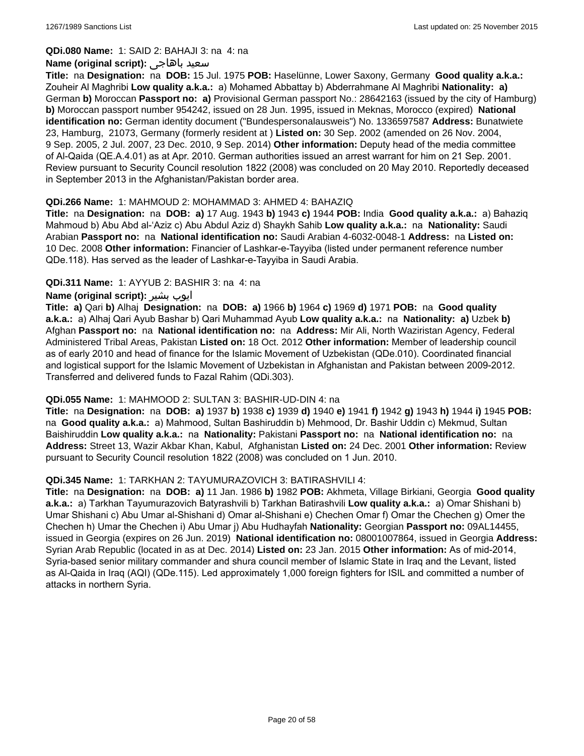**QDi.080 Name:** 1: SAID 2: BAHAJI 3: na 4: na

**Name (original script):** سعيد باهاجى

**Title:** na **Designation:** na **DOB:** 15 Jul. 1975 **POB:** Haselünne, Lower Saxony, Germany **Good quality a.k.a.:** Zouheir Al Maghribi **Low quality a.k.a.:** a) Mohamed Abbattay b) Abderrahmane Al Maghribi **Nationality:** **a)** German **b)** Moroccan **Passport no:** **a)** Provisional German passport No.: 28642163 (issued by the city of Hamburg) **b)** Moroccan passport number 954242, issued on 28 Jun. 1995, issued in Meknas, Morocco (expired) **National identification no:** German identity document ("Bundespersonalausweis") No. 1336597587 **Address:** Bunatwiete 23, Hamburg, 21073, Germany (formerly resident at ) **Listed on:** 30 Sep. 2002 (amended on 26 Nov. 2004, 9 Sep. 2005, 2 Jul. 2007, 23 Dec. 2010, 9 Sep. 2014) **Other information:** Deputy head of the media committee of Al-Qaida (QE.A.4.01) as at Apr. 2010. German authorities issued an arrest warrant for him on 21 Sep. 2001. Review pursuant to Security Council resolution 1822 (2008) was concluded on 20 May 2010. Reportedly deceased in September 2013 in the Afghanistan/Pakistan border area.

**QDi.266 Name:** 1: MAHMOUD 2: MOHAMMAD 3: AHMED 4: BAHAZIQ

**Title:** na **Designation:** na **DOB:** **a)** 17 Aug. 1943 **b)** 1943 **c)** 1944 **POB:** India **Good quality a.k.a.:** a) Bahaziq Mahmoud b) Abu Abd al-'Aziz c) Abu Abdul Aziz d) Shaykh Sahib **Low quality a.k.a.:** na **Nationality:** Saudi Arabian **Passport no:** na **National identification no:** Saudi Arabian 4-6032-0048-1 **Address:** na **Listed on:** 10 Dec. 2008 **Other information:** Financier of Lashkar-e-Tayyiba (listed under permanent reference number QDe.118). Has served as the leader of Lashkar-e-Tayyiba in Saudi Arabia.

**QDi.311 Name:** 1: AYYUB 2: BASHIR 3: na 4: na

**Name (original script):** ايوب بشير

**Title:** **a)** Qari **b)** Alhaj **Designation:** na **DOB:** **a)** 1966 **b)** 1964 **c)** 1969 **d)** 1971 **POB:** na **Good quality a.k.a.:** a) Alhaj Qari Ayub Bashar b) Qari Muhammad Ayub **Low quality a.k.a.:** na **Nationality:** **a)** Uzbek **b)** Afghan **Passport no:** na **National identification no:** na **Address:** Mir Ali, North Waziristan Agency, Federal Administered Tribal Areas, Pakistan **Listed on:** 18 Oct. 2012 **Other information:** Member of leadership council as of early 2010 and head of finance for the Islamic Movement of Uzbekistan (QDe.010). Coordinated financial and logistical support for the Islamic Movement of Uzbekistan in Afghanistan and Pakistan between 2009-2012. Transferred and delivered funds to Fazal Rahim (QDi.303).

**QDi.055 Name:** 1: MAHMOOD 2: SULTAN 3: BASHIR-UD-DIN 4: na

**Title:** na **Designation:** na **DOB:** **a)** 1937 **b)** 1938 **c)** 1939 **d)** 1940 **e)** 1941 **f)** 1942 **g)** 1943 **h)** 1944 **i)** 1945 **POB:** na **Good quality a.k.a.:** a) Mahmood, Sultan Bashiruddin b) Mehmood, Dr. Bashir Uddin c) Mekmud, Sultan Baishiruddin **Low quality a.k.a.:** na **Nationality:** Pakistani **Passport no:** na **National identification no:** na **Address:** Street 13, Wazir Akbar Khan, Kabul, Afghanistan **Listed on:** 24 Dec. 2001 **Other information:** Review pursuant to Security Council resolution 1822 (2008) was concluded on 1 Jun. 2010.

**QDi.345 Name:** 1: TARKHAN 2: TAYUMURAZOVICH 3: BATIRASHVILI 4:

**Title:** na **Designation:** na **DOB:** **a)** 11 Jan. 1986 **b)** 1982 **POB:** Akhmeta, Village Birkiani, Georgia **Good quality a.k.a.:** a) Tarkhan Tayumurazovich Batyrashvili b) Tarkhan Batirashvili **Low quality a.k.a.:** a) Omar Shishani b) Umar Shishani c) Abu Umar al-Shishani d) Omar al-Shishani e) Chechen Omar f) Omar the Chechen g) Omer the Chechen h) Umar the Chechen i) Abu Umar j) Abu Hudhayfah **Nationality:** Georgian **Passport no:** 09AL14455, issued in Georgia (expires on 26 Jun. 2019) **National identification no:** 08001007864, issued in Georgia **Address:** Syrian Arab Republic (located in as at Dec. 2014) **Listed on:** 23 Jan. 2015 **Other information:** As of mid-2014, Syria-based senior military commander and shura council member of Islamic State in Iraq and the Levant, listed as Al-Qaida in Iraq (AQI) (QDe.115). Led approximately 1,000 foreign fighters for ISIL and committed a number of attacks in northern Syria.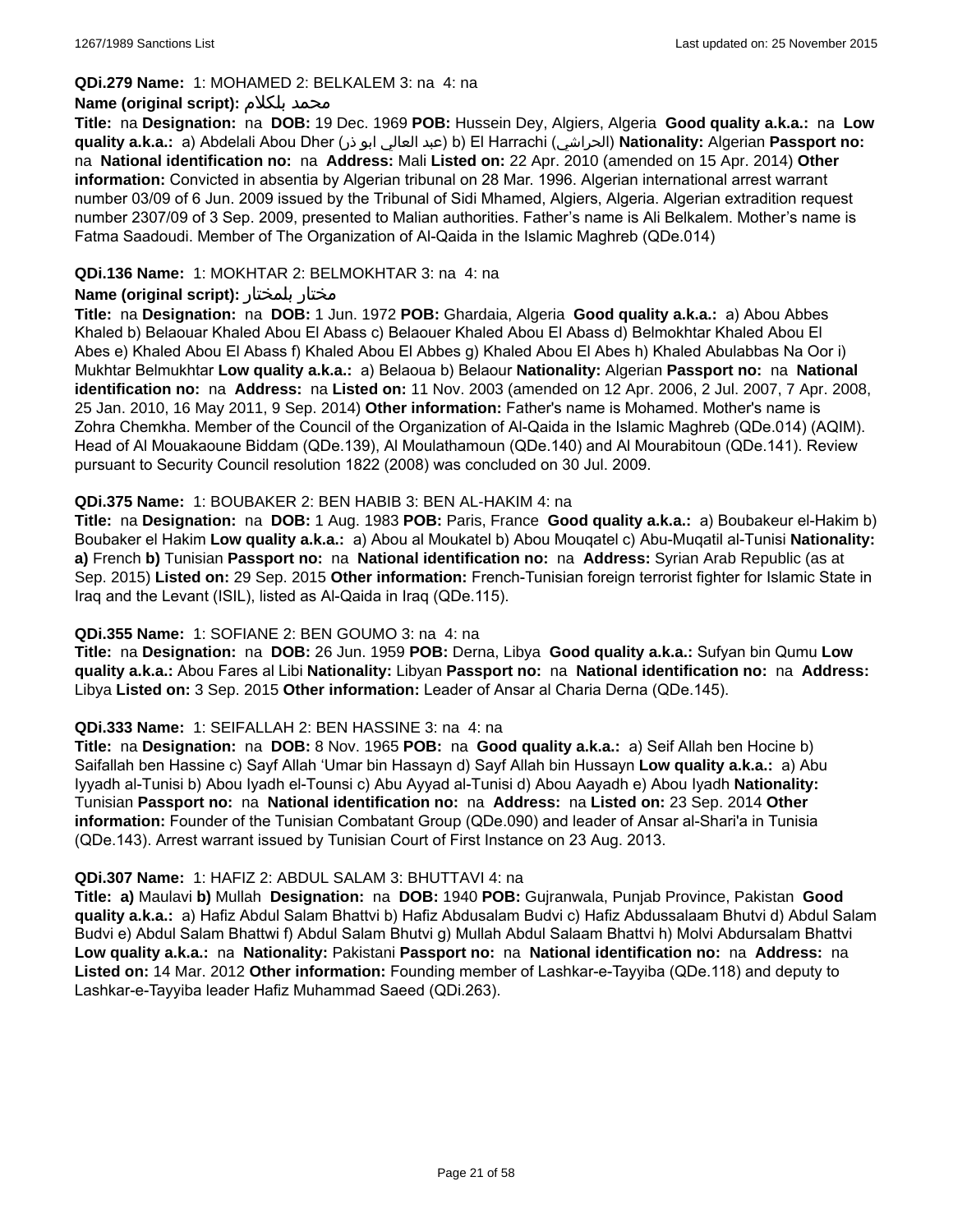**QDi.279 Name:** 1: MOHAMED 2: BELKALEM 3: na 4: na

**Name (original script):** محمد بلكلام

**Title:** na **Designation:** na **DOB:** 19 Dec. 1969 **POB:** Hussein Dey, Algiers, Algeria **Good quality a.k.a.:** na **Low quality a.k.a.:** a) Abdelali Abou Dher (عبد العالي ابو ذر) b) El Harrachi (الحراشي) **Nationality:** Algerian **Passport no:** na **National identification no:** na **Address:** Mali **Listed on:** 22 Apr. 2010 (amended on 15 Apr. 2014) **Other information:** Convicted in absentia by Algerian tribunal on 28 Mar. 1996. Algerian international arrest warrant number 03/09 of 6 Jun. 2009 issued by the Tribunal of Sidi Mhamed, Algiers, Algeria. Algerian extradition request number 2307/09 of 3 Sep. 2009, presented to Malian authorities. Father's name is Ali Belkalem. Mother's name is Fatma Saadoudi. Member of The Organization of Al-Qaida in the Islamic Maghreb (QDe.014)

**QDi.136 Name:** 1: MOKHTAR 2: BELMOKHTAR 3: na 4: na

**Name (original script):** مختار بلمختار

**Title:** na **Designation:** na **DOB:** 1 Jun. 1972 **POB:** Ghardaia, Algeria **Good quality a.k.a.:** a) Abou Abbes Khaled b) Belaouar Khaled Abou El Abass c) Belaouer Khaled Abou El Abass d) Belmokhtar Khaled Abou El Abes e) Khaled Abou El Abass f) Khaled Abou El Abbes g) Khaled Abou El Abes h) Khaled Abulabbas Na Oor i) Mukhtar Belmukhtar **Low quality a.k.a.:** a) Belaoua b) Belaour **Nationality:** Algerian **Passport no:** na **National identification no:** na **Address:** na **Listed on:** 11 Nov. 2003 (amended on 12 Apr. 2006, 2 Jul. 2007, 7 Apr. 2008, 25 Jan. 2010, 16 May 2011, 9 Sep. 2014) **Other information:** Father's name is Mohamed. Mother's name is Zohra Chemkha. Member of the Council of the Organization of Al-Qaida in the Islamic Maghreb (QDe.014) (AQIM). Head of Al Mouakaoune Biddam (QDe.139), Al Moulathamoun (QDe.140) and Al Mourabitoun (QDe.141). Review pursuant to Security Council resolution 1822 (2008) was concluded on 30 Jul. 2009.

**QDi.375 Name:** 1: BOUBAKER 2: BEN HABIB 3: BEN AL-HAKIM 4: na

**Title:** na **Designation:** na **DOB:** 1 Aug. 1983 **POB:** Paris, France **Good quality a.k.a.:** a) Boubakeur el-Hakim b) Boubaker el Hakim **Low quality a.k.a.:** a) Abou al Moukatel b) Abou Mouqatel c) Abu-Muqatil al-Tunisi **Nationality:** **a)** French **b)** Tunisian **Passport no:** na **National identification no:** na **Address:** Syrian Arab Republic (as at Sep. 2015) **Listed on:** 29 Sep. 2015 **Other information:** French-Tunisian foreign terrorist fighter for Islamic State in Iraq and the Levant (ISIL), listed as Al-Qaida in Iraq (QDe.115).

**QDi.355 Name:** 1: SOFIANE 2: BEN GOUMO 3: na 4: na

**Title:** na **Designation:** na **DOB:** 26 Jun. 1959 **POB:** Derna, Libya **Good quality a.k.a.:** Sufyan bin Qumu **Low quality a.k.a.:** Abou Fares al Libi **Nationality:** Libyan **Passport no:** na **National identification no:** na **Address:** Libya **Listed on:** 3 Sep. 2015 **Other information:** Leader of Ansar al Charia Derna (QDe.145).

**QDi.333 Name:** 1: SEIFALLAH 2: BEN HASSINE 3: na 4: na

**Title:** na **Designation:** na **DOB:** 8 Nov. 1965 **POB:** na **Good quality a.k.a.:** a) Seif Allah ben Hocine b) Saifallah ben Hassine c) Sayf Allah 'Umar bin Hassayn d) Sayf Allah bin Hussayn **Low quality a.k.a.:** a) Abu Iyyadh al-Tunisi b) Abou Iyadh el-Tounsi c) Abu Ayyad al-Tunisi d) Abou Aayadh e) Abou Iyadh **Nationality:** Tunisian **Passport no:** na **National identification no:** na **Address:** na **Listed on:** 23 Sep. 2014 **Other information:** Founder of the Tunisian Combatant Group (QDe.090) and leader of Ansar al-Shari'a in Tunisia (QDe.143). Arrest warrant issued by Tunisian Court of First Instance on 23 Aug. 2013.

**QDi.307 Name:** 1: HAFIZ 2: ABDUL SALAM 3: BHUTTAVI 4: na

**Title:** **a)** Maulavi **b)** Mullah **Designation:** na **DOB:** 1940 **POB:** Gujranwala, Punjab Province, Pakistan **Good quality a.k.a.:** a) Hafiz Abdul Salam Bhattvi b) Hafiz Abdusalam Budvi c) Hafiz Abdussalaam Bhutvi d) Abdul Salam Budvi e) Abdul Salam Bhattwi f) Abdul Salam Bhutvi g) Mullah Abdul Salaam Bhattvi h) Molvi Abdursalam Bhattvi **Low quality a.k.a.:** na **Nationality:** Pakistani **Passport no:** na **National identification no:** na **Address:** na **Listed on:** 14 Mar. 2012 **Other information:** Founding member of Lashkar-e-Tayyiba (QDe.118) and deputy to Lashkar-e-Tayyiba leader Hafiz Muhammad Saeed (QDi.263).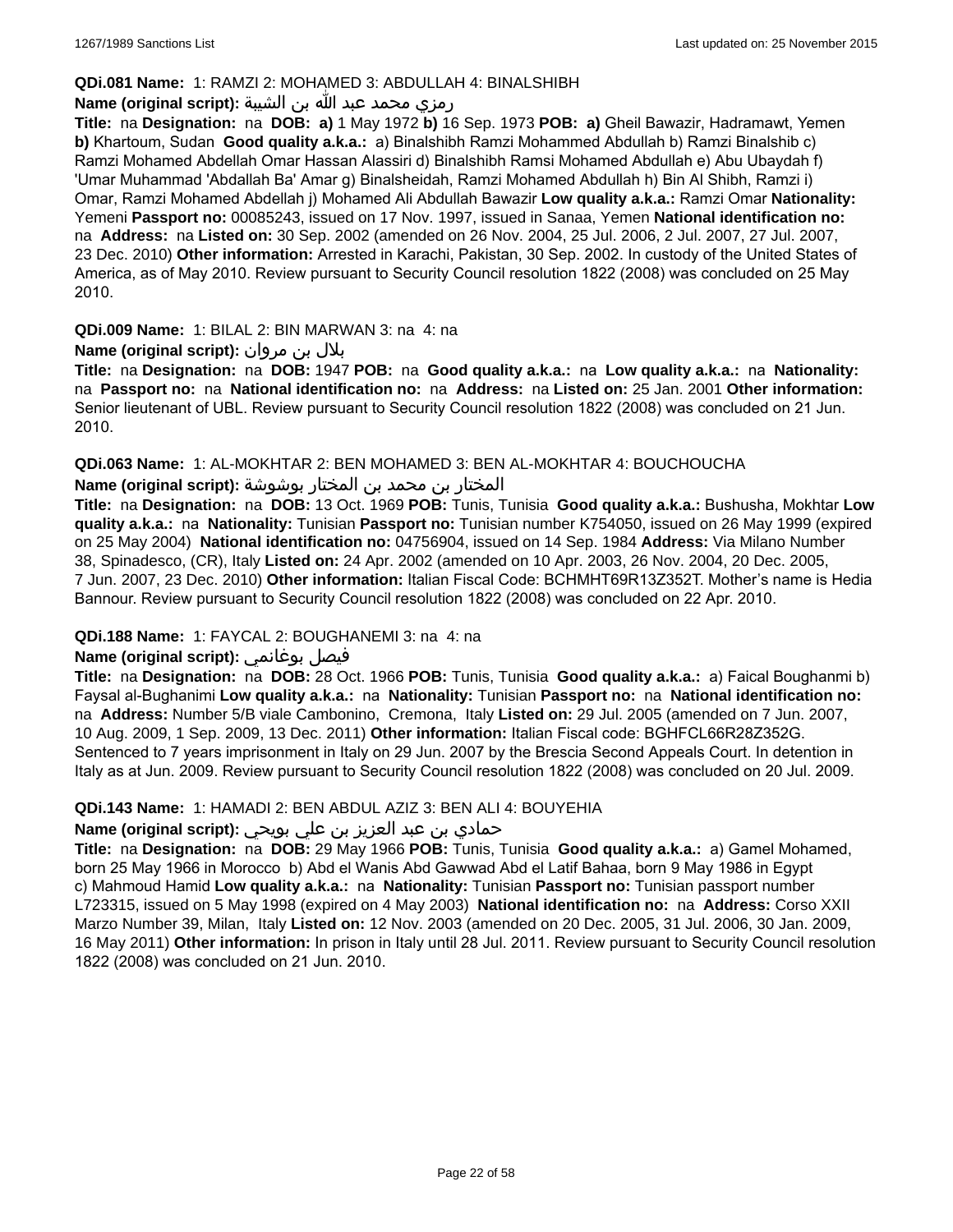**QDi.081 Name:** 1: RAMZI 2: MOHAMED 3: ABDULLAH 4: BINALSHIBH

**Name (original script):** رمزي محمد عبد الله بن الشيبة

**Title:** na **Designation:** na **DOB:** **a)** 1 May 1972 **b)** 16 Sep. 1973 **POB:** **a)** Gheil Bawazir, Hadramawt, Yemen **b)** Khartoum, Sudan **Good quality a.k.a.:** a) Binalshibh Ramzi Mohammed Abdullah b) Ramzi Binalshib c) Ramzi Mohamed Abdellah Omar Hassan Alassiri d) Binalshibh Ramsi Mohamed Abdullah e) Abu Ubaydah f) 'Umar Muhammad 'Abdallah Ba' Amar g) Binalsheidah, Ramzi Mohamed Abdullah h) Bin Al Shibh, Ramzi i) Omar, Ramzi Mohamed Abdellah j) Mohamed Ali Abdullah Bawazir **Low quality a.k.a.:** Ramzi Omar **Nationality:** Yemeni **Passport no:** 00085243, issued on 17 Nov. 1997, issued in Sanaa, Yemen **National identification no:** na **Address:** na **Listed on:** 30 Sep. 2002 (amended on 26 Nov. 2004, 25 Jul. 2006, 2 Jul. 2007, 27 Jul. 2007, 23 Dec. 2010) **Other information:** Arrested in Karachi, Pakistan, 30 Sep. 2002. In custody of the United States of America, as of May 2010. Review pursuant to Security Council resolution 1822 (2008) was concluded on 25 May 2010.

**QDi.009 Name:** 1: BILAL 2: BIN MARWAN 3: na 4: na

**Name (original script):** بلال بن مروان

**Title:** na **Designation:** na **DOB:** 1947 **POB:** na **Good quality a.k.a.:** na **Low quality a.k.a.:** na **Nationality:** na **Passport no:** na **National identification no:** na **Address:** na **Listed on:** 25 Jan. 2001 **Other information:** Senior lieutenant of UBL. Review pursuant to Security Council resolution 1822 (2008) was concluded on 21 Jun. 2010.

**QDi.063 Name:** 1: AL-MOKHTAR 2: BEN MOHAMED 3: BEN AL-MOKHTAR 4: BOUCHOUCHA

**Name (original script):** المختار بن محمد بن المختار بوشوشة

**Title:** na **Designation:** na **DOB:** 13 Oct. 1969 **POB:** Tunis, Tunisia **Good quality a.k.a.:** Bushusha, Mokhtar **Low quality a.k.a.:** na **Nationality:** Tunisian **Passport no:** Tunisian number K754050, issued on 26 May 1999 (expired on 25 May 2004) **National identification no:** 04756904, issued on 14 Sep. 1984 **Address:** Via Milano Number 38, Spinadesco, (CR), Italy **Listed on:** 24 Apr. 2002 (amended on 10 Apr. 2003, 26 Nov. 2004, 20 Dec. 2005, 7 Jun. 2007, 23 Dec. 2010) **Other information:** Italian Fiscal Code: BCHMHT69R13Z352T. Mother's name is Hedia Bannour. Review pursuant to Security Council resolution 1822 (2008) was concluded on 22 Apr. 2010.

**QDi.188 Name:** 1: FAYCAL 2: BOUGHANEMI 3: na 4: na

**Name (original script):** فيصل بوغانمي

**Title:** na **Designation:** na **DOB:** 28 Oct. 1966 **POB:** Tunis, Tunisia **Good quality a.k.a.:** a) Faical Boughanmi b) Faysal al-Bughanimi **Low quality a.k.a.:** na **Nationality:** Tunisian **Passport no:** na **National identification no:** na **Address:** Number 5/B viale Cambonino, Cremona, Italy **Listed on:** 29 Jul. 2005 (amended on 7 Jun. 2007, 10 Aug. 2009, 1 Sep. 2009, 13 Dec. 2011) **Other information:** Italian Fiscal code: BGHFCL66R28Z352G. Sentenced to 7 years imprisonment in Italy on 29 Jun. 2007 by the Brescia Second Appeals Court. In detention in Italy as at Jun. 2009. Review pursuant to Security Council resolution 1822 (2008) was concluded on 20 Jul. 2009.

**QDi.143 Name:** 1: HAMADI 2: BEN ABDUL AZIZ 3: BEN ALI 4: BOUYEHIA

**Name (original script):** حمادي بن عبد العزيز بن علي بويحي

**Title:** na **Designation:** na **DOB:** 29 May 1966 **POB:** Tunis, Tunisia **Good quality a.k.a.:** a) Gamel Mohamed, born 25 May 1966 in Morocco b) Abd el Wanis Abd Gawwad Abd el Latif Bahaa, born 9 May 1986 in Egypt c) Mahmoud Hamid **Low quality a.k.a.:** na **Nationality:** Tunisian **Passport no:** Tunisian passport number L723315, issued on 5 May 1998 (expired on 4 May 2003) **National identification no:** na **Address:** Corso XXII Marzo Number 39, Milan, Italy **Listed on:** 12 Nov. 2003 (amended on 20 Dec. 2005, 31 Jul. 2006, 30 Jan. 2009, 16 May 2011) **Other information:** In prison in Italy until 28 Jul. 2011. Review pursuant to Security Council resolution 1822 (2008) was concluded on 21 Jun. 2010.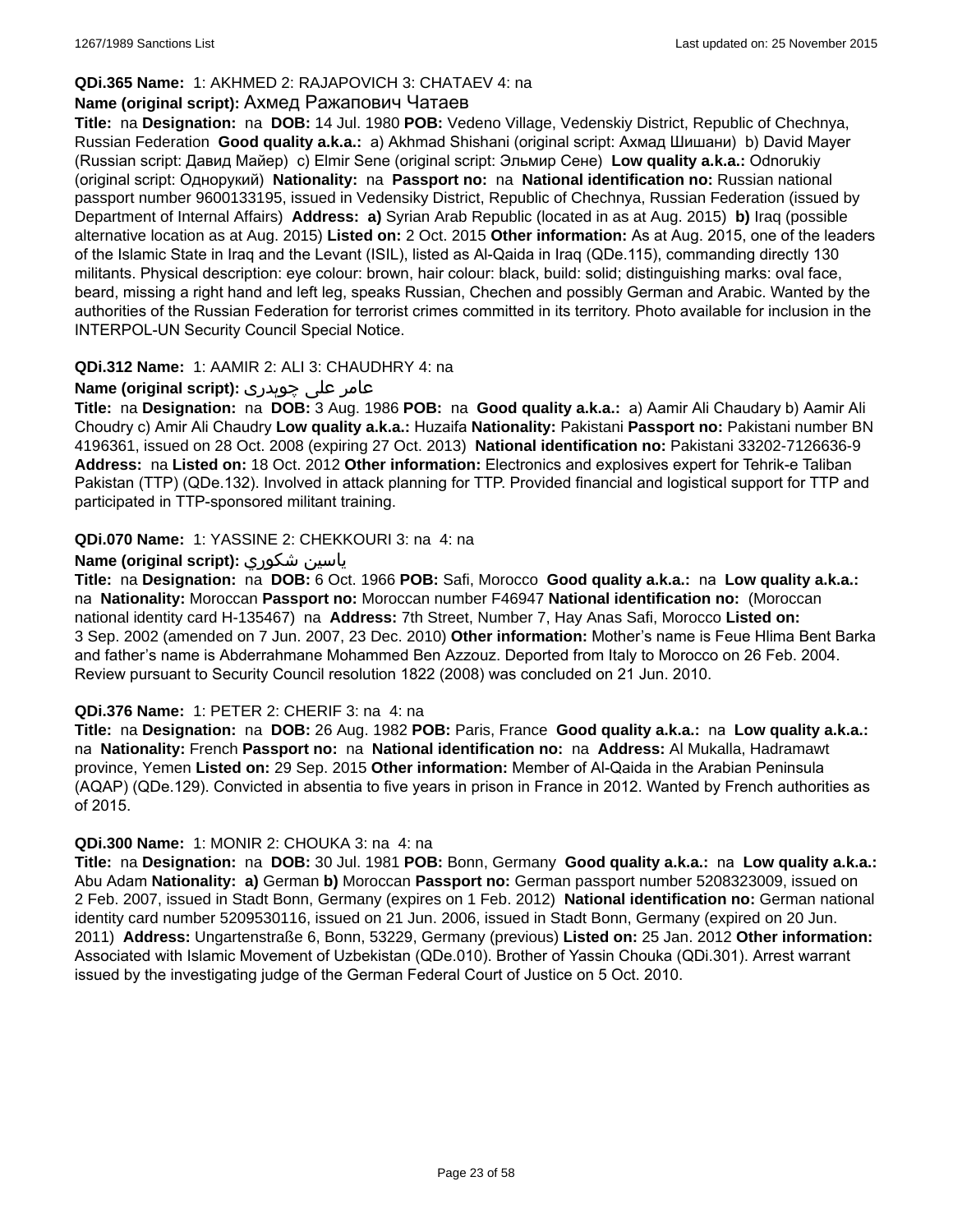**QDi.365 Name:** 1: AKHMED 2: RAJAPOVICH 3: CHATAEV 4: na

**Name (original script):** Ахмед Ражапович Чатаев

**Title:** na **Designation:** na **DOB:** 14 Jul. 1980 **POB:** Vedeno Village, Vedenskiy District, Republic of Chechnya, Russian Federation **Good quality a.k.a.:** a) Akhmad Shishani (original script: Ахмад Шишани) b) David Mayer (Russian script: Давид Майер) c) Elmir Sene (original script: Эльмир Сене) **Low quality a.k.a.:** Odnorukiy (original script: Однорукий) **Nationality:** na **Passport no:** na **National identification no:** Russian national passport number 9600133195, issued in Vedensiky District, Republic of Chechnya, Russian Federation (issued by Department of Internal Affairs) **Address:** **a)** Syrian Arab Republic (located in as at Aug. 2015) **b)** Iraq (possible alternative location as at Aug. 2015) **Listed on:** 2 Oct. 2015 **Other information:** As at Aug. 2015, one of the leaders of the Islamic State in Iraq and the Levant (ISIL), listed as Al-Qaida in Iraq (QDe.115), commanding directly 130 militants. Physical description: eye colour: brown, hair colour: black, build: solid; distinguishing marks: oval face, beard, missing a right hand and left leg, speaks Russian, Chechen and possibly German and Arabic. Wanted by the authorities of the Russian Federation for terrorist crimes committed in its territory. Photo available for inclusion in the INTERPOL-UN Security Council Special Notice.

**QDi.312 Name:** 1: AAMIR 2: ALI 3: CHAUDHRY 4: na

**Name (original script):** عامر علی چوہدری

**Title:** na **Designation:** na **DOB:** 3 Aug. 1986 **POB:** na **Good quality a.k.a.:** a) Aamir Ali Chaudary b) Aamir Ali Choudry c) Amir Ali Chaudry **Low quality a.k.a.:** Huzaifa **Nationality:** Pakistani **Passport no:** Pakistani number BN 4196361, issued on 28 Oct. 2008 (expiring 27 Oct. 2013) **National identification no:** Pakistani 33202-7126636-9 **Address:** na **Listed on:** 18 Oct. 2012 **Other information:** Electronics and explosives expert for Tehrik-e Taliban Pakistan (TTP) (QDe.132). Involved in attack planning for TTP. Provided financial and logistical support for TTP and participated in TTP-sponsored militant training.

**QDi.070 Name:** 1: YASSINE 2: CHEKKOURI 3: na 4: na

**Name (original script):** ياسين شكوري

**Title:** na **Designation:** na **DOB:** 6 Oct. 1966 **POB:** Safi, Morocco **Good quality a.k.a.:** na **Low quality a.k.a.:** na **Nationality:** Moroccan **Passport no:** Moroccan number F46947 **National identification no:** (Moroccan national identity card H-135467) na **Address:** 7th Street, Number 7, Hay Anas Safi, Morocco **Listed on:** 3 Sep. 2002 (amended on 7 Jun. 2007, 23 Dec. 2010) **Other information:** Mother's name is Feue Hlima Bent Barka and father's name is Abderrahmane Mohammed Ben Azzouz. Deported from Italy to Morocco on 26 Feb. 2004. Review pursuant to Security Council resolution 1822 (2008) was concluded on 21 Jun. 2010.

**QDi.376 Name:** 1: PETER 2: CHERIF 3: na 4: na

**Title:** na **Designation:** na **DOB:** 26 Aug. 1982 **POB:** Paris, France **Good quality a.k.a.:** na **Low quality a.k.a.:** na **Nationality:** French **Passport no:** na **National identification no:** na **Address:** Al Mukalla, Hadramawt province, Yemen **Listed on:** 29 Sep. 2015 **Other information:** Member of Al-Qaida in the Arabian Peninsula (AQAP) (QDe.129). Convicted in absentia to five years in prison in France in 2012. Wanted by French authorities as of 2015.

**QDi.300 Name:** 1: MONIR 2: CHOUKA 3: na 4: na

**Title:** na **Designation:** na **DOB:** 30 Jul. 1981 **POB:** Bonn, Germany **Good quality a.k.a.:** na **Low quality a.k.a.:** Abu Adam **Nationality:** **a)** German **b)** Moroccan **Passport no:** German passport number 5208323009, issued on 2 Feb. 2007, issued in Stadt Bonn, Germany (expires on 1 Feb. 2012) **National identification no:** German national identity card number 5209530116, issued on 21 Jun. 2006, issued in Stadt Bonn, Germany (expired on 20 Jun. 2011) **Address:** Ungartenstraße 6, Bonn, 53229, Germany (previous) **Listed on:** 25 Jan. 2012 **Other information:** Associated with Islamic Movement of Uzbekistan (QDe.010). Brother of Yassin Chouka (QDi.301). Arrest warrant issued by the investigating judge of the German Federal Court of Justice on 5 Oct. 2010.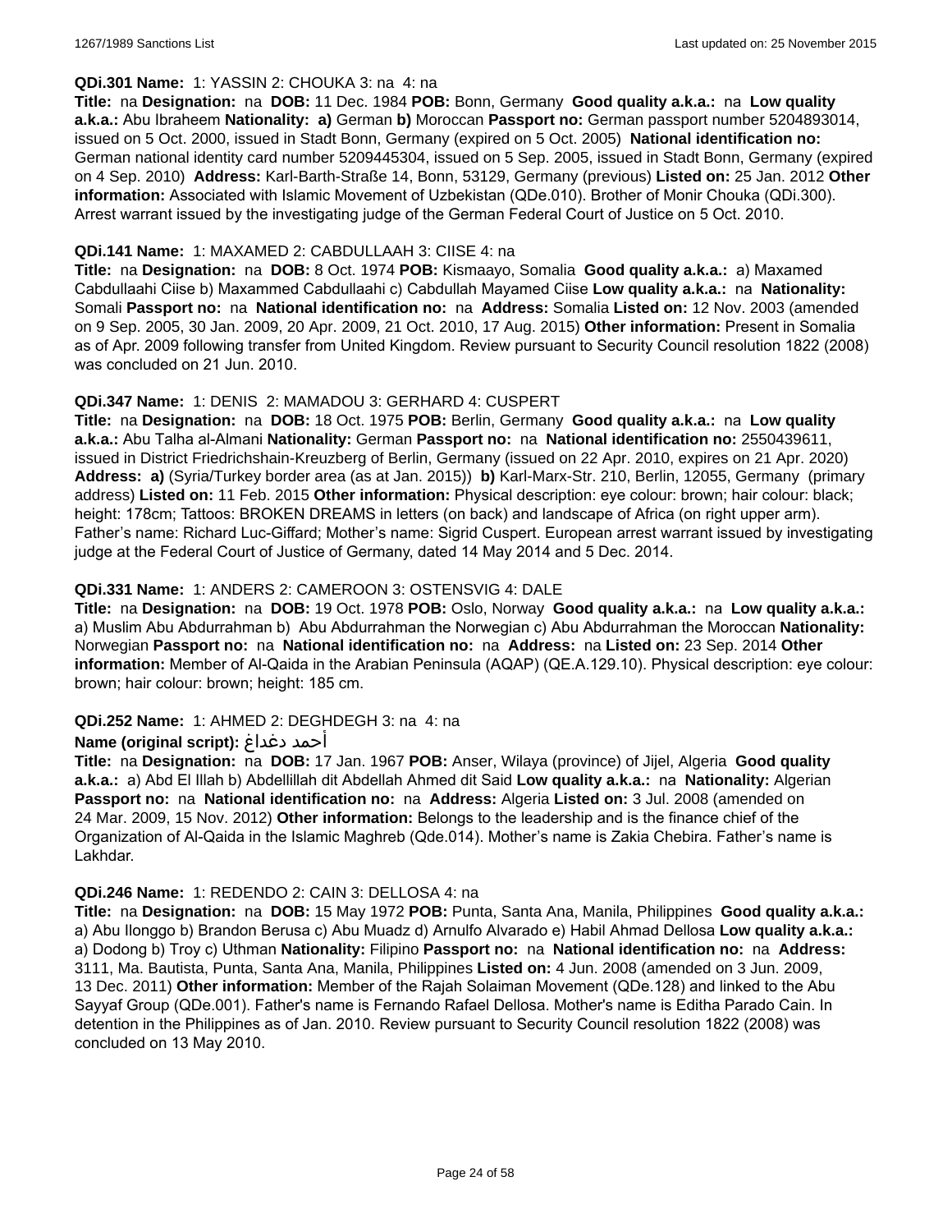**QDi.301 Name:** 1: YASSIN 2: CHOUKA 3: na 4: na

**Title:** na **Designation:** na **DOB:** 11 Dec. 1984 **POB:** Bonn, Germany **Good quality a.k.a.:** na **Low quality a.k.a.:** Abu Ibraheem **Nationality:** **a)** German **b)** Moroccan **Passport no:** German passport number 5204893014, issued on 5 Oct. 2000, issued in Stadt Bonn, Germany (expired on 5 Oct. 2005) **National identification no:** German national identity card number 5209445304, issued on 5 Sep. 2005, issued in Stadt Bonn, Germany (expired on 4 Sep. 2010) **Address:** Karl-Barth-Straße 14, Bonn, 53129, Germany (previous) **Listed on:** 25 Jan. 2012 **Other information:** Associated with Islamic Movement of Uzbekistan (QDe.010). Brother of Monir Chouka (QDi.300). Arrest warrant issued by the investigating judge of the German Federal Court of Justice on 5 Oct. 2010.

**QDi.141 Name:** 1: MAXAMED 2: CABDULLAAH 3: CIISE 4: na

**Title:** na **Designation:** na **DOB:** 8 Oct. 1974 **POB:** Kismaayo, Somalia **Good quality a.k.a.:** a) Maxamed Cabdullaahi Ciise b) Maxammed Cabdullaahi c) Cabdullah Mayamed Ciise **Low quality a.k.a.:** na **Nationality:** Somali **Passport no:** na **National identification no:** na **Address:** Somalia **Listed on:** 12 Nov. 2003 (amended on 9 Sep. 2005, 30 Jan. 2009, 20 Apr. 2009, 21 Oct. 2010, 17 Aug. 2015) **Other information:** Present in Somalia as of Apr. 2009 following transfer from United Kingdom. Review pursuant to Security Council resolution 1822 (2008) was concluded on 21 Jun. 2010.

**QDi.347 Name:** 1: DENIS 2: MAMADOU 3: GERHARD 4: CUSPERT

**Title:** na **Designation:** na **DOB:** 18 Oct. 1975 **POB:** Berlin, Germany **Good quality a.k.a.:** na **Low quality a.k.a.:** Abu Talha al-Almani **Nationality:** German **Passport no:** na **National identification no:** 2550439611, issued in District Friedrichshain-Kreuzberg of Berlin, Germany (issued on 22 Apr. 2010, expires on 21 Apr. 2020) **Address:** **a)** (Syria/Turkey border area (as at Jan. 2015)) **b)** Karl-Marx-Str. 210, Berlin, 12055, Germany (primary address) **Listed on:** 11 Feb. 2015 **Other information:** Physical description: eye colour: brown; hair colour: black; height: 178cm; Tattoos: BROKEN DREAMS in letters (on back) and landscape of Africa (on right upper arm). Father's name: Richard Luc-Giffard; Mother's name: Sigrid Cuspert. European arrest warrant issued by investigating judge at the Federal Court of Justice of Germany, dated 14 May 2014 and 5 Dec. 2014.

**QDi.331 Name:** 1: ANDERS 2: CAMEROON 3: OSTENSVIG 4: DALE

**Title:** na **Designation:** na **DOB:** 19 Oct. 1978 **POB:** Oslo, Norway **Good quality a.k.a.:** na **Low quality a.k.a.:** a) Muslim Abu Abdurrahman b) Abu Abdurrahman the Norwegian c) Abu Abdurrahman the Moroccan **Nationality:** Norwegian **Passport no:** na **National identification no:** na **Address:** na **Listed on:** 23 Sep. 2014 **Other information:** Member of Al-Qaida in the Arabian Peninsula (AQAP) (QE.A.129.10). Physical description: eye colour: brown; hair colour: brown; height: 185 cm.

**QDi.252 Name:** 1: AHMED 2: DEGHDEGH 3: na 4: na

**Name (original script):** أحمد دغداغ

**Title:** na **Designation:** na **DOB:** 17 Jan. 1967 **POB:** Anser, Wilaya (province) of Jijel, Algeria **Good quality a.k.a.:** a) Abd El Illah b) Abdellillah dit Abdellah Ahmed dit Said **Low quality a.k.a.:** na **Nationality:** Algerian **Passport no:** na **National identification no:** na **Address:** Algeria **Listed on:** 3 Jul. 2008 (amended on 24 Mar. 2009, 15 Nov. 2012) **Other information:** Belongs to the leadership and is the finance chief of the Organization of Al-Qaida in the Islamic Maghreb (Qde.014). Mother's name is Zakia Chebira. Father's name is Lakhdar.

**QDi.246 Name:** 1: REDENDO 2: CAIN 3: DELLOSA 4: na

**Title:** na **Designation:** na **DOB:** 15 May 1972 **POB:** Punta, Santa Ana, Manila, Philippines **Good quality a.k.a.:** a) Abu Ilonggo b) Brandon Berusa c) Abu Muadz d) Arnulfo Alvarado e) Habil Ahmad Dellosa **Low quality a.k.a.:** a) Dodong b) Troy c) Uthman **Nationality:** Filipino **Passport no:** na **National identification no:** na **Address:** 3111, Ma. Bautista, Punta, Santa Ana, Manila, Philippines **Listed on:** 4 Jun. 2008 (amended on 3 Jun. 2009, 13 Dec. 2011) **Other information:** Member of the Rajah Solaiman Movement (QDe.128) and linked to the Abu Sayyaf Group (QDe.001). Father's name is Fernando Rafael Dellosa. Mother's name is Editha Parado Cain. In detention in the Philippines as of Jan. 2010. Review pursuant to Security Council resolution 1822 (2008) was concluded on 13 May 2010.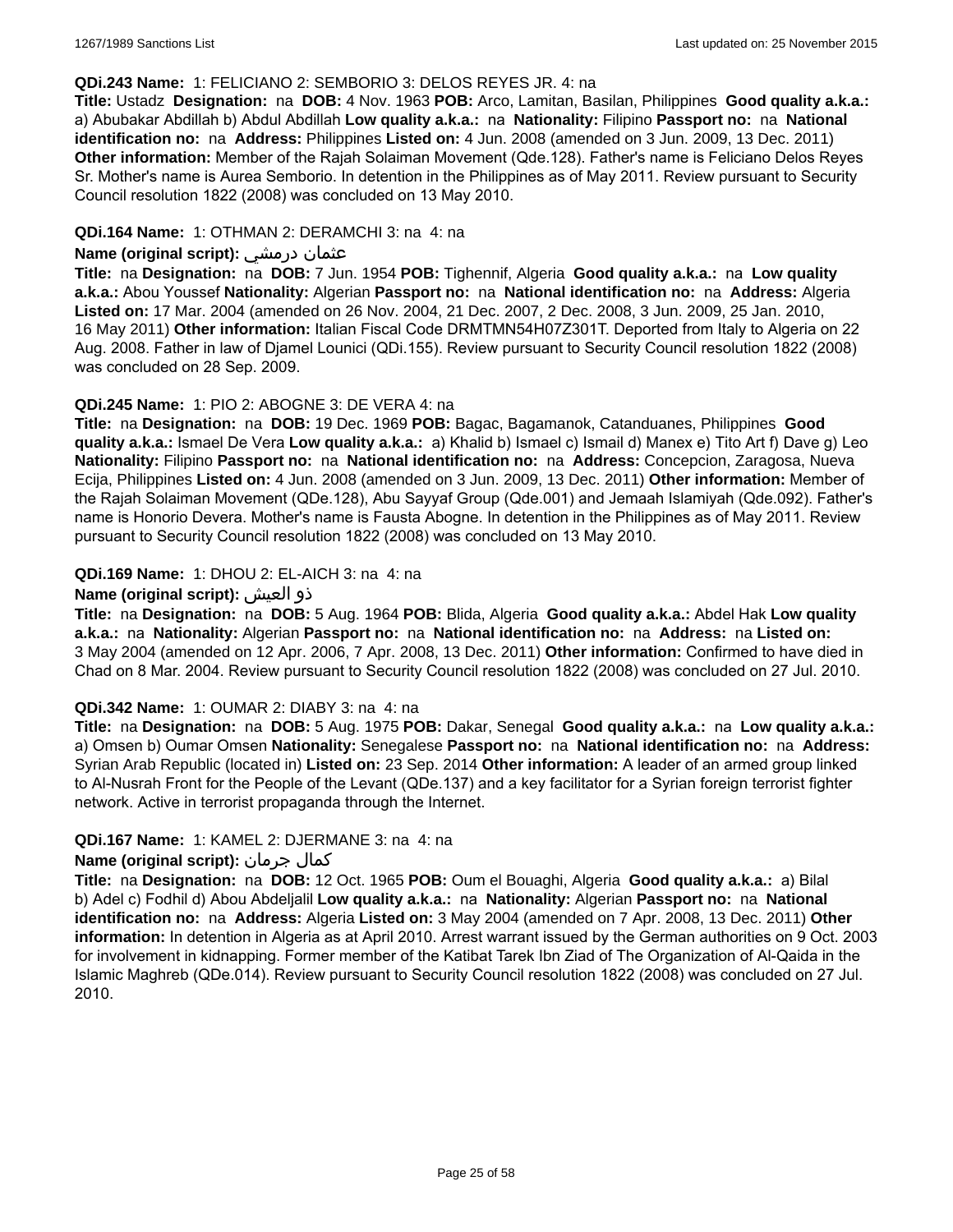**QDi.243 Name:** 1: FELICIANO 2: SEMBORIO 3: DELOS REYES JR. 4: na

**Title:** Ustadz **Designation:** na **DOB:** 4 Nov. 1963 **POB:** Arco, Lamitan, Basilan, Philippines **Good quality a.k.a.:** a) Abubakar Abdillah b) Abdul Abdillah **Low quality a.k.a.:** na **Nationality:** Filipino **Passport no:** na **National identification no:** na **Address:** Philippines **Listed on:** 4 Jun. 2008 (amended on 3 Jun. 2009, 13 Dec. 2011) **Other information:** Member of the Rajah Solaiman Movement (Qde.128). Father's name is Feliciano Delos Reyes Sr. Mother's name is Aurea Semborio. In detention in the Philippines as of May 2011. Review pursuant to Security Council resolution 1822 (2008) was concluded on 13 May 2010.

**QDi.164 Name:** 1: OTHMAN 2: DERAMCHI 3: na 4: na

**Name (original script):** عثمان درمشي

**Title:** na **Designation:** na **DOB:** 7 Jun. 1954 **POB:** Tighennif, Algeria **Good quality a.k.a.:** na **Low quality a.k.a.:** Abou Youssef **Nationality:** Algerian **Passport no:** na **National identification no:** na **Address:** Algeria **Listed on:** 17 Mar. 2004 (amended on 26 Nov. 2004, 21 Dec. 2007, 2 Dec. 2008, 3 Jun. 2009, 25 Jan. 2010, 16 May 2011) **Other information:** Italian Fiscal Code DRMTMN54H07Z301T. Deported from Italy to Algeria on 22 Aug. 2008. Father in law of Djamel Lounici (QDi.155). Review pursuant to Security Council resolution 1822 (2008) was concluded on 28 Sep. 2009.

**QDi.245 Name:** 1: PIO 2: ABOGNE 3: DE VERA 4: na

**Title:** na **Designation:** na **DOB:** 19 Dec. 1969 **POB:** Bagac, Bagamanok, Catanduanes, Philippines **Good quality a.k.a.:** Ismael De Vera **Low quality a.k.a.:** a) Khalid b) Ismael c) Ismail d) Manex e) Tito Art f) Dave g) Leo **Nationality:** Filipino **Passport no:** na **National identification no:** na **Address:** Concepcion, Zaragosa, Nueva Ecija, Philippines **Listed on:** 4 Jun. 2008 (amended on 3 Jun. 2009, 13 Dec. 2011) **Other information:** Member of the Rajah Solaiman Movement (QDe.128), Abu Sayyaf Group (Qde.001) and Jemaah Islamiyah (Qde.092). Father's name is Honorio Devera. Mother's name is Fausta Abogne. In detention in the Philippines as of May 2011. Review pursuant to Security Council resolution 1822 (2008) was concluded on 13 May 2010.

**QDi.169 Name:** 1: DHOU 2: EL-AICH 3: na 4: na

**Name (original script):** ذو العيش

**Title:** na **Designation:** na **DOB:** 5 Aug. 1964 **POB:** Blida, Algeria **Good quality a.k.a.:** Abdel Hak **Low quality a.k.a.:** na **Nationality:** Algerian **Passport no:** na **National identification no:** na **Address:** na **Listed on:** 3 May 2004 (amended on 12 Apr. 2006, 7 Apr. 2008, 13 Dec. 2011) **Other information:** Confirmed to have died in Chad on 8 Mar. 2004. Review pursuant to Security Council resolution 1822 (2008) was concluded on 27 Jul. 2010.

**QDi.342 Name:** 1: OUMAR 2: DIABY 3: na 4: na

**Title:** na **Designation:** na **DOB:** 5 Aug. 1975 **POB:** Dakar, Senegal **Good quality a.k.a.:** na **Low quality a.k.a.:** a) Omsen b) Oumar Omsen **Nationality:** Senegalese **Passport no:** na **National identification no:** na **Address:** Syrian Arab Republic (located in) **Listed on:** 23 Sep. 2014 **Other information:** A leader of an armed group linked to Al-Nusrah Front for the People of the Levant (QDe.137) and a key facilitator for a Syrian foreign terrorist fighter network. Active in terrorist propaganda through the Internet.

**QDi.167 Name:** 1: KAMEL 2: DJERMANE 3: na 4: na

**Name (original script):** كمال جرمان

**Title:** na **Designation:** na **DOB:** 12 Oct. 1965 **POB:** Oum el Bouaghi, Algeria **Good quality a.k.a.:** a) Bilal b) Adel c) Fodhil d) Abou Abdeljalil **Low quality a.k.a.:** na **Nationality:** Algerian **Passport no:** na **National identification no:** na **Address:** Algeria **Listed on:** 3 May 2004 (amended on 7 Apr. 2008, 13 Dec. 2011) **Other information:** In detention in Algeria as at April 2010. Arrest warrant issued by the German authorities on 9 Oct. 2003 for involvement in kidnapping. Former member of the Katibat Tarek Ibn Ziad of The Organization of Al-Qaida in the Islamic Maghreb (QDe.014). Review pursuant to Security Council resolution 1822 (2008) was concluded on 27 Jul. 2010.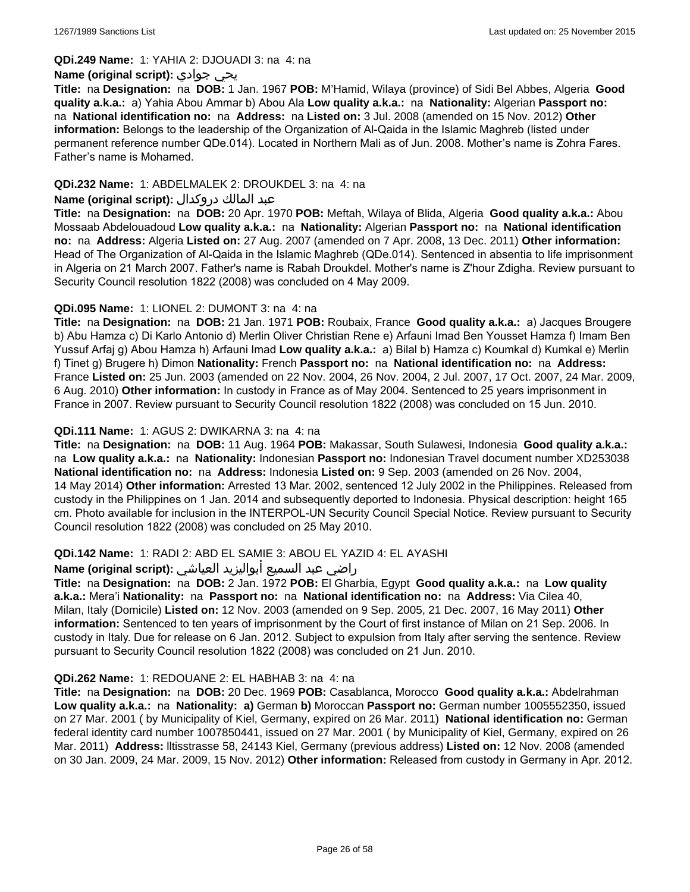**QDi.249 Name:** 1: YAHIA 2: DJOUADI 3: na 4: na

**Name (original script):** يحي جوادي

**Title:** na **Designation:** na **DOB:** 1 Jan. 1967 **POB:** M'Hamid, Wilaya (province) of Sidi Bel Abbes, Algeria **Good quality a.k.a.:** a) Yahia Abou Ammar b) Abou Ala **Low quality a.k.a.:** na **Nationality:** Algerian **Passport no:** na **National identification no:** na **Address:** na **Listed on:** 3 Jul. 2008 (amended on 15 Nov. 2012) **Other information:** Belongs to the leadership of the Organization of Al-Qaida in the Islamic Maghreb (listed under permanent reference number QDe.014). Located in Northern Mali as of Jun. 2008. Mother's name is Zohra Fares. Father's name is Mohamed.

**QDi.232 Name:** 1: ABDELMALEK 2: DROUKDEL 3: na 4: na

**Name (original script):** عبد المالك دروكدال

**Title:** na **Designation:** na **DOB:** 20 Apr. 1970 **POB:** Meftah, Wilaya of Blida, Algeria **Good quality a.k.a.:** Abou Mossaab Abdelouadoud **Low quality a.k.a.:** na **Nationality:** Algerian **Passport no:** na **National identification no:** na **Address:** Algeria **Listed on:** 27 Aug. 2007 (amended on 7 Apr. 2008, 13 Dec. 2011) **Other information:** Head of The Organization of Al-Qaida in the Islamic Maghreb (QDe.014). Sentenced in absentia to life imprisonment in Algeria on 21 March 2007. Father's name is Rabah Droukdel. Mother's name is Z'hour Zdigha. Review pursuant to Security Council resolution 1822 (2008) was concluded on 4 May 2009.

**QDi.095 Name:** 1: LIONEL 2: DUMONT 3: na 4: na

**Title:** na **Designation:** na **DOB:** 21 Jan. 1971 **POB:** Roubaix, France **Good quality a.k.a.:** a) Jacques Brougere b) Abu Hamza c) Di Karlo Antonio d) Merlin Oliver Christian Rene e) Arfauni Imad Ben Yousset Hamza f) Imam Ben Yussuf Arfaj g) Abou Hamza h) Arfauni Imad **Low quality a.k.a.:** a) Bilal b) Hamza c) Koumkal d) Kumkal e) Merlin f) Tinet g) Brugere h) Dimon **Nationality:** French **Passport no:** na **National identification no:** na **Address:** France **Listed on:** 25 Jun. 2003 (amended on 22 Nov. 2004, 26 Nov. 2004, 2 Jul. 2007, 17 Oct. 2007, 24 Mar. 2009, 6 Aug. 2010) **Other information:** In custody in France as of May 2004. Sentenced to 25 years imprisonment in France in 2007. Review pursuant to Security Council resolution 1822 (2008) was concluded on 15 Jun. 2010.

**QDi.111 Name:** 1: AGUS 2: DWIKARNA 3: na 4: na

**Title:** na **Designation:** na **DOB:** 11 Aug. 1964 **POB:** Makassar, South Sulawesi, Indonesia **Good quality a.k.a.:** na **Low quality a.k.a.:** na **Nationality:** Indonesian **Passport no:** Indonesian Travel document number XD253038 **National identification no:** na **Address:** Indonesia **Listed on:** 9 Sep. 2003 (amended on 26 Nov. 2004, 14 May 2014) **Other information:** Arrested 13 Mar. 2002, sentenced 12 July 2002 in the Philippines. Released from custody in the Philippines on 1 Jan. 2014 and subsequently deported to Indonesia. Physical description: height 165 cm. Photo available for inclusion in the INTERPOL-UN Security Council Special Notice. Review pursuant to Security Council resolution 1822 (2008) was concluded on 25 May 2010.

**QDi.142 Name:** 1: RADI 2: ABD EL SAMIE 3: ABOU EL YAZID 4: EL AYASHI

**Name (original script):** راضي عبد السميع أبواليزيد العياشي

**Title:** na **Designation:** na **DOB:** 2 Jan. 1972 **POB:** El Gharbia, Egypt **Good quality a.k.a.:** na **Low quality a.k.a.:** Mera'i **Nationality:** na **Passport no:** na **National identification no:** na **Address:** Via Cilea 40, Milan, Italy (Domicile) **Listed on:** 12 Nov. 2003 (amended on 9 Sep. 2005, 21 Dec. 2007, 16 May 2011) **Other information:** Sentenced to ten years of imprisonment by the Court of first instance of Milan on 21 Sep. 2006. In custody in Italy. Due for release on 6 Jan. 2012. Subject to expulsion from Italy after serving the sentence. Review pursuant to Security Council resolution 1822 (2008) was concluded on 21 Jun. 2010.

**QDi.262 Name:** 1: REDOUANE 2: EL HABHAB 3: na 4: na

**Title:** na **Designation:** na **DOB:** 20 Dec. 1969 **POB:** Casablanca, Morocco **Good quality a.k.a.:** Abdelrahman **Low quality a.k.a.:** na **Nationality:** **a)** German **b)** Moroccan **Passport no:** German number 1005552350, issued on 27 Mar. 2001 ( by Municipality of Kiel, Germany, expired on 26 Mar. 2011) **National identification no:** German federal identity card number 1007850441, issued on 27 Mar. 2001 ( by Municipality of Kiel, Germany, expired on 26 Mar. 2011) **Address:** lltisstrasse 58, 24143 Kiel, Germany (previous address) **Listed on:** 12 Nov. 2008 (amended on 30 Jan. 2009, 24 Mar. 2009, 15 Nov. 2012) **Other information:** Released from custody in Germany in Apr. 2012.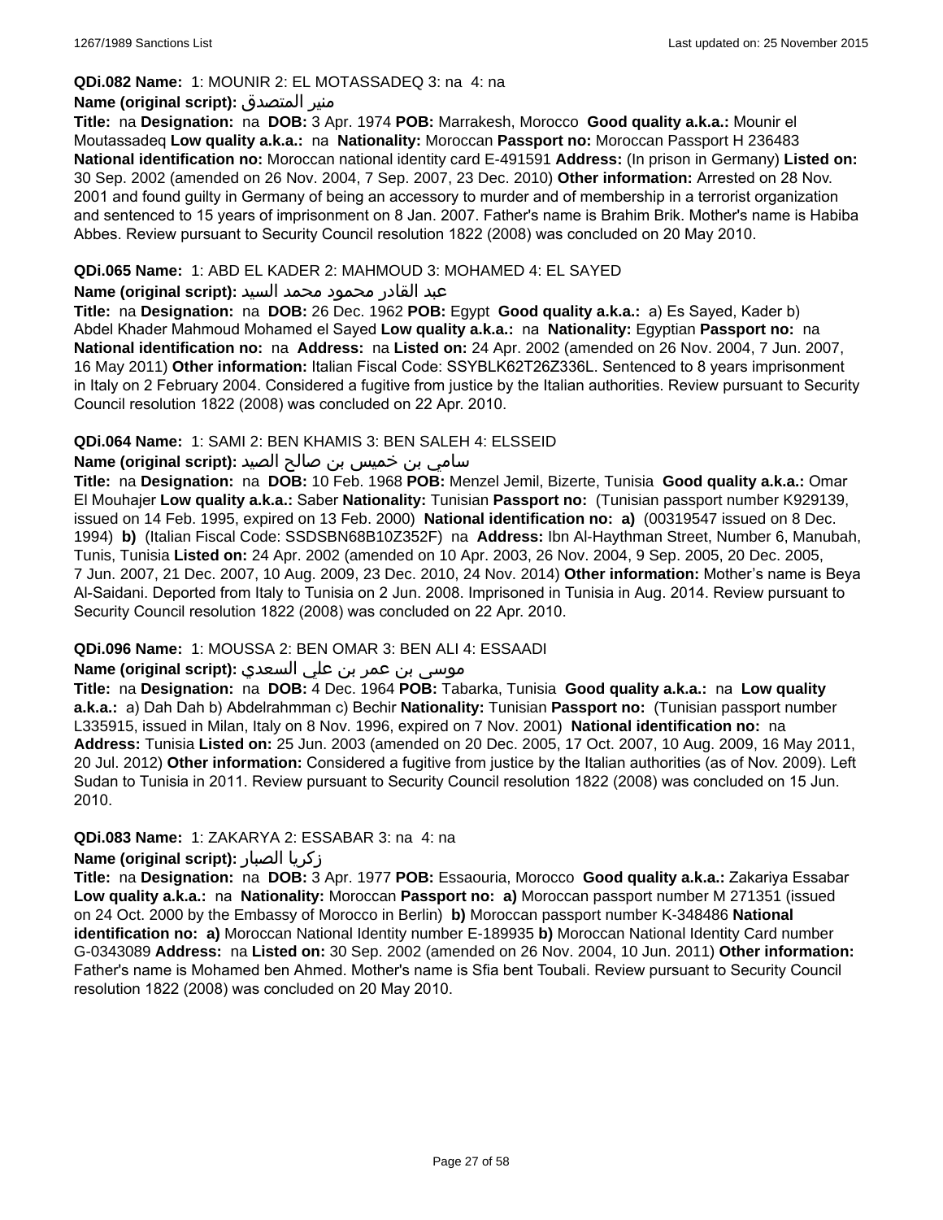**QDi.082 Name:** 1: MOUNIR 2: EL MOTASSADEQ 3: na 4: na

**Name (original script):** منير المتصدق

**Title:** na **Designation:** na **DOB:** 3 Apr. 1974 **POB:** Marrakesh, Morocco **Good quality a.k.a.:** Mounir el Moutassadeq **Low quality a.k.a.:** na **Nationality:** Moroccan **Passport no:** Moroccan Passport H 236483 **National identification no:** Moroccan national identity card E-491591 **Address:** (In prison in Germany) **Listed on:** 30 Sep. 2002 (amended on 26 Nov. 2004, 7 Sep. 2007, 23 Dec. 2010) **Other information:** Arrested on 28 Nov. 2001 and found guilty in Germany of being an accessory to murder and of membership in a terrorist organization and sentenced to 15 years of imprisonment on 8 Jan. 2007. Father's name is Brahim Brik. Mother's name is Habiba Abbes. Review pursuant to Security Council resolution 1822 (2008) was concluded on 20 May 2010.

**QDi.065 Name:** 1: ABD EL KADER 2: MAHMOUD 3: MOHAMED 4: EL SAYED

**Name (original script):** عبد القادر محمود محمد السيد

**Title:** na **Designation:** na **DOB:** 26 Dec. 1962 **POB:** Egypt **Good quality a.k.a.:** a) Es Sayed, Kader b) Abdel Khader Mahmoud Mohamed el Sayed **Low quality a.k.a.:** na **Nationality:** Egyptian **Passport no:** na **National identification no:** na **Address:** na **Listed on:** 24 Apr. 2002 (amended on 26 Nov. 2004, 7 Jun. 2007, 16 May 2011) **Other information:** Italian Fiscal Code: SSYBLK62T26Z336L. Sentenced to 8 years imprisonment in Italy on 2 February 2004. Considered a fugitive from justice by the Italian authorities. Review pursuant to Security Council resolution 1822 (2008) was concluded on 22 Apr. 2010.

**QDi.064 Name:** 1: SAMI 2: BEN KHAMIS 3: BEN SALEH 4: ELSSEID

**Name (original script):** سامي بن خميس بن صالح الصيد

**Title:** na **Designation:** na **DOB:** 10 Feb. 1968 **POB:** Menzel Jemil, Bizerte, Tunisia **Good quality a.k.a.:** Omar El Mouhajer **Low quality a.k.a.:** Saber **Nationality:** Tunisian **Passport no:** (Tunisian passport number K929139, issued on 14 Feb. 1995, expired on 13 Feb. 2000) **National identification no: a)** (00319547 issued on 8 Dec. 1994) **b)** (Italian Fiscal Code: SSDSBN68B10Z352F) na **Address:** Ibn Al-Haythman Street, Number 6, Manubah, Tunis, Tunisia **Listed on:** 24 Apr. 2002 (amended on 10 Apr. 2003, 26 Nov. 2004, 9 Sep. 2005, 20 Dec. 2005, 7 Jun. 2007, 21 Dec. 2007, 10 Aug. 2009, 23 Dec. 2010, 24 Nov. 2014) **Other information:** Mother's name is Beya Al-Saidani. Deported from Italy to Tunisia on 2 Jun. 2008. Imprisoned in Tunisia in Aug. 2014. Review pursuant to Security Council resolution 1822 (2008) was concluded on 22 Apr. 2010.

**QDi.096 Name:** 1: MOUSSA 2: BEN OMAR 3: BEN ALI 4: ESSAADI

**Name (original script):** موسى بن عمر بن علي السعدي

**Title:** na **Designation:** na **DOB:** 4 Dec. 1964 **POB:** Tabarka, Tunisia **Good quality a.k.a.:** na **Low quality a.k.a.:** a) Dah Dah b) Abdelrahmman c) Bechir **Nationality:** Tunisian **Passport no:** (Tunisian passport number L335915, issued in Milan, Italy on 8 Nov. 1996, expired on 7 Nov. 2001) **National identification no:** na **Address:** Tunisia **Listed on:** 25 Jun. 2003 (amended on 20 Dec. 2005, 17 Oct. 2007, 10 Aug. 2009, 16 May 2011, 20 Jul. 2012) **Other information:** Considered a fugitive from justice by the Italian authorities (as of Nov. 2009). Left Sudan to Tunisia in 2011. Review pursuant to Security Council resolution 1822 (2008) was concluded on 15 Jun. 2010.

**QDi.083 Name:** 1: ZAKARYA 2: ESSABAR 3: na 4: na

**Name (original script):** زكريا الصبار

**Title:** na **Designation:** na **DOB:** 3 Apr. 1977 **POB:** Essaouria, Morocco **Good quality a.k.a.:** Zakariya Essabar **Low quality a.k.a.:** na **Nationality:** Moroccan **Passport no: a)** Moroccan passport number M 271351 (issued on 24 Oct. 2000 by the Embassy of Morocco in Berlin) **b)** Moroccan passport number K-348486 **National identification no: a)** Moroccan National Identity number E-189935 **b)** Moroccan National Identity Card number G-0343089 **Address:** na **Listed on:** 30 Sep. 2002 (amended on 26 Nov. 2004, 10 Jun. 2011) **Other information:** Father's name is Mohamed ben Ahmed. Mother's name is Sfia bent Toubali. Review pursuant to Security Council resolution 1822 (2008) was concluded on 20 May 2010.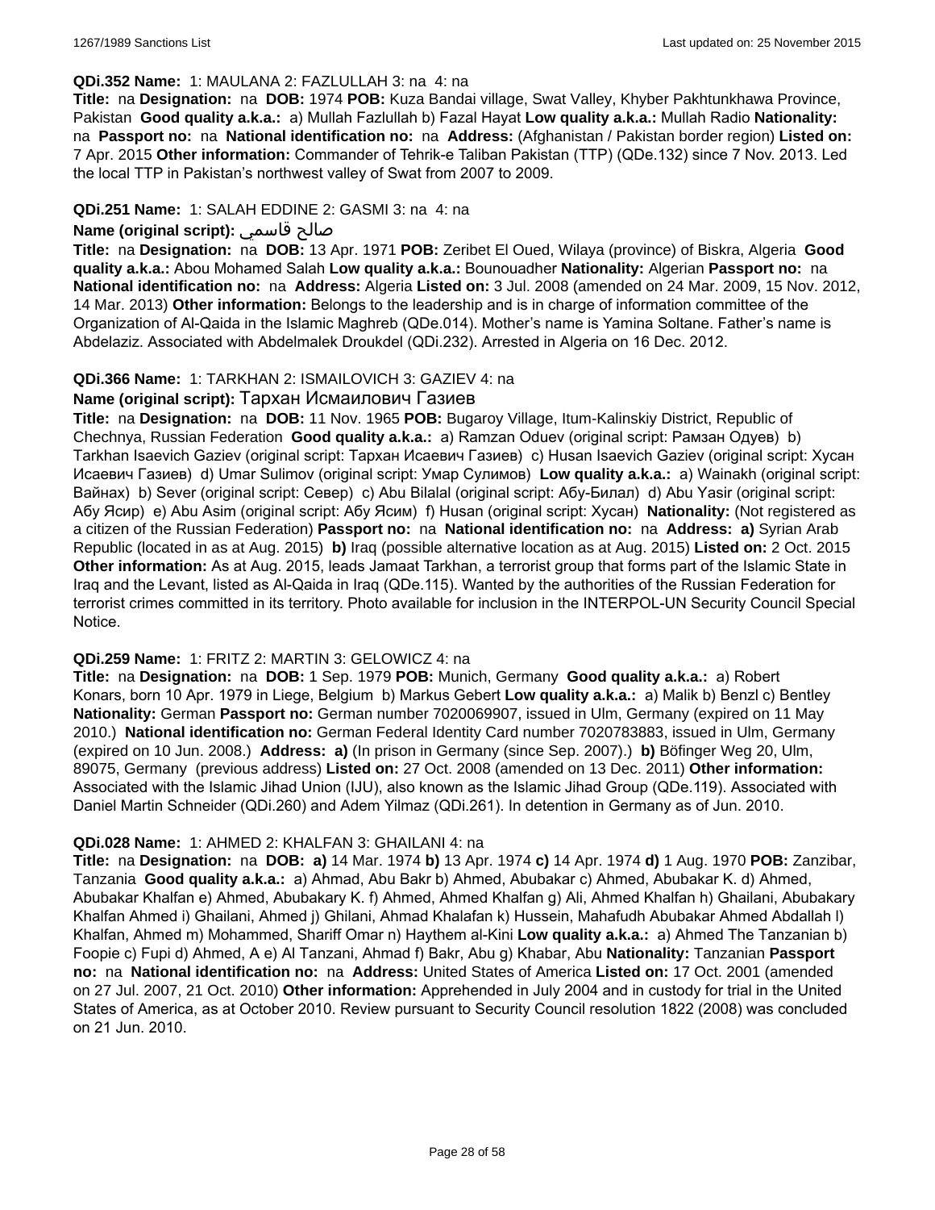**QDi.352 Name:** 1: MAULANA 2: FAZLULLAH 3: na 4: na

**Title:** na **Designation:** na **DOB:** 1974 **POB:** Kuza Bandai village, Swat Valley, Khyber Pakhtunkhawa Province, Pakistan **Good quality a.k.a.:** a) Mullah Fazlullah b) Fazal Hayat **Low quality a.k.a.:** Mullah Radio **Nationality:** na **Passport no:** na **National identification no:** na **Address:** (Afghanistan / Pakistan border region) **Listed on:** 7 Apr. 2015 **Other information:** Commander of Tehrik-e Taliban Pakistan (TTP) (QDe.132) since 7 Nov. 2013. Led the local TTP in Pakistan's northwest valley of Swat from 2007 to 2009.

**QDi.251 Name:** 1: SALAH EDDINE 2: GASMI 3: na 4: na

**Name (original script):** صالح قاسمي

**Title:** na **Designation:** na **DOB:** 13 Apr. 1971 **POB:** Zeribet El Oued, Wilaya (province) of Biskra, Algeria **Good quality a.k.a.:** Abou Mohamed Salah **Low quality a.k.a.:** Bounouadher **Nationality:** Algerian **Passport no:** na **National identification no:** na **Address:** Algeria **Listed on:** 3 Jul. 2008 (amended on 24 Mar. 2009, 15 Nov. 2012, 14 Mar. 2013) **Other information:** Belongs to the leadership and is in charge of information committee of the Organization of Al-Qaida in the Islamic Maghreb (QDe.014). Mother's name is Yamina Soltane. Father's name is Abdelaziz. Associated with Abdelmalek Droukdel (QDi.232). Arrested in Algeria on 16 Dec. 2012.

**QDi.366 Name:** 1: TARKHAN 2: ISMAILOVICH 3: GAZIEV 4: na

**Name (original script):** Тархан Исмаилович Газиев

**Title:** na **Designation:** na **DOB:** 11 Nov. 1965 **POB:** Bugaroy Village, Itum-Kalinskiy District, Republic of Chechnya, Russian Federation **Good quality a.k.a.:** a) Ramzan Oduev (original script: Рамзан Одуев) b) Tarkhan Isaevich Gaziev (original script: Тархан Исаевич Газиев) c) Husan Isaevich Gaziev (original script: Хусан Исаевич Газиев) d) Umar Sulimov (original script: Умар Сулимов) **Low quality a.k.a.:** a) Wainakh (original script: Вайнах) b) Sever (original script: Север) c) Abu Bilalal (original script: Абу-Билал) d) Abu Yasir (original script: Абу Ясир) e) Abu Asim (original script: Абу Ясим) f) Husan (original script: Хусан) **Nationality:** (Not registered as a citizen of the Russian Federation) **Passport no:** na **National identification no:** na **Address:** **a)** Syrian Arab Republic (located in as at Aug. 2015) **b)** Iraq (possible alternative location as at Aug. 2015) **Listed on:** 2 Oct. 2015 **Other information:** As at Aug. 2015, leads Jamaat Tarkhan, a terrorist group that forms part of the Islamic State in Iraq and the Levant, listed as Al-Qaida in Iraq (QDe.115). Wanted by the authorities of the Russian Federation for terrorist crimes committed in its territory. Photo available for inclusion in the INTERPOL-UN Security Council Special Notice.

**QDi.259 Name:** 1: FRITZ 2: MARTIN 3: GELOWICZ 4: na

**Title:** na **Designation:** na **DOB:** 1 Sep. 1979 **POB:** Munich, Germany **Good quality a.k.a.:** a) Robert Konars, born 10 Apr. 1979 in Liege, Belgium b) Markus Gebert **Low quality a.k.a.:** a) Malik b) Benzl c) Bentley **Nationality:** German **Passport no:** German number 7020069907, issued in Ulm, Germany (expired on 11 May 2010.) **National identification no:** German Federal Identity Card number 7020783883, issued in Ulm, Germany (expired on 10 Jun. 2008.) **Address:** **a)** (In prison in Germany (since Sep. 2007).) **b)** Böfinger Weg 20, Ulm, 89075, Germany (previous address) **Listed on:** 27 Oct. 2008 (amended on 13 Dec. 2011) **Other information:** Associated with the Islamic Jihad Union (IJU), also known as the Islamic Jihad Group (QDe.119). Associated with Daniel Martin Schneider (QDi.260) and Adem Yilmaz (QDi.261). In detention in Germany as of Jun. 2010.

**QDi.028 Name:** 1: AHMED 2: KHALFAN 3: GHAILANI 4: na

**Title:** na **Designation:** na **DOB:** **a)** 14 Mar. 1974 **b)** 13 Apr. 1974 **c)** 14 Apr. 1974 **d)** 1 Aug. 1970 **POB:** Zanzibar, Tanzania **Good quality a.k.a.:** a) Ahmad, Abu Bakr b) Ahmed, Abubakar c) Ahmed, Abubakar K. d) Ahmed, Abubakar Khalfan e) Ahmed, Abubakary K. f) Ahmed, Ahmed Khalfan g) Ali, Ahmed Khalfan h) Ghailani, Abubakary Khalfan Ahmed i) Ghailani, Ahmed j) Ghilani, Ahmad Khalafan k) Hussein, Mahafudh Abubakar Ahmed Abdallah l) Khalfan, Ahmed m) Mohammed, Shariff Omar n) Haythem al-Kini **Low quality a.k.a.:** a) Ahmed The Tanzanian b) Foopie c) Fupi d) Ahmed, A e) Al Tanzani, Ahmad f) Bakr, Abu g) Khabar, Abu **Nationality:** Tanzanian **Passport no:** na **National identification no:** na **Address:** United States of America **Listed on:** 17 Oct. 2001 (amended on 27 Jul. 2007, 21 Oct. 2010) **Other information:** Apprehended in July 2004 and in custody for trial in the United States of America, as at October 2010. Review pursuant to Security Council resolution 1822 (2008) was concluded on 21 Jun. 2010.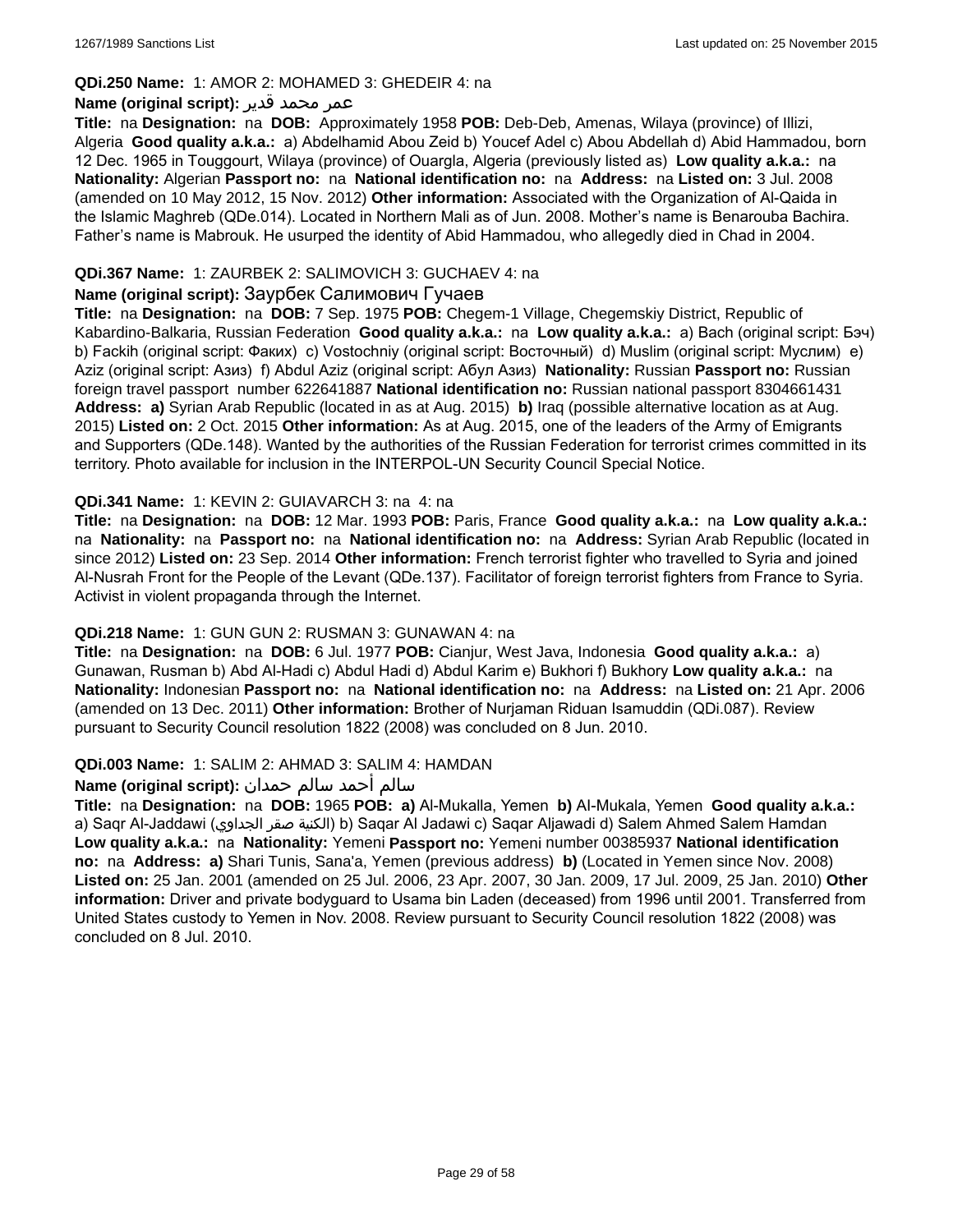**QDi.250 Name:** 1: AMOR 2: MOHAMED 3: GHEDEIR 4: na

**Name (original script):** عمر محمد قدير

**Title:** na **Designation:** na **DOB:** Approximately 1958 **POB:** Deb-Deb, Amenas, Wilaya (province) of Illizi, Algeria **Good quality a.k.a.:** a) Abdelhamid Abou Zeid b) Youcef Adel c) Abou Abdellah d) Abid Hammadou, born 12 Dec. 1965 in Touggourt, Wilaya (province) of Ouargla, Algeria (previously listed as) **Low quality a.k.a.:** na **Nationality:** Algerian **Passport no:** na **National identification no:** na **Address:** na **Listed on:** 3 Jul. 2008 (amended on 10 May 2012, 15 Nov. 2012) **Other information:** Associated with the Organization of Al-Qaida in the Islamic Maghreb (QDe.014). Located in Northern Mali as of Jun. 2008. Mother's name is Benarouba Bachira. Father's name is Mabrouk. He usurped the identity of Abid Hammadou, who allegedly died in Chad in 2004.

**QDi.367 Name:** 1: ZAURBEK 2: SALIMOVICH 3: GUCHAEV 4: na

**Name (original script):** Заурбек Салимович Гучаев

**Title:** na **Designation:** na **DOB:** 7 Sep. 1975 **POB:** Chegem-1 Village, Chegemskiy District, Republic of Kabardino-Balkaria, Russian Federation **Good quality a.k.a.:** na **Low quality a.k.a.:** a) Bach (original script: Бэч) b) Fackih (original script: Faких) c) Vostochniy (original script: Восточный) d) Muslim (original script: Муслим) e) Aziz (original script: Азиз) f) Abdul Aziz (original script: Абул Азиз) **Nationality:** Russian **Passport no:** Russian foreign travel passport number 622641887 **National identification no:** Russian national passport 8304661431 **Address:** **a)** Syrian Arab Republic (located in as at Aug. 2015) **b)** Iraq (possible alternative location as at Aug. 2015) **Listed on:** 2 Oct. 2015 **Other information:** As at Aug. 2015, one of the leaders of the Army of Emigrants and Supporters (QDe.148). Wanted by the authorities of the Russian Federation for terrorist crimes committed in its territory. Photo available for inclusion in the INTERPOL-UN Security Council Special Notice.

**QDi.341 Name:** 1: KEVIN 2: GUIAVARCH 3: na 4: na

**Title:** na **Designation:** na **DOB:** 12 Mar. 1993 **POB:** Paris, France **Good quality a.k.a.:** na **Low quality a.k.a.:** na **Nationality:** na **Passport no:** na **National identification no:** na **Address:** Syrian Arab Republic (located in since 2012) **Listed on:** 23 Sep. 2014 **Other information:** French terrorist fighter who travelled to Syria and joined Al-Nusrah Front for the People of the Levant (QDe.137). Facilitator of foreign terrorist fighters from France to Syria. Activist in violent propaganda through the Internet.

**QDi.218 Name:** 1: GUN GUN 2: RUSMAN 3: GUNAWAN 4: na

**Title:** na **Designation:** na **DOB:** 6 Jul. 1977 **POB:** Cianjur, West Java, Indonesia **Good quality a.k.a.:** a) Gunawan, Rusman b) Abd Al-Hadi c) Abdul Hadi d) Abdul Karim e) Bukhori f) Bukhory **Low quality a.k.a.:** na **Nationality:** Indonesian **Passport no:** na **National identification no:** na **Address:** na **Listed on:** 21 Apr. 2006 (amended on 13 Dec. 2011) **Other information:** Brother of Nurjaman Riduan Isamuddin (QDi.087). Review pursuant to Security Council resolution 1822 (2008) was concluded on 8 Jun. 2010.

**QDi.003 Name:** 1: SALIM 2: AHMAD 3: SALIM 4: HAMDAN

**Name (original script):** سالم أحمد سالم حمدان

**Title:** na **Designation:** na **DOB:** 1965 **POB:** **a)** Al-Mukalla, Yemen **b)** Al-Mukala, Yemen **Good quality a.k.a.:** a) Saqr Al-Jaddawi (الكنية صقر الجداوي) b) Saqar Al Jadawi c) Saqar Aljawadi d) Salem Ahmed Salem Hamdan **Low quality a.k.a.:** na **Nationality:** Yemeni **Passport no:** Yemeni number 00385937 **National identification no:** na **Address:** **a)** Shari Tunis, Sana'a, Yemen (previous address) **b)** (Located in Yemen since Nov. 2008) **Listed on:** 25 Jan. 2001 (amended on 25 Jul. 2006, 23 Apr. 2007, 30 Jan. 2009, 17 Jul. 2009, 25 Jan. 2010) **Other information:** Driver and private bodyguard to Usama bin Laden (deceased) from 1996 until 2001. Transferred from United States custody to Yemen in Nov. 2008. Review pursuant to Security Council resolution 1822 (2008) was concluded on 8 Jul. 2010.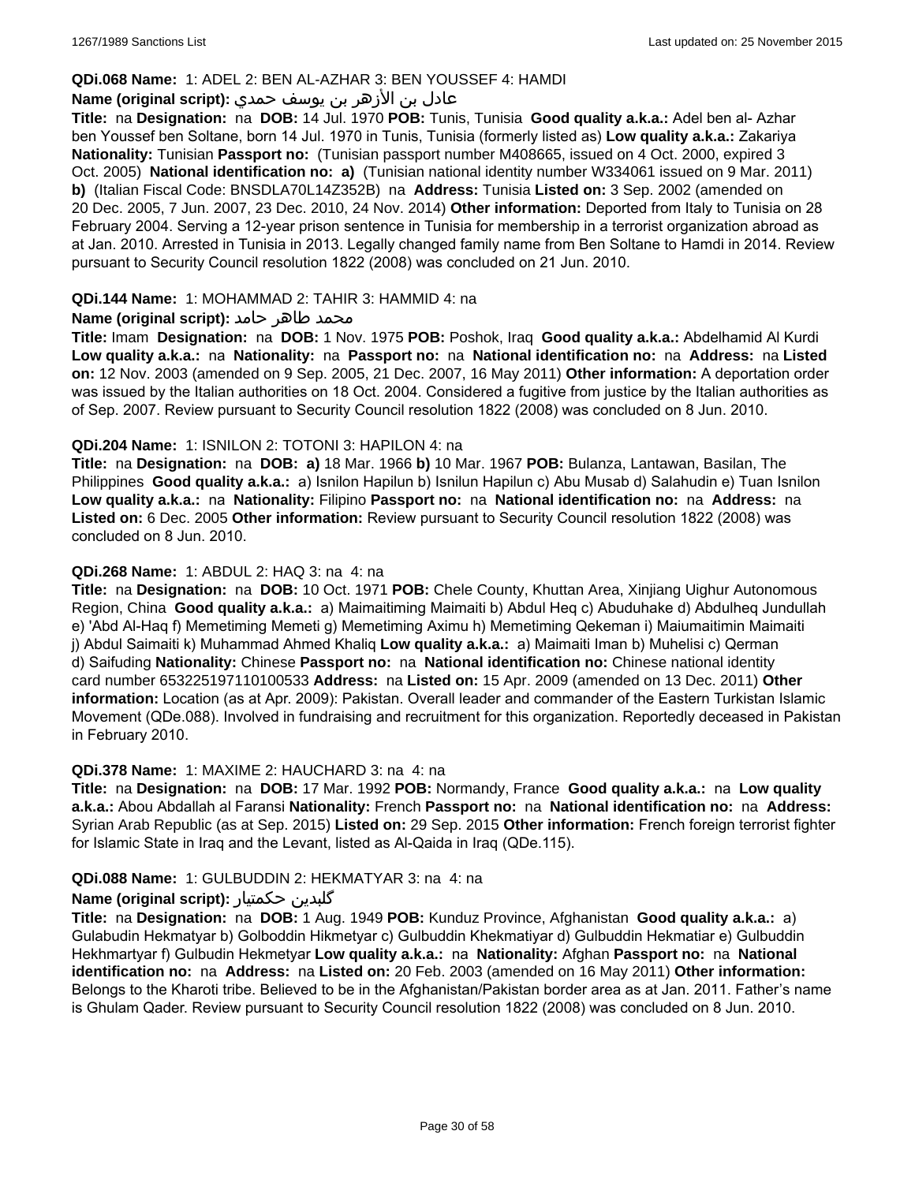**QDi.068 Name:** 1: ADEL 2: BEN AL-AZHAR 3: BEN YOUSSEF 4: HAMDI

**Name (original script):** عادل بن الأزهر بن يوسف حمدي

**Title:** na **Designation:** na **DOB:** 14 Jul. 1970 **POB:** Tunis, Tunisia **Good quality a.k.a.:** Adel ben al- Azhar ben Youssef ben Soltane, born 14 Jul. 1970 in Tunis, Tunisia (formerly listed as) **Low quality a.k.a.:** Zakariya **Nationality:** Tunisian **Passport no:** (Tunisian passport number M408665, issued on 4 Oct. 2000, expired 3 Oct. 2005) **National identification no:** **a)** (Tunisian national identity number W334061 issued on 9 Mar. 2011) **b)** (Italian Fiscal Code: BNSDLA70L14Z352B) na **Address:** Tunisia **Listed on:** 3 Sep. 2002 (amended on 20 Dec. 2005, 7 Jun. 2007, 23 Dec. 2010, 24 Nov. 2014) **Other information:** Deported from Italy to Tunisia on 28 February 2004. Serving a 12-year prison sentence in Tunisia for membership in a terrorist organization abroad as at Jan. 2010. Arrested in Tunisia in 2013. Legally changed family name from Ben Soltane to Hamdi in 2014. Review pursuant to Security Council resolution 1822 (2008) was concluded on 21 Jun. 2010.

**QDi.144 Name:** 1: MOHAMMAD 2: TAHIR 3: HAMMID 4: na

**Name (original script):** محمد طاهر حامد

**Title:** Imam **Designation:** na **DOB:** 1 Nov. 1975 **POB:** Poshok, Iraq **Good quality a.k.a.:** Abdelhamid Al Kurdi **Low quality a.k.a.:** na **Nationality:** na **Passport no:** na **National identification no:** na **Address:** na **Listed on:** 12 Nov. 2003 (amended on 9 Sep. 2005, 21 Dec. 2007, 16 May 2011) **Other information:** A deportation order was issued by the Italian authorities on 18 Oct. 2004. Considered a fugitive from justice by the Italian authorities as of Sep. 2007. Review pursuant to Security Council resolution 1822 (2008) was concluded on 8 Jun. 2010.

**QDi.204 Name:** 1: ISNILON 2: TOTONI 3: HAPILON 4: na

**Title:** na **Designation:** na **DOB:** **a)** 18 Mar. 1966 **b)** 10 Mar. 1967 **POB:** Bulanza, Lantawan, Basilan, The Philippines **Good quality a.k.a.:** a) Isnilon Hapilun b) Isnilun Hapilun c) Abu Musab d) Salahudin e) Tuan Isnilon **Low quality a.k.a.:** na **Nationality:** Filipino **Passport no:** na **National identification no:** na **Address:** na **Listed on:** 6 Dec. 2005 **Other information:** Review pursuant to Security Council resolution 1822 (2008) was concluded on 8 Jun. 2010.

**QDi.268 Name:** 1: ABDUL 2: HAQ 3: na 4: na

**Title:** na **Designation:** na **DOB:** 10 Oct. 1971 **POB:** Chele County, Khuttan Area, Xinjiang Uighur Autonomous Region, China **Good quality a.k.a.:** a) Maimaitiming Maimaiti b) Abdul Heq c) Abuduhake d) Abdulheq Jundullah e) 'Abd Al-Haq f) Memetiming Memeti g) Memetiming Aximu h) Memetiming Qekeman i) Maiumaitimin Maimaiti j) Abdul Saimaiti k) Muhammad Ahmed Khaliq **Low quality a.k.a.:** a) Maimaiti Iman b) Muhelisi c) Qerman d) Saifuding **Nationality:** Chinese **Passport no:** na **National identification no:** Chinese national identity card number 653225197110100533 **Address:** na **Listed on:** 15 Apr. 2009 (amended on 13 Dec. 2011) **Other information:** Location (as at Apr. 2009): Pakistan. Overall leader and commander of the Eastern Turkistan Islamic Movement (QDe.088). Involved in fundraising and recruitment for this organization. Reportedly deceased in Pakistan in February 2010.

**QDi.378 Name:** 1: MAXIME 2: HAUCHARD 3: na 4: na

**Title:** na **Designation:** na **DOB:** 17 Mar. 1992 **POB:** Normandy, France **Good quality a.k.a.:** na **Low quality a.k.a.:** Abou Abdallah al Faransi **Nationality:** French **Passport no:** na **National identification no:** na **Address:** Syrian Arab Republic (as at Sep. 2015) **Listed on:** 29 Sep. 2015 **Other information:** French foreign terrorist fighter for Islamic State in Iraq and the Levant, listed as Al-Qaida in Iraq (QDe.115).

**QDi.088 Name:** 1: GULBUDDIN 2: HEKMATYAR 3: na 4: na

**Name (original script):** گلبدین حکمتیار

**Title:** na **Designation:** na **DOB:** 1 Aug. 1949 **POB:** Kunduz Province, Afghanistan **Good quality a.k.a.:** a) Gulabudin Hekmatyar b) Golboddin Hikmetyar c) Gulbuddin Khekmatiyar d) Gulbuddin Hekmatiar e) Gulbuddin Hekhmartyar f) Gulbudin Hekmetyar **Low quality a.k.a.:** na **Nationality:** Afghan **Passport no:** na **National identification no:** na **Address:** na **Listed on:** 20 Feb. 2003 (amended on 16 May 2011) **Other information:** Belongs to the Kharoti tribe. Believed to be in the Afghanistan/Pakistan border area as at Jan. 2011. Father's name is Ghulam Qader. Review pursuant to Security Council resolution 1822 (2008) was concluded on 8 Jun. 2010.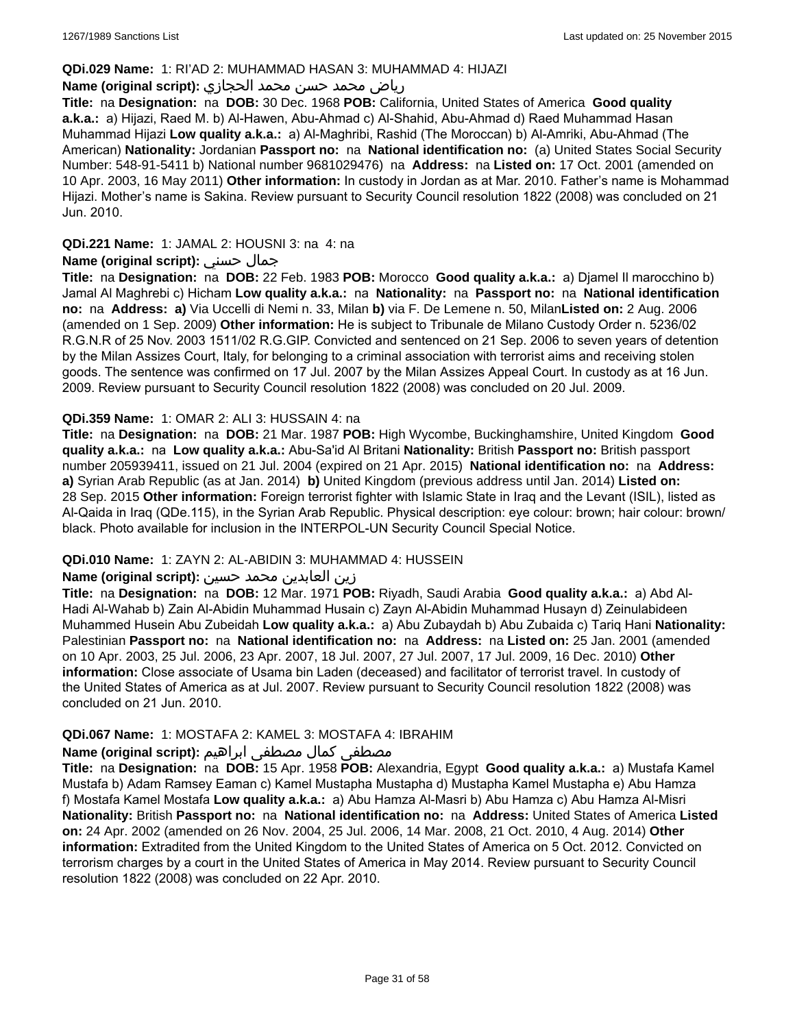**QDi.029 Name:** 1: RI'AD 2: MUHAMMAD HASAN 3: MUHAMMAD 4: HIJAZI

**Name (original script):** رياض محمد حسن محمد الحجازي

**Title:** na **Designation:** na **DOB:** 30 Dec. 1968 **POB:** California, United States of America **Good quality a.k.a.:** a) Hijazi, Raed M. b) Al-Hawen, Abu-Ahmad c) Al-Shahid, Abu-Ahmad d) Raed Muhammad Hasan Muhammad Hijazi **Low quality a.k.a.:** a) Al-Maghribi, Rashid (The Moroccan) b) Al-Amriki, Abu-Ahmad (The American) **Nationality:** Jordanian **Passport no:** na **National identification no:** (a) United States Social Security Number: 548-91-5411 b) National number 9681029476) na **Address:** na **Listed on:** 17 Oct. 2001 (amended on 10 Apr. 2003, 16 May 2011) **Other information:** In custody in Jordan as at Mar. 2010. Father's name is Mohammad Hijazi. Mother's name is Sakina. Review pursuant to Security Council resolution 1822 (2008) was concluded on 21 Jun. 2010.

**QDi.221 Name:** 1: JAMAL 2: HOUSNI 3: na 4: na

**Name (original script):** جمال حسني

**Title:** na **Designation:** na **DOB:** 22 Feb. 1983 **POB:** Morocco **Good quality a.k.a.:** a) Djamel Il marocchino b) Jamal Al Maghrebi c) Hicham **Low quality a.k.a.:** na **Nationality:** na **Passport no:** na **National identification no:** na **Address:** **a)** Via Uccelli di Nemi n. 33, Milan **b)** via F. De Lemene n. 50, Milan**Listed on:** 2 Aug. 2006 (amended on 1 Sep. 2009) **Other information:** He is subject to Tribunale de Milano Custody Order n. 5236/02 R.G.N.R of 25 Nov. 2003 1511/02 R.G.GIP. Convicted and sentenced on 21 Sep. 2006 to seven years of detention by the Milan Assizes Court, Italy, for belonging to a criminal association with terrorist aims and receiving stolen goods. The sentence was confirmed on 17 Jul. 2007 by the Milan Assizes Appeal Court. In custody as at 16 Jun. 2009. Review pursuant to Security Council resolution 1822 (2008) was concluded on 20 Jul. 2009.

**QDi.359 Name:** 1: OMAR 2: ALI 3: HUSSAIN 4: na

**Title:** na **Designation:** na **DOB:** 21 Mar. 1987 **POB:** High Wycombe, Buckinghamshire, United Kingdom **Good quality a.k.a.:** na **Low quality a.k.a.:** Abu-Sa'id Al Britani **Nationality:** British **Passport no:** British passport number 205939411, issued on 21 Jul. 2004 (expired on 21 Apr. 2015) **National identification no:** na **Address:** **a)** Syrian Arab Republic (as at Jan. 2014) **b)** United Kingdom (previous address until Jan. 2014) **Listed on:** 28 Sep. 2015 **Other information:** Foreign terrorist fighter with Islamic State in Iraq and the Levant (ISIL), listed as Al-Qaida in Iraq (QDe.115), in the Syrian Arab Republic. Physical description: eye colour: brown; hair colour: brown/ black. Photo available for inclusion in the INTERPOL-UN Security Council Special Notice.

**QDi.010 Name:** 1: ZAYN 2: AL-ABIDIN 3: MUHAMMAD 4: HUSSEIN

**Name (original script):** زين العابدين محمد حسين

**Title:** na **Designation:** na **DOB:** 12 Mar. 1971 **POB:** Riyadh, Saudi Arabia **Good quality a.k.a.:** a) Abd Al-Hadi Al-Wahab b) Zain Al-Abidin Muhammad Husain c) Zayn Al-Abidin Muhammad Husayn d) Zeinulabideen Muhammed Husein Abu Zubeidah **Low quality a.k.a.:** a) Abu Zubaydah b) Abu Zubaida c) Tariq Hani **Nationality:** Palestinian **Passport no:** na **National identification no:** na **Address:** na **Listed on:** 25 Jan. 2001 (amended on 10 Apr. 2003, 25 Jul. 2006, 23 Apr. 2007, 18 Jul. 2007, 27 Jul. 2007, 17 Jul. 2009, 16 Dec. 2010) **Other information:** Close associate of Usama bin Laden (deceased) and facilitator of terrorist travel. In custody of the United States of America as at Jul. 2007. Review pursuant to Security Council resolution 1822 (2008) was concluded on 21 Jun. 2010.

**QDi.067 Name:** 1: MOSTAFA 2: KAMEL 3: MOSTAFA 4: IBRAHIM

**Name (original script):** مصطفى كمال مصطفى ابراهيم

**Title:** na **Designation:** na **DOB:** 15 Apr. 1958 **POB:** Alexandria, Egypt **Good quality a.k.a.:** a) Mustafa Kamel Mustafa b) Adam Ramsey Eaman c) Kamel Mustapha Mustapha d) Mustapha Kamel Mustapha e) Abu Hamza f) Mostafa Kamel Mostafa **Low quality a.k.a.:** a) Abu Hamza Al-Masri b) Abu Hamza c) Abu Hamza Al-Misri **Nationality:** British **Passport no:** na **National identification no:** na **Address:** United States of America **Listed on:** 24 Apr. 2002 (amended on 26 Nov. 2004, 25 Jul. 2006, 14 Mar. 2008, 21 Oct. 2010, 4 Aug. 2014) **Other information:** Extradited from the United Kingdom to the United States of America on 5 Oct. 2012. Convicted on terrorism charges by a court in the United States of America in May 2014. Review pursuant to Security Council resolution 1822 (2008) was concluded on 22 Apr. 2010.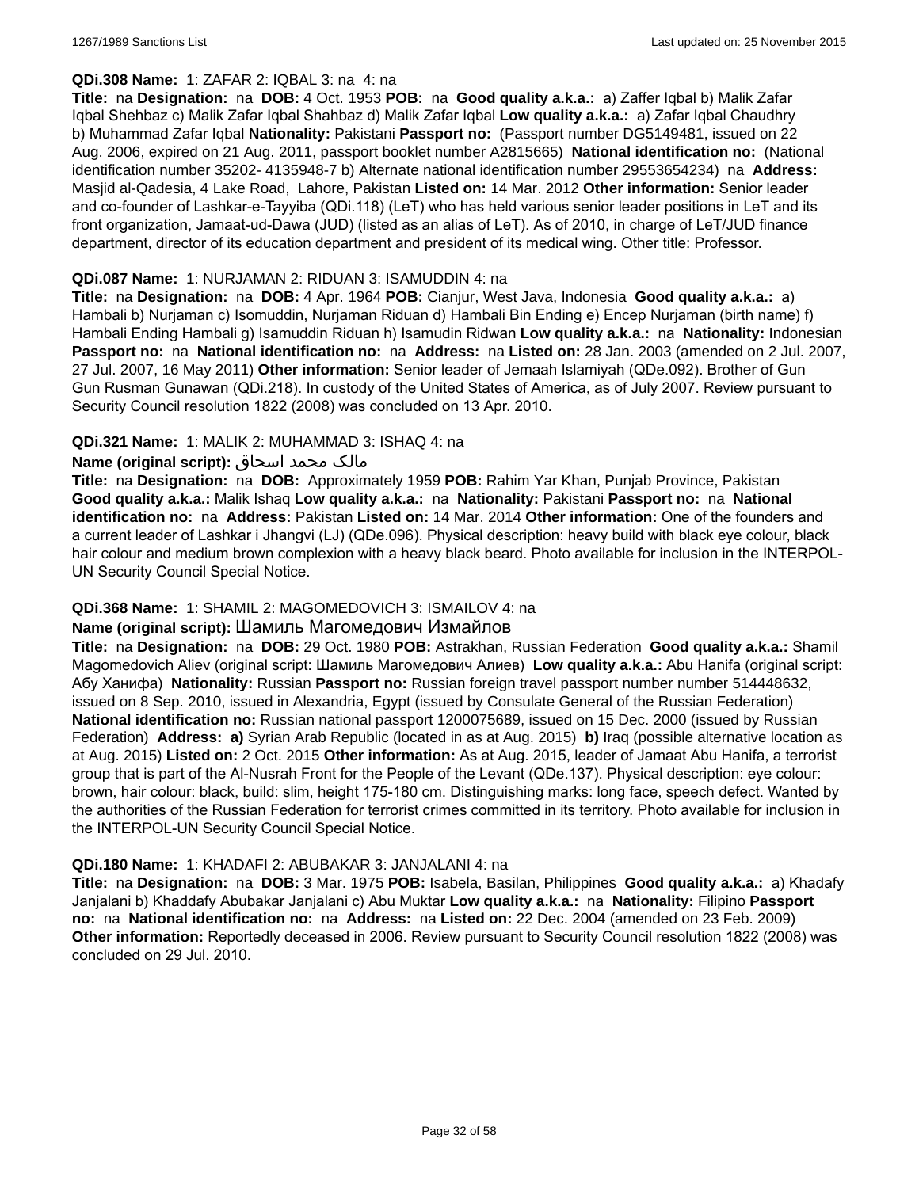**QDi.308 Name:** 1: ZAFAR 2: IQBAL 3: na 4: na

**Title:** na **Designation:** na **DOB:** 4 Oct. 1953 **POB:** na **Good quality a.k.a.:** a) Zaffer Iqbal b) Malik Zafar Iqbal Shehbaz c) Malik Zafar Iqbal Shahbaz d) Malik Zafar Iqbal **Low quality a.k.a.:** a) Zafar Iqbal Chaudhry b) Muhammad Zafar Iqbal **Nationality:** Pakistani **Passport no:** (Passport number DG5149481, issued on 22 Aug. 2006, expired on 21 Aug. 2011, passport booklet number A2815665) **National identification no:** (National identification number 35202- 4135948-7 b) Alternate national identification number 29553654234) na **Address:** Masjid al-Qadesia, 4 Lake Road, Lahore, Pakistan **Listed on:** 14 Mar. 2012 **Other information:** Senior leader and co-founder of Lashkar-e-Tayyiba (QDi.118) (LeT) who has held various senior leader positions in LeT and its front organization, Jamaat-ud-Dawa (JUD) (listed as an alias of LeT). As of 2010, in charge of LeT/JUD finance department, director of its education department and president of its medical wing. Other title: Professor.

**QDi.087 Name:** 1: NURJAMAN 2: RIDUAN 3: ISAMUDDIN 4: na

**Title:** na **Designation:** na **DOB:** 4 Apr. 1964 **POB:** Cianjur, West Java, Indonesia **Good quality a.k.a.:** a) Hambali b) Nurjaman c) Isomuddin, Nurjaman Riduan d) Hambali Bin Ending e) Encep Nurjaman (birth name) f) Hambali Ending Hambali g) Isamuddin Riduan h) Isamudin Ridwan **Low quality a.k.a.:** na **Nationality:** Indonesian **Passport no:** na **National identification no:** na **Address:** na **Listed on:** 28 Jan. 2003 (amended on 2 Jul. 2007, 27 Jul. 2007, 16 May 2011) **Other information:** Senior leader of Jemaah Islamiyah (QDe.092). Brother of Gun Gun Rusman Gunawan (QDi.218). In custody of the United States of America, as of July 2007. Review pursuant to Security Council resolution 1822 (2008) was concluded on 13 Apr. 2010.

**QDi.321 Name:** 1: MALIK 2: MUHAMMAD 3: ISHAQ 4: na

**Name (original script):** مالک محمد اسحاق

**Title:** na **Designation:** na **DOB:** Approximately 1959 **POB:** Rahim Yar Khan, Punjab Province, Pakistan **Good quality a.k.a.:** Malik Ishaq **Low quality a.k.a.:** na **Nationality:** Pakistani **Passport no:** na **National identification no:** na **Address:** Pakistan **Listed on:** 14 Mar. 2014 **Other information:** One of the founders and a current leader of Lashkar i Jhangvi (LJ) (QDe.096). Physical description: heavy build with black eye colour, black hair colour and medium brown complexion with a heavy black beard. Photo available for inclusion in the INTERPOL-UN Security Council Special Notice.

**QDi.368 Name:** 1: SHAMIL 2: MAGOMEDOVICH 3: ISMAILOV 4: na

**Name (original script):** Шамиль Магомедович Измайлов

**Title:** na **Designation:** na **DOB:** 29 Oct. 1980 **POB:** Astrakhan, Russian Federation **Good quality a.k.a.:** Shamil Magomedovich Aliev (original script: Шамиль Магомедович Алиев) **Low quality a.k.a.:** Abu Hanifa (original script: Абу Ханифа) **Nationality:** Russian **Passport no:** Russian foreign travel passport number number 514448632, issued on 8 Sep. 2010, issued in Alexandria, Egypt (issued by Consulate General of the Russian Federation) **National identification no:** Russian national passport 1200075689, issued on 15 Dec. 2000 (issued by Russian Federation) **Address:** **a)** Syrian Arab Republic (located in as at Aug. 2015) **b)** Iraq (possible alternative location as at Aug. 2015) **Listed on:** 2 Oct. 2015 **Other information:** As at Aug. 2015, leader of Jamaat Abu Hanifa, a terrorist group that is part of the Al-Nusrah Front for the People of the Levant (QDe.137). Physical description: eye colour: brown, hair colour: black, build: slim, height 175-180 cm. Distinguishing marks: long face, speech defect. Wanted by the authorities of the Russian Federation for terrorist crimes committed in its territory. Photo available for inclusion in the INTERPOL-UN Security Council Special Notice.

**QDi.180 Name:** 1: KHADAFI 2: ABUBAKAR 3: JANJALANI 4: na

**Title:** na **Designation:** na **DOB:** 3 Mar. 1975 **POB:** Isabela, Basilan, Philippines **Good quality a.k.a.:** a) Khadafy Janjalani b) Khaddafy Abubakar Janjalani c) Abu Muktar **Low quality a.k.a.:** na **Nationality:** Filipino **Passport no:** na **National identification no:** na **Address:** na **Listed on:** 22 Dec. 2004 (amended on 23 Feb. 2009) **Other information:** Reportedly deceased in 2006. Review pursuant to Security Council resolution 1822 (2008) was concluded on 29 Jul. 2010.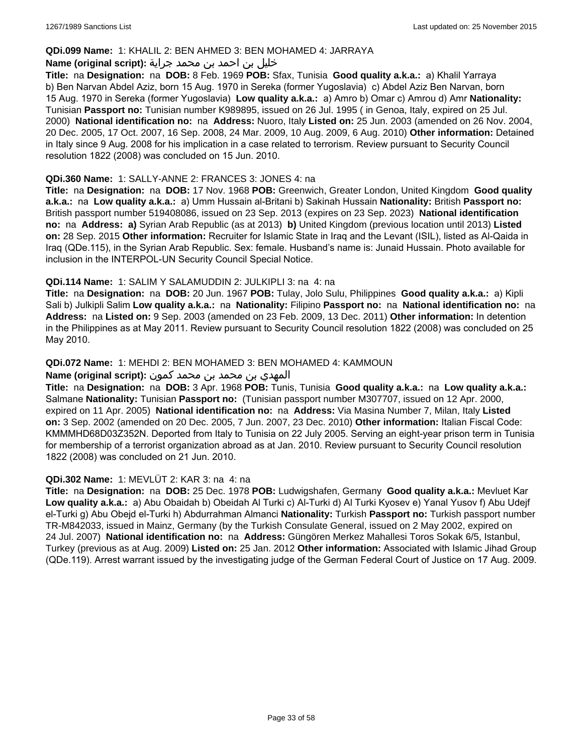**QDi.099 Name:** 1: KHALIL 2: BEN AHMED 3: BEN MOHAMED 4: JARRAYA

**Name (original script):** خليل بن احمد بن محمد جراية

**Title:** na **Designation:** na **DOB:** 8 Feb. 1969 **POB:** Sfax, Tunisia **Good quality a.k.a.:** a) Khalil Yarraya b) Ben Narvan Abdel Aziz, born 15 Aug. 1970 in Sereka (former Yugoslavia) c) Abdel Aziz Ben Narvan, born 15 Aug. 1970 in Sereka (former Yugoslavia) **Low quality a.k.a.:** a) Amro b) Omar c) Amrou d) Amr **Nationality:** Tunisian **Passport no:** Tunisian number K989895, issued on 26 Jul. 1995 ( in Genoa, Italy, expired on 25 Jul. 2000) **National identification no:** na **Address:** Nuoro, Italy **Listed on:** 25 Jun. 2003 (amended on 26 Nov. 2004, 20 Dec. 2005, 17 Oct. 2007, 16 Sep. 2008, 24 Mar. 2009, 10 Aug. 2009, 6 Aug. 2010) **Other information:** Detained in Italy since 9 Aug. 2008 for his implication in a case related to terrorism. Review pursuant to Security Council resolution 1822 (2008) was concluded on 15 Jun. 2010.

**QDi.360 Name:** 1: SALLY-ANNE 2: FRANCES 3: JONES 4: na

**Title:** na **Designation:** na **DOB:** 17 Nov. 1968 **POB:** Greenwich, Greater London, United Kingdom **Good quality a.k.a.:** na **Low quality a.k.a.:** a) Umm Hussain al-Britani b) Sakinah Hussain **Nationality:** British **Passport no:** British passport number 519408086, issued on 23 Sep. 2013 (expires on 23 Sep. 2023) **National identification no:** na **Address: a)** Syrian Arab Republic (as at 2013) **b)** United Kingdom (previous location until 2013) **Listed on:** 28 Sep. 2015 **Other information:** Recruiter for Islamic State in Iraq and the Levant (ISIL), listed as Al-Qaida in Iraq (QDe.115), in the Syrian Arab Republic. Sex: female. Husband's name is: Junaid Hussain. Photo available for inclusion in the INTERPOL-UN Security Council Special Notice.

**QDi.114 Name:** 1: SALIM Y SALAMUDDIN 2: JULKIPLI 3: na 4: na

**Title:** na **Designation:** na **DOB:** 20 Jun. 1967 **POB:** Tulay, Jolo Sulu, Philippines **Good quality a.k.a.:** a) Kipli Sali b) Julkipli Salim **Low quality a.k.a.:** na **Nationality:** Filipino **Passport no:** na **National identification no:** na **Address:** na **Listed on:** 9 Sep. 2003 (amended on 23 Feb. 2009, 13 Dec. 2011) **Other information:** In detention in the Philippines as at May 2011. Review pursuant to Security Council resolution 1822 (2008) was concluded on 25 May 2010.

**QDi.072 Name:** 1: MEHDI 2: BEN MOHAMED 3: BEN MOHAMED 4: KAMMOUN

**Name (original script):** المهدي بن محمد بن محمد كمون

**Title:** na **Designation:** na **DOB:** 3 Apr. 1968 **POB:** Tunis, Tunisia **Good quality a.k.a.:** na **Low quality a.k.a.:** Salmane **Nationality:** Tunisian **Passport no:** (Tunisian passport number M307707, issued on 12 Apr. 2000, expired on 11 Apr. 2005) **National identification no:** na **Address:** Via Masina Number 7, Milan, Italy **Listed on:** 3 Sep. 2002 (amended on 20 Dec. 2005, 7 Jun. 2007, 23 Dec. 2010) **Other information:** Italian Fiscal Code: KMMMHD68D03Z352N. Deported from Italy to Tunisia on 22 July 2005. Serving an eight-year prison term in Tunisia for membership of a terrorist organization abroad as at Jan. 2010. Review pursuant to Security Council resolution 1822 (2008) was concluded on 21 Jun. 2010.

**QDi.302 Name:** 1: MEVLÜT 2: KAR 3: na 4: na

**Title:** na **Designation:** na **DOB:** 25 Dec. 1978 **POB:** Ludwigshafen, Germany **Good quality a.k.a.:** Mevluet Kar **Low quality a.k.a.:** a) Abu Obaidah b) Obeidah Al Turki c) Al-Turki d) Al Turki Kyosev e) Yanal Yusov f) Abu Udejf el-Turki g) Abu Obejd el-Turki h) Abdurrahman Almanci **Nationality:** Turkish **Passport no:** Turkish passport number TR-M842033, issued in Mainz, Germany (by the Turkish Consulate General, issued on 2 May 2002, expired on 24 Jul. 2007) **National identification no:** na **Address:** Güngören Merkez Mahallesi Toros Sokak 6/5, Istanbul, Turkey (previous as at Aug. 2009) **Listed on:** 25 Jan. 2012 **Other information:** Associated with Islamic Jihad Group (QDe.119). Arrest warrant issued by the investigating judge of the German Federal Court of Justice on 17 Aug. 2009.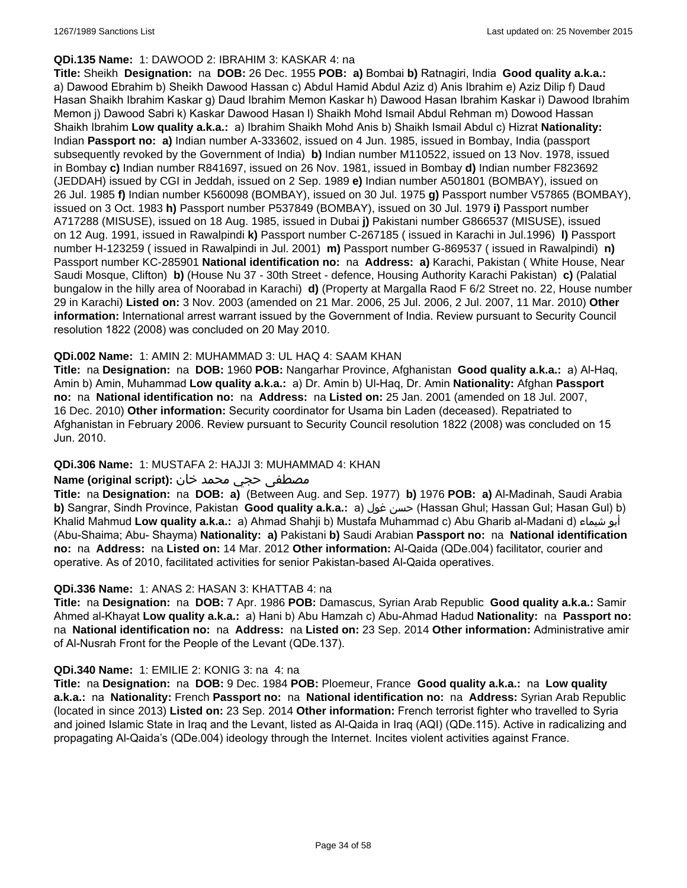**QDi.135 Name:** 1: DAWOOD 2: IBRAHIM 3: KASKAR 4: na

**Title:** Sheikh **Designation:** na **DOB:** 26 Dec. 1955 **POB: a)** Bombai **b)** Ratnagiri, India **Good quality a.k.a.:** a) Dawood Ebrahim b) Sheikh Dawood Hassan c) Abdul Hamid Abdul Aziz d) Anis Ibrahim e) Aziz Dilip f) Daud Hasan Shaikh Ibrahim Kaskar g) Daud Ibrahim Memon Kaskar h) Dawood Hasan Ibrahim Kaskar i) Dawood Ibrahim Memon j) Dawood Sabri k) Kaskar Dawood Hasan l) Shaikh Mohd Ismail Abdul Rehman m) Dowood Hassan Shaikh Ibrahim **Low quality a.k.a.:** a) Ibrahim Shaikh Mohd Anis b) Shaikh Ismail Abdul c) Hizrat **Nationality:** Indian **Passport no: a)** Indian number A-333602, issued on 4 Jun. 1985, issued in Bombay, India (passport subsequently revoked by the Government of India) **b)** Indian number M110522, issued on 13 Nov. 1978, issued in Bombay **c)** Indian number R841697, issued on 26 Nov. 1981, issued in Bombay **d)** Indian number F823692 (JEDDAH) issued by CGI in Jeddah, issued on 2 Sep. 1989 **e)** Indian number A501801 (BOMBAY), issued on 26 Jul. 1985 **f)** Indian number K560098 (BOMBAY), issued on 30 Jul. 1975 **g)** Passport number V57865 (BOMBAY), issued on 3 Oct. 1983 **h)** Passport number P537849 (BOMBAY), issued on 30 Jul. 1979 **i)** Passport number A717288 (MISUSE), issued on 18 Aug. 1985, issued in Dubai **j)** Pakistani number G866537 (MISUSE), issued on 12 Aug. 1991, issued in Rawalpindi **k)** Passport number C-267185 ( issued in Karachi in Jul.1996) **l)** Passport number H-123259 ( issued in Rawalpindi in Jul. 2001) **m)** Passport number G-869537 ( issued in Rawalpindi) **n)** Passport number KC-285901 **National identification no:** na **Address: a)** Karachi, Pakistan ( White House, Near Saudi Mosque, Clifton) **b)** (House Nu 37 - 30th Street - defence, Housing Authority Karachi Pakistan) **c)** (Palatial bungalow in the hilly area of Noorabad in Karachi) **d)** (Property at Margalla Raod F 6/2 Street no. 22, House number 29 in Karachi) **Listed on:** 3 Nov. 2003 (amended on 21 Mar. 2006, 25 Jul. 2006, 2 Jul. 2007, 11 Mar. 2010) **Other information:** International arrest warrant issued by the Government of India. Review pursuant to Security Council resolution 1822 (2008) was concluded on 20 May 2010.

**QDi.002 Name:** 1: AMIN 2: MUHAMMAD 3: UL HAQ 4: SAAM KHAN

**Title:** na **Designation:** na **DOB:** 1960 **POB:** Nangarhar Province, Afghanistan **Good quality a.k.a.:** a) Al-Haq, Amin b) Amin, Muhammad **Low quality a.k.a.:** a) Dr. Amin b) Ul-Haq, Dr. Amin **Nationality:** Afghan **Passport no:** na **National identification no:** na **Address:** na **Listed on:** 25 Jan. 2001 (amended on 18 Jul. 2007, 16 Dec. 2010) **Other information:** Security coordinator for Usama bin Laden (deceased). Repatriated to Afghanistan in February 2006. Review pursuant to Security Council resolution 1822 (2008) was concluded on 15 Jun. 2010.

**QDi.306 Name:** 1: MUSTAFA 2: HAJJI 3: MUHAMMAD 4: KHAN

**Name (original script):** مصطفى حجي محمد خان

**Title:** na **Designation:** na **DOB: a)** (Between Aug. and Sep. 1977) **b)** 1976 **POB: a)** Al-Madinah, Saudi Arabia **b)** Sangrar, Sindh Province, Pakistan **Good quality a.k.a.:** a) حسن غول (Hassan Ghul; Hassan Gul; Hasan Gul) b) Khalid Mahmud **Low quality a.k.a.:** a) Ahmad Shahji b) Mustafa Muhammad c) Abu Gharib al-Madani d) أبو شيماء (Abu-Shaima; Abu- Shayma) **Nationality: a)** Pakistani **b)** Saudi Arabian **Passport no:** na **National identification no:** na **Address:** na **Listed on:** 14 Mar. 2012 **Other information:** Al-Qaida (QDe.004) facilitator, courier and operative. As of 2010, facilitated activities for senior Pakistan-based Al-Qaida operatives.

**QDi.336 Name:** 1: ANAS 2: HASAN 3: KHATTAB 4: na

**Title:** na **Designation:** na **DOB:** 7 Apr. 1986 **POB:** Damascus, Syrian Arab Republic **Good quality a.k.a.:** Samir Ahmed al-Khayat **Low quality a.k.a.:** a) Hani b) Abu Hamzah c) Abu-Ahmad Hadud **Nationality:** na **Passport no:** na **National identification no:** na **Address:** na **Listed on:** 23 Sep. 2014 **Other information:** Administrative amir of Al-Nusrah Front for the People of the Levant (QDe.137).

**QDi.340 Name:** 1: EMILIE 2: KONIG 3: na 4: na

**Title:** na **Designation:** na **DOB:** 9 Dec. 1984 **POB:** Ploemeur, France **Good quality a.k.a.:** na **Low quality a.k.a.:** na **Nationality:** French **Passport no:** na **National identification no:** na **Address:** Syrian Arab Republic (located in since 2013) **Listed on:** 23 Sep. 2014 **Other information:** French terrorist fighter who travelled to Syria and joined Islamic State in Iraq and the Levant, listed as Al-Qaida in Iraq (AQI) (QDe.115). Active in radicalizing and propagating Al-Qaida's (QDe.004) ideology through the Internet. Incites violent activities against France.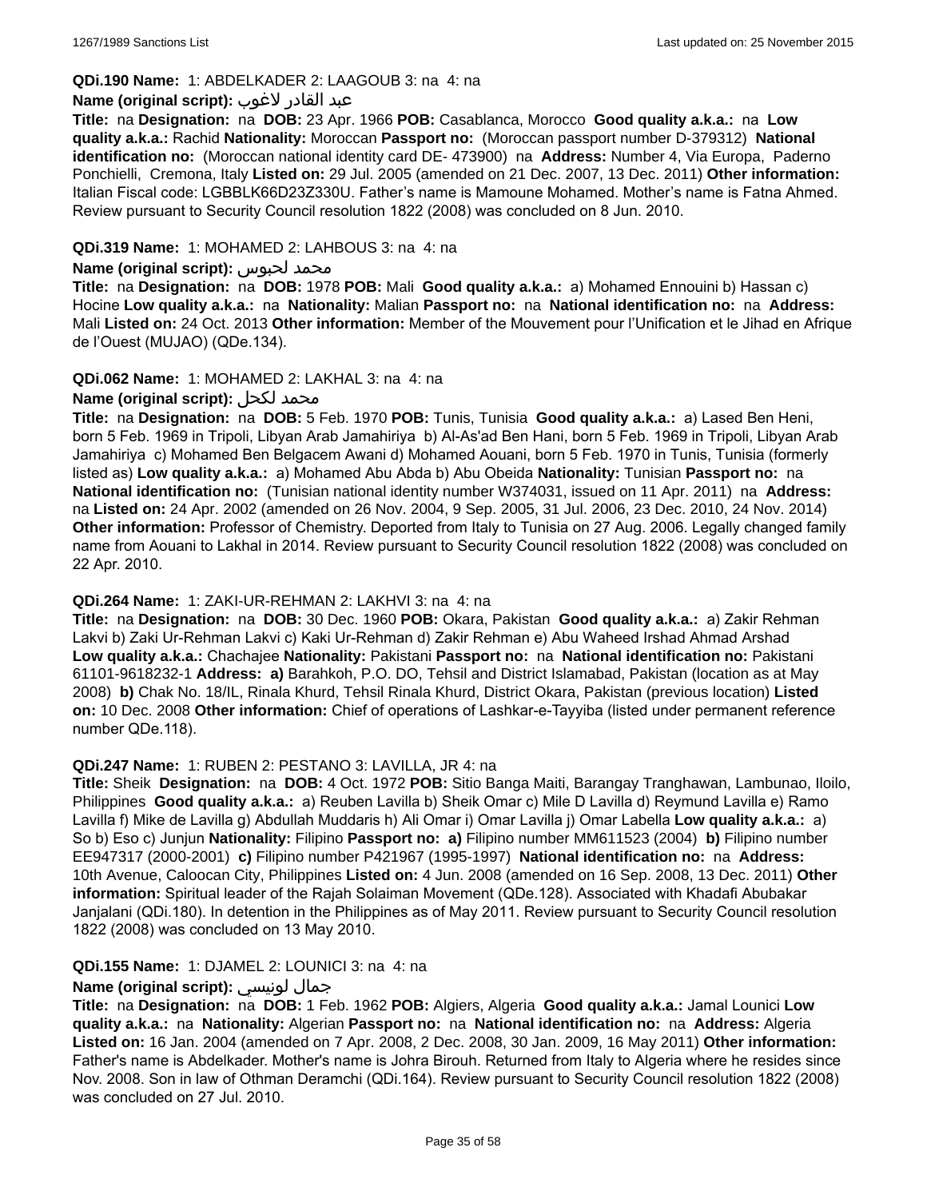**QDi.190 Name:** 1: ABDELKADER 2: LAAGOUB 3: na 4: na

**Name (original script):** عبد القادر لاغوب

**Title:** na **Designation:** na **DOB:** 23 Apr. 1966 **POB:** Casablanca, Morocco **Good quality a.k.a.:** na **Low quality a.k.a.:** Rachid **Nationality:** Moroccan **Passport no:** (Moroccan passport number D-379312) **National identification no:** (Moroccan national identity card DE- 473900) na **Address:** Number 4, Via Europa, Paderno Ponchielli, Cremona, Italy **Listed on:** 29 Jul. 2005 (amended on 21 Dec. 2007, 13 Dec. 2011) **Other information:** Italian Fiscal code: LGBBLK66D23Z330U. Father's name is Mamoune Mohamed. Mother's name is Fatna Ahmed. Review pursuant to Security Council resolution 1822 (2008) was concluded on 8 Jun. 2010.

**QDi.319 Name:** 1: MOHAMED 2: LAHBOUS 3: na 4: na

**Name (original script):** محمد لحبوس

**Title:** na **Designation:** na **DOB:** 1978 **POB:** Mali **Good quality a.k.a.:** a) Mohamed Ennouini b) Hassan c) Hocine **Low quality a.k.a.:** na **Nationality:** Malian **Passport no:** na **National identification no:** na **Address:** Mali **Listed on:** 24 Oct. 2013 **Other information:** Member of the Mouvement pour l'Unification et le Jihad en Afrique de l'Ouest (MUJAO) (QDe.134).

**QDi.062 Name:** 1: MOHAMED 2: LAKHAL 3: na 4: na

**Name (original script):** محمد لكحل

**Title:** na **Designation:** na **DOB:** 5 Feb. 1970 **POB:** Tunis, Tunisia **Good quality a.k.a.:** a) Lased Ben Heni, born 5 Feb. 1969 in Tripoli, Libyan Arab Jamahiriya b) Al-As'ad Ben Hani, born 5 Feb. 1969 in Tripoli, Libyan Arab Jamahiriya c) Mohamed Ben Belgacem Awani d) Mohamed Aouani, born 5 Feb. 1970 in Tunis, Tunisia (formerly listed as) **Low quality a.k.a.:** a) Mohamed Abu Abda b) Abu Obeida **Nationality:** Tunisian **Passport no:** na **National identification no:** (Tunisian national identity number W374031, issued on 11 Apr. 2011) na **Address:** na **Listed on:** 24 Apr. 2002 (amended on 26 Nov. 2004, 9 Sep. 2005, 31 Jul. 2006, 23 Dec. 2010, 24 Nov. 2014) **Other information:** Professor of Chemistry. Deported from Italy to Tunisia on 27 Aug. 2006. Legally changed family name from Aouani to Lakhal in 2014. Review pursuant to Security Council resolution 1822 (2008) was concluded on 22 Apr. 2010.

**QDi.264 Name:** 1: ZAKI-UR-REHMAN 2: LAKHVI 3: na 4: na

**Title:** na **Designation:** na **DOB:** 30 Dec. 1960 **POB:** Okara, Pakistan **Good quality a.k.a.:** a) Zakir Rehman Lakvi b) Zaki Ur-Rehman Lakvi c) Kaki Ur-Rehman d) Zakir Rehman e) Abu Waheed Irshad Ahmad Arshad **Low quality a.k.a.:** Chachajee **Nationality:** Pakistani **Passport no:** na **National identification no:** Pakistani 61101-9618232-1 **Address:** **a)** Barahkoh, P.O. DO, Tehsil and District Islamabad, Pakistan (location as at May 2008) **b)** Chak No. 18/IL, Rinala Khurd, Tehsil Rinala Khurd, District Okara, Pakistan (previous location) **Listed on:** 10 Dec. 2008 **Other information:** Chief of operations of Lashkar-e-Tayyiba (listed under permanent reference number QDe.118).

**QDi.247 Name:** 1: RUBEN 2: PESTANO 3: LAVILLA, JR 4: na

**Title:** Sheik **Designation:** na **DOB:** 4 Oct. 1972 **POB:** Sitio Banga Maiti, Barangay Tranghawan, Lambunao, Iloilo, Philippines **Good quality a.k.a.:** a) Reuben Lavilla b) Sheik Omar c) Mile D Lavilla d) Reymund Lavilla e) Ramo Lavilla f) Mike de Lavilla g) Abdullah Muddaris h) Ali Omar i) Omar Lavilla j) Omar Labella **Low quality a.k.a.:** a) So b) Eso c) Junjun **Nationality:** Filipino **Passport no:** **a)** Filipino number MM611523 (2004) **b)** Filipino number EE947317 (2000-2001) **c)** Filipino number P421967 (1995-1997) **National identification no:** na **Address:** 10th Avenue, Caloocan City, Philippines **Listed on:** 4 Jun. 2008 (amended on 16 Sep. 2008, 13 Dec. 2011) **Other information:** Spiritual leader of the Rajah Solaiman Movement (QDe.128). Associated with Khadafi Abubakar Janjalani (QDi.180). In detention in the Philippines as of May 2011. Review pursuant to Security Council resolution 1822 (2008) was concluded on 13 May 2010.

**QDi.155 Name:** 1: DJAMEL 2: LOUNICI 3: na 4: na

**Name (original script):** جمال لونيسي

**Title:** na **Designation:** na **DOB:** 1 Feb. 1962 **POB:** Algiers, Algeria **Good quality a.k.a.:** Jamal Lounici **Low quality a.k.a.:** na **Nationality:** Algerian **Passport no:** na **National identification no:** na **Address:** Algeria **Listed on:** 16 Jan. 2004 (amended on 7 Apr. 2008, 2 Dec. 2008, 30 Jan. 2009, 16 May 2011) **Other information:** Father's name is Abdelkader. Mother's name is Johra Birouh. Returned from Italy to Algeria where he resides since Nov. 2008. Son in law of Othman Deramchi (QDi.164). Review pursuant to Security Council resolution 1822 (2008) was concluded on 27 Jul. 2010.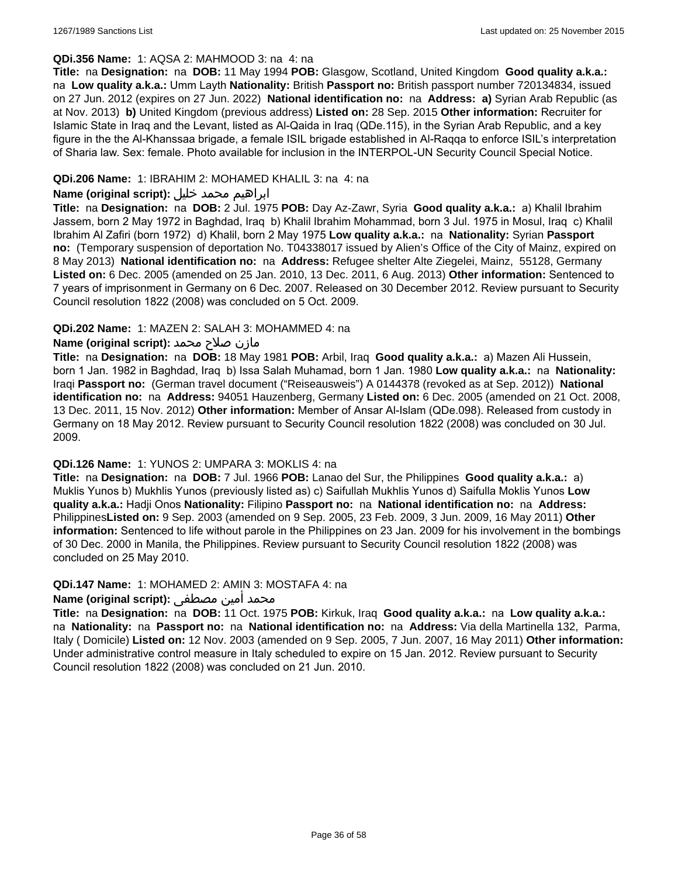**QDi.356 Name:** 1: AQSA 2: MAHMOOD 3: na 4: na

**Title:** na **Designation:** na **DOB:** 11 May 1994 **POB:** Glasgow, Scotland, United Kingdom **Good quality a.k.a.:** na **Low quality a.k.a.:** Umm Layth **Nationality:** British **Passport no:** British passport number 720134834, issued on 27 Jun. 2012 (expires on 27 Jun. 2022) **National identification no:** na **Address:** **a)** Syrian Arab Republic (as at Nov. 2013) **b)** United Kingdom (previous address) **Listed on:** 28 Sep. 2015 **Other information:** Recruiter for Islamic State in Iraq and the Levant, listed as Al-Qaida in Iraq (QDe.115), in the Syrian Arab Republic, and a key figure in the the Al-Khanssaa brigade, a female ISIL brigade established in Al-Raqqa to enforce ISIL's interpretation of Sharia law. Sex: female. Photo available for inclusion in the INTERPOL-UN Security Council Special Notice.

**QDi.206 Name:** 1: IBRAHIM 2: MOHAMED KHALIL 3: na 4: na

**Name (original script):** ابراهيم محمد خليل

**Title:** na **Designation:** na **DOB:** 2 Jul. 1975 **POB:** Day Az-Zawr, Syria **Good quality a.k.a.:** a) Khalil Ibrahim Jassem, born 2 May 1972 in Baghdad, Iraq b) Khalil Ibrahim Mohammad, born 3 Jul. 1975 in Mosul, Iraq c) Khalil Ibrahim Al Zafiri (born 1972) d) Khalil, born 2 May 1975 **Low quality a.k.a.:** na **Nationality:** Syrian **Passport no:** (Temporary suspension of deportation No. T04338017 issued by Alien's Office of the City of Mainz, expired on 8 May 2013) **National identification no:** na **Address:** Refugee shelter Alte Ziegelei, Mainz, 55128, Germany **Listed on:** 6 Dec. 2005 (amended on 25 Jan. 2010, 13 Dec. 2011, 6 Aug. 2013) **Other information:** Sentenced to 7 years of imprisonment in Germany on 6 Dec. 2007. Released on 30 December 2012. Review pursuant to Security Council resolution 1822 (2008) was concluded on 5 Oct. 2009.

**QDi.202 Name:** 1: MAZEN 2: SALAH 3: MOHAMMED 4: na

**Name (original script):** مازن صلاح محمد

**Title:** na **Designation:** na **DOB:** 18 May 1981 **POB:** Arbil, Iraq **Good quality a.k.a.:** a) Mazen Ali Hussein, born 1 Jan. 1982 in Baghdad, Iraq b) Issa Salah Muhamad, born 1 Jan. 1980 **Low quality a.k.a.:** na **Nationality:** Iraqi **Passport no:** (German travel document ("Reiseausweis") A 0144378 (revoked as at Sep. 2012)) **National identification no:** na **Address:** 94051 Hauzenberg, Germany **Listed on:** 6 Dec. 2005 (amended on 21 Oct. 2008, 13 Dec. 2011, 15 Nov. 2012) **Other information:** Member of Ansar Al-Islam (QDe.098). Released from custody in Germany on 18 May 2012. Review pursuant to Security Council resolution 1822 (2008) was concluded on 30 Jul. 2009.

**QDi.126 Name:** 1: YUNOS 2: UMPARA 3: MOKLIS 4: na

**Title:** na **Designation:** na **DOB:** 7 Jul. 1966 **POB:** Lanao del Sur, the Philippines **Good quality a.k.a.:** a) Muklis Yunos b) Mukhlis Yunos (previously listed as) c) Saifullah Mukhlis Yunos d) Saifulla Moklis Yunos **Low quality a.k.a.:** Hadji Onos **Nationality:** Filipino **Passport no:** na **National identification no:** na **Address:** Philippines**Listed on:** 9 Sep. 2003 (amended on 9 Sep. 2005, 23 Feb. 2009, 3 Jun. 2009, 16 May 2011) **Other information:** Sentenced to life without parole in the Philippines on 23 Jan. 2009 for his involvement in the bombings of 30 Dec. 2000 in Manila, the Philippines. Review pursuant to Security Council resolution 1822 (2008) was concluded on 25 May 2010.

**QDi.147 Name:** 1: MOHAMED 2: AMIN 3: MOSTAFA 4: na

**Name (original script):** محمد أمين مصطفى

**Title:** na **Designation:** na **DOB:** 11 Oct. 1975 **POB:** Kirkuk, Iraq **Good quality a.k.a.:** na **Low quality a.k.a.:** na **Nationality:** na **Passport no:** na **National identification no:** na **Address:** Via della Martinella 132, Parma, Italy ( Domicile) **Listed on:** 12 Nov. 2003 (amended on 9 Sep. 2005, 7 Jun. 2007, 16 May 2011) **Other information:** Under administrative control measure in Italy scheduled to expire on 15 Jan. 2012. Review pursuant to Security Council resolution 1822 (2008) was concluded on 21 Jun. 2010.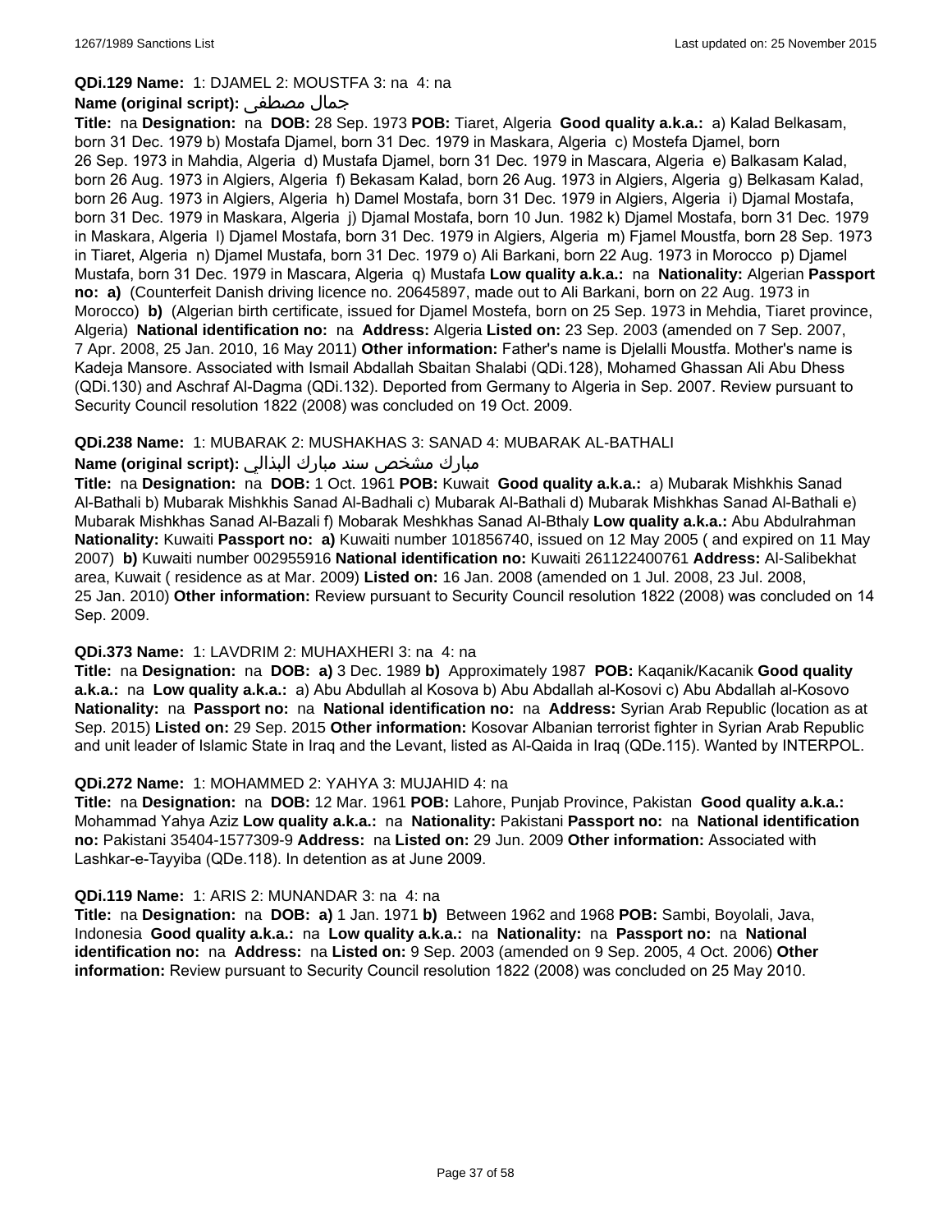**QDi.129 Name:** 1: DJAMEL 2: MOUSTFA 3: na 4: na

**Name (original script):** جمال مصطفى

**Title:** na **Designation:** na **DOB:** 28 Sep. 1973 **POB:** Tiaret, Algeria **Good quality a.k.a.:** a) Kalad Belkasam, born 31 Dec. 1979 b) Mostafa Djamel, born 31 Dec. 1979 in Maskara, Algeria c) Mostefa Djamel, born 26 Sep. 1973 in Mahdia, Algeria d) Mustafa Djamel, born 31 Dec. 1979 in Mascara, Algeria e) Balkasam Kalad, born 26 Aug. 1973 in Algiers, Algeria f) Bekasam Kalad, born 26 Aug. 1973 in Algiers, Algeria g) Belkasam Kalad, born 26 Aug. 1973 in Algiers, Algeria h) Damel Mostafa, born 31 Dec. 1979 in Algiers, Algeria i) Djamal Mostafa, born 31 Dec. 1979 in Maskara, Algeria j) Djamal Mostafa, born 10 Jun. 1982 k) Djamel Mostafa, born 31 Dec. 1979 in Maskara, Algeria l) Djamel Mostafa, born 31 Dec. 1979 in Algiers, Algeria m) Fjamel Moustfa, born 28 Sep. 1973 in Tiaret, Algeria n) Djamel Mustafa, born 31 Dec. 1979 o) Ali Barkani, born 22 Aug. 1973 in Morocco p) Djamel Mustafa, born 31 Dec. 1979 in Mascara, Algeria q) Mustafa **Low quality a.k.a.:** na **Nationality:** Algerian **Passport no:** **a)** (Counterfeit Danish driving licence no. 20645897, made out to Ali Barkani, born on 22 Aug. 1973 in Morocco) **b)** (Algerian birth certificate, issued for Djamel Mostefa, born on 25 Sep. 1973 in Mehdia, Tiaret province, Algeria) **National identification no:** na **Address:** Algeria **Listed on:** 23 Sep. 2003 (amended on 7 Sep. 2007, 7 Apr. 2008, 25 Jan. 2010, 16 May 2011) **Other information:** Father's name is Djelalli Moustfa. Mother's name is Kadeja Mansore. Associated with Ismail Abdallah Sbaitan Shalabi (QDi.128), Mohamed Ghassan Ali Abu Dhess (QDi.130) and Aschraf Al-Dagma (QDi.132). Deported from Germany to Algeria in Sep. 2007. Review pursuant to Security Council resolution 1822 (2008) was concluded on 19 Oct. 2009.

**QDi.238 Name:** 1: MUBARAK 2: MUSHAKHAS 3: SANAD 4: MUBARAK AL-BATHALI

**Name (original script):** مبارك مشخص سند مبارك البذالي

**Title:** na **Designation:** na **DOB:** 1 Oct. 1961 **POB:** Kuwait **Good quality a.k.a.:** a) Mubarak Mishkhis Sanad Al-Bathali b) Mubarak Mishkhis Sanad Al-Badhali c) Mubarak Al-Bathali d) Mubarak Mishkhas Sanad Al-Bathali e) Mubarak Mishkhas Sanad Al-Bazali f) Mobarak Meshkhas Sanad Al-Bthaly **Low quality a.k.a.:** Abu Abdulrahman **Nationality:** Kuwaiti **Passport no:** **a)** Kuwaiti number 101856740, issued on 12 May 2005 ( and expired on 11 May 2007) **b)** Kuwaiti number 002955916 **National identification no:** Kuwaiti 261122400761 **Address:** Al-Salibekhat area, Kuwait ( residence as at Mar. 2009) **Listed on:** 16 Jan. 2008 (amended on 1 Jul. 2008, 23 Jul. 2008, 25 Jan. 2010) **Other information:** Review pursuant to Security Council resolution 1822 (2008) was concluded on 14 Sep. 2009.

**QDi.373 Name:** 1: LAVDRIM 2: MUHAXHERI 3: na 4: na

**Title:** na **Designation:** na **DOB:** **a)** 3 Dec. 1989 **b)** Approximately 1987 **POB:** Kaqanik/Kacanik **Good quality a.k.a.:** na **Low quality a.k.a.:** a) Abu Abdullah al Kosova b) Abu Abdallah al-Kosovi c) Abu Abdallah al-Kosovo **Nationality:** na **Passport no:** na **National identification no:** na **Address:** Syrian Arab Republic (location as at Sep. 2015) **Listed on:** 29 Sep. 2015 **Other information:** Kosovar Albanian terrorist fighter in Syrian Arab Republic and unit leader of Islamic State in Iraq and the Levant, listed as Al-Qaida in Iraq (QDe.115). Wanted by INTERPOL.

**QDi.272 Name:** 1: MOHAMMED 2: YAHYA 3: MUJAHID 4: na

**Title:** na **Designation:** na **DOB:** 12 Mar. 1961 **POB:** Lahore, Punjab Province, Pakistan **Good quality a.k.a.:** Mohammad Yahya Aziz **Low quality a.k.a.:** na **Nationality:** Pakistani **Passport no:** na **National identification no:** Pakistani 35404-1577309-9 **Address:** na **Listed on:** 29 Jun. 2009 **Other information:** Associated with Lashkar-e-Tayyiba (QDe.118). In detention as at June 2009.

**QDi.119 Name:** 1: ARIS 2: MUNANDAR 3: na 4: na

**Title:** na **Designation:** na **DOB:** **a)** 1 Jan. 1971 **b)** Between 1962 and 1968 **POB:** Sambi, Boyolali, Java, Indonesia **Good quality a.k.a.:** na **Low quality a.k.a.:** na **Nationality:** na **Passport no:** na **National identification no:** na **Address:** na **Listed on:** 9 Sep. 2003 (amended on 9 Sep. 2005, 4 Oct. 2006) **Other information:** Review pursuant to Security Council resolution 1822 (2008) was concluded on 25 May 2010.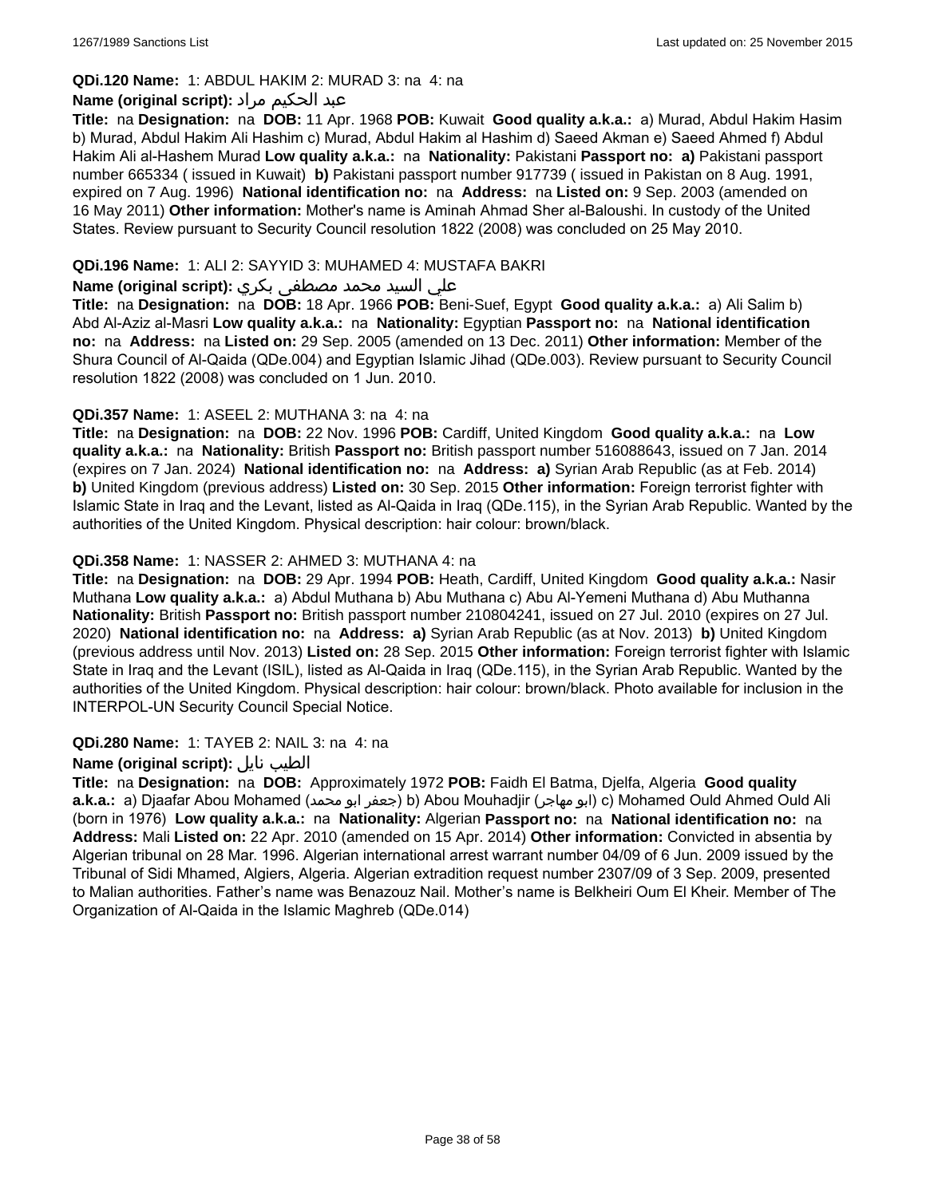**QDi.120 Name:** 1: ABDUL HAKIM 2: MURAD 3: na 4: na

**Name (original script):** عبد الحكيم مراد

**Title:** na **Designation:** na **DOB:** 11 Apr. 1968 **POB:** Kuwait **Good quality a.k.a.:** a) Murad, Abdul Hakim Hasim b) Murad, Abdul Hakim Ali Hashim c) Murad, Abdul Hakim al Hashim d) Saeed Akman e) Saeed Ahmed f) Abdul Hakim Ali al-Hashem Murad **Low quality a.k.a.:** na **Nationality:** Pakistani **Passport no:** **a)** Pakistani passport number 665334 ( issued in Kuwait) **b)** Pakistani passport number 917739 ( issued in Pakistan on 8 Aug. 1991, expired on 7 Aug. 1996) **National identification no:** na **Address:** na **Listed on:** 9 Sep. 2003 (amended on 16 May 2011) **Other information:** Mother's name is Aminah Ahmad Sher al-Baloushi. In custody of the United States. Review pursuant to Security Council resolution 1822 (2008) was concluded on 25 May 2010.

**QDi.196 Name:** 1: ALI 2: SAYYID 3: MUHAMED 4: MUSTAFA BAKRI

**Name (original script):** علي السيد محمد مصطفى بكري

**Title:** na **Designation:** na **DOB:** 18 Apr. 1966 **POB:** Beni-Suef, Egypt **Good quality a.k.a.:** a) Ali Salim b) Abd Al-Aziz al-Masri **Low quality a.k.a.:** na **Nationality:** Egyptian **Passport no:** na **National identification no:** na **Address:** na **Listed on:** 29 Sep. 2005 (amended on 13 Dec. 2011) **Other information:** Member of the Shura Council of Al-Qaida (QDe.004) and Egyptian Islamic Jihad (QDe.003). Review pursuant to Security Council resolution 1822 (2008) was concluded on 1 Jun. 2010.

**QDi.357 Name:** 1: ASEEL 2: MUTHANA 3: na 4: na

**Title:** na **Designation:** na **DOB:** 22 Nov. 1996 **POB:** Cardiff, United Kingdom **Good quality a.k.a.:** na **Low quality a.k.a.:** na **Nationality:** British **Passport no:** British passport number 516088643, issued on 7 Jan. 2014 (expires on 7 Jan. 2024) **National identification no:** na **Address:** **a)** Syrian Arab Republic (as at Feb. 2014) **b)** United Kingdom (previous address) **Listed on:** 30 Sep. 2015 **Other information:** Foreign terrorist fighter with Islamic State in Iraq and the Levant, listed as Al-Qaida in Iraq (QDe.115), in the Syrian Arab Republic. Wanted by the authorities of the United Kingdom. Physical description: hair colour: brown/black.

**QDi.358 Name:** 1: NASSER 2: AHMED 3: MUTHANA 4: na

**Title:** na **Designation:** na **DOB:** 29 Apr. 1994 **POB:** Heath, Cardiff, United Kingdom **Good quality a.k.a.:** Nasir Muthana **Low quality a.k.a.:** a) Abdul Muthana b) Abu Muthana c) Abu Al-Yemeni Muthana d) Abu Muthanna **Nationality:** British **Passport no:** British passport number 210804241, issued on 27 Jul. 2010 (expires on 27 Jul. 2020) **National identification no:** na **Address:** **a)** Syrian Arab Republic (as at Nov. 2013) **b)** United Kingdom (previous address until Nov. 2013) **Listed on:** 28 Sep. 2015 **Other information:** Foreign terrorist fighter with Islamic State in Iraq and the Levant (ISIL), listed as Al-Qaida in Iraq (QDe.115), in the Syrian Arab Republic. Wanted by the authorities of the United Kingdom. Physical description: hair colour: brown/black. Photo available for inclusion in the INTERPOL-UN Security Council Special Notice.

**QDi.280 Name:** 1: TAYEB 2: NAIL 3: na 4: na

**Name (original script):** الطيب نايل

**Title:** na **Designation:** na **DOB:** Approximately 1972 **POB:** Faidh El Batma, Djelfa, Algeria **Good quality a.k.a.:** a) Djaafar Abou Mohamed (جعفر ابو محمد) b) Abou Mouhadjir (ابو مهاجر) c) Mohamed Ould Ahmed Ould Ali (born in 1976) **Low quality a.k.a.:** na **Nationality:** Algerian **Passport no:** na **National identification no:** na **Address:** Mali **Listed on:** 22 Apr. 2010 (amended on 15 Apr. 2014) **Other information:** Convicted in absentia by Algerian tribunal on 28 Mar. 1996. Algerian international arrest warrant number 04/09 of 6 Jun. 2009 issued by the Tribunal of Sidi Mhamed, Algiers, Algeria. Algerian extradition request number 2307/09 of 3 Sep. 2009, presented to Malian authorities. Father's name was Benazouz Nail. Mother's name is Belkheiri Oum El Kheir. Member of The Organization of Al-Qaida in the Islamic Maghreb (QDe.014)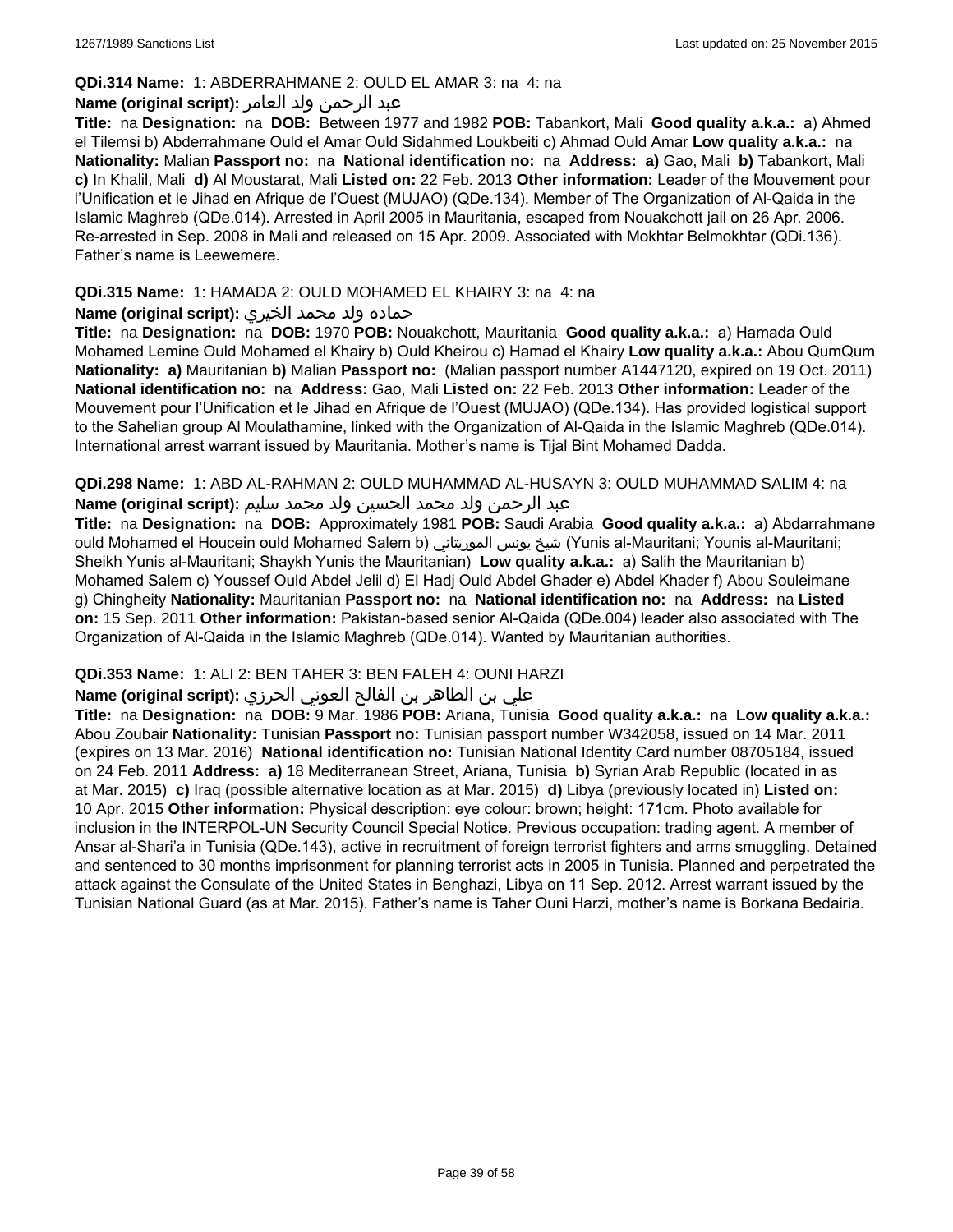**QDi.314 Name:** 1: ABDERRAHMANE 2: OULD EL AMAR 3: na 4: na

**Name (original script):** عبد الرحمن ولد العامر

**Title:** na **Designation:** na **DOB:** Between 1977 and 1982 **POB:** Tabankort, Mali **Good quality a.k.a.:** a) Ahmed el Tilemsi b) Abderrahmane Ould el Amar Ould Sidahmed Loukbeiti c) Ahmad Ould Amar **Low quality a.k.a.:** na **Nationality:** Malian **Passport no:** na **National identification no:** na **Address:** **a)** Gao, Mali **b)** Tabankort, Mali **c)** In Khalil, Mali **d)** Al Moustarat, Mali **Listed on:** 22 Feb. 2013 **Other information:** Leader of the Mouvement pour l'Unification et le Jihad en Afrique de l'Ouest (MUJAO) (QDe.134). Member of The Organization of Al-Qaida in the Islamic Maghreb (QDe.014). Arrested in April 2005 in Mauritania, escaped from Nouakchott jail on 26 Apr. 2006. Re-arrested in Sep. 2008 in Mali and released on 15 Apr. 2009. Associated with Mokhtar Belmokhtar (QDi.136). Father's name is Leewemere.

**QDi.315 Name:** 1: HAMADA 2: OULD MOHAMED EL KHAIRY 3: na 4: na

**Name (original script):** حماده ولد محمد الخيري

**Title:** na **Designation:** na **DOB:** 1970 **POB:** Nouakchott, Mauritania **Good quality a.k.a.:** a) Hamada Ould Mohamed Lemine Ould Mohamed el Khairy b) Ould Kheirou c) Hamad el Khairy **Low quality a.k.a.:** Abou QumQum **Nationality:** **a)** Mauritanian **b)** Malian **Passport no:** (Malian passport number A1447120, expired on 19 Oct. 2011) **National identification no:** na **Address:** Gao, Mali **Listed on:** 22 Feb. 2013 **Other information:** Leader of the Mouvement pour l'Unification et le Jihad en Afrique de l'Ouest (MUJAO) (QDe.134). Has provided logistical support to the Sahelian group Al Moulathamine, linked with the Organization of Al-Qaida in the Islamic Maghreb (QDe.014). International arrest warrant issued by Mauritania. Mother's name is Tijal Bint Mohamed Dadda.

**QDi.298 Name:** 1: ABD AL-RAHMAN 2: OULD MUHAMMAD AL-HUSAYN 3: OULD MUHAMMAD SALIM 4: na

**Name (original script):** عبد الرحمن ولد محمد الحسين ولد محمد سليم

**Title:** na **Designation:** na **DOB:** Approximately 1981 **POB:** Saudi Arabia **Good quality a.k.a.:** a) Abdarrahmane ould Mohamed el Houcein ould Mohamed Salem b) شيخ يونس الموريتاني (Yunis al-Mauritani; Younis al-Mauritani; Sheikh Yunis al-Mauritani; Shaykh Yunis the Mauritanian) **Low quality a.k.a.:** a) Salih the Mauritanian b) Mohamed Salem c) Youssef Ould Abdel Jelil d) El Hadj Ould Abdel Ghader e) Abdel Khader f) Abou Souleimane g) Chingheity **Nationality:** Mauritanian **Passport no:** na **National identification no:** na **Address:** na **Listed on:** 15 Sep. 2011 **Other information:** Pakistan-based senior Al-Qaida (QDe.004) leader also associated with The Organization of Al-Qaida in the Islamic Maghreb (QDe.014). Wanted by Mauritanian authorities.

**QDi.353 Name:** 1: ALI 2: BEN TAHER 3: BEN FALEH 4: OUNI HARZI

**Name (original script):** علي بن الطاهر بن الفالح العوني الحرزي

**Title:** na **Designation:** na **DOB:** 9 Mar. 1986 **POB:** Ariana, Tunisia **Good quality a.k.a.:** na **Low quality a.k.a.:** Abou Zoubair **Nationality:** Tunisian **Passport no:** Tunisian passport number W342058, issued on 14 Mar. 2011 (expires on 13 Mar. 2016) **National identification no:** Tunisian National Identity Card number 08705184, issued on 24 Feb. 2011 **Address:** **a)** 18 Mediterranean Street, Ariana, Tunisia **b)** Syrian Arab Republic (located in as at Mar. 2015) **c)** Iraq (possible alternative location as at Mar. 2015) **d)** Libya (previously located in) **Listed on:** 10 Apr. 2015 **Other information:** Physical description: eye colour: brown; height: 171cm. Photo available for inclusion in the INTERPOL-UN Security Council Special Notice. Previous occupation: trading agent. A member of Ansar al-Shari'a in Tunisia (QDe.143), active in recruitment of foreign terrorist fighters and arms smuggling. Detained and sentenced to 30 months imprisonment for planning terrorist acts in 2005 in Tunisia. Planned and perpetrated the attack against the Consulate of the United States in Benghazi, Libya on 11 Sep. 2012. Arrest warrant issued by the Tunisian National Guard (as at Mar. 2015). Father's name is Taher Ouni Harzi, mother's name is Borkana Bedairia.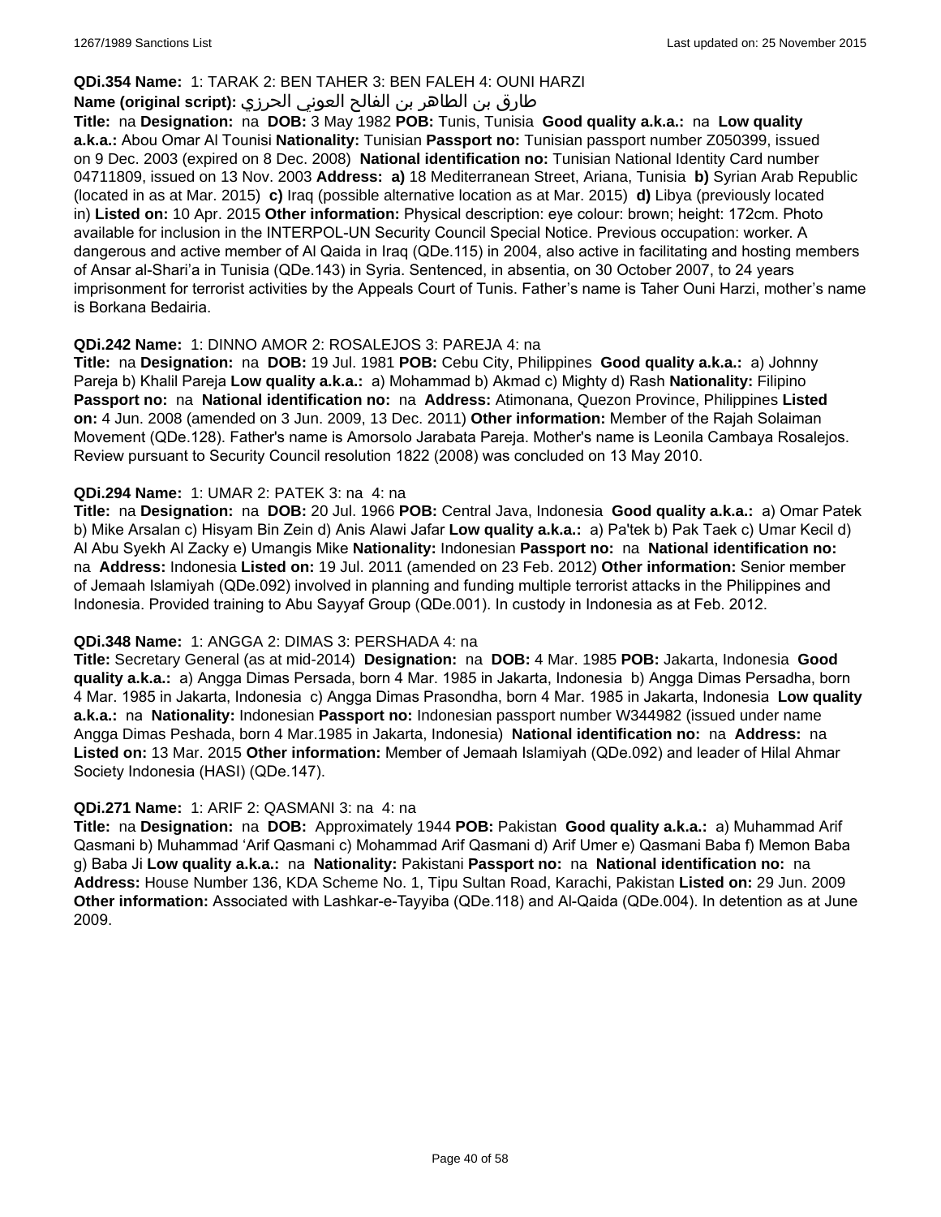**QDi.354 Name:** 1: TARAK 2: BEN TAHER 3: BEN FALEH 4: OUNI HARZI

**Name (original script):** طارق بن الطاهر بن الفالح العوني الحرزي

**Title:** na **Designation:** na **DOB:** 3 May 1982 **POB:** Tunis, Tunisia **Good quality a.k.a.:** na **Low quality a.k.a.:** Abou Omar Al Tounisi **Nationality:** Tunisian **Passport no:** Tunisian passport number Z050399, issued on 9 Dec. 2003 (expired on 8 Dec. 2008) **National identification no:** Tunisian National Identity Card number 04711809, issued on 13 Nov. 2003 **Address:** **a)** 18 Mediterranean Street, Ariana, Tunisia **b)** Syrian Arab Republic (located in as at Mar. 2015) **c)** Iraq (possible alternative location as at Mar. 2015) **d)** Libya (previously located in) **Listed on:** 10 Apr. 2015 **Other information:** Physical description: eye colour: brown; height: 172cm. Photo available for inclusion in the INTERPOL-UN Security Council Special Notice. Previous occupation: worker. A dangerous and active member of Al Qaida in Iraq (QDe.115) in 2004, also active in facilitating and hosting members of Ansar al-Shari'a in Tunisia (QDe.143) in Syria. Sentenced, in absentia, on 30 October 2007, to 24 years imprisonment for terrorist activities by the Appeals Court of Tunis. Father's name is Taher Ouni Harzi, mother's name is Borkana Bedairia.

**QDi.242 Name:** 1: DINNO AMOR 2: ROSALEJOS 3: PAREJA 4: na

**Title:** na **Designation:** na **DOB:** 19 Jul. 1981 **POB:** Cebu City, Philippines **Good quality a.k.a.:** a) Johnny Pareja b) Khalil Pareja **Low quality a.k.a.:** a) Mohammad b) Akmad c) Mighty d) Rash **Nationality:** Filipino **Passport no:** na **National identification no:** na **Address:** Atimonana, Quezon Province, Philippines **Listed on:** 4 Jun. 2008 (amended on 3 Jun. 2009, 13 Dec. 2011) **Other information:** Member of the Rajah Solaiman Movement (QDe.128). Father's name is Amorsolo Jarabata Pareja. Mother's name is Leonila Cambaya Rosalejos. Review pursuant to Security Council resolution 1822 (2008) was concluded on 13 May 2010.

**QDi.294 Name:** 1: UMAR 2: PATEK 3: na 4: na

**Title:** na **Designation:** na **DOB:** 20 Jul. 1966 **POB:** Central Java, Indonesia **Good quality a.k.a.:** a) Omar Patek b) Mike Arsalan c) Hisyam Bin Zein d) Anis Alawi Jafar **Low quality a.k.a.:** a) Pa'tek b) Pak Taek c) Umar Kecil d) Al Abu Syekh Al Zacky e) Umangis Mike **Nationality:** Indonesian **Passport no:** na **National identification no:** na **Address:** Indonesia **Listed on:** 19 Jul. 2011 (amended on 23 Feb. 2012) **Other information:** Senior member of Jemaah Islamiyah (QDe.092) involved in planning and funding multiple terrorist attacks in the Philippines and Indonesia. Provided training to Abu Sayyaf Group (QDe.001). In custody in Indonesia as at Feb. 2012.

**QDi.348 Name:** 1: ANGGA 2: DIMAS 3: PERSHADA 4: na

**Title:** Secretary General (as at mid-2014) **Designation:** na **DOB:** 4 Mar. 1985 **POB:** Jakarta, Indonesia **Good quality a.k.a.:** a) Angga Dimas Persada, born 4 Mar. 1985 in Jakarta, Indonesia b) Angga Dimas Persadha, born 4 Mar. 1985 in Jakarta, Indonesia c) Angga Dimas Prasondha, born 4 Mar. 1985 in Jakarta, Indonesia **Low quality a.k.a.:** na **Nationality:** Indonesian **Passport no:** Indonesian passport number W344982 (issued under name Angga Dimas Peshada, born 4 Mar.1985 in Jakarta, Indonesia) **National identification no:** na **Address:** na **Listed on:** 13 Mar. 2015 **Other information:** Member of Jemaah Islamiyah (QDe.092) and leader of Hilal Ahmar Society Indonesia (HASI) (QDe.147).

**QDi.271 Name:** 1: ARIF 2: QASMANI 3: na 4: na

**Title:** na **Designation:** na **DOB:** Approximately 1944 **POB:** Pakistan **Good quality a.k.a.:** a) Muhammad Arif Qasmani b) Muhammad 'Arif Qasmani c) Mohammad Arif Qasmani d) Arif Umer e) Qasmani Baba f) Memon Baba g) Baba Ji **Low quality a.k.a.:** na **Nationality:** Pakistani **Passport no:** na **National identification no:** na **Address:** House Number 136, KDA Scheme No. 1, Tipu Sultan Road, Karachi, Pakistan **Listed on:** 29 Jun. 2009 **Other information:** Associated with Lashkar-e-Tayyiba (QDe.118) and Al-Qaida (QDe.004). In detention as at June 2009.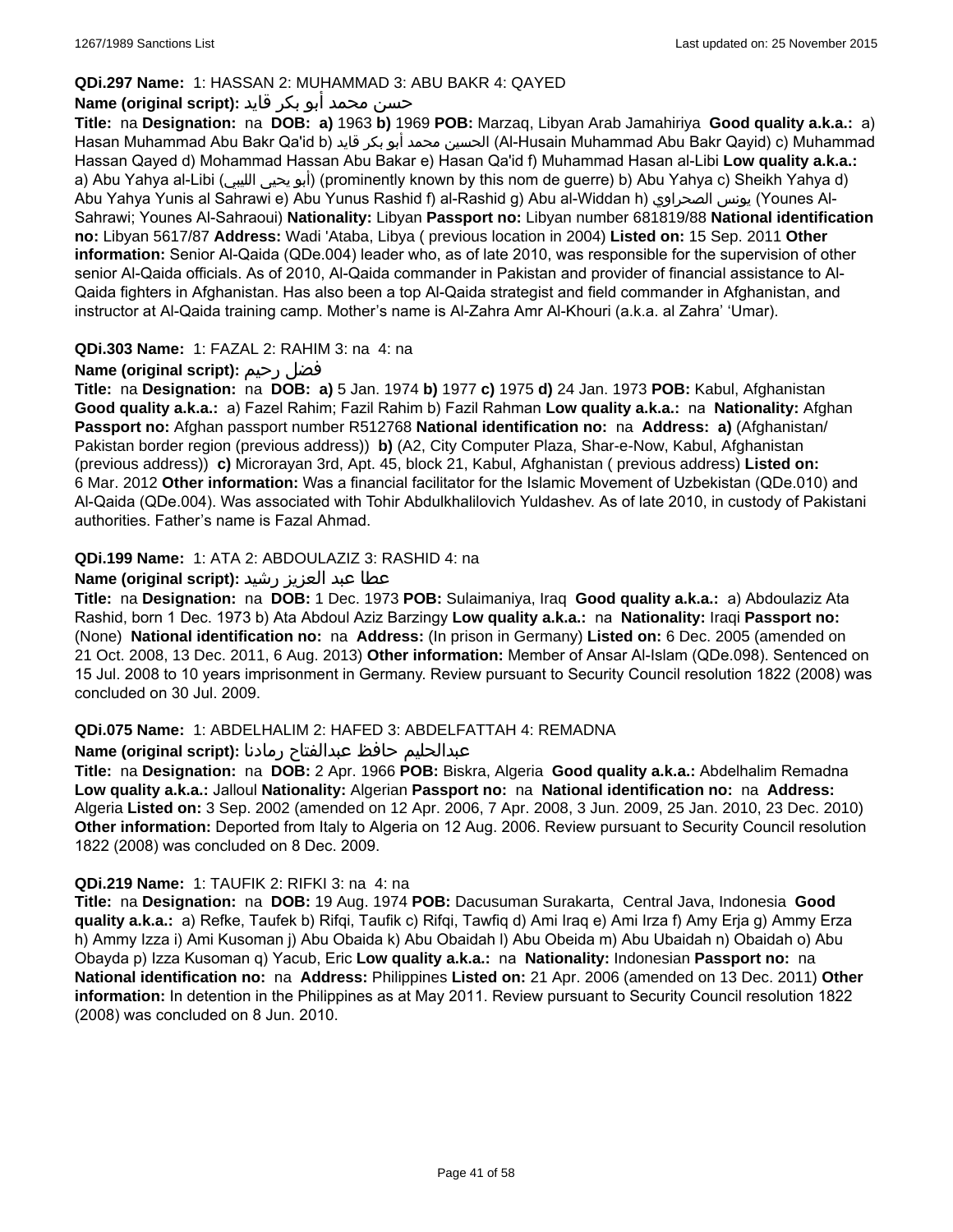**QDi.297 Name:** 1: HASSAN 2: MUHAMMAD 3: ABU BAKR 4: QAYED

**Name (original script):** حسن محمد أبو بكر قايد

**Title:** na **Designation:** na **DOB:** **a)** 1963 **b)** 1969 **POB:** Marzaq, Libyan Arab Jamahiriya **Good quality a.k.a.:** a) Hasan Muhammad Abu Bakr Qa'id b) الحسين محمد أبو بكر قايد (Al-Husain Muhammad Abu Bakr Qayid) c) Muhammad Hassan Qayed d) Mohammad Hassan Abu Bakar e) Hasan Qa'id f) Muhammad Hasan al-Libi **Low quality a.k.a.:** a) Abu Yahya al-Libi (أبو يحيى الليبي) (prominently known by this nom de guerre) b) Abu Yahya c) Sheikh Yahya d) Abu Yahya Yunis al Sahrawi e) Abu Yunus Rashid f) al-Rashid g) Abu al-Widdan h) يونس الصحراوي (Younes Al-Sahrawi; Younes Al-Sahraoui) **Nationality:** Libyan **Passport no:** Libyan number 681819/88 **National identification no:** Libyan 5617/87 **Address:** Wadi 'Ataba, Libya ( previous location in 2004) **Listed on:** 15 Sep. 2011 **Other information:** Senior Al-Qaida (QDe.004) leader who, as of late 2010, was responsible for the supervision of other senior Al-Qaida officials. As of 2010, Al-Qaida commander in Pakistan and provider of financial assistance to Al-Qaida fighters in Afghanistan. Has also been a top Al-Qaida strategist and field commander in Afghanistan, and instructor at Al-Qaida training camp. Mother's name is Al-Zahra Amr Al-Khouri (a.k.a. al Zahra' 'Umar).

**QDi.303 Name:** 1: FAZAL 2: RAHIM 3: na 4: na

**Name (original script):** فضل رحيم

**Title:** na **Designation:** na **DOB:** **a)** 5 Jan. 1974 **b)** 1977 **c)** 1975 **d)** 24 Jan. 1973 **POB:** Kabul, Afghanistan **Good quality a.k.a.:** a) Fazel Rahim; Fazil Rahim b) Fazil Rahman **Low quality a.k.a.:** na **Nationality:** Afghan **Passport no:** Afghan passport number R512768 **National identification no:** na **Address:** **a)** (Afghanistan/ Pakistan border region (previous address)) **b)** (A2, City Computer Plaza, Shar-e-Now, Kabul, Afghanistan (previous address)) **c)** Microrayan 3rd, Apt. 45, block 21, Kabul, Afghanistan ( previous address) **Listed on:** 6 Mar. 2012 **Other information:** Was a financial facilitator for the Islamic Movement of Uzbekistan (QDe.010) and Al-Qaida (QDe.004). Was associated with Tohir Abdulkhalilovich Yuldashev. As of late 2010, in custody of Pakistani authorities. Father's name is Fazal Ahmad.

**QDi.199 Name:** 1: ATA 2: ABDOULAZIZ 3: RASHID 4: na

**Name (original script):** عطا عبد العزيز رشيد

**Title:** na **Designation:** na **DOB:** 1 Dec. 1973 **POB:** Sulaimaniya, Iraq **Good quality a.k.a.:** a) Abdoulaziz Ata Rashid, born 1 Dec. 1973 b) Ata Abdoul Aziz Barzingy **Low quality a.k.a.:** na **Nationality:** Iraqi **Passport no:** (None) **National identification no:** na **Address:** (In prison in Germany) **Listed on:** 6 Dec. 2005 (amended on 21 Oct. 2008, 13 Dec. 2011, 6 Aug. 2013) **Other information:** Member of Ansar Al-Islam (QDe.098). Sentenced on 15 Jul. 2008 to 10 years imprisonment in Germany. Review pursuant to Security Council resolution 1822 (2008) was concluded on 30 Jul. 2009.

**QDi.075 Name:** 1: ABDELHALIM 2: HAFED 3: ABDELFATTAH 4: REMADNA

**Name (original script):** عبدالحليم حافظ عبدالفتاح رمادنا

**Title:** na **Designation:** na **DOB:** 2 Apr. 1966 **POB:** Biskra, Algeria **Good quality a.k.a.:** Abdelhalim Remadna **Low quality a.k.a.:** Jalloul **Nationality:** Algerian **Passport no:** na **National identification no:** na **Address:** Algeria **Listed on:** 3 Sep. 2002 (amended on 12 Apr. 2006, 7 Apr. 2008, 3 Jun. 2009, 25 Jan. 2010, 23 Dec. 2010) **Other information:** Deported from Italy to Algeria on 12 Aug. 2006. Review pursuant to Security Council resolution 1822 (2008) was concluded on 8 Dec. 2009.

**QDi.219 Name:** 1: TAUFIK 2: RIFKI 3: na 4: na

**Title:** na **Designation:** na **DOB:** 19 Aug. 1974 **POB:** Dacusuman Surakarta, Central Java, Indonesia **Good quality a.k.a.:** a) Refke, Taufek b) Rifqi, Taufik c) Rifqi, Tawfiq d) Ami Iraq e) Ami Irza f) Amy Erja g) Ammy Erza h) Ammy Izza i) Ami Kusoman j) Abu Obaida k) Abu Obaidah l) Abu Obeida m) Abu Ubaidah n) Obaidah o) Abu Obayda p) Izza Kusoman q) Yacub, Eric **Low quality a.k.a.:** na **Nationality:** Indonesian **Passport no:** na **National identification no:** na **Address:** Philippines **Listed on:** 21 Apr. 2006 (amended on 13 Dec. 2011) **Other information:** In detention in the Philippines as at May 2011. Review pursuant to Security Council resolution 1822 (2008) was concluded on 8 Jun. 2010.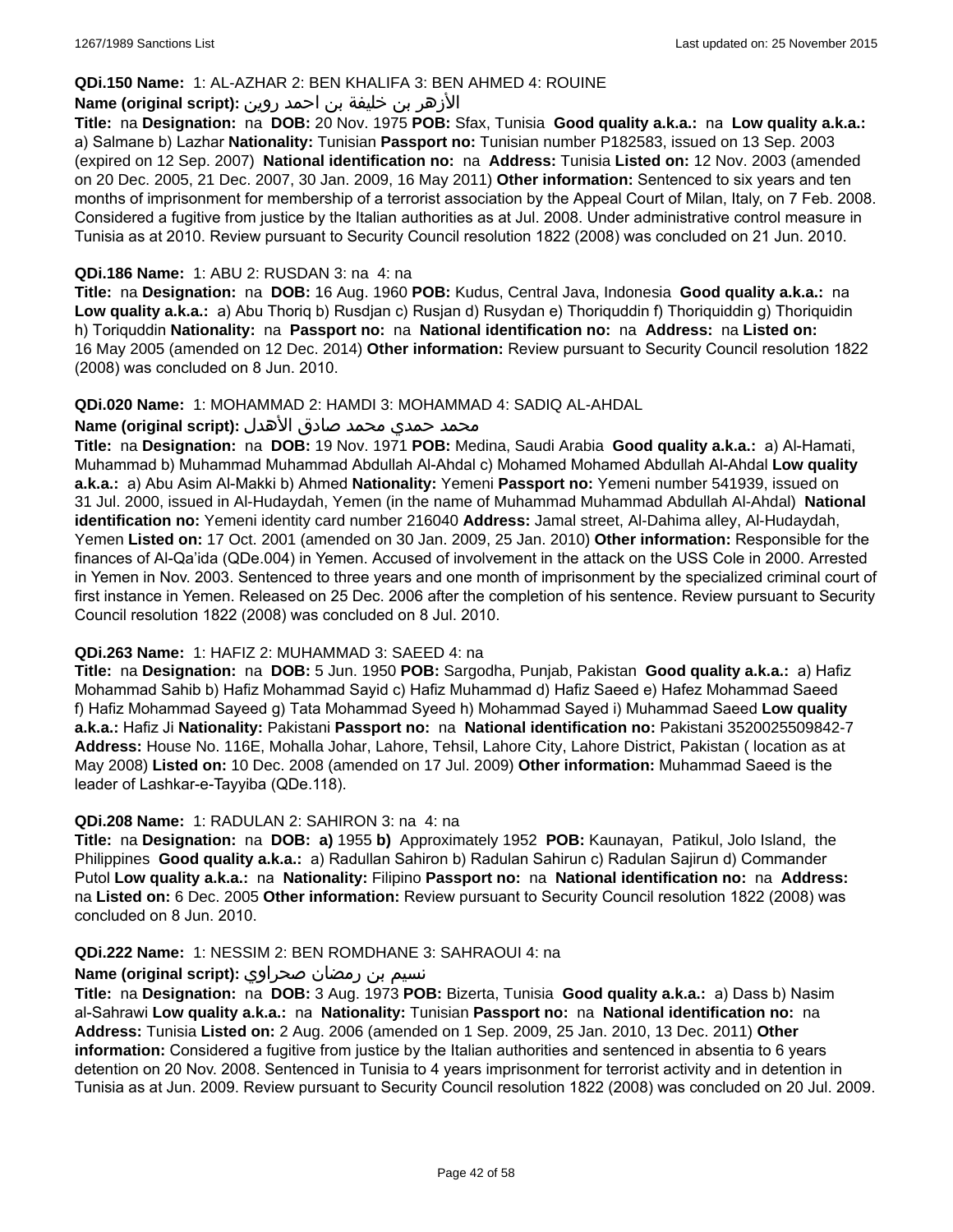**QDi.150 Name:** 1: AL-AZHAR 2: BEN KHALIFA 3: BEN AHMED 4: ROUINE

**Name (original script):** الأزهر بن خليفة بن احمد روين

**Title:** na **Designation:** na **DOB:** 20 Nov. 1975 **POB:** Sfax, Tunisia **Good quality a.k.a.:** na **Low quality a.k.a.:** a) Salmane b) Lazhar **Nationality:** Tunisian **Passport no:** Tunisian number P182583, issued on 13 Sep. 2003 (expired on 12 Sep. 2007) **National identification no:** na **Address:** Tunisia **Listed on:** 12 Nov. 2003 (amended on 20 Dec. 2005, 21 Dec. 2007, 30 Jan. 2009, 16 May 2011) **Other information:** Sentenced to six years and ten months of imprisonment for membership of a terrorist association by the Appeal Court of Milan, Italy, on 7 Feb. 2008. Considered a fugitive from justice by the Italian authorities as at Jul. 2008. Under administrative control measure in Tunisia as at 2010. Review pursuant to Security Council resolution 1822 (2008) was concluded on 21 Jun. 2010.

**QDi.186 Name:** 1: ABU 2: RUSDAN 3: na 4: na

**Title:** na **Designation:** na **DOB:** 16 Aug. 1960 **POB:** Kudus, Central Java, Indonesia **Good quality a.k.a.:** na **Low quality a.k.a.:** a) Abu Thoriq b) Rusdjan c) Rusjan d) Rusydan e) Thoriquddin f) Thoriquiddin g) Thoriquidin h) Toriquddin **Nationality:** na **Passport no:** na **National identification no:** na **Address:** na **Listed on:** 16 May 2005 (amended on 12 Dec. 2014) **Other information:** Review pursuant to Security Council resolution 1822 (2008) was concluded on 8 Jun. 2010.

**QDi.020 Name:** 1: MOHAMMAD 2: HAMDI 3: MOHAMMAD 4: SADIQ AL-AHDAL

**Name (original script):** محمد حمدي محمد صادق الأهدل

**Title:** na **Designation:** na **DOB:** 19 Nov. 1971 **POB:** Medina, Saudi Arabia **Good quality a.k.a.:** a) Al-Hamati, Muhammad b) Muhammad Muhammad Abdullah Al-Ahdal c) Mohamed Mohamed Abdullah Al-Ahdal **Low quality a.k.a.:** a) Abu Asim Al-Makki b) Ahmed **Nationality:** Yemeni **Passport no:** Yemeni number 541939, issued on 31 Jul. 2000, issued in Al-Hudaydah, Yemen (in the name of Muhammad Muhammad Abdullah Al-Ahdal) **National identification no:** Yemeni identity card number 216040 **Address:** Jamal street, Al-Dahima alley, Al-Hudaydah, Yemen **Listed on:** 17 Oct. 2001 (amended on 30 Jan. 2009, 25 Jan. 2010) **Other information:** Responsible for the finances of Al-Qa'ida (QDe.004) in Yemen. Accused of involvement in the attack on the USS Cole in 2000. Arrested in Yemen in Nov. 2003. Sentenced to three years and one month of imprisonment by the specialized criminal court of first instance in Yemen. Released on 25 Dec. 2006 after the completion of his sentence. Review pursuant to Security Council resolution 1822 (2008) was concluded on 8 Jul. 2010.

**QDi.263 Name:** 1: HAFIZ 2: MUHAMMAD 3: SAEED 4: na

**Title:** na **Designation:** na **DOB:** 5 Jun. 1950 **POB:** Sargodha, Punjab, Pakistan **Good quality a.k.a.:** a) Hafiz Mohammad Sahib b) Hafiz Mohammad Sayid c) Hafiz Muhammad d) Hafiz Saeed e) Hafez Mohammad Saeed f) Hafiz Mohammad Sayeed g) Tata Mohammad Syeed h) Mohammad Sayed i) Muhammad Saeed **Low quality a.k.a.:** Hafiz Ji **Nationality:** Pakistani **Passport no:** na **National identification no:** Pakistani 3520025509842-7 **Address:** House No. 116E, Mohalla Johar, Lahore, Tehsil, Lahore City, Lahore District, Pakistan ( location as at May 2008) **Listed on:** 10 Dec. 2008 (amended on 17 Jul. 2009) **Other information:** Muhammad Saeed is the leader of Lashkar-e-Tayyiba (QDe.118).

**QDi.208 Name:** 1: RADULAN 2: SAHIRON 3: na 4: na

**Title:** na **Designation:** na **DOB:** **a)** 1955 **b)** Approximately 1952 **POB:** Kaunayan, Patikul, Jolo Island, the Philippines **Good quality a.k.a.:** a) Radullan Sahiron b) Radulan Sahirun c) Radulan Sajirun d) Commander Putol **Low quality a.k.a.:** na **Nationality:** Filipino **Passport no:** na **National identification no:** na **Address:** na **Listed on:** 6 Dec. 2005 **Other information:** Review pursuant to Security Council resolution 1822 (2008) was concluded on 8 Jun. 2010.

**QDi.222 Name:** 1: NESSIM 2: BEN ROMDHANE 3: SAHRAOUI 4: na

**Name (original script):** نسيم بن رمضان صحراوي

**Title:** na **Designation:** na **DOB:** 3 Aug. 1973 **POB:** Bizerta, Tunisia **Good quality a.k.a.:** a) Dass b) Nasim al-Sahrawi **Low quality a.k.a.:** na **Nationality:** Tunisian **Passport no:** na **National identification no:** na **Address:** Tunisia **Listed on:** 2 Aug. 2006 (amended on 1 Sep. 2009, 25 Jan. 2010, 13 Dec. 2011) **Other information:** Considered a fugitive from justice by the Italian authorities and sentenced in absentia to 6 years detention on 20 Nov. 2008. Sentenced in Tunisia to 4 years imprisonment for terrorist activity and in detention in Tunisia as at Jun. 2009. Review pursuant to Security Council resolution 1822 (2008) was concluded on 20 Jul. 2009.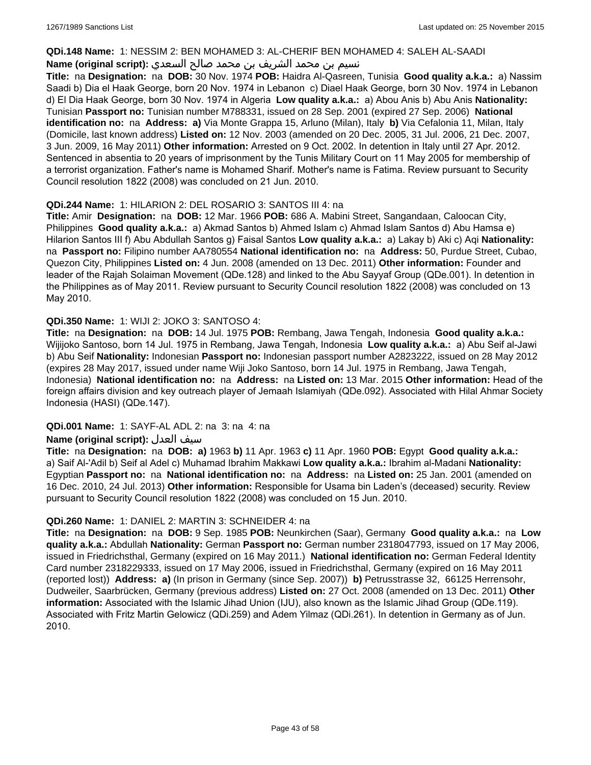**QDi.148 Name:** 1: NESSIM 2: BEN MOHAMED 3: AL-CHERIF BEN MOHAMED 4: SALEH AL-SAADI
**Name (original script):** نسيم بن محمد الشريف بن محمد صالح السعدي
**Title:** na **Designation:** na **DOB:** 30 Nov. 1974 **POB:** Haidra Al-Qasreen, Tunisia **Good quality a.k.a.:** a) Nassim Saadi b) Dia el Haak George, born 20 Nov. 1974 in Lebanon c) Diael Haak George, born 30 Nov. 1974 in Lebanon d) El Dia Haak George, born 30 Nov. 1974 in Algeria **Low quality a.k.a.:** a) Abou Anis b) Abu Anis **Nationality:** Tunisian **Passport no:** Tunisian number M788331, issued on 28 Sep. 2001 (expired 27 Sep. 2006) **National identification no:** na **Address:** **a)** Via Monte Grappa 15, Arluno (Milan), Italy **b)** Via Cefalonia 11, Milan, Italy (Domicile, last known address) **Listed on:** 12 Nov. 2003 (amended on 20 Dec. 2005, 31 Jul. 2006, 21 Dec. 2007, 3 Jun. 2009, 16 May 2011) **Other information:** Arrested on 9 Oct. 2002. In detention in Italy until 27 Apr. 2012. Sentenced in absentia to 20 years of imprisonment by the Tunis Military Court on 11 May 2005 for membership of a terrorist organization. Father's name is Mohamed Sharif. Mother's name is Fatima. Review pursuant to Security Council resolution 1822 (2008) was concluded on 21 Jun. 2010.

**QDi.244 Name:** 1: HILARION 2: DEL ROSARIO 3: SANTOS III 4: na
**Title:** Amir **Designation:** na **DOB:** 12 Mar. 1966 **POB:** 686 A. Mabini Street, Sangandaan, Caloocan City, Philippines **Good quality a.k.a.:** a) Akmad Santos b) Ahmed Islam c) Ahmad Islam Santos d) Abu Hamsa e) Hilarion Santos III f) Abu Abdullah Santos g) Faisal Santos **Low quality a.k.a.:** a) Lakay b) Aki c) Aqi **Nationality:** na **Passport no:** Filipino number AA780554 **National identification no:** na **Address:** 50, Purdue Street, Cubao, Quezon City, Philippines **Listed on:** 4 Jun. 2008 (amended on 13 Dec. 2011) **Other information:** Founder and leader of the Rajah Solaiman Movement (QDe.128) and linked to the Abu Sayyaf Group (QDe.001). In detention in the Philippines as of May 2011. Review pursuant to Security Council resolution 1822 (2008) was concluded on 13 May 2010.

**QDi.350 Name:** 1: WIJI 2: JOKO 3: SANTOSO 4:
**Title:** na **Designation:** na **DOB:** 14 Jul. 1975 **POB:** Rembang, Jawa Tengah, Indonesia **Good quality a.k.a.:** Wijijoko Santoso, born 14 Jul. 1975 in Rembang, Jawa Tengah, Indonesia **Low quality a.k.a.:** a) Abu Seif al-Jawi b) Abu Seif **Nationality:** Indonesian **Passport no:** Indonesian passport number A2823222, issued on 28 May 2012 (expires 28 May 2017, issued under name Wiji Joko Santoso, born 14 Jul. 1975 in Rembang, Jawa Tengah, Indonesia) **National identification no:** na **Address:** na **Listed on:** 13 Mar. 2015 **Other information:** Head of the foreign affairs division and key outreach player of Jemaah Islamiyah (QDe.092). Associated with Hilal Ahmar Society Indonesia (HASI) (QDe.147).

**QDi.001 Name:** 1: SAYF-AL ADL 2: na 3: na 4: na
**Name (original script):** سيف العدل
**Title:** na **Designation:** na **DOB:** **a)** 1963 **b)** 11 Apr. 1963 **c)** 11 Apr. 1960 **POB:** Egypt **Good quality a.k.a.:** a) Saif Al-'Adil b) Seif al Adel c) Muhamad Ibrahim Makkawi **Low quality a.k.a.:** Ibrahim al-Madani **Nationality:** Egyptian **Passport no:** na **National identification no:** na **Address:** na **Listed on:** 25 Jan. 2001 (amended on 16 Dec. 2010, 24 Jul. 2013) **Other information:** Responsible for Usama bin Laden's (deceased) security. Review pursuant to Security Council resolution 1822 (2008) was concluded on 15 Jun. 2010.

**QDi.260 Name:** 1: DANIEL 2: MARTIN 3: SCHNEIDER 4: na
**Title:** na **Designation:** na **DOB:** 9 Sep. 1985 **POB:** Neunkirchen (Saar), Germany **Good quality a.k.a.:** na **Low quality a.k.a.:** Abdullah **Nationality:** German **Passport no:** German number 2318047793, issued on 17 May 2006, issued in Friedrichsthal, Germany (expired on 16 May 2011.) **National identification no:** German Federal Identity Card number 2318229333, issued on 17 May 2006, issued in Friedrichsthal, Germany (expired on 16 May 2011 (reported lost)) **Address:** **a)** (In prison in Germany (since Sep. 2007)) **b)** Petrusstrasse 32, 66125 Herrensohr, Dudweiler, Saarbrücken, Germany (previous address) **Listed on:** 27 Oct. 2008 (amended on 13 Dec. 2011) **Other information:** Associated with the Islamic Jihad Union (IJU), also known as the Islamic Jihad Group (QDe.119). Associated with Fritz Martin Gelowicz (QDi.259) and Adem Yilmaz (QDi.261). In detention in Germany as of Jun. 2010.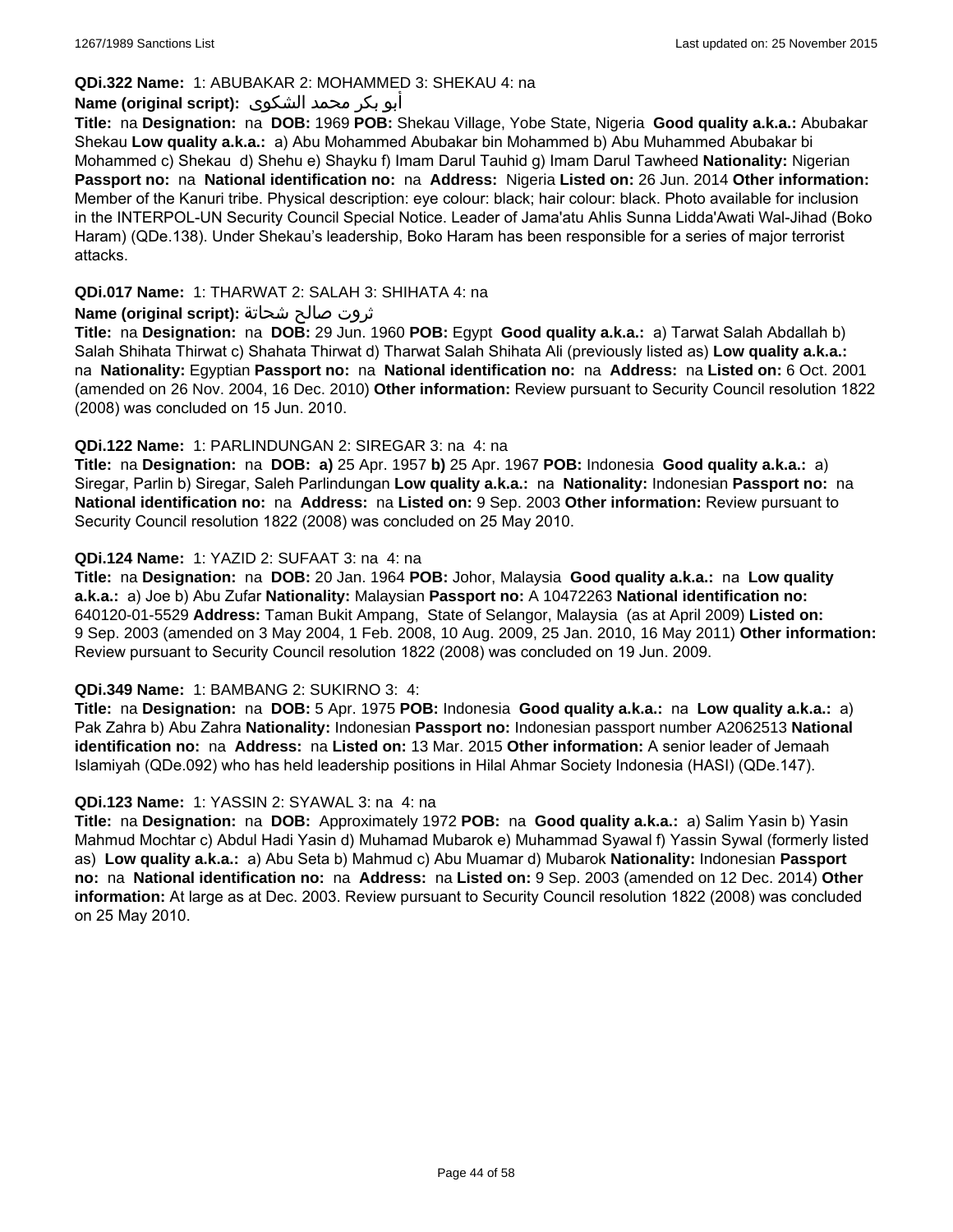**QDi.322 Name:** 1: ABUBAKAR 2: MOHAMMED 3: SHEKAU 4: na

**Name (original script):** أبو بكر محمد الشكوى

**Title:** na **Designation:** na **DOB:** 1969 **POB:** Shekau Village, Yobe State, Nigeria **Good quality a.k.a.:** Abubakar Shekau **Low quality a.k.a.:** a) Abu Mohammed Abubakar bin Mohammed b) Abu Muhammed Abubakar bi Mohammed c) Shekau d) Shehu e) Shayku f) Imam Darul Tauhid g) Imam Darul Tawheed **Nationality:** Nigerian **Passport no:** na **National identification no:** na **Address:** Nigeria **Listed on:** 26 Jun. 2014 **Other information:** Member of the Kanuri tribe. Physical description: eye colour: black; hair colour: black. Photo available for inclusion in the INTERPOL-UN Security Council Special Notice. Leader of Jama'atu Ahlis Sunna Lidda'Awati Wal-Jihad (Boko Haram) (QDe.138). Under Shekau's leadership, Boko Haram has been responsible for a series of major terrorist attacks.

**QDi.017 Name:** 1: THARWAT 2: SALAH 3: SHIHATA 4: na

**Name (original script):** ثروت صالح شحاتة

**Title:** na **Designation:** na **DOB:** 29 Jun. 1960 **POB:** Egypt **Good quality a.k.a.:** a) Tarwat Salah Abdallah b) Salah Shihata Thirwat c) Shahata Thirwat d) Tharwat Salah Shihata Ali (previously listed as) **Low quality a.k.a.:** na **Nationality:** Egyptian **Passport no:** na **National identification no:** na **Address:** na **Listed on:** 6 Oct. 2001 (amended on 26 Nov. 2004, 16 Dec. 2010) **Other information:** Review pursuant to Security Council resolution 1822 (2008) was concluded on 15 Jun. 2010.

**QDi.122 Name:** 1: PARLINDUNGAN 2: SIREGAR 3: na 4: na

**Title:** na **Designation:** na **DOB:** **a)** 25 Apr. 1957 **b)** 25 Apr. 1967 **POB:** Indonesia **Good quality a.k.a.:** a) Siregar, Parlin b) Siregar, Saleh Parlindungan **Low quality a.k.a.:** na **Nationality:** Indonesian **Passport no:** na **National identification no:** na **Address:** na **Listed on:** 9 Sep. 2003 **Other information:** Review pursuant to Security Council resolution 1822 (2008) was concluded on 25 May 2010.

**QDi.124 Name:** 1: YAZID 2: SUFAAT 3: na 4: na

**Title:** na **Designation:** na **DOB:** 20 Jan. 1964 **POB:** Johor, Malaysia **Good quality a.k.a.:** na **Low quality a.k.a.:** a) Joe b) Abu Zufar **Nationality:** Malaysian **Passport no:** A 10472263 **National identification no:** 640120-01-5529 **Address:** Taman Bukit Ampang, State of Selangor, Malaysia (as at April 2009) **Listed on:** 9 Sep. 2003 (amended on 3 May 2004, 1 Feb. 2008, 10 Aug. 2009, 25 Jan. 2010, 16 May 2011) **Other information:** Review pursuant to Security Council resolution 1822 (2008) was concluded on 19 Jun. 2009.

**QDi.349 Name:** 1: BAMBANG 2: SUKIRNO 3: 4:

**Title:** na **Designation:** na **DOB:** 5 Apr. 1975 **POB:** Indonesia **Good quality a.k.a.:** na **Low quality a.k.a.:** a) Pak Zahra b) Abu Zahra **Nationality:** Indonesian **Passport no:** Indonesian passport number A2062513 **National identification no:** na **Address:** na **Listed on:** 13 Mar. 2015 **Other information:** A senior leader of Jemaah Islamiyah (QDe.092) who has held leadership positions in Hilal Ahmar Society Indonesia (HASI) (QDe.147).

**QDi.123 Name:** 1: YASSIN 2: SYAWAL 3: na 4: na

**Title:** na **Designation:** na **DOB:** Approximately 1972 **POB:** na **Good quality a.k.a.:** a) Salim Yasin b) Yasin Mahmud Mochtar c) Abdul Hadi Yasin d) Muhamad Mubarok e) Muhammad Syawal f) Yassin Sywal (formerly listed as) **Low quality a.k.a.:** a) Abu Seta b) Mahmud c) Abu Muamar d) Mubarok **Nationality:** Indonesian **Passport no:** na **National identification no:** na **Address:** na **Listed on:** 9 Sep. 2003 (amended on 12 Dec. 2014) **Other information:** At large as at Dec. 2003. Review pursuant to Security Council resolution 1822 (2008) was concluded on 25 May 2010.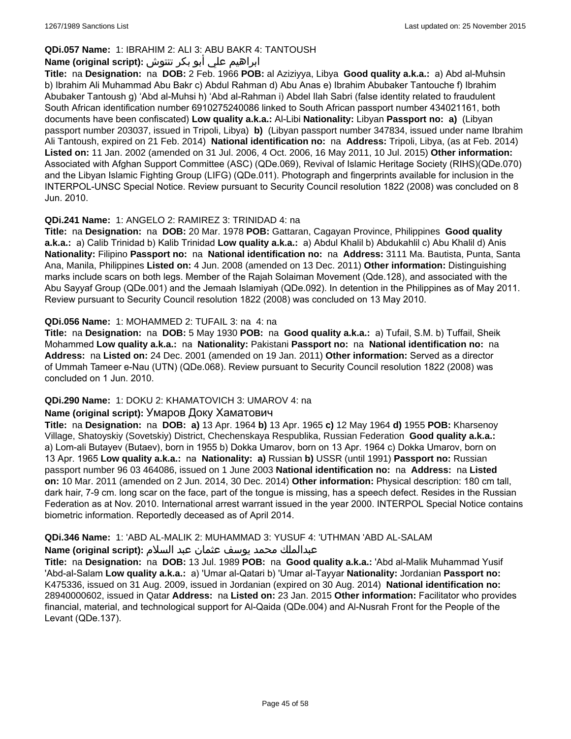**QDi.057 Name:** 1: IBRAHIM 2: ALI 3: ABU BAKR 4: TANTOUSH

**Name (original script):** ابراهيم علي أبو بكر تنتوش

**Title:** na **Designation:** na **DOB:** 2 Feb. 1966 **POB:** al Aziziyya, Libya **Good quality a.k.a.:** a) Abd al-Muhsin b) Ibrahim Ali Muhammad Abu Bakr c) Abdul Rahman d) Abu Anas e) Ibrahim Abubaker Tantouche f) Ibrahim Abubaker Tantoush g) 'Abd al-Muhsi h) 'Abd al-Rahman i) Abdel Ilah Sabri (false identity related to fraudulent South African identification number 6910275240086 linked to South African passport number 434021161, both documents have been confiscated) **Low quality a.k.a.:** Al-Libi **Nationality:** Libyan **Passport no:** **a)** (Libyan passport number 203037, issued in Tripoli, Libya) **b)** (Libyan passport number 347834, issued under name Ibrahim Ali Tantoush, expired on 21 Feb. 2014) **National identification no:** na **Address:** Tripoli, Libya, (as at Feb. 2014) **Listed on:** 11 Jan. 2002 (amended on 31 Jul. 2006, 4 Oct. 2006, 16 May 2011, 10 Jul. 2015) **Other information:** Associated with Afghan Support Committee (ASC) (QDe.069), Revival of Islamic Heritage Society (RIHS)(QDe.070) and the Libyan Islamic Fighting Group (LIFG) (QDe.011). Photograph and fingerprints available for inclusion in the INTERPOL-UNSC Special Notice. Review pursuant to Security Council resolution 1822 (2008) was concluded on 8 Jun. 2010.

**QDi.241 Name:** 1: ANGELO 2: RAMIREZ 3: TRINIDAD 4: na

**Title:** na **Designation:** na **DOB:** 20 Mar. 1978 **POB:** Gattaran, Cagayan Province, Philippines **Good quality a.k.a.:** a) Calib Trinidad b) Kalib Trinidad **Low quality a.k.a.:** a) Abdul Khalil b) Abdukahlil c) Abu Khalil d) Anis **Nationality:** Filipino **Passport no:** na **National identification no:** na **Address:** 3111 Ma. Bautista, Punta, Santa Ana, Manila, Philippines **Listed on:** 4 Jun. 2008 (amended on 13 Dec. 2011) **Other information:** Distinguishing marks include scars on both legs. Member of the Rajah Solaiman Movement (Qde.128), and associated with the Abu Sayyaf Group (QDe.001) and the Jemaah Islamiyah (QDe.092). In detention in the Philippines as of May 2011. Review pursuant to Security Council resolution 1822 (2008) was concluded on 13 May 2010.

**QDi.056 Name:** 1: MOHAMMED 2: TUFAIL 3: na 4: na

**Title:** na **Designation:** na **DOB:** 5 May 1930 **POB:** na **Good quality a.k.a.:** a) Tufail, S.M. b) Tuffail, Sheik Mohammed **Low quality a.k.a.:** na **Nationality:** Pakistani **Passport no:** na **National identification no:** na **Address:** na **Listed on:** 24 Dec. 2001 (amended on 19 Jan. 2011) **Other information:** Served as a director of Ummah Tameer e-Nau (UTN) (QDe.068). Review pursuant to Security Council resolution 1822 (2008) was concluded on 1 Jun. 2010.

**QDi.290 Name:** 1: DOKU 2: KHAMATOVICH 3: UMAROV 4: na

**Name (original script):** Умаров Доку Хаматович

**Title:** na **Designation:** na **DOB:** **a)** 13 Apr. 1964 **b)** 13 Apr. 1965 **c)** 12 May 1964 **d)** 1955 **POB:** Kharsenoy Village, Shatoyskiy (Sovetskiy) District, Chechenskaya Respublika, Russian Federation **Good quality a.k.a.:** a) Lom-ali Butayev (Butaev), born in 1955 b) Dokka Umarov, born on 13 Apr. 1964 c) Dokka Umarov, born on 13 Apr. 1965 **Low quality a.k.a.:** na **Nationality:** **a)** Russian **b)** USSR (until 1991) **Passport no:** Russian passport number 96 03 464086, issued on 1 June 2003 **National identification no:** na **Address:** na **Listed on:** 10 Mar. 2011 (amended on 2 Jun. 2014, 30 Dec. 2014) **Other information:** Physical description: 180 cm tall, dark hair, 7-9 cm. long scar on the face, part of the tongue is missing, has a speech defect. Resides in the Russian Federation as at Nov. 2010. International arrest warrant issued in the year 2000. INTERPOL Special Notice contains biometric information. Reportedly deceased as of April 2014.

**QDi.346 Name:** 1: 'ABD AL-MALIK 2: MUHAMMAD 3: YUSUF 4: 'UTHMAN 'ABD AL-SALAM

**Name (original script):** عبدالملك محمد يوسف عثمان عبد السلام

**Title:** na **Designation:** na **DOB:** 13 Jul. 1989 **POB:** na **Good quality a.k.a.:** 'Abd al-Malik Muhammad Yusif 'Abd-al-Salam **Low quality a.k.a.:** a) 'Umar al-Qatari b) 'Umar al-Tayyar **Nationality:** Jordanian **Passport no:** K475336, issued on 31 Aug. 2009, issued in Jordanian (expired on 30 Aug. 2014) **National identification no:** 28940000602, issued in Qatar **Address:** na **Listed on:** 23 Jan. 2015 **Other information:** Facilitator who provides financial, material, and technological support for Al-Qaida (QDe.004) and Al-Nusrah Front for the People of the Levant (QDe.137).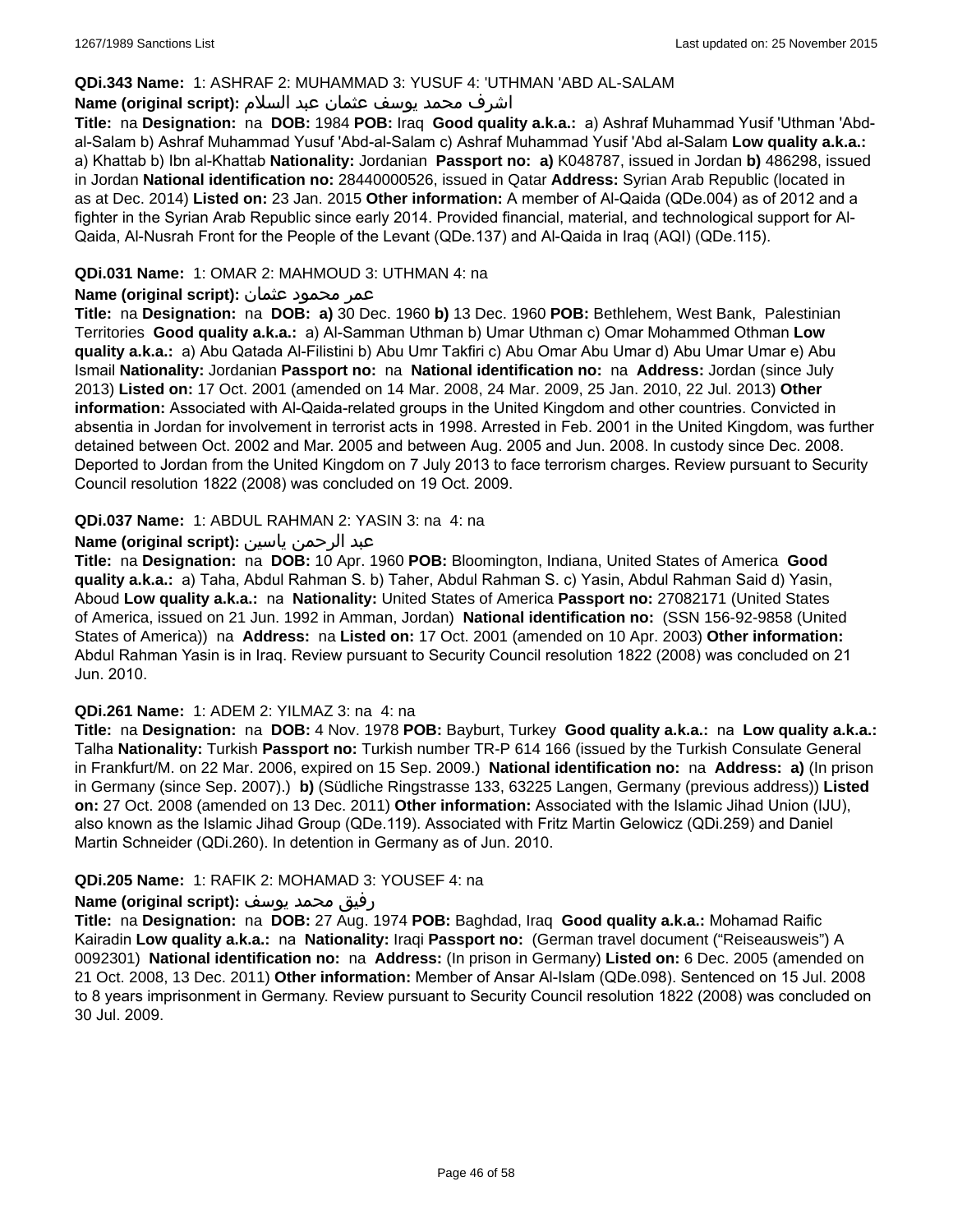**QDi.343 Name:** 1: ASHRAF 2: MUHAMMAD 3: YUSUF 4: 'UTHMAN 'ABD AL-SALAM

**Name (original script):** اشرف محمد يوسف عثمان عبد السلام

**Title:** na **Designation:** na **DOB:** 1984 **POB:** Iraq **Good quality a.k.a.:** a) Ashraf Muhammad Yusif 'Uthman 'Abd-al-Salam b) Ashraf Muhammad Yusuf 'Abd-al-Salam c) Ashraf Muhammad Yusif 'Abd al-Salam **Low quality a.k.a.:** a) Khattab b) Ibn al-Khattab **Nationality:** Jordanian **Passport no:** **a)** K048787, issued in Jordan **b)** 486298, issued in Jordan **National identification no:** 28440000526, issued in Qatar **Address:** Syrian Arab Republic (located in as at Dec. 2014) **Listed on:** 23 Jan. 2015 **Other information:** A member of Al-Qaida (QDe.004) as of 2012 and a fighter in the Syrian Arab Republic since early 2014. Provided financial, material, and technological support for Al-Qaida, Al-Nusrah Front for the People of the Levant (QDe.137) and Al-Qaida in Iraq (AQI) (QDe.115).

**QDi.031 Name:** 1: OMAR 2: MAHMOUD 3: UTHMAN 4: na

**Name (original script):** عمر محمود عثمان

**Title:** na **Designation:** na **DOB:** **a)** 30 Dec. 1960 **b)** 13 Dec. 1960 **POB:** Bethlehem, West Bank, Palestinian Territories **Good quality a.k.a.:** a) Al-Samman Uthman b) Umar Uthman c) Omar Mohammed Othman **Low quality a.k.a.:** a) Abu Qatada Al-Filistini b) Abu Umr Takfiri c) Abu Omar Abu Umar d) Abu Umar Umar e) Abu Ismail **Nationality:** Jordanian **Passport no:** na **National identification no:** na **Address:** Jordan (since July 2013) **Listed on:** 17 Oct. 2001 (amended on 14 Mar. 2008, 24 Mar. 2009, 25 Jan. 2010, 22 Jul. 2013) **Other information:** Associated with Al-Qaida-related groups in the United Kingdom and other countries. Convicted in absentia in Jordan for involvement in terrorist acts in 1998. Arrested in Feb. 2001 in the United Kingdom, was further detained between Oct. 2002 and Mar. 2005 and between Aug. 2005 and Jun. 2008. In custody since Dec. 2008. Deported to Jordan from the United Kingdom on 7 July 2013 to face terrorism charges. Review pursuant to Security Council resolution 1822 (2008) was concluded on 19 Oct. 2009.

**QDi.037 Name:** 1: ABDUL RAHMAN 2: YASIN 3: na 4: na

**Name (original script):** عبد الرحمن ياسين

**Title:** na **Designation:** na **DOB:** 10 Apr. 1960 **POB:** Bloomington, Indiana, United States of America **Good quality a.k.a.:** a) Taha, Abdul Rahman S. b) Taher, Abdul Rahman S. c) Yasin, Abdul Rahman Said d) Yasin, Aboud **Low quality a.k.a.:** na **Nationality:** United States of America **Passport no:** 27082171 (United States of America, issued on 21 Jun. 1992 in Amman, Jordan) **National identification no:** (SSN 156-92-9858 (United States of America)) na **Address:** na **Listed on:** 17 Oct. 2001 (amended on 10 Apr. 2003) **Other information:** Abdul Rahman Yasin is in Iraq. Review pursuant to Security Council resolution 1822 (2008) was concluded on 21 Jun. 2010.

**QDi.261 Name:** 1: ADEM 2: YILMAZ 3: na 4: na

**Title:** na **Designation:** na **DOB:** 4 Nov. 1978 **POB:** Bayburt, Turkey **Good quality a.k.a.:** na **Low quality a.k.a.:** Talha **Nationality:** Turkish **Passport no:** Turkish number TR-P 614 166 (issued by the Turkish Consulate General in Frankfurt/M. on 22 Mar. 2006, expired on 15 Sep. 2009.) **National identification no:** na **Address:** **a)** (In prison in Germany (since Sep. 2007).) **b)** (Südliche Ringstrasse 133, 63225 Langen, Germany (previous address)) **Listed on:** 27 Oct. 2008 (amended on 13 Dec. 2011) **Other information:** Associated with the Islamic Jihad Union (IJU), also known as the Islamic Jihad Group (QDe.119). Associated with Fritz Martin Gelowicz (QDi.259) and Daniel Martin Schneider (QDi.260). In detention in Germany as of Jun. 2010.

**QDi.205 Name:** 1: RAFIK 2: MOHAMAD 3: YOUSEF 4: na

**Name (original script):** رفيق محمد يوسف

**Title:** na **Designation:** na **DOB:** 27 Aug. 1974 **POB:** Baghdad, Iraq **Good quality a.k.a.:** Mohamad Raific Kairadin **Low quality a.k.a.:** na **Nationality:** Iraqi **Passport no:** (German travel document ("Reiseausweis") A 0092301) **National identification no:** na **Address:** (In prison in Germany) **Listed on:** 6 Dec. 2005 (amended on 21 Oct. 2008, 13 Dec. 2011) **Other information:** Member of Ansar Al-Islam (QDe.098). Sentenced on 15 Jul. 2008 to 8 years imprisonment in Germany. Review pursuant to Security Council resolution 1822 (2008) was concluded on 30 Jul. 2009.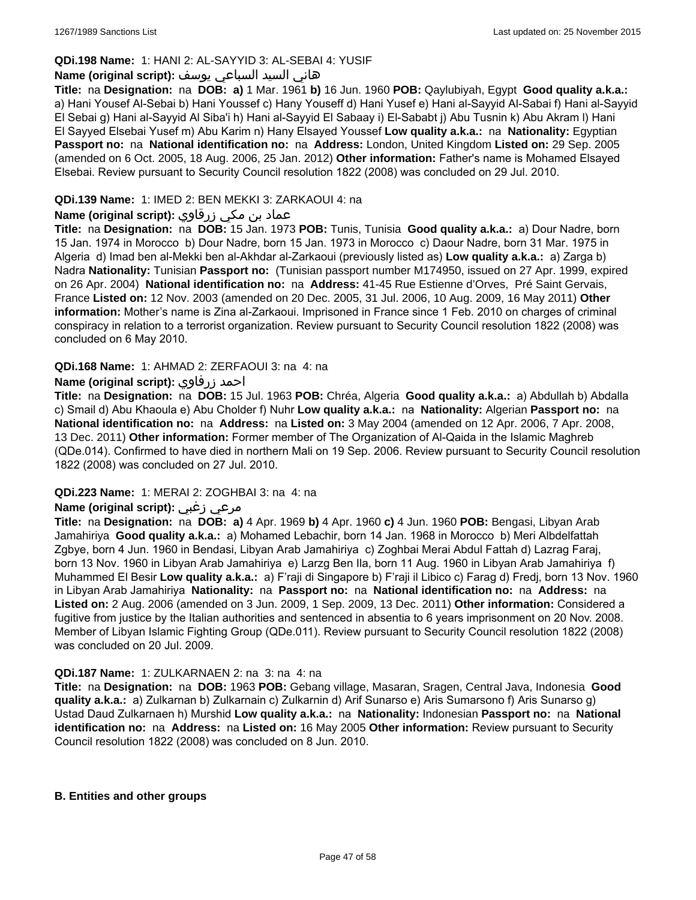**QDi.198 Name:** 1: HANI 2: AL-SAYYID 3: AL-SEBAI 4: YUSIF

**Name (original script):** هاني السيد السباعي يوسف

**Title:** na **Designation:** na **DOB:** **a)** 1 Mar. 1961 **b)** 16 Jun. 1960 **POB:** Qaylubiyah, Egypt **Good quality a.k.a.:** a) Hani Yousef Al-Sebai b) Hani Youssef c) Hany Youseff d) Hani Yusef e) Hani al-Sayyid Al-Sabai f) Hani al-Sayyid El Sebai g) Hani al-Sayyid Al Siba'i h) Hani al-Sayyid El Sabaay i) El-Sababt j) Abu Tusnin k) Abu Akram l) Hani El Sayyed Elsebai Yusef m) Abu Karim n) Hany Elsayed Youssef **Low quality a.k.a.:** na **Nationality:** Egyptian **Passport no:** na **National identification no:** na **Address:** London, United Kingdom **Listed on:** 29 Sep. 2005 (amended on 6 Oct. 2005, 18 Aug. 2006, 25 Jan. 2012) **Other information:** Father's name is Mohamed Elsayed Elsebai. Review pursuant to Security Council resolution 1822 (2008) was concluded on 29 Jul. 2010.

**QDi.139 Name:** 1: IMED 2: BEN MEKKI 3: ZARKAOUI 4: na

**Name (original script):** عماد بن مكي زرقاوي

**Title:** na **Designation:** na **DOB:** 15 Jan. 1973 **POB:** Tunis, Tunisia **Good quality a.k.a.:** a) Dour Nadre, born 15 Jan. 1974 in Morocco b) Dour Nadre, born 15 Jan. 1973 in Morocco c) Daour Nadre, born 31 Mar. 1975 in Algeria d) Imad ben al-Mekki ben al-Akhdar al-Zarkaoui (previously listed as) **Low quality a.k.a.:** a) Zarga b) Nadra **Nationality:** Tunisian **Passport no:** (Tunisian passport number M174950, issued on 27 Apr. 1999, expired on 26 Apr. 2004) **National identification no:** na **Address:** 41-45 Rue Estienne d'Orves, Pré Saint Gervais, France **Listed on:** 12 Nov. 2003 (amended on 20 Dec. 2005, 31 Jul. 2006, 10 Aug. 2009, 16 May 2011) **Other information:** Mother's name is Zina al-Zarkaoui. Imprisoned in France since 1 Feb. 2010 on charges of criminal conspiracy in relation to a terrorist organization. Review pursuant to Security Council resolution 1822 (2008) was concluded on 6 May 2010.

**QDi.168 Name:** 1: AHMAD 2: ZERFAOUI 3: na 4: na

**Name (original script):** احمد زرفاوي

**Title:** na **Designation:** na **DOB:** 15 Jul. 1963 **POB:** Chréa, Algeria **Good quality a.k.a.:** a) Abdullah b) Abdalla c) Smail d) Abu Khaoula e) Abu Cholder f) Nuhr **Low quality a.k.a.:** na **Nationality:** Algerian **Passport no:** na **National identification no:** na **Address:** na **Listed on:** 3 May 2004 (amended on 12 Apr. 2006, 7 Apr. 2008, 13 Dec. 2011) **Other information:** Former member of The Organization of Al-Qaida in the Islamic Maghreb (QDe.014). Confirmed to have died in northern Mali on 19 Sep. 2006. Review pursuant to Security Council resolution 1822 (2008) was concluded on 27 Jul. 2010.

**QDi.223 Name:** 1: MERAI 2: ZOGHBAI 3: na 4: na

**Name (original script):** مرعي زغبي

**Title:** na **Designation:** na **DOB:** **a)** 4 Apr. 1969 **b)** 4 Apr. 1960 **c)** 4 Jun. 1960 **POB:** Bengasi, Libyan Arab Jamahiriya **Good quality a.k.a.:** a) Mohamed Lebachir, born 14 Jan. 1968 in Morocco b) Meri Albdelfattah Zgbye, born 4 Jun. 1960 in Bendasi, Libyan Arab Jamahiriya c) Zoghbai Merai Abdul Fattah d) Lazrag Faraj, born 13 Nov. 1960 in Libyan Arab Jamahiriya e) Larzg Ben Ila, born 11 Aug. 1960 in Libyan Arab Jamahiriya f) Muhammed El Besir **Low quality a.k.a.:** a) F'raji di Singapore b) F'raji il Libico c) Farag d) Fredj, born 13 Nov. 1960 in Libyan Arab Jamahiriya **Nationality:** na **Passport no:** na **National identification no:** na **Address:** na **Listed on:** 2 Aug. 2006 (amended on 3 Jun. 2009, 1 Sep. 2009, 13 Dec. 2011) **Other information:** Considered a fugitive from justice by the Italian authorities and sentenced in absentia to 6 years imprisonment on 20 Nov. 2008. Member of Libyan Islamic Fighting Group (QDe.011). Review pursuant to Security Council resolution 1822 (2008) was concluded on 20 Jul. 2009.

**QDi.187 Name:** 1: ZULKARNAEN 2: na 3: na 4: na

**Title:** na **Designation:** na **DOB:** 1963 **POB:** Gebang village, Masaran, Sragen, Central Java, Indonesia **Good quality a.k.a.:** a) Zulkarnan b) Zulkarnain c) Zulkarnin d) Arif Sunarso e) Aris Sumarsono f) Aris Sunarso g) Ustad Daud Zulkarnaen h) Murshid **Low quality a.k.a.:** na **Nationality:** Indonesian **Passport no:** na **National identification no:** na **Address:** na **Listed on:** 16 May 2005 **Other information:** Review pursuant to Security Council resolution 1822 (2008) was concluded on 8 Jun. 2010.

## B. Entities and other groups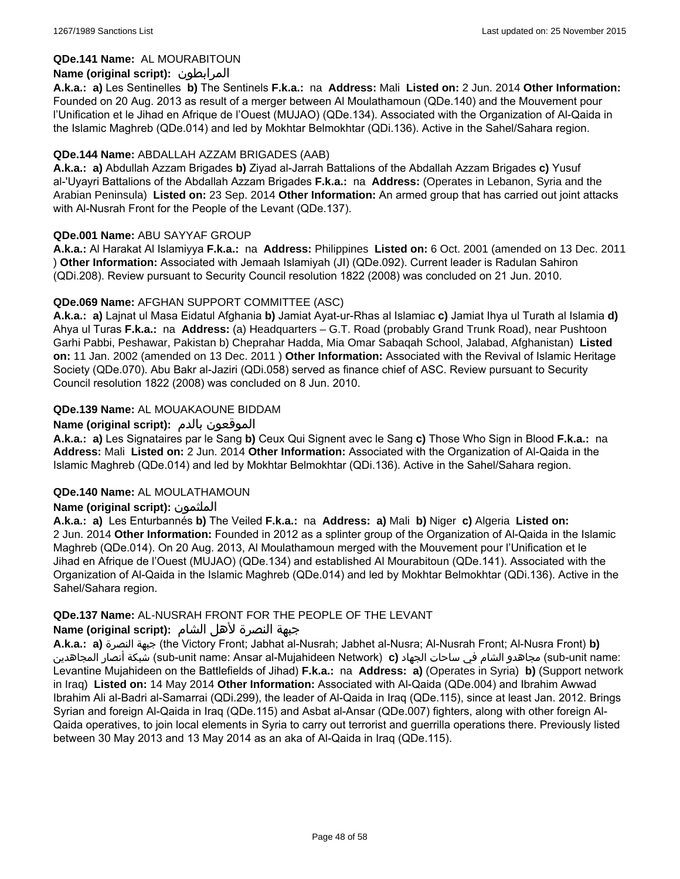**QDe.141 Name:** AL MOURABITOUN

**Name (original script):** المرابطون

**A.k.a.:** **a)** Les Sentinelles **b)** The Sentinels **F.k.a.:** na **Address:** Mali **Listed on:** 2 Jun. 2014 **Other Information:** Founded on 20 Aug. 2013 as result of a merger between Al Moulathamoun (QDe.140) and the Mouvement pour l'Unification et le Jihad en Afrique de l'Ouest (MUJAO) (QDe.134). Associated with the Organization of Al-Qaida in the Islamic Maghreb (QDe.014) and led by Mokhtar Belmokhtar (QDi.136). Active in the Sahel/Sahara region.

**QDe.144 Name:** ABDALLAH AZZAM BRIGADES (AAB)

**A.k.a.:** **a)** Abdullah Azzam Brigades **b)** Ziyad al-Jarrah Battalions of the Abdallah Azzam Brigades **c)** Yusuf al-'Uyayri Battalions of the Abdallah Azzam Brigades **F.k.a.:** na **Address:** (Operates in Lebanon, Syria and the Arabian Peninsula) **Listed on:** 23 Sep. 2014 **Other Information:** An armed group that has carried out joint attacks with Al-Nusrah Front for the People of the Levant (QDe.137).

**QDe.001 Name:** ABU SAYYAF GROUP

**A.k.a.:** Al Harakat Al Islamiyya **F.k.a.:** na **Address:** Philippines **Listed on:** 6 Oct. 2001 (amended on 13 Dec. 2011 ) **Other Information:** Associated with Jemaah Islamiyah (JI) (QDe.092). Current leader is Radulan Sahiron (QDi.208). Review pursuant to Security Council resolution 1822 (2008) was concluded on 21 Jun. 2010.

**QDe.069 Name:** AFGHAN SUPPORT COMMITTEE (ASC)

**A.k.a.:** **a)** Lajnat ul Masa Eidatul Afghania **b)** Jamiat Ayat-ur-Rhas al Islamiac **c)** Jamiat Ihya ul Turath al Islamia **d)** Ahya ul Turas **F.k.a.:** na **Address:** (a) Headquarters – G.T. Road (probably Grand Trunk Road), near Pushtoon Garhi Pabbi, Peshawar, Pakistan b) Cheprahar Hadda, Mia Omar Sabaqah School, Jalabad, Afghanistan) **Listed on:** 11 Jan. 2002 (amended on 13 Dec. 2011 ) **Other Information:** Associated with the Revival of Islamic Heritage Society (QDe.070). Abu Bakr al-Jaziri (QDi.058) served as finance chief of ASC. Review pursuant to Security Council resolution 1822 (2008) was concluded on 8 Jun. 2010.

**QDe.139 Name:** AL MOUAKAOUNE BIDDAM

**Name (original script):** الموقعون بالدم

**A.k.a.:** **a)** Les Signataires par le Sang **b)** Ceux Qui Signent avec le Sang **c)** Those Who Sign in Blood **F.k.a.:** na **Address:** Mali **Listed on:** 2 Jun. 2014 **Other Information:** Associated with the Organization of Al-Qaida in the Islamic Maghreb (QDe.014) and led by Mokhtar Belmokhtar (QDi.136). Active in the Sahel/Sahara region.

**QDe.140 Name:** AL MOULATHAMOUN

**Name (original script):** الملثمون

**A.k.a.:** **a)** Les Enturbannés **b)** The Veiled **F.k.a.:** na **Address:** **a)** Mali **b)** Niger **c)** Algeria **Listed on:** 2 Jun. 2014 **Other Information:** Founded in 2012 as a splinter group of the Organization of Al-Qaida in the Islamic Maghreb (QDe.014). On 20 Aug. 2013, Al Moulathamoun merged with the Mouvement pour l'Unification et le Jihad en Afrique de l'Ouest (MUJAO) (QDe.134) and established Al Mourabitoun (QDe.141). Associated with the Organization of Al-Qaida in the Islamic Maghreb (QDe.014) and led by Mokhtar Belmokhtar (QDi.136). Active in the Sahel/Sahara region.

**QDe.137 Name:** AL-NUSRAH FRONT FOR THE PEOPLE OF THE LEVANT

**Name (original script):** جبهة النصرة لأهل الشام

**A.k.a.:** **a)** جبهة النصرة (the Victory Front; Jabhat al-Nusrah; Jabhet al-Nusra; Al-Nusrah Front; Al-Nusra Front) **b)** شبكة أنصار المجاهدين (sub-unit name: Ansar al-Mujahideen Network) **c)** مجاهدو الشام في ساحات الجهاد (sub-unit name: Levantine Mujahideen on the Battlefields of Jihad) **F.k.a.:** na **Address:** **a)** (Operates in Syria) **b)** (Support network in Iraq) **Listed on:** 14 May 2014 **Other Information:** Associated with Al-Qaida (QDe.004) and Ibrahim Awwad Ibrahim Ali al-Badri al-Samarrai (QDi.299), the leader of Al-Qaida in Iraq (QDe.115), since at least Jan. 2012. Brings Syrian and foreign Al-Qaida in Iraq (QDe.115) and Asbat al-Ansar (QDe.007) fighters, along with other foreign Al-Qaida operatives, to join local elements in Syria to carry out terrorist and guerrilla operations there. Previously listed between 30 May 2013 and 13 May 2014 as an aka of Al-Qaida in Iraq (QDe.115).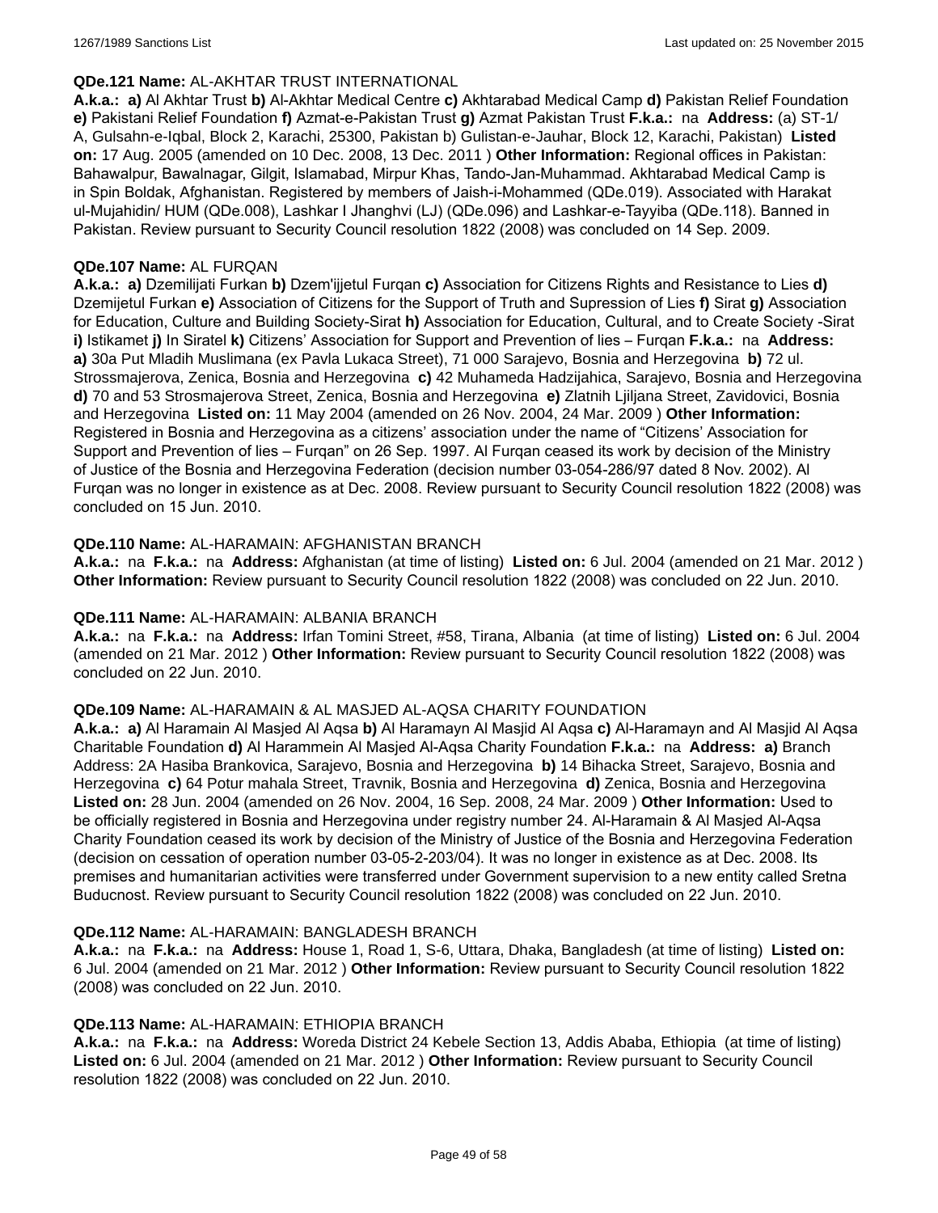**QDe.121 Name:** AL-AKHTAR TRUST INTERNATIONAL

**A.k.a.:** **a)** Al Akhtar Trust **b)** Al-Akhtar Medical Centre **c)** Akhtarabad Medical Camp **d)** Pakistan Relief Foundation **e)** Pakistani Relief Foundation **f)** Azmat-e-Pakistan Trust **g)** Azmat Pakistan Trust **F.k.a.:** na **Address:** (a) ST-1/ A, Gulsahn-e-Iqbal, Block 2, Karachi, 25300, Pakistan b) Gulistan-e-Jauhar, Block 12, Karachi, Pakistan) **Listed on:** 17 Aug. 2005 (amended on 10 Dec. 2008, 13 Dec. 2011 ) **Other Information:** Regional offices in Pakistan: Bahawalpur, Bawalnagar, Gilgit, Islamabad, Mirpur Khas, Tando-Jan-Muhammad. Akhtarabad Medical Camp is in Spin Boldak, Afghanistan. Registered by members of Jaish-i-Mohammed (QDe.019). Associated with Harakat ul-Mujahidin/ HUM (QDe.008), Lashkar I Jhanghvi (LJ) (QDe.096) and Lashkar-e-Tayyiba (QDe.118). Banned in Pakistan. Review pursuant to Security Council resolution 1822 (2008) was concluded on 14 Sep. 2009.

**QDe.107 Name:** AL FURQAN

**A.k.a.:** **a)** Dzemilijati Furkan **b)** Dzem'ijjetul Furqan **c)** Association for Citizens Rights and Resistance to Lies **d)** Dzemijetul Furkan **e)** Association of Citizens for the Support of Truth and Supression of Lies **f)** Sirat **g)** Association for Education, Culture and Building Society-Sirat **h)** Association for Education, Cultural, and to Create Society -Sirat **i)** Istikamet **j)** In Siratel **k)** Citizens' Association for Support and Prevention of lies – Furqan **F.k.a.:** na **Address:** **a)** 30a Put Mladih Muslimana (ex Pavla Lukaca Street), 71 000 Sarajevo, Bosnia and Herzegovina **b)** 72 ul. Strossmajerova, Zenica, Bosnia and Herzegovina **c)** 42 Muhameda Hadzijahica, Sarajevo, Bosnia and Herzegovina **d)** 70 and 53 Strosmajerova Street, Zenica, Bosnia and Herzegovina **e)** Zlatnih Ljiljana Street, Zavidovici, Bosnia and Herzegovina **Listed on:** 11 May 2004 (amended on 26 Nov. 2004, 24 Mar. 2009 ) **Other Information:** Registered in Bosnia and Herzegovina as a citizens' association under the name of "Citizens' Association for Support and Prevention of lies – Furqan" on 26 Sep. 1997. Al Furqan ceased its work by decision of the Ministry of Justice of the Bosnia and Herzegovina Federation (decision number 03-054-286/97 dated 8 Nov. 2002). Al Furqan was no longer in existence as at Dec. 2008. Review pursuant to Security Council resolution 1822 (2008) was concluded on 15 Jun. 2010.

**QDe.110 Name:** AL-HARAMAIN: AFGHANISTAN BRANCH

**A.k.a.:** na **F.k.a.:** na **Address:** Afghanistan (at time of listing) **Listed on:** 6 Jul. 2004 (amended on 21 Mar. 2012 ) **Other Information:** Review pursuant to Security Council resolution 1822 (2008) was concluded on 22 Jun. 2010.

**QDe.111 Name:** AL-HARAMAIN: ALBANIA BRANCH

**A.k.a.:** na **F.k.a.:** na **Address:** Irfan Tomini Street, #58, Tirana, Albania (at time of listing) **Listed on:** 6 Jul. 2004 (amended on 21 Mar. 2012 ) **Other Information:** Review pursuant to Security Council resolution 1822 (2008) was concluded on 22 Jun. 2010.

**QDe.109 Name:** AL-HARAMAIN & AL MASJED AL-AQSA CHARITY FOUNDATION

**A.k.a.:** **a)** Al Haramain Al Masjed Al Aqsa **b)** Al Haramayn Al Masjid Al Aqsa **c)** Al-Haramayn and Al Masjid Al Aqsa Charitable Foundation **d)** Al Harammein Al Masjed Al-Aqsa Charity Foundation **F.k.a.:** na **Address:** **a)** Branch Address: 2A Hasiba Brankovica, Sarajevo, Bosnia and Herzegovina **b)** 14 Bihacka Street, Sarajevo, Bosnia and Herzegovina **c)** 64 Potur mahala Street, Travnik, Bosnia and Herzegovina **d)** Zenica, Bosnia and Herzegovina **Listed on:** 28 Jun. 2004 (amended on 26 Nov. 2004, 16 Sep. 2008, 24 Mar. 2009 ) **Other Information:** Used to be officially registered in Bosnia and Herzegovina under registry number 24. Al-Haramain & Al Masjed Al-Aqsa Charity Foundation ceased its work by decision of the Ministry of Justice of the Bosnia and Herzegovina Federation (decision on cessation of operation number 03-05-2-203/04). It was no longer in existence as at Dec. 2008. Its premises and humanitarian activities were transferred under Government supervision to a new entity called Sretna Buducnost. Review pursuant to Security Council resolution 1822 (2008) was concluded on 22 Jun. 2010.

**QDe.112 Name:** AL-HARAMAIN: BANGLADESH BRANCH

**A.k.a.:** na **F.k.a.:** na **Address:** House 1, Road 1, S-6, Uttara, Dhaka, Bangladesh (at time of listing) **Listed on:** 6 Jul. 2004 (amended on 21 Mar. 2012 ) **Other Information:** Review pursuant to Security Council resolution 1822 (2008) was concluded on 22 Jun. 2010.

**QDe.113 Name:** AL-HARAMAIN: ETHIOPIA BRANCH

**A.k.a.:** na **F.k.a.:** na **Address:** Woreda District 24 Kebele Section 13, Addis Ababa, Ethiopia (at time of listing) **Listed on:** 6 Jul. 2004 (amended on 21 Mar. 2012 ) **Other Information:** Review pursuant to Security Council resolution 1822 (2008) was concluded on 22 Jun. 2010.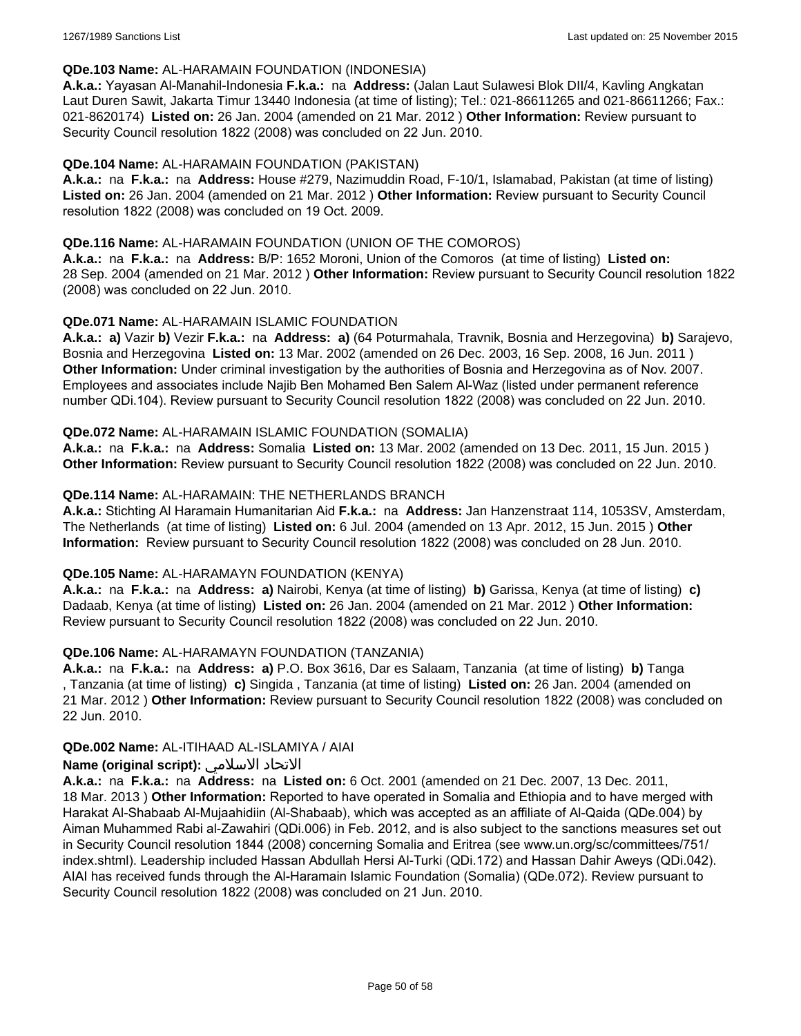**QDe.103 Name:** AL-HARAMAIN FOUNDATION (INDONESIA)

**A.k.a.:** Yayasan Al-Manahil-Indonesia **F.k.a.:** na **Address:** (Jalan Laut Sulawesi Blok DII/4, Kavling Angkatan Laut Duren Sawit, Jakarta Timur 13440 Indonesia (at time of listing); Tel.: 021-86611265 and 021-86611266; Fax.: 021-8620174) **Listed on:** 26 Jan. 2004 (amended on 21 Mar. 2012 ) **Other Information:** Review pursuant to Security Council resolution 1822 (2008) was concluded on 22 Jun. 2010.

**QDe.104 Name:** AL-HARAMAIN FOUNDATION (PAKISTAN)

**A.k.a.:** na **F.k.a.:** na **Address:** House #279, Nazimuddin Road, F-10/1, Islamabad, Pakistan (at time of listing) **Listed on:** 26 Jan. 2004 (amended on 21 Mar. 2012 ) **Other Information:** Review pursuant to Security Council resolution 1822 (2008) was concluded on 19 Oct. 2009.

**QDe.116 Name:** AL-HARAMAIN FOUNDATION (UNION OF THE COMOROS)

**A.k.a.:** na **F.k.a.:** na **Address:** B/P: 1652 Moroni, Union of the Comoros (at time of listing) **Listed on:** 28 Sep. 2004 (amended on 21 Mar. 2012 ) **Other Information:** Review pursuant to Security Council resolution 1822 (2008) was concluded on 22 Jun. 2010.

**QDe.071 Name:** AL-HARAMAIN ISLAMIC FOUNDATION

**A.k.a.:** **a)** Vazir **b)** Vezir **F.k.a.:** na **Address:** **a)** (64 Poturmahala, Travnik, Bosnia and Herzegovina) **b)** Sarajevo, Bosnia and Herzegovina **Listed on:** 13 Mar. 2002 (amended on 26 Dec. 2003, 16 Sep. 2008, 16 Jun. 2011 ) **Other Information:** Under criminal investigation by the authorities of Bosnia and Herzegovina as of Nov. 2007. Employees and associates include Najib Ben Mohamed Ben Salem Al-Waz (listed under permanent reference number QDi.104). Review pursuant to Security Council resolution 1822 (2008) was concluded on 22 Jun. 2010.

**QDe.072 Name:** AL-HARAMAIN ISLAMIC FOUNDATION (SOMALIA)

**A.k.a.:** na **F.k.a.:** na **Address:** Somalia **Listed on:** 13 Mar. 2002 (amended on 13 Dec. 2011, 15 Jun. 2015 ) **Other Information:** Review pursuant to Security Council resolution 1822 (2008) was concluded on 22 Jun. 2010.

**QDe.114 Name:** AL-HARAMAIN: THE NETHERLANDS BRANCH

**A.k.a.:** Stichting Al Haramain Humanitarian Aid **F.k.a.:** na **Address:** Jan Hanzenstraat 114, 1053SV, Amsterdam, The Netherlands (at time of listing) **Listed on:** 6 Jul. 2004 (amended on 13 Apr. 2012, 15 Jun. 2015 ) **Other Information:** Review pursuant to Security Council resolution 1822 (2008) was concluded on 28 Jun. 2010.

**QDe.105 Name:** AL-HARAMAYN FOUNDATION (KENYA)

**A.k.a.:** na **F.k.a.:** na **Address:** **a)** Nairobi, Kenya (at time of listing) **b)** Garissa, Kenya (at time of listing) **c)** Dadaab, Kenya (at time of listing) **Listed on:** 26 Jan. 2004 (amended on 21 Mar. 2012 ) **Other Information:** Review pursuant to Security Council resolution 1822 (2008) was concluded on 22 Jun. 2010.

**QDe.106 Name:** AL-HARAMAYN FOUNDATION (TANZANIA)

**A.k.a.:** na **F.k.a.:** na **Address:** **a)** P.O. Box 3616, Dar es Salaam, Tanzania (at time of listing) **b)** Tanga , Tanzania (at time of listing) **c)** Singida , Tanzania (at time of listing) **Listed on:** 26 Jan. 2004 (amended on 21 Mar. 2012 ) **Other Information:** Review pursuant to Security Council resolution 1822 (2008) was concluded on 22 Jun. 2010.

**QDe.002 Name:** AL-ITIHAAD AL-ISLAMIYA / AIAI

**Name (original script):** الاتحاد الاسلامي

**A.k.a.:** na **F.k.a.:** na **Address:** na **Listed on:** 6 Oct. 2001 (amended on 21 Dec. 2007, 13 Dec. 2011, 18 Mar. 2013 ) **Other Information:** Reported to have operated in Somalia and Ethiopia and to have merged with Harakat Al-Shabaab Al-Mujaahidiin (Al-Shabaab), which was accepted as an affiliate of Al-Qaida (QDe.004) by Aiman Muhammed Rabi al-Zawahiri (QDi.006) in Feb. 2012, and is also subject to the sanctions measures set out in Security Council resolution 1844 (2008) concerning Somalia and Eritrea (see www.un.org/sc/committees/751/index.shtml). Leadership included Hassan Abdullah Hersi Al-Turki (QDi.172) and Hassan Dahir Aweys (QDi.042). AIAI has received funds through the Al-Haramain Islamic Foundation (Somalia) (QDe.072). Review pursuant to Security Council resolution 1822 (2008) was concluded on 21 Jun. 2010.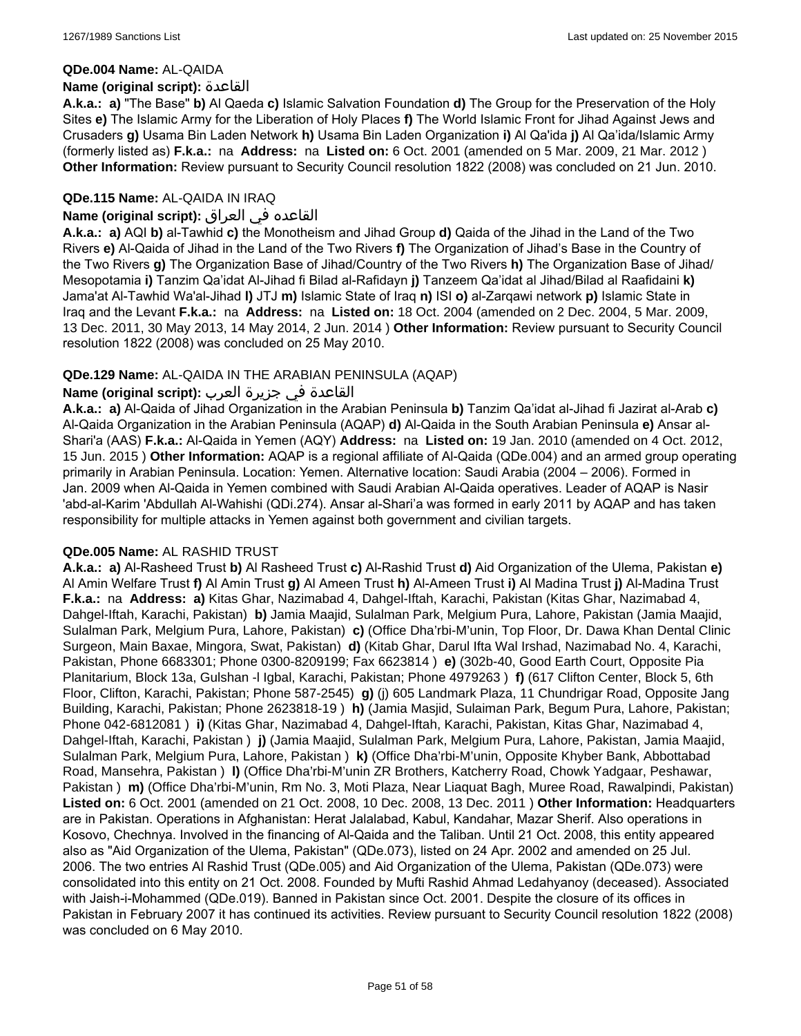**QDe.004 Name:** AL-QAIDA

**Name (original script):** القاعدة

**A.k.a.:** **a)** "The Base" **b)** Al Qaeda **c)** Islamic Salvation Foundation **d)** The Group for the Preservation of the Holy Sites **e)** The Islamic Army for the Liberation of Holy Places **f)** The World Islamic Front for Jihad Against Jews and Crusaders **g)** Usama Bin Laden Network **h)** Usama Bin Laden Organization **i)** Al Qa'ida **j)** Al Qa'ida/Islamic Army (formerly listed as) **F.k.a.:** na **Address:** na **Listed on:** 6 Oct. 2001 (amended on 5 Mar. 2009, 21 Mar. 2012 ) **Other Information:** Review pursuant to Security Council resolution 1822 (2008) was concluded on 21 Jun. 2010.

**QDe.115 Name:** AL-QAIDA IN IRAQ

**Name (original script):** القاعده في العراق

**A.k.a.:** **a)** AQI **b)** al-Tawhid **c)** the Monotheism and Jihad Group **d)** Qaida of the Jihad in the Land of the Two Rivers **e)** Al-Qaida of Jihad in the Land of the Two Rivers **f)** The Organization of Jihad's Base in the Country of the Two Rivers **g)** The Organization Base of Jihad/Country of the Two Rivers **h)** The Organization Base of Jihad/ Mesopotamia **i)** Tanzim Qa'idat Al-Jihad fi Bilad al-Rafidayn **j)** Tanzeem Qa'idat al Jihad/Bilad al Raafidaini **k)** Jama'at Al-Tawhid Wa'al-Jihad **l)** JTJ **m)** Islamic State of Iraq **n)** ISI **o)** al-Zarqawi network **p)** Islamic State in Iraq and the Levant **F.k.a.:** na **Address:** na **Listed on:** 18 Oct. 2004 (amended on 2 Dec. 2004, 5 Mar. 2009, 13 Dec. 2011, 30 May 2013, 14 May 2014, 2 Jun. 2014 ) **Other Information:** Review pursuant to Security Council resolution 1822 (2008) was concluded on 25 May 2010.

**QDe.129 Name:** AL-QAIDA IN THE ARABIAN PENINSULA (AQAP)

**Name (original script):** القاعدة في جزيرة العرب

**A.k.a.:** **a)** Al-Qaida of Jihad Organization in the Arabian Peninsula **b)** Tanzim Qa'idat al-Jihad fi Jazirat al-Arab **c)** Al-Qaida Organization in the Arabian Peninsula (AQAP) **d)** Al-Qaida in the South Arabian Peninsula **e)** Ansar al-Shari'a (AAS) **F.k.a.:** Al-Qaida in Yemen (AQY) **Address:** na **Listed on:** 19 Jan. 2010 (amended on 4 Oct. 2012, 15 Jun. 2015 ) **Other Information:** AQAP is a regional affiliate of Al-Qaida (QDe.004) and an armed group operating primarily in Arabian Peninsula. Location: Yemen. Alternative location: Saudi Arabia (2004 – 2006). Formed in Jan. 2009 when Al-Qaida in Yemen combined with Saudi Arabian Al-Qaida operatives. Leader of AQAP is Nasir 'abd-al-Karim 'Abdullah Al-Wahishi (QDi.274). Ansar al-Shari'a was formed in early 2011 by AQAP and has taken responsibility for multiple attacks in Yemen against both government and civilian targets.

**QDe.005 Name:** AL RASHID TRUST

**A.k.a.:** **a)** Al-Rasheed Trust **b)** Al Rasheed Trust **c)** Al-Rashid Trust **d)** Aid Organization of the Ulema, Pakistan **e)** Al Amin Welfare Trust **f)** Al Amin Trust **g)** Al Ameen Trust **h)** Al-Ameen Trust **i)** Al Madina Trust **j)** Al-Madina Trust **F.k.a.:** na **Address:** **a)** Kitas Ghar, Nazimabad 4, Dahgel-Iftah, Karachi, Pakistan (Kitas Ghar, Nazimabad 4, Dahgel-Iftah, Karachi, Pakistan) **b)** Jamia Maajid, Sulalman Park, Melgium Pura, Lahore, Pakistan (Jamia Maajid, Sulalman Park, Melgium Pura, Lahore, Pakistan) **c)** (Office Dha'rbi-M'unin, Top Floor, Dr. Dawa Khan Dental Clinic Surgeon, Main Baxae, Mingora, Swat, Pakistan) **d)** (Kitab Ghar, Darul Ifta Wal Irshad, Nazimabad No. 4, Karachi, Pakistan, Phone 6683301; Phone 0300-8209199; Fax 6623814 ) **e)** (302b-40, Good Earth Court, Opposite Pia Planitarium, Block 13a, Gulshan -l Igbal, Karachi, Pakistan; Phone 4979263 ) **f)** (617 Clifton Center, Block 5, 6th Floor, Clifton, Karachi, Pakistan; Phone 587-2545) **g)** (j) 605 Landmark Plaza, 11 Chundrigar Road, Opposite Jang Building, Karachi, Pakistan; Phone 2623818-19 ) **h)** (Jamia Masjid, Sulaiman Park, Begum Pura, Lahore, Pakistan; Phone 042-6812081 ) **i)** (Kitas Ghar, Nazimabad 4, Dahgel-Iftah, Karachi, Pakistan, Kitas Ghar, Nazimabad 4, Dahgel-Iftah, Karachi, Pakistan ) **j)** (Jamia Maajid, Sulalman Park, Melgium Pura, Lahore, Pakistan, Jamia Maajid, Sulalman Park, Melgium Pura, Lahore, Pakistan ) **k)** (Office Dha'rbi-M'unin, Opposite Khyber Bank, Abbottabad Road, Mansehra, Pakistan ) **l)** (Office Dha'rbi-M'unin ZR Brothers, Katcherry Road, Chowk Yadgaar, Peshawar, Pakistan ) **m)** (Office Dha'rbi-M'unin, Rm No. 3, Moti Plaza, Near Liaquat Bagh, Muree Road, Rawalpindi, Pakistan) **Listed on:** 6 Oct. 2001 (amended on 21 Oct. 2008, 10 Dec. 2008, 13 Dec. 2011 ) **Other Information:** Headquarters are in Pakistan. Operations in Afghanistan: Herat Jalalabad, Kabul, Kandahar, Mazar Sherif. Also operations in Kosovo, Chechnya. Involved in the financing of Al-Qaida and the Taliban. Until 21 Oct. 2008, this entity appeared also as "Aid Organization of the Ulema, Pakistan" (QDe.073), listed on 24 Apr. 2002 and amended on 25 Jul. 2006. The two entries Al Rashid Trust (QDe.005) and Aid Organization of the Ulema, Pakistan (QDe.073) were consolidated into this entity on 21 Oct. 2008. Founded by Mufti Rashid Ahmad Ledahyanoy (deceased). Associated with Jaish-i-Mohammed (QDe.019). Banned in Pakistan since Oct. 2001. Despite the closure of its offices in Pakistan in February 2007 it has continued its activities. Review pursuant to Security Council resolution 1822 (2008) was concluded on 6 May 2010.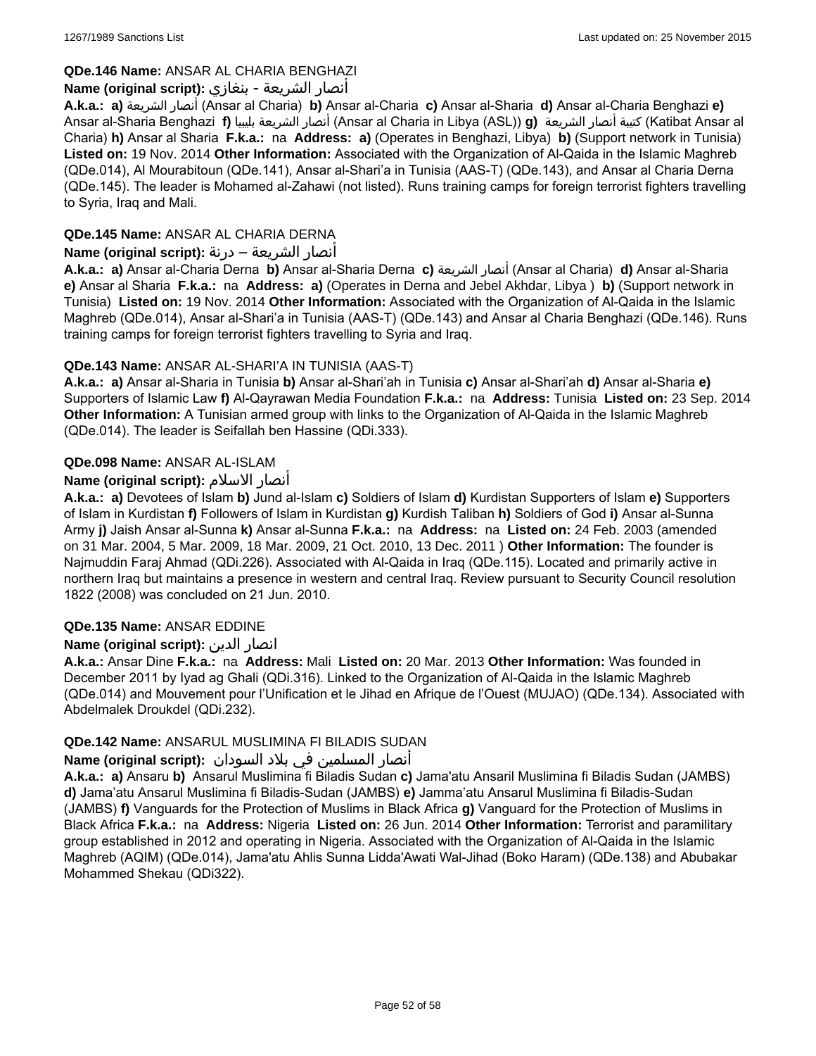**QDe.146 Name:** ANSAR AL CHARIA BENGHAZI

**Name (original script):** أنصار الشريعة - بنغازي

**A.k.a.:** **a)** أنصار الشريعة (Ansar al Charia) **b)** Ansar al-Charia **c)** Ansar al-Sharia **d)** Ansar al-Charia Benghazi **e)** Ansar al-Sharia Benghazi **f)** أنصار الشريعة بليبيا (Ansar al Charia in Libya (ASL)) **g)** كتيبة أنصار الشريعة (Katibat Ansar al Charia) **h)** Ansar al Sharia **F.k.a.:** na **Address:** **a)** (Operates in Benghazi, Libya) **b)** (Support network in Tunisia) **Listed on:** 19 Nov. 2014 **Other Information:** Associated with the Organization of Al-Qaida in the Islamic Maghreb (QDe.014), Al Mourabitoun (QDe.141), Ansar al-Shari'a in Tunisia (AAS-T) (QDe.143), and Ansar al Charia Derna (QDe.145). The leader is Mohamed al-Zahawi (not listed). Runs training camps for foreign terrorist fighters travelling to Syria, Iraq and Mali.

**QDe.145 Name:** ANSAR AL CHARIA DERNA

**Name (original script):** أنصار الشريعة – درنة

**A.k.a.:** **a)** Ansar al-Charia Derna **b)** Ansar al-Sharia Derna **c)** أنصار الشريعة (Ansar al Charia) **d)** Ansar al-Sharia **e)** Ansar al Sharia **F.k.a.:** na **Address:** **a)** (Operates in Derna and Jebel Akhdar, Libya ) **b)** (Support network in Tunisia) **Listed on:** 19 Nov. 2014 **Other Information:** Associated with the Organization of Al-Qaida in the Islamic Maghreb (QDe.014), Ansar al-Shari'a in Tunisia (AAS-T) (QDe.143) and Ansar al Charia Benghazi (QDe.146). Runs training camps for foreign terrorist fighters travelling to Syria and Iraq.

**QDe.143 Name:** ANSAR AL-SHARI'A IN TUNISIA (AAS-T)

**A.k.a.:** **a)** Ansar al-Sharia in Tunisia **b)** Ansar al-Shari'ah in Tunisia **c)** Ansar al-Shari'ah **d)** Ansar al-Sharia **e)** Supporters of Islamic Law **f)** Al-Qayrawan Media Foundation **F.k.a.:** na **Address:** Tunisia **Listed on:** 23 Sep. 2014 **Other Information:** A Tunisian armed group with links to the Organization of Al-Qaida in the Islamic Maghreb (QDe.014). The leader is Seifallah ben Hassine (QDi.333).

**QDe.098 Name:** ANSAR AL-ISLAM

**Name (original script):** أنصار الاسلام

**A.k.a.:** **a)** Devotees of Islam **b)** Jund al-Islam **c)** Soldiers of Islam **d)** Kurdistan Supporters of Islam **e)** Supporters of Islam in Kurdistan **f)** Followers of Islam in Kurdistan **g)** Kurdish Taliban **h)** Soldiers of God **i)** Ansar al-Sunna Army **j)** Jaish Ansar al-Sunna **k)** Ansar al-Sunna **F.k.a.:** na **Address:** na **Listed on:** 24 Feb. 2003 (amended on 31 Mar. 2004, 5 Mar. 2009, 18 Mar. 2009, 21 Oct. 2010, 13 Dec. 2011 ) **Other Information:** The founder is Najmuddin Faraj Ahmad (QDi.226). Associated with Al-Qaida in Iraq (QDe.115). Located and primarily active in northern Iraq but maintains a presence in western and central Iraq. Review pursuant to Security Council resolution 1822 (2008) was concluded on 21 Jun. 2010.

**QDe.135 Name:** ANSAR EDDINE

**Name (original script):** انصار الدين

**A.k.a.:** Ansar Dine **F.k.a.:** na **Address:** Mali **Listed on:** 20 Mar. 2013 **Other Information:** Was founded in December 2011 by Iyad ag Ghali (QDi.316). Linked to the Organization of Al-Qaida in the Islamic Maghreb (QDe.014) and Mouvement pour l'Unification et le Jihad en Afrique de l'Ouest (MUJAO) (QDe.134). Associated with Abdelmalek Droukdel (QDi.232).

**QDe.142 Name:** ANSARUL MUSLIMINA FI BILADIS SUDAN

**Name (original script):** أنصار المسلمين في بلاد السودان

**A.k.a.:** **a)** Ansaru **b)** Ansarul Muslimina fi Biladis Sudan **c)** Jama'atu Ansaril Muslimina fi Biladis Sudan (JAMBS) **d)** Jama'atu Ansarul Muslimina fi Biladis-Sudan (JAMBS) **e)** Jamma'atu Ansarul Muslimina fi Biladis-Sudan (JAMBS) **f)** Vanguards for the Protection of Muslims in Black Africa **g)** Vanguard for the Protection of Muslims in Black Africa **F.k.a.:** na **Address:** Nigeria **Listed on:** 26 Jun. 2014 **Other Information:** Terrorist and paramilitary group established in 2012 and operating in Nigeria. Associated with the Organization of Al-Qaida in the Islamic Maghreb (AQIM) (QDe.014), Jama'atu Ahlis Sunna Lidda'Awati Wal-Jihad (Boko Haram) (QDe.138) and Abubakar Mohammed Shekau (QDi322).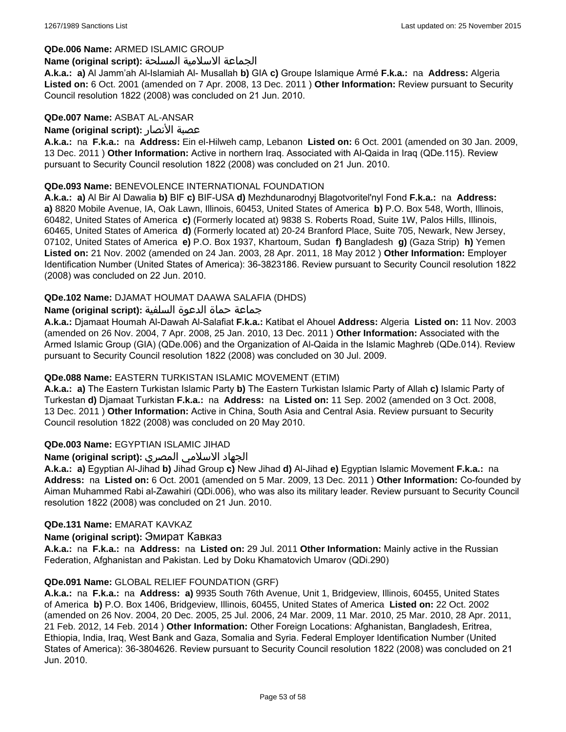**QDe.006 Name:** ARMED ISLAMIC GROUP

**Name (original script):** الجماعة الاسلامية المسلحة

**A.k.a.:** **a)** Al Jamm'ah Al-Islamiah Al- Musallah **b)** GIA **c)** Groupe Islamique Armé **F.k.a.:** na **Address:** Algeria **Listed on:** 6 Oct. 2001 (amended on 7 Apr. 2008, 13 Dec. 2011 ) **Other Information:** Review pursuant to Security Council resolution 1822 (2008) was concluded on 21 Jun. 2010.

**QDe.007 Name:** ASBAT AL-ANSAR

**Name (original script):** عصبة الأنصار

**A.k.a.:** na **F.k.a.:** na **Address:** Ein el-Hilweh camp, Lebanon **Listed on:** 6 Oct. 2001 (amended on 30 Jan. 2009, 13 Dec. 2011 ) **Other Information:** Active in northern Iraq. Associated with Al-Qaida in Iraq (QDe.115). Review pursuant to Security Council resolution 1822 (2008) was concluded on 21 Jun. 2010.

**QDe.093 Name:** BENEVOLENCE INTERNATIONAL FOUNDATION

**A.k.a.:** **a)** Al Bir Al Dawalia **b)** BIF **c)** BIF-USA **d)** Mezhdunarodnyj Blagotvoritel'nyl Fond **F.k.a.:** na **Address:** **a)** 8820 Mobile Avenue, IA, Oak Lawn, Illinois, 60453, United States of America **b)** P.O. Box 548, Worth, Illinois, 60482, United States of America **c)** (Formerly located at) 9838 S. Roberts Road, Suite 1W, Palos Hills, Illinois, 60465, United States of America **d)** (Formerly located at) 20-24 Branford Place, Suite 705, Newark, New Jersey, 07102, United States of America **e)** P.O. Box 1937, Khartoum, Sudan **f)** Bangladesh **g)** (Gaza Strip) **h)** Yemen **Listed on:** 21 Nov. 2002 (amended on 24 Jan. 2003, 28 Apr. 2011, 18 May 2012 ) **Other Information:** Employer Identification Number (United States of America): 36-3823186. Review pursuant to Security Council resolution 1822 (2008) was concluded on 22 Jun. 2010.

**QDe.102 Name:** DJAMAT HOUMAT DAAWA SALAFIA (DHDS)

**Name (original script):** جماعة حماة الدعوة السلفية

**A.k.a.:** Djamaat Houmah Al-Dawah Al-Salafiat **F.k.a.:** Katibat el Ahouel **Address:** Algeria **Listed on:** 11 Nov. 2003 (amended on 26 Nov. 2004, 7 Apr. 2008, 25 Jan. 2010, 13 Dec. 2011 ) **Other Information:** Associated with the Armed Islamic Group (GIA) (QDe.006) and the Organization of Al-Qaida in the Islamic Maghreb (QDe.014). Review pursuant to Security Council resolution 1822 (2008) was concluded on 30 Jul. 2009.

**QDe.088 Name:** EASTERN TURKISTAN ISLAMIC MOVEMENT (ETIM)

**A.k.a.:** **a)** The Eastern Turkistan Islamic Party **b)** The Eastern Turkistan Islamic Party of Allah **c)** Islamic Party of Turkestan **d)** Djamaat Turkistan **F.k.a.:** na **Address:** na **Listed on:** 11 Sep. 2002 (amended on 3 Oct. 2008, 13 Dec. 2011 ) **Other Information:** Active in China, South Asia and Central Asia. Review pursuant to Security Council resolution 1822 (2008) was concluded on 20 May 2010.

**QDe.003 Name:** EGYPTIAN ISLAMIC JIHAD

**Name (original script):** الجهاد الاسلامي المصري

**A.k.a.:** **a)** Egyptian Al-Jihad **b)** Jihad Group **c)** New Jihad **d)** Al-Jihad **e)** Egyptian Islamic Movement **F.k.a.:** na **Address:** na **Listed on:** 6 Oct. 2001 (amended on 5 Mar. 2009, 13 Dec. 2011 ) **Other Information:** Co-founded by Aiman Muhammed Rabi al-Zawahiri (QDi.006), who was also its military leader. Review pursuant to Security Council resolution 1822 (2008) was concluded on 21 Jun. 2010.

**QDe.131 Name:** EMARAT KAVKAZ

**Name (original script):** Эмират Кавказ

**A.k.a.:** na **F.k.a.:** na **Address:** na **Listed on:** 29 Jul. 2011 **Other Information:** Mainly active in the Russian Federation, Afghanistan and Pakistan. Led by Doku Khamatovich Umarov (QDi.290)

**QDe.091 Name:** GLOBAL RELIEF FOUNDATION (GRF)

**A.k.a.:** na **F.k.a.:** na **Address:** **a)** 9935 South 76th Avenue, Unit 1, Bridgeview, Illinois, 60455, United States of America **b)** P.O. Box 1406, Bridgeview, Illinois, 60455, United States of America **Listed on:** 22 Oct. 2002 (amended on 26 Nov. 2004, 20 Dec. 2005, 25 Jul. 2006, 24 Mar. 2009, 11 Mar. 2010, 25 Mar. 2010, 28 Apr. 2011, 21 Feb. 2012, 14 Feb. 2014 ) **Other Information:** Other Foreign Locations: Afghanistan, Bangladesh, Eritrea, Ethiopia, India, Iraq, West Bank and Gaza, Somalia and Syria. Federal Employer Identification Number (United States of America): 36-3804626. Review pursuant to Security Council resolution 1822 (2008) was concluded on 21 Jun. 2010.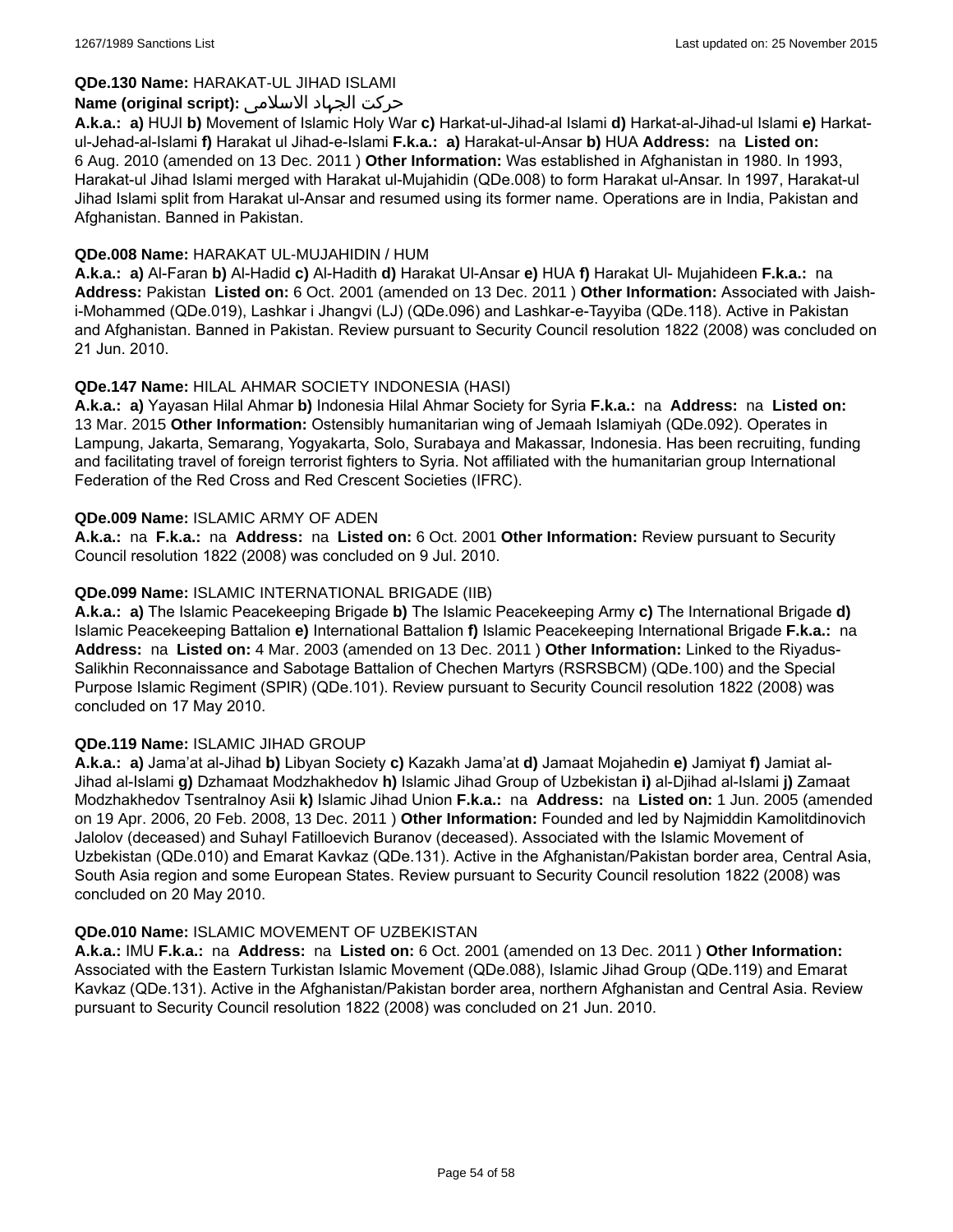**QDe.130 Name:** HARAKAT-UL JIHAD ISLAMI
**Name (original script):** حرکت الجهاد الاسلامی
**A.k.a.:** **a)** HUJI **b)** Movement of Islamic Holy War **c)** Harkat-ul-Jihad-al Islami **d)** Harkat-al-Jihad-ul Islami **e)** Harkat-ul-Jehad-al-Islami **f)** Harakat ul Jihad-e-Islami **F.k.a.:** **a)** Harakat-ul-Ansar **b)** HUA **Address:** na **Listed on:** 6 Aug. 2010 (amended on 13 Dec. 2011 ) **Other Information:** Was established in Afghanistan in 1980. In 1993, Harakat-ul Jihad Islami merged with Harakat ul-Mujahidin (QDe.008) to form Harakat ul-Ansar. In 1997, Harakat-ul Jihad Islami split from Harakat ul-Ansar and resumed using its former name. Operations are in India, Pakistan and Afghanistan. Banned in Pakistan.

**QDe.008 Name:** HARAKAT UL-MUJAHIDIN / HUM
**A.k.a.:** **a)** Al-Faran **b)** Al-Hadid **c)** Al-Hadith **d)** Harakat Ul-Ansar **e)** HUA **f)** Harakat Ul- Mujahideen **F.k.a.:** na **Address:** Pakistan **Listed on:** 6 Oct. 2001 (amended on 13 Dec. 2011 ) **Other Information:** Associated with Jaish-i-Mohammed (QDe.019), Lashkar i Jhangvi (LJ) (QDe.096) and Lashkar-e-Tayyiba (QDe.118). Active in Pakistan and Afghanistan. Banned in Pakistan. Review pursuant to Security Council resolution 1822 (2008) was concluded on 21 Jun. 2010.

**QDe.147 Name:** HILAL AHMAR SOCIETY INDONESIA (HASI)
**A.k.a.:** **a)** Yayasan Hilal Ahmar **b)** Indonesia Hilal Ahmar Society for Syria **F.k.a.:** na **Address:** na **Listed on:** 13 Mar. 2015 **Other Information:** Ostensibly humanitarian wing of Jemaah Islamiyah (QDe.092). Operates in Lampung, Jakarta, Semarang, Yogyakarta, Solo, Surabaya and Makassar, Indonesia. Has been recruiting, funding and facilitating travel of foreign terrorist fighters to Syria. Not affiliated with the humanitarian group International Federation of the Red Cross and Red Crescent Societies (IFRC).

**QDe.009 Name:** ISLAMIC ARMY OF ADEN
**A.k.a.:** na **F.k.a.:** na **Address:** na **Listed on:** 6 Oct. 2001 **Other Information:** Review pursuant to Security Council resolution 1822 (2008) was concluded on 9 Jul. 2010.

**QDe.099 Name:** ISLAMIC INTERNATIONAL BRIGADE (IIB)
**A.k.a.:** **a)** The Islamic Peacekeeping Brigade **b)** The Islamic Peacekeeping Army **c)** The International Brigade **d)** Islamic Peacekeeping Battalion **e)** International Battalion **f)** Islamic Peacekeeping International Brigade **F.k.a.:** na **Address:** na **Listed on:** 4 Mar. 2003 (amended on 13 Dec. 2011 ) **Other Information:** Linked to the Riyadus-Salikhin Reconnaissance and Sabotage Battalion of Chechen Martyrs (RSRSBCM) (QDe.100) and the Special Purpose Islamic Regiment (SPIR) (QDe.101). Review pursuant to Security Council resolution 1822 (2008) was concluded on 17 May 2010.

**QDe.119 Name:** ISLAMIC JIHAD GROUP
**A.k.a.:** **a)** Jama'at al-Jihad **b)** Libyan Society **c)** Kazakh Jama'at **d)** Jamaat Mojahedin **e)** Jamiyat **f)** Jamiat al-Jihad al-Islami **g)** Dzhamaat Modzhakhedov **h)** Islamic Jihad Group of Uzbekistan **i)** al-Djihad al-Islami **j)** Zamaat Modzhakhedov Tsentralnoy Asii **k)** Islamic Jihad Union **F.k.a.:** na **Address:** na **Listed on:** 1 Jun. 2005 (amended on 19 Apr. 2006, 20 Feb. 2008, 13 Dec. 2011 ) **Other Information:** Founded and led by Najmiddin Kamolitdinovich Jalolov (deceased) and Suhayl Fatilloevich Buranov (deceased). Associated with the Islamic Movement of Uzbekistan (QDe.010) and Emarat Kavkaz (QDe.131). Active in the Afghanistan/Pakistan border area, Central Asia, South Asia region and some European States. Review pursuant to Security Council resolution 1822 (2008) was concluded on 20 May 2010.

**QDe.010 Name:** ISLAMIC MOVEMENT OF UZBEKISTAN
**A.k.a.:** IMU **F.k.a.:** na **Address:** na **Listed on:** 6 Oct. 2001 (amended on 13 Dec. 2011 ) **Other Information:** Associated with the Eastern Turkistan Islamic Movement (QDe.088), Islamic Jihad Group (QDe.119) and Emarat Kavkaz (QDe.131). Active in the Afghanistan/Pakistan border area, northern Afghanistan and Central Asia. Review pursuant to Security Council resolution 1822 (2008) was concluded on 21 Jun. 2010.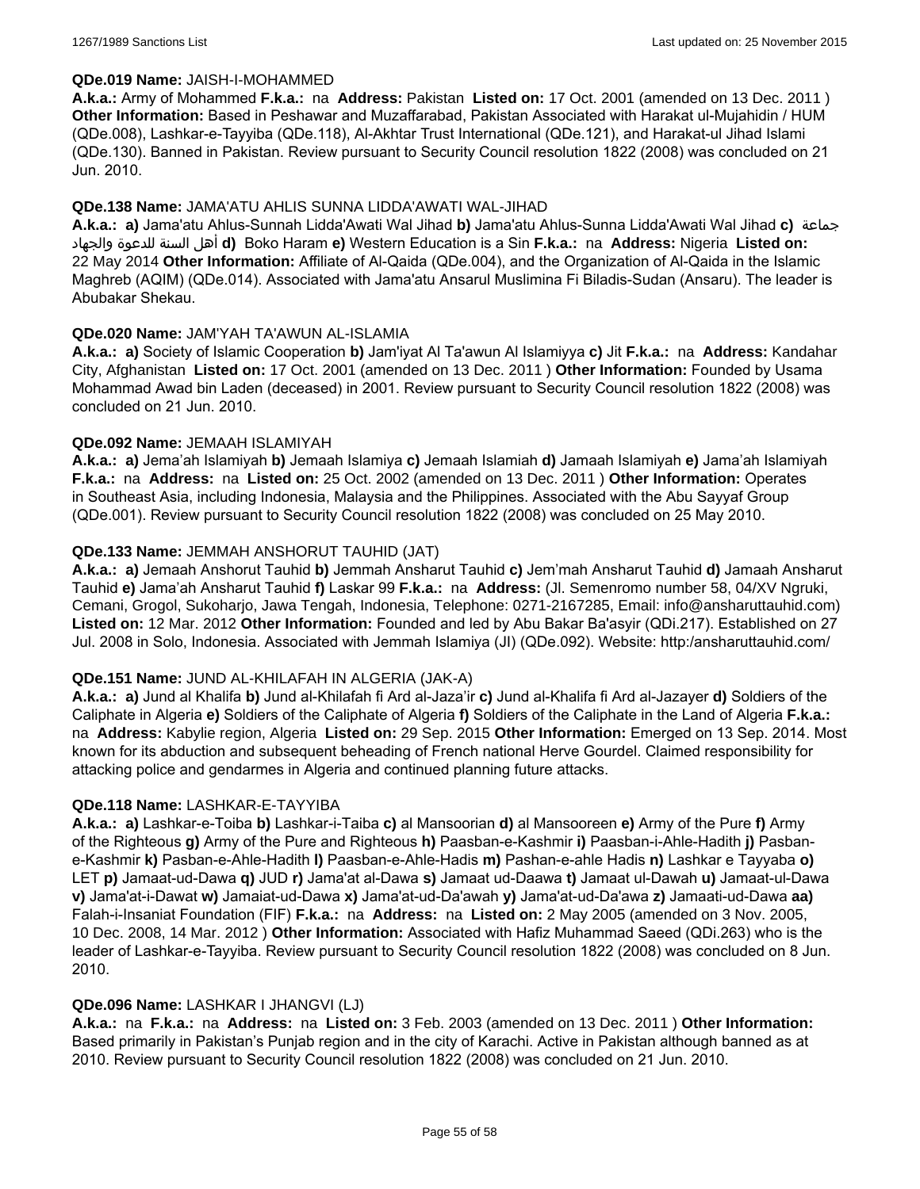**QDe.019 Name:** JAISH-I-MOHAMMED

**A.k.a.:** Army of Mohammed **F.k.a.:** na **Address:** Pakistan **Listed on:** 17 Oct. 2001 (amended on 13 Dec. 2011 ) **Other Information:** Based in Peshawar and Muzaffarabad, Pakistan Associated with Harakat ul-Mujahidin / HUM (QDe.008), Lashkar-e-Tayyiba (QDe.118), Al-Akhtar Trust International (QDe.121), and Harakat-ul Jihad Islami (QDe.130). Banned in Pakistan. Review pursuant to Security Council resolution 1822 (2008) was concluded on 21 Jun. 2010.

**QDe.138 Name:** JAMA'ATU AHLIS SUNNA LIDDA'AWATI WAL-JIHAD

**A.k.a.:** **a)** Jama'atu Ahlus-Sunnah Lidda'Awati Wal Jihad **b)** Jama'atu Ahlus-Sunna Lidda'Awati Wal Jihad **c)** جماعة أهل السنة للدعوة والجهاد **d)** Boko Haram **e)** Western Education is a Sin **F.k.a.:** na **Address:** Nigeria **Listed on:** 22 May 2014 **Other Information:** Affiliate of Al-Qaida (QDe.004), and the Organization of Al-Qaida in the Islamic Maghreb (AQIM) (QDe.014). Associated with Jama'atu Ansarul Muslimina Fi Biladis-Sudan (Ansaru). The leader is Abubakar Shekau.

**QDe.020 Name:** JAM'YAH TA'AWUN AL-ISLAMIA

**A.k.a.:** **a)** Society of Islamic Cooperation **b)** Jam'iyat Al Ta'awun Al Islamiyya **c)** Jit **F.k.a.:** na **Address:** Kandahar City, Afghanistan **Listed on:** 17 Oct. 2001 (amended on 13 Dec. 2011 ) **Other Information:** Founded by Usama Mohammad Awad bin Laden (deceased) in 2001. Review pursuant to Security Council resolution 1822 (2008) was concluded on 21 Jun. 2010.

**QDe.092 Name:** JEMAAH ISLAMIYAH

**A.k.a.:** **a)** Jema'ah Islamiyah **b)** Jemaah Islamiya **c)** Jemaah Islamiah **d)** Jamaah Islamiyah **e)** Jama'ah Islamiyah **F.k.a.:** na **Address:** na **Listed on:** 25 Oct. 2002 (amended on 13 Dec. 2011 ) **Other Information:** Operates in Southeast Asia, including Indonesia, Malaysia and the Philippines. Associated with the Abu Sayyaf Group (QDe.001). Review pursuant to Security Council resolution 1822 (2008) was concluded on 25 May 2010.

**QDe.133 Name:** JEMMAH ANSHORUT TAUHID (JAT)

**A.k.a.:** **a)** Jemaah Anshorut Tauhid **b)** Jemmah Ansharut Tauhid **c)** Jem'mah Ansharut Tauhid **d)** Jamaah Ansharut Tauhid **e)** Jama'ah Ansharut Tauhid **f)** Laskar 99 **F.k.a.:** na **Address:** (Jl. Semenromo number 58, 04/XV Ngruki, Cemani, Grogol, Sukoharjo, Jawa Tengah, Indonesia, Telephone: 0271-2167285, Email: info@ansharuttauhid.com) **Listed on:** 12 Mar. 2012 **Other Information:** Founded and led by Abu Bakar Ba'asyir (QDi.217). Established on 27 Jul. 2008 in Solo, Indonesia. Associated with Jemmah Islamiya (JI) (QDe.092). Website: http:/ansharuttauhid.com/

**QDe.151 Name:** JUND AL-KHILAFAH IN ALGERIA (JAK-A)

**A.k.a.:** **a)** Jund al Khalifa **b)** Jund al-Khilafah fi Ard al-Jaza'ir **c)** Jund al-Khalifa fi Ard al-Jazayer **d)** Soldiers of the Caliphate in Algeria **e)** Soldiers of the Caliphate of Algeria **f)** Soldiers of the Caliphate in the Land of Algeria **F.k.a.:** na **Address:** Kabylie region, Algeria **Listed on:** 29 Sep. 2015 **Other Information:** Emerged on 13 Sep. 2014. Most known for its abduction and subsequent beheading of French national Herve Gourdel. Claimed responsibility for attacking police and gendarmes in Algeria and continued planning future attacks.

**QDe.118 Name:** LASHKAR-E-TAYYIBA

**A.k.a.:** **a)** Lashkar-e-Toiba **b)** Lashkar-i-Taiba **c)** al Mansoorian **d)** al Mansooreen **e)** Army of the Pure **f)** Army of the Righteous **g)** Army of the Pure and Righteous **h)** Paasban-e-Kashmir **i)** Paasban-i-Ahle-Hadith **j)** Pasban-e-Kashmir **k)** Pasban-e-Ahle-Hadith **l)** Paasban-e-Ahle-Hadis **m)** Pashan-e-ahle Hadis **n)** Lashkar e Tayyaba **o)** LET **p)** Jamaat-ud-Dawa **q)** JUD **r)** Jama'at al-Dawa **s)** Jamaat ud-Daawa **t)** Jamaat ul-Dawah **u)** Jamaat-ul-Dawa **v)** Jama'at-i-Dawat **w)** Jamaiat-ud-Dawa **x)** Jama'at-ud-Da'awah **y)** Jama'at-ud-Da'awa **z)** Jamaati-ud-Dawa **aa)** Falah-i-Insaniat Foundation (FIF) **F.k.a.:** na **Address:** na **Listed on:** 2 May 2005 (amended on 3 Nov. 2005, 10 Dec. 2008, 14 Mar. 2012 ) **Other Information:** Associated with Hafiz Muhammad Saeed (QDi.263) who is the leader of Lashkar-e-Tayyiba. Review pursuant to Security Council resolution 1822 (2008) was concluded on 8 Jun. 2010.

**QDe.096 Name:** LASHKAR I JHANGVI (LJ)

**A.k.a.:** na **F.k.a.:** na **Address:** na **Listed on:** 3 Feb. 2003 (amended on 13 Dec. 2011 ) **Other Information:** Based primarily in Pakistan's Punjab region and in the city of Karachi. Active in Pakistan although banned as at 2010. Review pursuant to Security Council resolution 1822 (2008) was concluded on 21 Jun. 2010.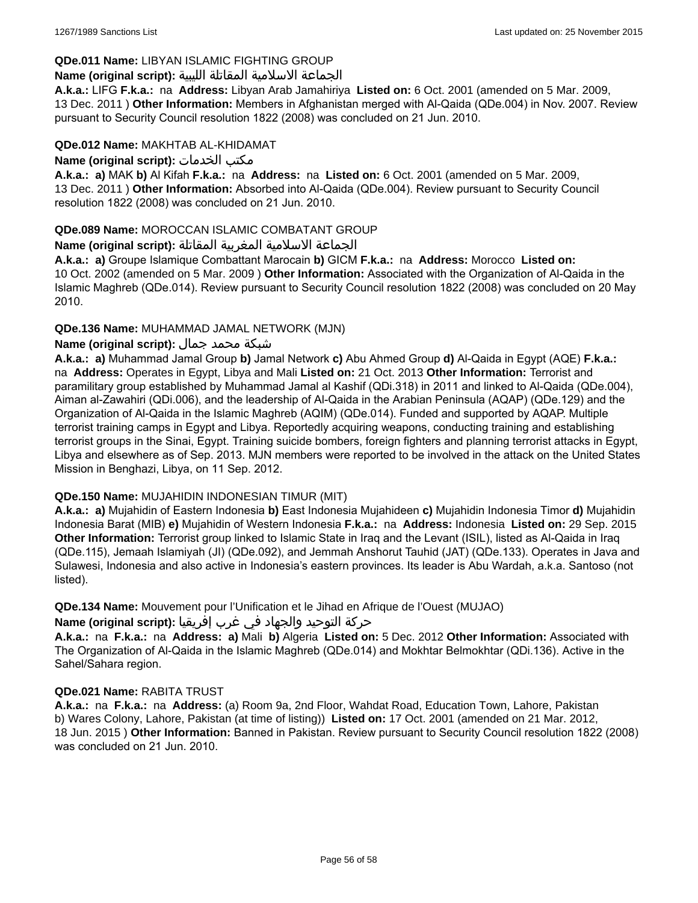**QDe.011 Name:** LIBYAN ISLAMIC FIGHTING GROUP

**Name (original script):** الجماعة الاسلامية المقاتلة الليبية

**A.k.a.:** LIFG **F.k.a.:** na **Address:** Libyan Arab Jamahiriya **Listed on:** 6 Oct. 2001 (amended on 5 Mar. 2009, 13 Dec. 2011 ) **Other Information:** Members in Afghanistan merged with Al-Qaida (QDe.004) in Nov. 2007. Review pursuant to Security Council resolution 1822 (2008) was concluded on 21 Jun. 2010.

**QDe.012 Name:** MAKHTAB AL-KHIDAMAT

**Name (original script):** مكتب الخدمات

**A.k.a.:** **a)** MAK **b)** Al Kifah **F.k.a.:** na **Address:** na **Listed on:** 6 Oct. 2001 (amended on 5 Mar. 2009, 13 Dec. 2011 ) **Other Information:** Absorbed into Al-Qaida (QDe.004). Review pursuant to Security Council resolution 1822 (2008) was concluded on 21 Jun. 2010.

**QDe.089 Name:** MOROCCAN ISLAMIC COMBATANT GROUP

**Name (original script):** الجماعة الاسلامية المغربية المقاتلة

**A.k.a.:** **a)** Groupe Islamique Combattant Marocain **b)** GICM **F.k.a.:** na **Address:** Morocco **Listed on:** 10 Oct. 2002 (amended on 5 Mar. 2009 ) **Other Information:** Associated with the Organization of Al-Qaida in the Islamic Maghreb (QDe.014). Review pursuant to Security Council resolution 1822 (2008) was concluded on 20 May 2010.

**QDe.136 Name:** MUHAMMAD JAMAL NETWORK (MJN)

**Name (original script):** شبكة محمد جمال

**A.k.a.:** **a)** Muhammad Jamal Group **b)** Jamal Network **c)** Abu Ahmed Group **d)** Al-Qaida in Egypt (AQE) **F.k.a.:** na **Address:** Operates in Egypt, Libya and Mali **Listed on:** 21 Oct. 2013 **Other Information:** Terrorist and paramilitary group established by Muhammad Jamal al Kashif (QDi.318) in 2011 and linked to Al-Qaida (QDe.004), Aiman al-Zawahiri (QDi.006), and the leadership of Al-Qaida in the Arabian Peninsula (AQAP) (QDe.129) and the Organization of Al-Qaida in the Islamic Maghreb (AQIM) (QDe.014). Funded and supported by AQAP. Multiple terrorist training camps in Egypt and Libya. Reportedly acquiring weapons, conducting training and establishing terrorist groups in the Sinai, Egypt. Training suicide bombers, foreign fighters and planning terrorist attacks in Egypt, Libya and elsewhere as of Sep. 2013. MJN members were reported to be involved in the attack on the United States Mission in Benghazi, Libya, on 11 Sep. 2012.

**QDe.150 Name:** MUJAHIDIN INDONESIAN TIMUR (MIT)

**A.k.a.:** **a)** Mujahidin of Eastern Indonesia **b)** East Indonesia Mujahideen **c)** Mujahidin Indonesia Timor **d)** Mujahidin Indonesia Barat (MIB) **e)** Mujahidin of Western Indonesia **F.k.a.:** na **Address:** Indonesia **Listed on:** 29 Sep. 2015 **Other Information:** Terrorist group linked to Islamic State in Iraq and the Levant (ISIL), listed as Al-Qaida in Iraq (QDe.115), Jemaah Islamiyah (JI) (QDe.092), and Jemmah Anshorut Tauhid (JAT) (QDe.133). Operates in Java and Sulawesi, Indonesia and also active in Indonesia's eastern provinces. Its leader is Abu Wardah, a.k.a. Santoso (not listed).

**QDe.134 Name:** Mouvement pour l'Unification et le Jihad en Afrique de l'Ouest (MUJAO)

**Name (original script):** حركة التوحيد والجهاد في غرب إفريقيا

**A.k.a.:** na **F.k.a.:** na **Address:** **a)** Mali **b)** Algeria **Listed on:** 5 Dec. 2012 **Other Information:** Associated with The Organization of Al-Qaida in the Islamic Maghreb (QDe.014) and Mokhtar Belmokhtar (QDi.136). Active in the Sahel/Sahara region.

**QDe.021 Name:** RABITA TRUST

**A.k.a.:** na **F.k.a.:** na **Address:** (a) Room 9a, 2nd Floor, Wahdat Road, Education Town, Lahore, Pakistan b) Wares Colony, Lahore, Pakistan (at time of listing)) **Listed on:** 17 Oct. 2001 (amended on 21 Mar. 2012, 18 Jun. 2015 ) **Other Information:** Banned in Pakistan. Review pursuant to Security Council resolution 1822 (2008) was concluded on 21 Jun. 2010.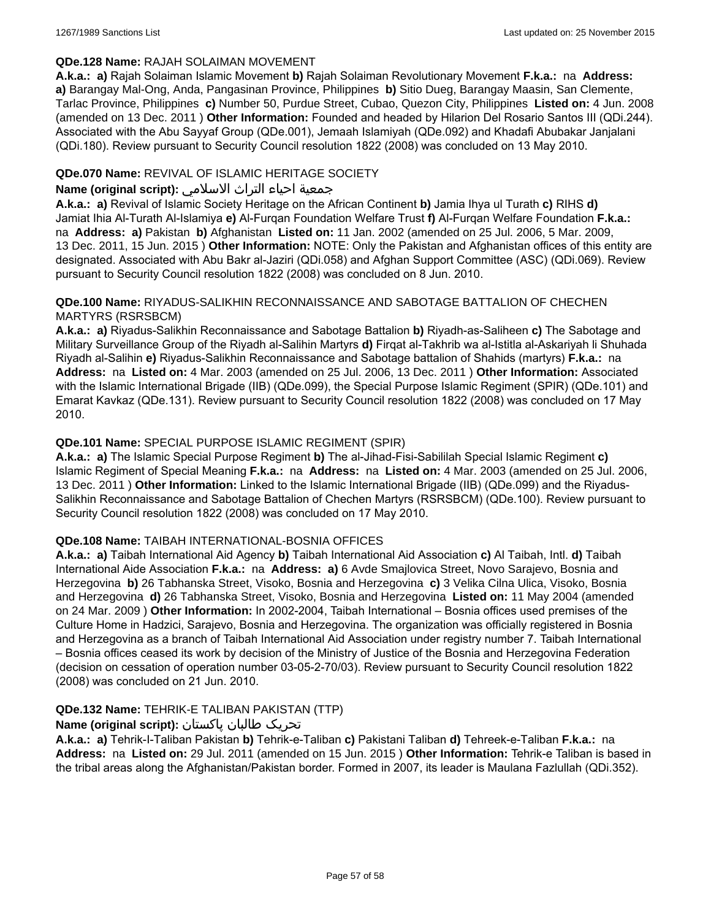**QDe.128 Name:** RAJAH SOLAIMAN MOVEMENT

**A.k.a.: a)** Rajah Solaiman Islamic Movement **b)** Rajah Solaiman Revolutionary Movement **F.k.a.:** na **Address: a)** Barangay Mal-Ong, Anda, Pangasinan Province, Philippines **b)** Sitio Dueg, Barangay Maasin, San Clemente, Tarlac Province, Philippines **c)** Number 50, Purdue Street, Cubao, Quezon City, Philippines **Listed on:** 4 Jun. 2008 (amended on 13 Dec. 2011 ) **Other Information:** Founded and headed by Hilarion Del Rosario Santos III (QDi.244). Associated with the Abu Sayyaf Group (QDe.001), Jemaah Islamiyah (QDe.092) and Khadafi Abubakar Janjalani (QDi.180). Review pursuant to Security Council resolution 1822 (2008) was concluded on 13 May 2010.

**QDe.070 Name:** REVIVAL OF ISLAMIC HERITAGE SOCIETY

**Name (original script):** جمعية احياء التراث الاسلامي

**A.k.a.: a)** Revival of Islamic Society Heritage on the African Continent **b)** Jamia Ihya ul Turath **c)** RIHS **d)** Jamiat Ihia Al-Turath Al-Islamiya **e)** Al-Furqan Foundation Welfare Trust **f)** Al-Furqan Welfare Foundation **F.k.a.:** na **Address: a)** Pakistan **b)** Afghanistan **Listed on:** 11 Jan. 2002 (amended on 25 Jul. 2006, 5 Mar. 2009, 13 Dec. 2011, 15 Jun. 2015 ) **Other Information:** NOTE: Only the Pakistan and Afghanistan offices of this entity are designated. Associated with Abu Bakr al-Jaziri (QDi.058) and Afghan Support Committee (ASC) (QDi.069). Review pursuant to Security Council resolution 1822 (2008) was concluded on 8 Jun. 2010.

**QDe.100 Name:** RIYADUS-SALIKHIN RECONNAISSANCE AND SABOTAGE BATTALION OF CHECHEN MARTYRS (RSRSBCM)

**A.k.a.: a)** Riyadus-Salikhin Reconnaissance and Sabotage Battalion **b)** Riyadh-as-Saliheen **c)** The Sabotage and Military Surveillance Group of the Riyadh al-Salihin Martyrs **d)** Firqat al-Takhrib wa al-Istitla al-Askariyah li Shuhada Riyadh al-Salihin **e)** Riyadus-Salikhin Reconnaissance and Sabotage battalion of Shahids (martyrs) **F.k.a.:** na **Address:** na **Listed on:** 4 Mar. 2003 (amended on 25 Jul. 2006, 13 Dec. 2011 ) **Other Information:** Associated with the Islamic International Brigade (IIB) (QDe.099), the Special Purpose Islamic Regiment (SPIR) (QDe.101) and Emarat Kavkaz (QDe.131). Review pursuant to Security Council resolution 1822 (2008) was concluded on 17 May 2010.

**QDe.101 Name:** SPECIAL PURPOSE ISLAMIC REGIMENT (SPIR)

**A.k.a.: a)** The Islamic Special Purpose Regiment **b)** The al-Jihad-Fisi-Sabililah Special Islamic Regiment **c)** Islamic Regiment of Special Meaning **F.k.a.:** na **Address:** na **Listed on:** 4 Mar. 2003 (amended on 25 Jul. 2006, 13 Dec. 2011 ) **Other Information:** Linked to the Islamic International Brigade (IIB) (QDe.099) and the Riyadus-Salikhin Reconnaissance and Sabotage Battalion of Chechen Martyrs (RSRSBCM) (QDe.100). Review pursuant to Security Council resolution 1822 (2008) was concluded on 17 May 2010.

**QDe.108 Name:** TAIBAH INTERNATIONAL-BOSNIA OFFICES

**A.k.a.: a)** Taibah International Aid Agency **b)** Taibah International Aid Association **c)** Al Taibah, Intl. **d)** Taibah International Aide Association **F.k.a.:** na **Address: a)** 6 Avde Smajlovica Street, Novo Sarajevo, Bosnia and Herzegovina **b)** 26 Tabhanska Street, Visoko, Bosnia and Herzegovina **c)** 3 Velika Cilna Ulica, Visoko, Bosnia and Herzegovina **d)** 26 Tabhanska Street, Visoko, Bosnia and Herzegovina **Listed on:** 11 May 2004 (amended on 24 Mar. 2009 ) **Other Information:** In 2002-2004, Taibah International – Bosnia offices used premises of the Culture Home in Hadzici, Sarajevo, Bosnia and Herzegovina. The organization was officially registered in Bosnia and Herzegovina as a branch of Taibah International Aid Association under registry number 7. Taibah International – Bosnia offices ceased its work by decision of the Ministry of Justice of the Bosnia and Herzegovina Federation (decision on cessation of operation number 03-05-2-70/03). Review pursuant to Security Council resolution 1822 (2008) was concluded on 21 Jun. 2010.

**QDe.132 Name:** TEHRIK-E TALIBAN PAKISTAN (TTP)

**Name (original script):** تحریک طالبان پاکستان

**A.k.a.: a)** Tehrik-I-Taliban Pakistan **b)** Tehrik-e-Taliban **c)** Pakistani Taliban **d)** Tehreek-e-Taliban **F.k.a.:** na **Address:** na **Listed on:** 29 Jul. 2011 (amended on 15 Jun. 2015 ) **Other Information:** Tehrik-e Taliban is based in the tribal areas along the Afghanistan/Pakistan border. Formed in 2007, its leader is Maulana Fazlullah (QDi.352).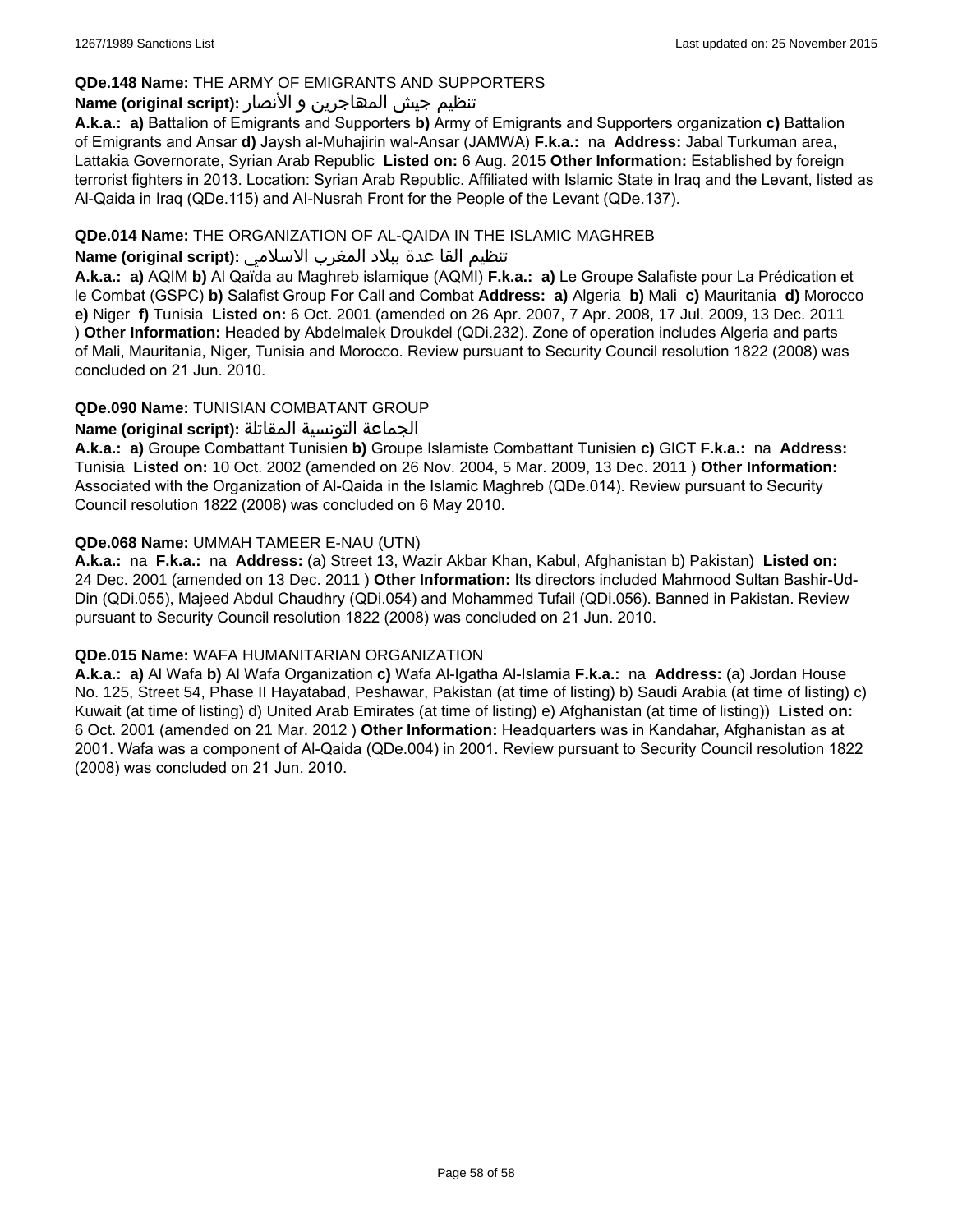**QDe.148 Name:** THE ARMY OF EMIGRANTS AND SUPPORTERS

**Name (original script):** تنظيم جيش المهاجرين و الأنصار

**A.k.a.: a)** Battalion of Emigrants and Supporters **b)** Army of Emigrants and Supporters organization **c)** Battalion of Emigrants and Ansar **d)** Jaysh al-Muhajirin wal-Ansar (JAMWA) **F.k.a.:** na **Address:** Jabal Turkuman area, Lattakia Governorate, Syrian Arab Republic **Listed on:** 6 Aug. 2015 **Other Information:** Established by foreign terrorist fighters in 2013. Location: Syrian Arab Republic. Affiliated with Islamic State in Iraq and the Levant, listed as Al-Qaida in Iraq (QDe.115) and Al-Nusrah Front for the People of the Levant (QDe.137).

**QDe.014 Name:** THE ORGANIZATION OF AL-QAIDA IN THE ISLAMIC MAGHREB

**Name (original script):** تنظيم القا عدة ببلاد المغرب الاسلامي

**A.k.a.: a)** AQIM **b)** Al Qaïda au Maghreb islamique (AQMI) **F.k.a.: a)** Le Groupe Salafiste pour La Prédication et le Combat (GSPC) **b)** Salafist Group For Call and Combat **Address: a)** Algeria **b)** Mali **c)** Mauritania **d)** Morocco **e)** Niger **f)** Tunisia **Listed on:** 6 Oct. 2001 (amended on 26 Apr. 2007, 7 Apr. 2008, 17 Jul. 2009, 13 Dec. 2011 ) **Other Information:** Headed by Abdelmalek Droukdel (QDi.232). Zone of operation includes Algeria and parts of Mali, Mauritania, Niger, Tunisia and Morocco. Review pursuant to Security Council resolution 1822 (2008) was concluded on 21 Jun. 2010.

**QDe.090 Name:** TUNISIAN COMBATANT GROUP

**Name (original script):** الجماعة التونسية المقاتلة

**A.k.a.: a)** Groupe Combattant Tunisien **b)** Groupe Islamiste Combattant Tunisien **c)** GICT **F.k.a.:** na **Address:** Tunisia **Listed on:** 10 Oct. 2002 (amended on 26 Nov. 2004, 5 Mar. 2009, 13 Dec. 2011 ) **Other Information:** Associated with the Organization of Al-Qaida in the Islamic Maghreb (QDe.014). Review pursuant to Security Council resolution 1822 (2008) was concluded on 6 May 2010.

**QDe.068 Name:** UMMAH TAMEER E-NAU (UTN)

**A.k.a.:** na **F.k.a.:** na **Address:** (a) Street 13, Wazir Akbar Khan, Kabul, Afghanistan b) Pakistan) **Listed on:** 24 Dec. 2001 (amended on 13 Dec. 2011 ) **Other Information:** Its directors included Mahmood Sultan Bashir-Ud-Din (QDi.055), Majeed Abdul Chaudhry (QDi.054) and Mohammed Tufail (QDi.056). Banned in Pakistan. Review pursuant to Security Council resolution 1822 (2008) was concluded on 21 Jun. 2010.

**QDe.015 Name:** WAFA HUMANITARIAN ORGANIZATION

**A.k.a.: a)** Al Wafa **b)** Al Wafa Organization **c)** Wafa Al-Igatha Al-Islamia **F.k.a.:** na **Address:** (a) Jordan House No. 125, Street 54, Phase II Hayatabad, Peshawar, Pakistan (at time of listing) b) Saudi Arabia (at time of listing) c) Kuwait (at time of listing) d) United Arab Emirates (at time of listing) e) Afghanistan (at time of listing)) **Listed on:** 6 Oct. 2001 (amended on 21 Mar. 2012 ) **Other Information:** Headquarters was in Kandahar, Afghanistan as at 2001. Wafa was a component of Al-Qaida (QDe.004) in 2001. Review pursuant to Security Council resolution 1822 (2008) was concluded on 21 Jun. 2010.